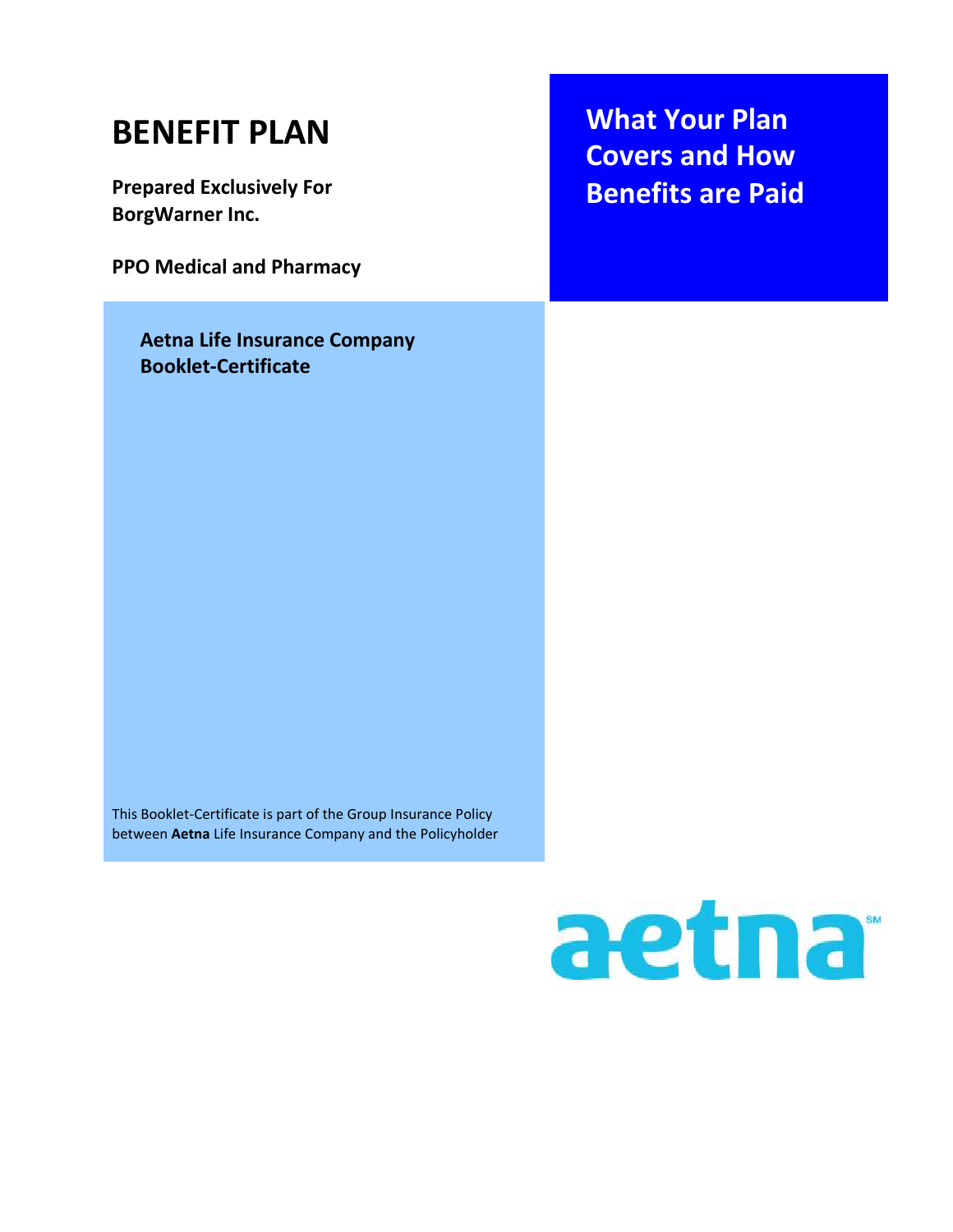# BENEFIT PLAN

**Prepared Exclusively For**
**BorgWarner Inc.**

**PPO Medical and Pharmacy**

## What Your Plan Covers and How Benefits are Paid

**Aetna Life Insurance Company**
**Booklet-Certificate**

This Booklet-Certificate is part of the Group Insurance Policy between **Aetna** Life Insurance Company and the Policyholder

aetna℠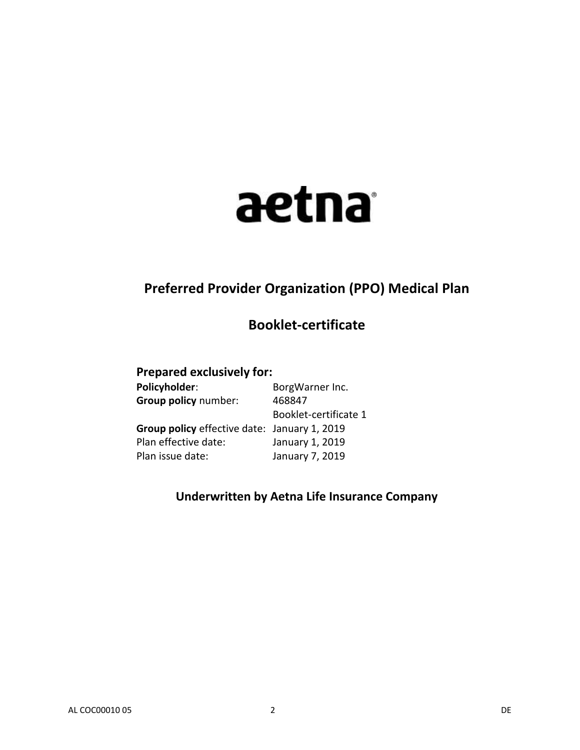aetna

# Preferred Provider Organization (PPO) Medical Plan

## Booklet-certificate

### Prepared exclusively for:

| | |
|---|---|
| **Policyholder**: | BorgWarner Inc. |
| **Group policy** number: | 468847 |
| | Booklet-certificate 1 |
| **Group policy** effective date: | January 1, 2019 |
| Plan effective date: | January 1, 2019 |
| Plan issue date: | January 7, 2019 |

**Underwritten by Aetna Life Insurance Company**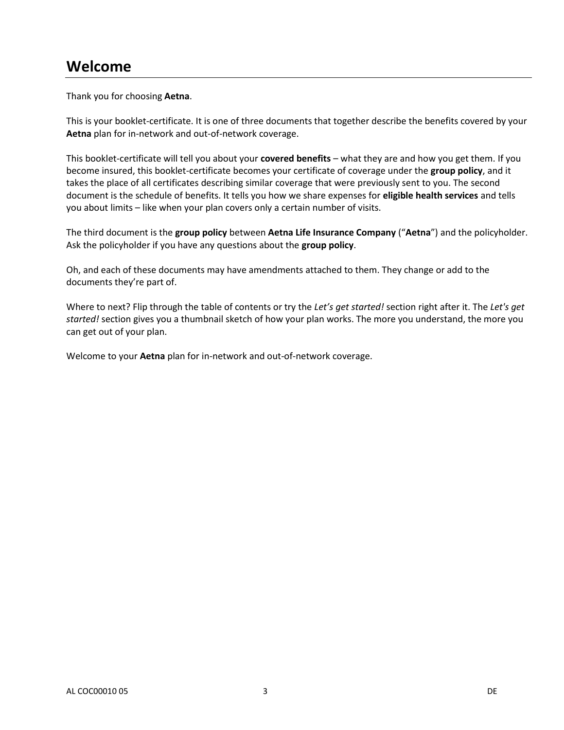# Welcome

Thank you for choosing **Aetna**.

This is your booklet-certificate. It is one of three documents that together describe the benefits covered by your **Aetna** plan for in-network and out-of-network coverage.

This booklet-certificate will tell you about your **covered benefits** – what they are and how you get them. If you become insured, this booklet-certificate becomes your certificate of coverage under the **group policy**, and it takes the place of all certificates describing similar coverage that were previously sent to you. The second document is the schedule of benefits. It tells you how we share expenses for **eligible health services** and tells you about limits – like when your plan covers only a certain number of visits.

The third document is the **group policy** between **Aetna Life Insurance Company** ("**Aetna**") and the policyholder. Ask the policyholder if you have any questions about the **group policy**.

Oh, and each of these documents may have amendments attached to them. They change or add to the documents they're part of.

Where to next? Flip through the table of contents or try the *Let's get started!* section right after it. The *Let's get started!* section gives you a thumbnail sketch of how your plan works. The more you understand, the more you can get out of your plan.

Welcome to your **Aetna** plan for in-network and out-of-network coverage.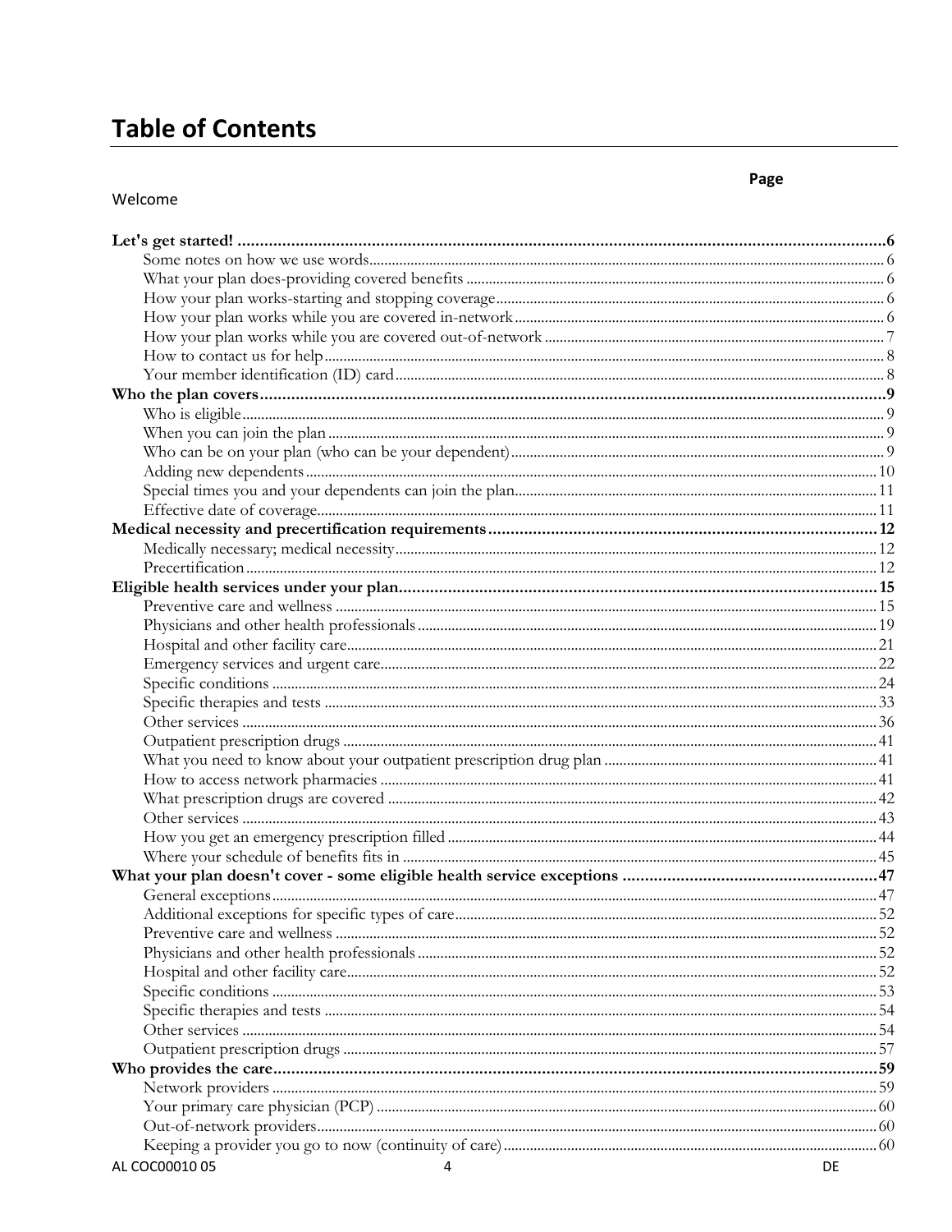# Table of Contents

| | Page |
|---|---|
| Welcome | |
| **Let's get started!** | **6** |
| Some notes on how we use words | 6 |
| What your plan does-providing covered benefits | 6 |
| How your plan works-starting and stopping coverage | 6 |
| How your plan works while you are covered in-network | 6 |
| How your plan works while you are covered out-of-network | 7 |
| How to contact us for help | 8 |
| Your member identification (ID) card | 8 |
| **Who the plan covers** | **9** |
| Who is eligible | 9 |
| When you can join the plan | 9 |
| Who can be on your plan (who can be your dependent) | 9 |
| Adding new dependents | 10 |
| Special times you and your dependents can join the plan | 11 |
| Effective date of coverage | 11 |
| **Medical necessity and precertification requirements** | **12** |
| Medically necessary; medical necessity | 12 |
| Precertification | 12 |
| **Eligible health services under your plan** | **15** |
| Preventive care and wellness | 15 |
| Physicians and other health professionals | 19 |
| Hospital and other facility care | 21 |
| Emergency services and urgent care | 22 |
| Specific conditions | 24 |
| Specific therapies and tests | 33 |
| Other services | 36 |
| Outpatient prescription drugs | 41 |
| What you need to know about your outpatient prescription drug plan | 41 |
| How to access network pharmacies | 41 |
| What prescription drugs are covered | 42 |
| Other services | 43 |
| How you get an emergency prescription filled | 44 |
| Where your schedule of benefits fits in | 45 |
| **What your plan doesn't cover - some eligible health service exceptions** | **47** |
| General exceptions | 47 |
| Additional exceptions for specific types of care | 52 |
| Preventive care and wellness | 52 |
| Physicians and other health professionals | 52 |
| Hospital and other facility care | 52 |
| Specific conditions | 53 |
| Specific therapies and tests | 54 |
| Other services | 54 |
| Outpatient prescription drugs | 57 |
| **Who provides the care** | **59** |
| Network providers | 59 |
| Your primary care physician (PCP) | 60 |
| Out-of-network providers | 60 |
| Keeping a provider you go to now (continuity of care) | 60 |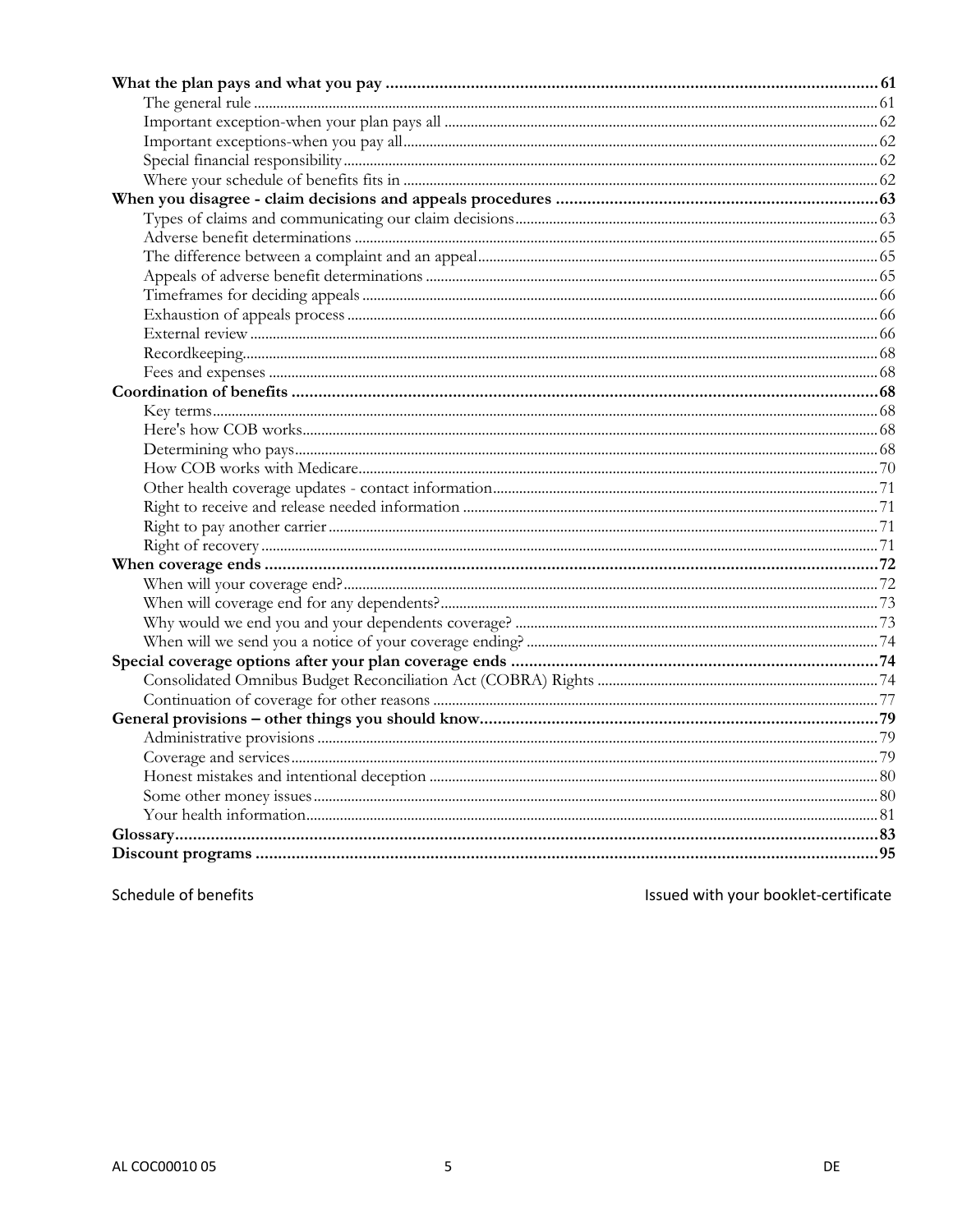| | |
|---|---|
| **What the plan pays and what you pay** | **61** |
| The general rule | 61 |
| Important exception-when your plan pays all | 62 |
| Important exceptions-when you pay all | 62 |
| Special financial responsibility | 62 |
| Where your schedule of benefits fits in | 62 |
| **When you disagree - claim decisions and appeals procedures** | **63** |
| Types of claims and communicating our claim decisions | 63 |
| Adverse benefit determinations | 65 |
| The difference between a complaint and an appeal | 65 |
| Appeals of adverse benefit determinations | 65 |
| Timeframes for deciding appeals | 66 |
| Exhaustion of appeals process | 66 |
| External review | 66 |
| Recordkeeping | 68 |
| Fees and expenses | 68 |
| **Coordination of benefits** | **68** |
| Key terms | 68 |
| Here's how COB works | 68 |
| Determining who pays | 68 |
| How COB works with Medicare | 70 |
| Other health coverage updates - contact information | 71 |
| Right to receive and release needed information | 71 |
| Right to pay another carrier | 71 |
| Right of recovery | 71 |
| **When coverage ends** | **72** |
| When will your coverage end? | 72 |
| When will coverage end for any dependents? | 73 |
| Why would we end you and your dependents coverage? | 73 |
| When will we send you a notice of your coverage ending? | 74 |
| **Special coverage options after your plan coverage ends** | **74** |
| Consolidated Omnibus Budget Reconciliation Act (COBRA) Rights | 74 |
| Continuation of coverage for other reasons | 77 |
| **General provisions – other things you should know** | **79** |
| Administrative provisions | 79 |
| Coverage and services | 79 |
| Honest mistakes and intentional deception | 80 |
| Some other money issues | 80 |
| Your health information | 81 |
| **Glossary** | **83** |
| **Discount programs** | **95** |

Schedule of benefits — Issued with your booklet-certificate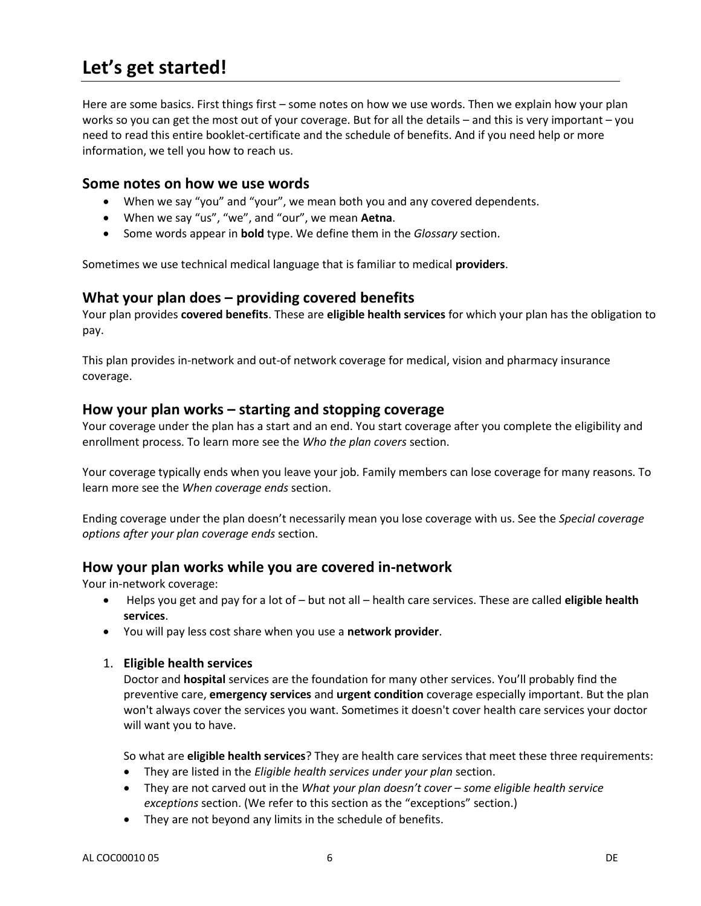# Let's get started!

Here are some basics. First things first – some notes on how we use words. Then we explain how your plan works so you can get the most out of your coverage. But for all the details – and this is very important – you need to read this entire booklet-certificate and the schedule of benefits. And if you need help or more information, we tell you how to reach us.

## Some notes on how we use words

- When we say "you" and "your", we mean both you and any covered dependents.
- When we say "us", "we", and "our", we mean **Aetna**.
- Some words appear in **bold** type. We define them in the *Glossary* section.

Sometimes we use technical medical language that is familiar to medical **providers**.

## What your plan does – providing covered benefits

Your plan provides **covered benefits**. These are **eligible health services** for which your plan has the obligation to pay.

This plan provides in-network and out-of network coverage for medical, vision and pharmacy insurance coverage.

## How your plan works – starting and stopping coverage

Your coverage under the plan has a start and an end. You start coverage after you complete the eligibility and enrollment process. To learn more see the *Who the plan covers* section.

Your coverage typically ends when you leave your job. Family members can lose coverage for many reasons. To learn more see the *When coverage ends* section.

Ending coverage under the plan doesn't necessarily mean you lose coverage with us. See the *Special coverage options after your plan coverage ends* section.

## How your plan works while you are covered in-network

Your in-network coverage:

- Helps you get and pay for a lot of – but not all – health care services. These are called **eligible health services**.
- You will pay less cost share when you use a **network provider**.

1. **Eligible health services**

   Doctor and **hospital** services are the foundation for many other services. You'll probably find the preventive care, **emergency services** and **urgent condition** coverage especially important. But the plan won't always cover the services you want. Sometimes it doesn't cover health care services your doctor will want you to have.

   So what are **eligible health services**? They are health care services that meet these three requirements:

   - They are listed in the *Eligible health services under your plan* section.
   - They are not carved out in the *What your plan doesn't cover – some eligible health service exceptions* section. (We refer to this section as the "exceptions" section.)
   - They are not beyond any limits in the schedule of benefits.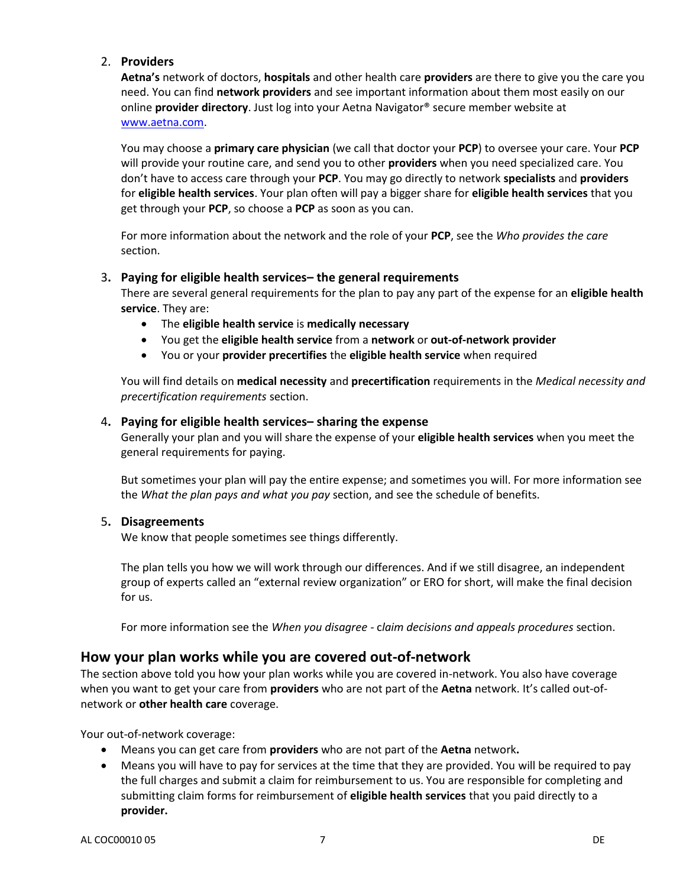2. **Providers**

   **Aetna's** network of doctors, **hospitals** and other health care **providers** are there to give you the care you need. You can find **network providers** and see important information about them most easily on our online **provider directory**. Just log into your Aetna Navigator® secure member website at www.aetna.com.

   You may choose a **primary care physician** (we call that doctor your **PCP**) to oversee your care. Your **PCP** will provide your routine care, and send you to other **providers** when you need specialized care. You don't have to access care through your **PCP**. You may go directly to network **specialists** and **providers** for **eligible health services**. Your plan often will pay a bigger share for **eligible health services** that you get through your **PCP**, so choose a **PCP** as soon as you can.

   For more information about the network and the role of your **PCP**, see the *Who provides the care* section.

3. **Paying for eligible health services– the general requirements**

   There are several general requirements for the plan to pay any part of the expense for an **eligible health service**. They are:
   - The **eligible health service** is **medically necessary**
   - You get the **eligible health service** from a **network** or **out-of-network provider**
   - You or your **provider precertifies** the **eligible health service** when required

   You will find details on **medical necessity** and **precertification** requirements in the *Medical necessity and precertification requirements* section.

4. **Paying for eligible health services– sharing the expense**

   Generally your plan and you will share the expense of your **eligible health services** when you meet the general requirements for paying.

   But sometimes your plan will pay the entire expense; and sometimes you will. For more information see the *What the plan pays and what you pay* section, and see the schedule of benefits.

5. **Disagreements**

   We know that people sometimes see things differently.

   The plan tells you how we will work through our differences. And if we still disagree, an independent group of experts called an "external review organization" or ERO for short, will make the final decision for us.

   For more information see the *When you disagree - claim decisions and appeals procedures* section.

## How your plan works while you are covered out-of-network

The section above told you how your plan works while you are covered in-network. You also have coverage when you want to get your care from **providers** who are not part of the **Aetna** network. It's called out-of-network or **other health care** coverage.

Your out-of-network coverage:

- Means you can get care from **providers** who are not part of the **Aetna** network**.**
- Means you will have to pay for services at the time that they are provided. You will be required to pay the full charges and submit a claim for reimbursement to us. You are responsible for completing and submitting claim forms for reimbursement of **eligible health services** that you paid directly to a **provider.**

AL COC00010 05 DE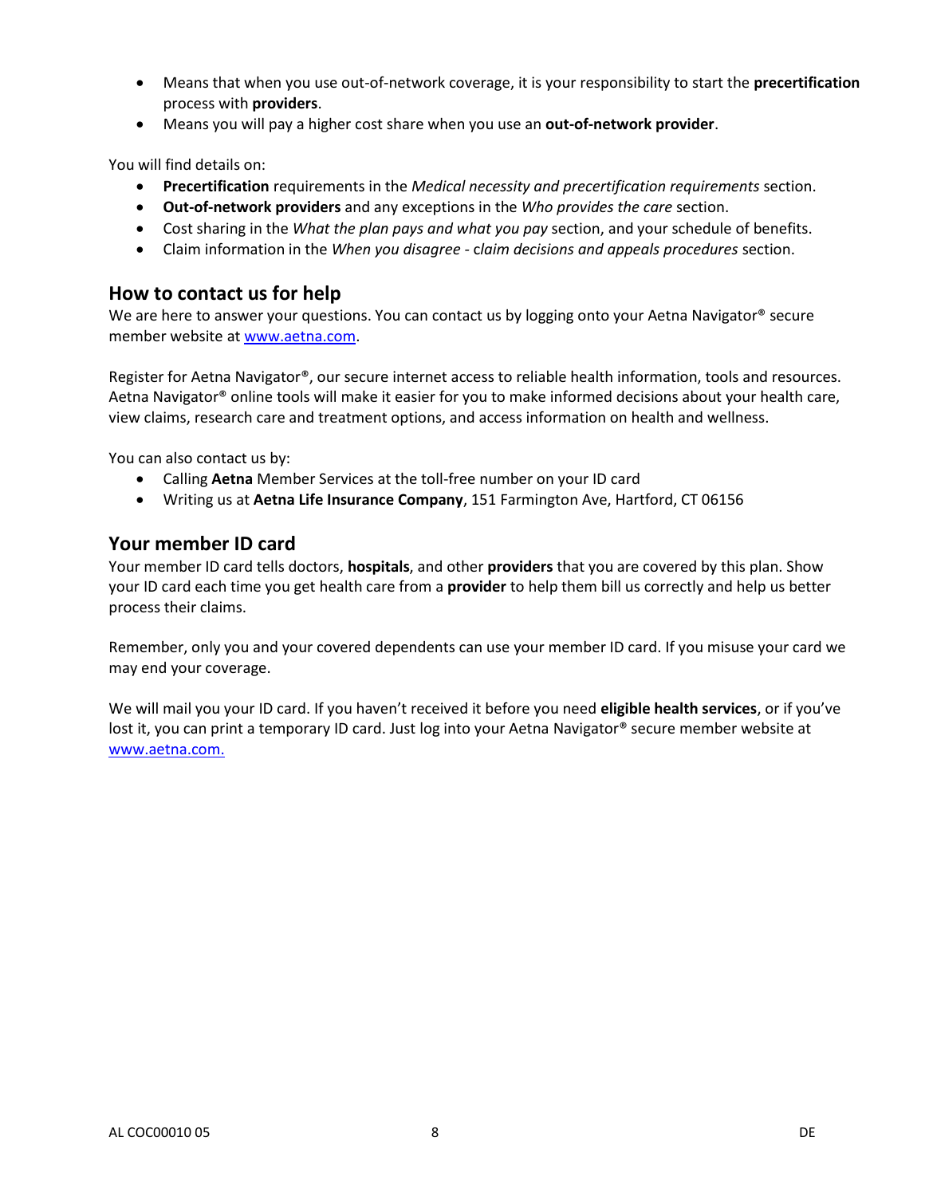- Means that when you use out-of-network coverage, it is your responsibility to start the **precertification** process with **providers**.
- Means you will pay a higher cost share when you use an **out-of-network provider**.

You will find details on:

- **Precertification** requirements in the *Medical necessity and precertification requirements* section.
- **Out-of-network providers** and any exceptions in the *Who provides the care* section.
- Cost sharing in the *What the plan pays and what you pay* section, and your schedule of benefits.
- Claim information in the *When you disagree - claim decisions and appeals procedures* section.

## How to contact us for help

We are here to answer your questions. You can contact us by logging onto your Aetna Navigator® secure member website at www.aetna.com.

Register for Aetna Navigator®, our secure internet access to reliable health information, tools and resources. Aetna Navigator® online tools will make it easier for you to make informed decisions about your health care, view claims, research care and treatment options, and access information on health and wellness.

You can also contact us by:

- Calling **Aetna** Member Services at the toll-free number on your ID card
- Writing us at **Aetna Life Insurance Company**, 151 Farmington Ave, Hartford, CT 06156

## Your member ID card

Your member ID card tells doctors, **hospitals**, and other **providers** that you are covered by this plan. Show your ID card each time you get health care from a **provider** to help them bill us correctly and help us better process their claims.

Remember, only you and your covered dependents can use your member ID card. If you misuse your card we may end your coverage.

We will mail you your ID card. If you haven't received it before you need **eligible health services**, or if you've lost it, you can print a temporary ID card. Just log into your Aetna Navigator® secure member website at www.aetna.com.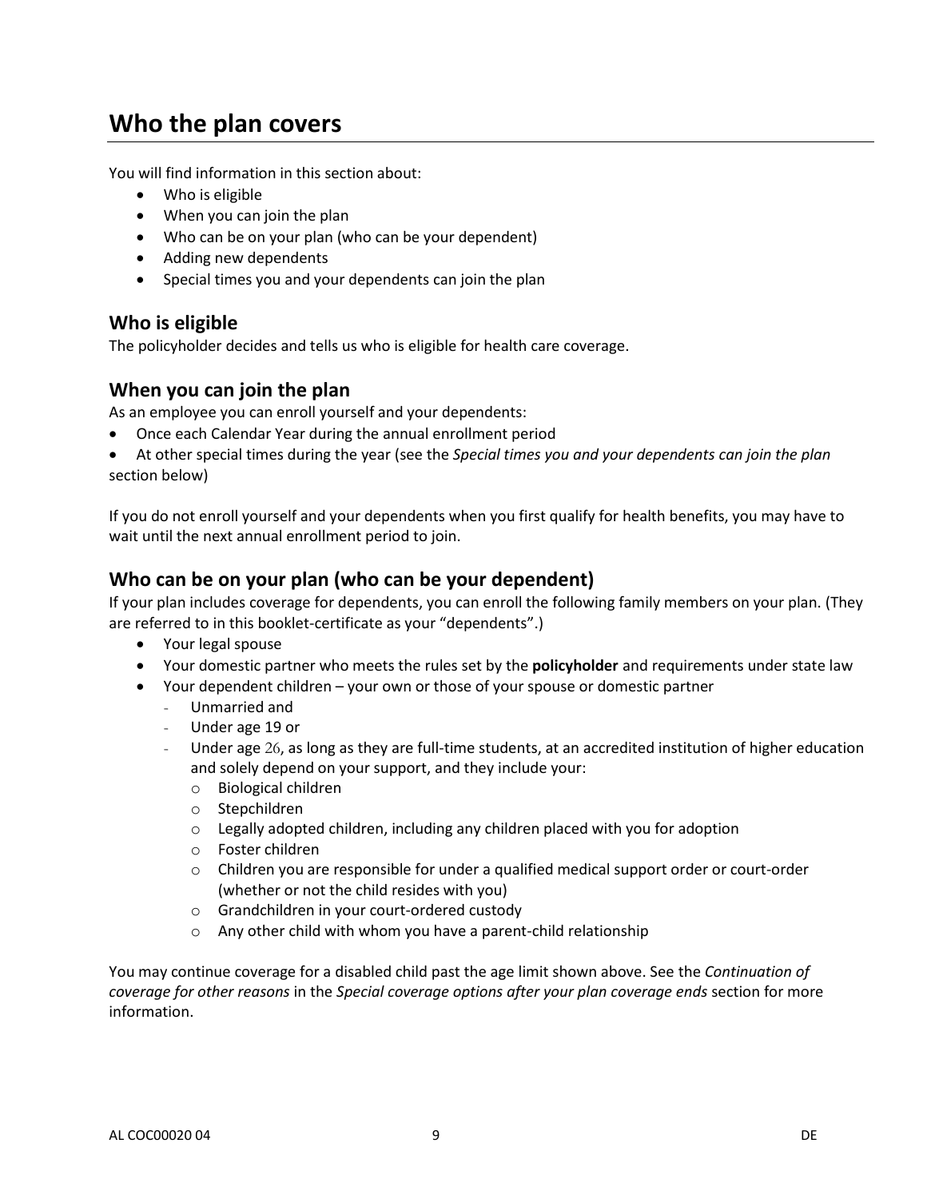# Who the plan covers

You will find information in this section about:

- Who is eligible
- When you can join the plan
- Who can be on your plan (who can be your dependent)
- Adding new dependents
- Special times you and your dependents can join the plan

## Who is eligible

The policyholder decides and tells us who is eligible for health care coverage.

## When you can join the plan

As an employee you can enroll yourself and your dependents:

- Once each Calendar Year during the annual enrollment period
- At other special times during the year (see the *Special times you and your dependents can join the plan* section below)

If you do not enroll yourself and your dependents when you first qualify for health benefits, you may have to wait until the next annual enrollment period to join.

## Who can be on your plan (who can be your dependent)

If your plan includes coverage for dependents, you can enroll the following family members on your plan. (They are referred to in this booklet-certificate as your "dependents".)

- Your legal spouse
- Your domestic partner who meets the rules set by the **policyholder** and requirements under state law
- Your dependent children – your own or those of your spouse or domestic partner
  - Unmarried and
  - Under age 19 or
  - Under age 26, as long as they are full-time students, at an accredited institution of higher education and solely depend on your support, and they include your:
    - Biological children
    - Stepchildren
    - Legally adopted children, including any children placed with you for adoption
    - Foster children
    - Children you are responsible for under a qualified medical support order or court-order (whether or not the child resides with you)
    - Grandchildren in your court-ordered custody
    - Any other child with whom you have a parent-child relationship

You may continue coverage for a disabled child past the age limit shown above. See the *Continuation of coverage for other reasons* in the *Special coverage options after your plan coverage ends* section for more information.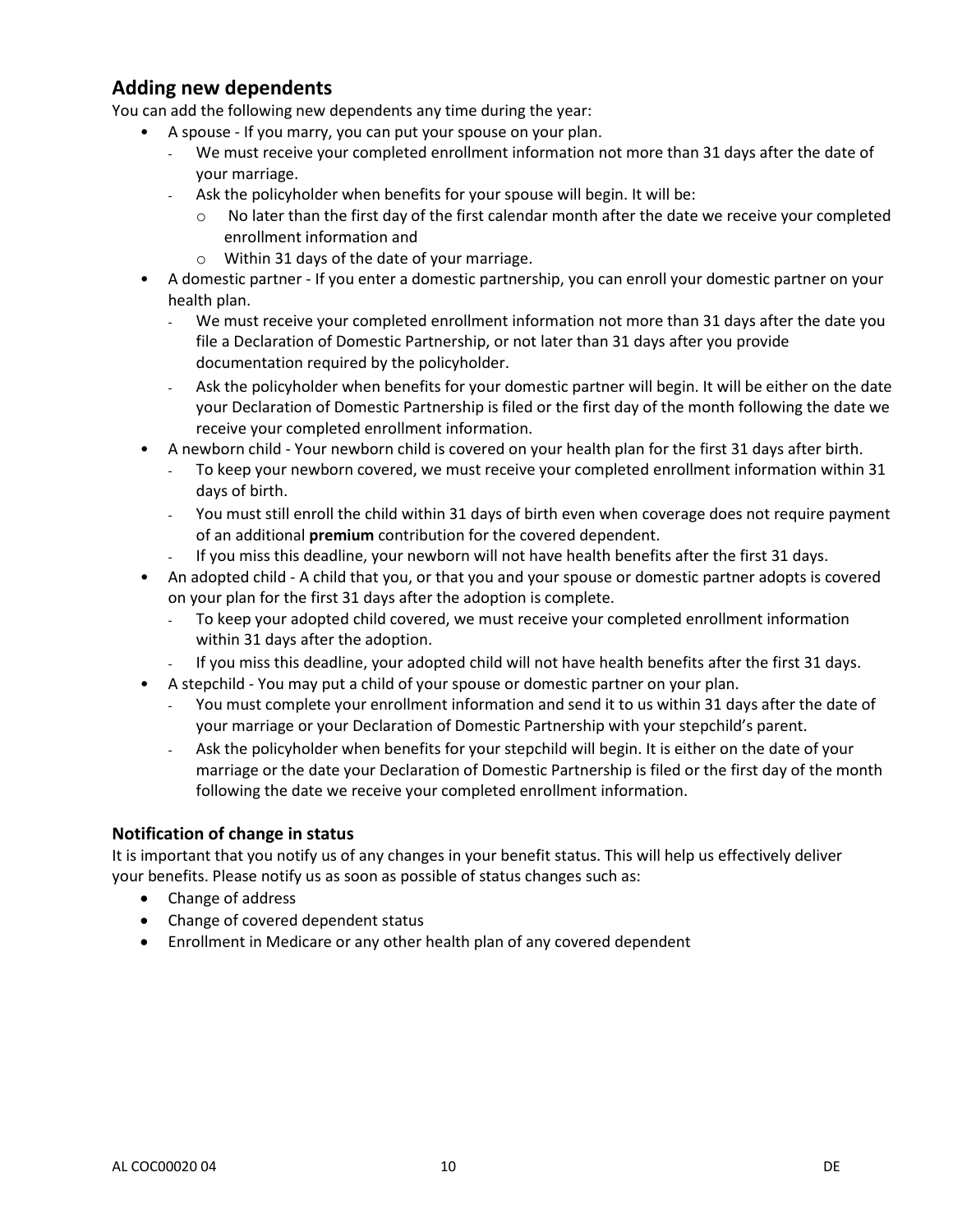## Adding new dependents

You can add the following new dependents any time during the year:

- A spouse - If you marry, you can put your spouse on your plan.
  - We must receive your completed enrollment information not more than 31 days after the date of your marriage.
  - Ask the policyholder when benefits for your spouse will begin. It will be:
    - No later than the first day of the first calendar month after the date we receive your completed enrollment information and
    - Within 31 days of the date of your marriage.
- A domestic partner - If you enter a domestic partnership, you can enroll your domestic partner on your health plan.
  - We must receive your completed enrollment information not more than 31 days after the date you file a Declaration of Domestic Partnership, or not later than 31 days after you provide documentation required by the policyholder.
  - Ask the policyholder when benefits for your domestic partner will begin. It will be either on the date your Declaration of Domestic Partnership is filed or the first day of the month following the date we receive your completed enrollment information.
- A newborn child - Your newborn child is covered on your health plan for the first 31 days after birth.
  - To keep your newborn covered, we must receive your completed enrollment information within 31 days of birth.
  - You must still enroll the child within 31 days of birth even when coverage does not require payment of an additional **premium** contribution for the covered dependent.
  - If you miss this deadline, your newborn will not have health benefits after the first 31 days.
- An adopted child - A child that you, or that you and your spouse or domestic partner adopts is covered on your plan for the first 31 days after the adoption is complete.
  - To keep your adopted child covered, we must receive your completed enrollment information within 31 days after the adoption.
  - If you miss this deadline, your adopted child will not have health benefits after the first 31 days.
- A stepchild - You may put a child of your spouse or domestic partner on your plan.
  - You must complete your enrollment information and send it to us within 31 days after the date of your marriage or your Declaration of Domestic Partnership with your stepchild's parent.
  - Ask the policyholder when benefits for your stepchild will begin. It is either on the date of your marriage or the date your Declaration of Domestic Partnership is filed or the first day of the month following the date we receive your completed enrollment information.

### Notification of change in status

It is important that you notify us of any changes in your benefit status. This will help us effectively deliver your benefits. Please notify us as soon as possible of status changes such as:

- Change of address
- Change of covered dependent status
- Enrollment in Medicare or any other health plan of any covered dependent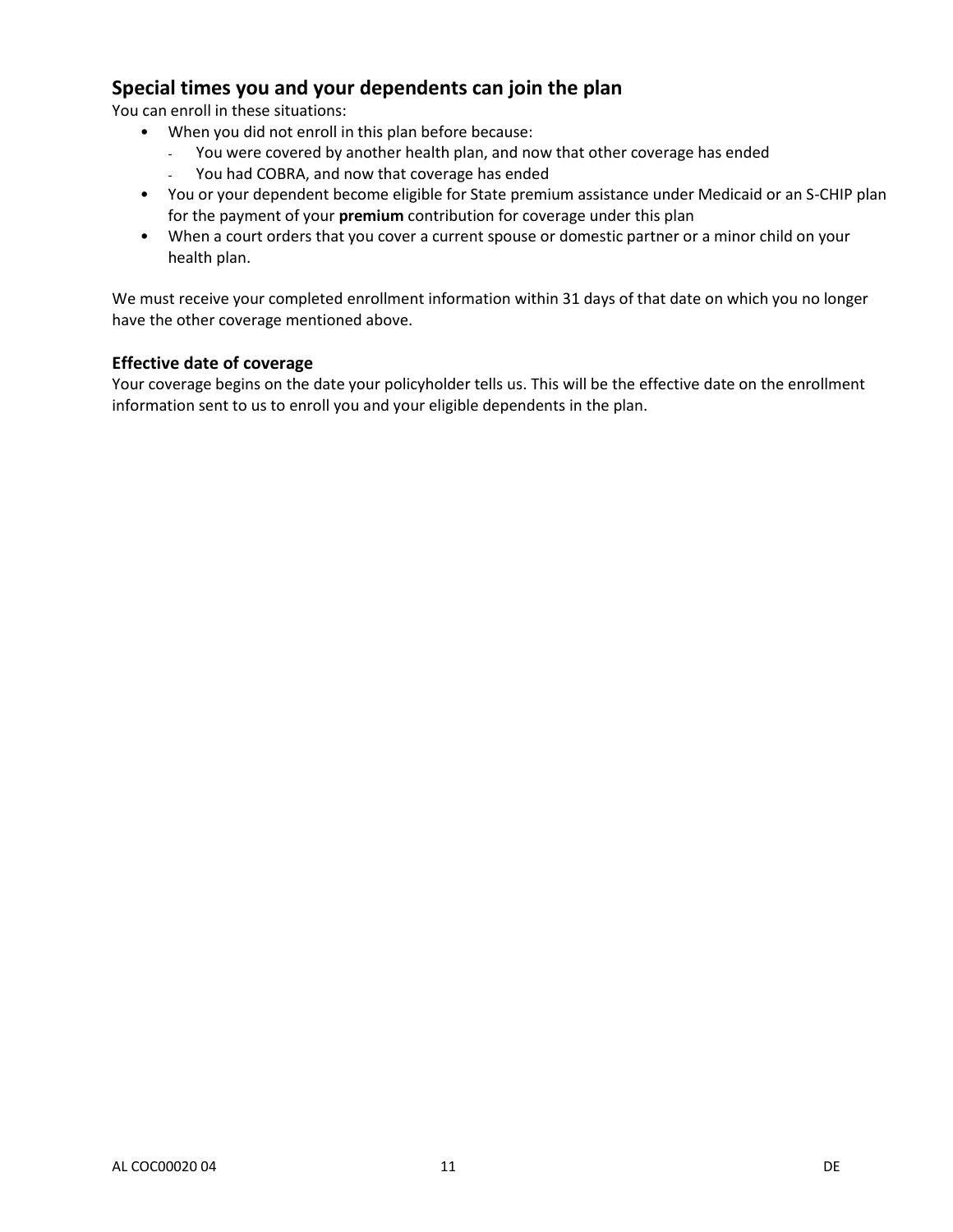## Special times you and your dependents can join the plan

You can enroll in these situations:

- When you did not enroll in this plan before because:
  - You were covered by another health plan, and now that other coverage has ended
  - You had COBRA, and now that coverage has ended
- You or your dependent become eligible for State premium assistance under Medicaid or an S-CHIP plan for the payment of your **premium** contribution for coverage under this plan
- When a court orders that you cover a current spouse or domestic partner or a minor child on your health plan.

We must receive your completed enrollment information within 31 days of that date on which you no longer have the other coverage mentioned above.

### Effective date of coverage

Your coverage begins on the date your policyholder tells us. This will be the effective date on the enrollment information sent to us to enroll you and your eligible dependents in the plan.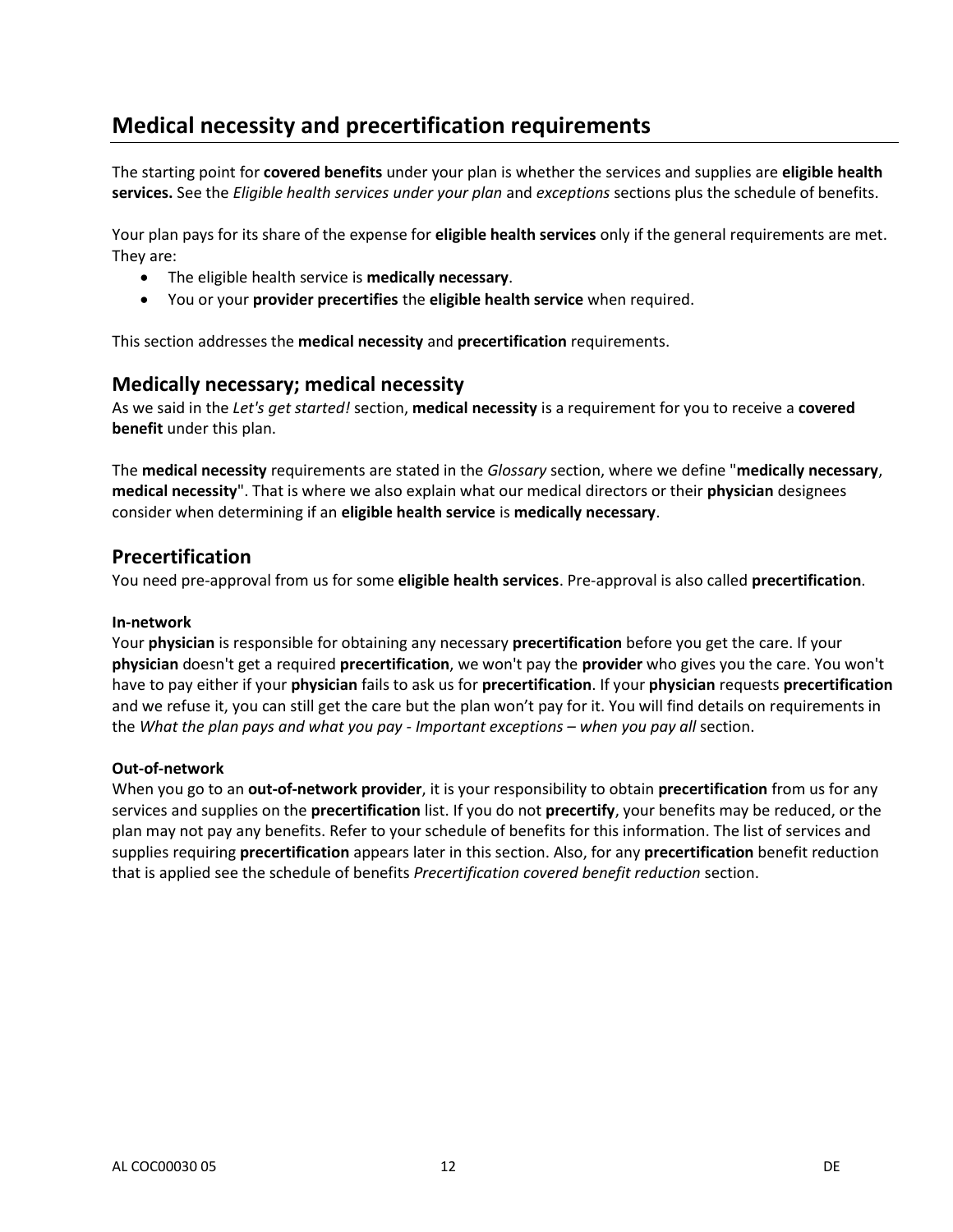## Medical necessity and precertification requirements

The starting point for **covered benefits** under your plan is whether the services and supplies are **eligible health services.** See the *Eligible health services under your plan* and *exceptions* sections plus the schedule of benefits.

Your plan pays for its share of the expense for **eligible health services** only if the general requirements are met. They are:

- The eligible health service is **medically necessary**.
- You or your **provider precertifies** the **eligible health service** when required.

This section addresses the **medical necessity** and **precertification** requirements.

### Medically necessary; medical necessity

As we said in the *Let's get started!* section, **medical necessity** is a requirement for you to receive a **covered benefit** under this plan.

The **medical necessity** requirements are stated in the *Glossary* section, where we define "**medically necessary**, **medical necessity**". That is where we also explain what our medical directors or their **physician** designees consider when determining if an **eligible health service** is **medically necessary**.

### Precertification

You need pre-approval from us for some **eligible health services**. Pre-approval is also called **precertification**.

**In-network**

Your **physician** is responsible for obtaining any necessary **precertification** before you get the care. If your **physician** doesn't get a required **precertification**, we won't pay the **provider** who gives you the care. You won't have to pay either if your **physician** fails to ask us for **precertification**. If your **physician** requests **precertification** and we refuse it, you can still get the care but the plan won't pay for it. You will find details on requirements in the *What the plan pays and what you pay - Important exceptions – when you pay all* section.

**Out-of-network**

When you go to an **out-of-network provider**, it is your responsibility to obtain **precertification** from us for any services and supplies on the **precertification** list. If you do not **precertify**, your benefits may be reduced, or the plan may not pay any benefits. Refer to your schedule of benefits for this information. The list of services and supplies requiring **precertification** appears later in this section. Also, for any **precertification** benefit reduction that is applied see the schedule of benefits *Precertification covered benefit reduction* section.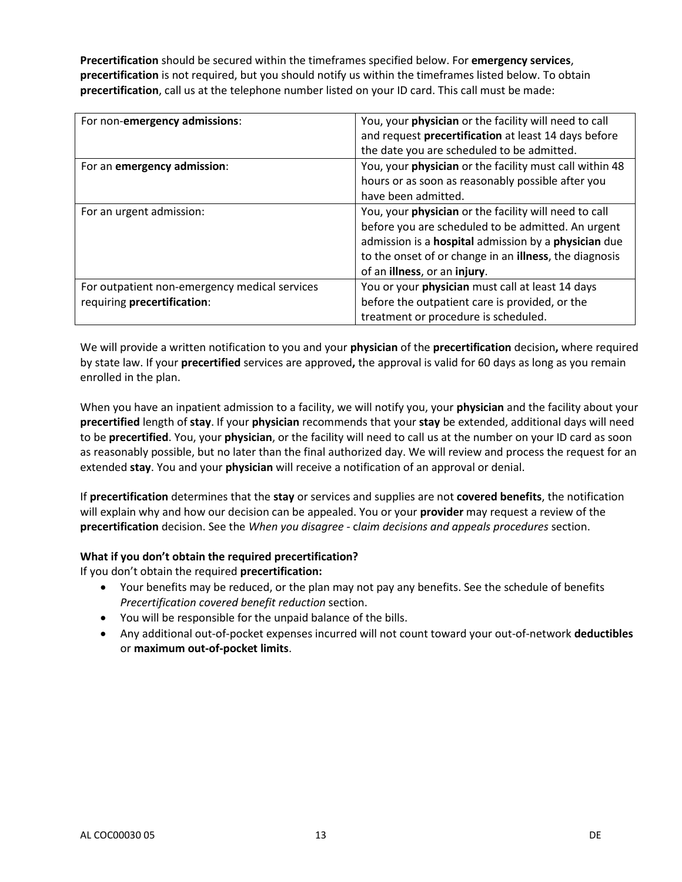**Precertification** should be secured within the timeframes specified below. For **emergency services**, **precertification** is not required, but you should notify us within the timeframes listed below. To obtain **precertification**, call us at the telephone number listed on your ID card. This call must be made:

| For non-**emergency admissions**: | You, your **physician** or the facility will need to call and request **precertification** at least 14 days before the date you are scheduled to be admitted. |
|---|---|
| For an **emergency admission**: | You, your **physician** or the facility must call within 48 hours or as soon as reasonably possible after you have been admitted. |
| For an urgent admission: | You, your **physician** or the facility will need to call before you are scheduled to be admitted. An urgent admission is a **hospital** admission by a **physician** due to the onset of or change in an **illness**, the diagnosis of an **illness**, or an **injury**. |
| For outpatient non-emergency medical services requiring **precertification**: | You or your **physician** must call at least 14 days before the outpatient care is provided, or the treatment or procedure is scheduled. |

We will provide a written notification to you and your **physician** of the **precertification** decision**,** where required by state law. If your **precertified** services are approved**,** the approval is valid for 60 days as long as you remain enrolled in the plan.

When you have an inpatient admission to a facility, we will notify you, your **physician** and the facility about your **precertified** length of **stay**. If your **physician** recommends that your **stay** be extended, additional days will need to be **precertified**. You, your **physician**, or the facility will need to call us at the number on your ID card as soon as reasonably possible, but no later than the final authorized day. We will review and process the request for an extended **stay**. You and your **physician** will receive a notification of an approval or denial.

If **precertification** determines that the **stay** or services and supplies are not **covered benefits**, the notification will explain why and how our decision can be appealed. You or your **provider** may request a review of the **precertification** decision. See the *When you disagree - claim decisions and appeals procedures* section.

**What if you don't obtain the required precertification?**

If you don't obtain the required **precertification:**

- Your benefits may be reduced, or the plan may not pay any benefits. See the schedule of benefits *Precertification covered benefit reduction* section.
- You will be responsible for the unpaid balance of the bills.
- Any additional out-of-pocket expenses incurred will not count toward your out-of-network **deductibles** or **maximum out-of-pocket limits**.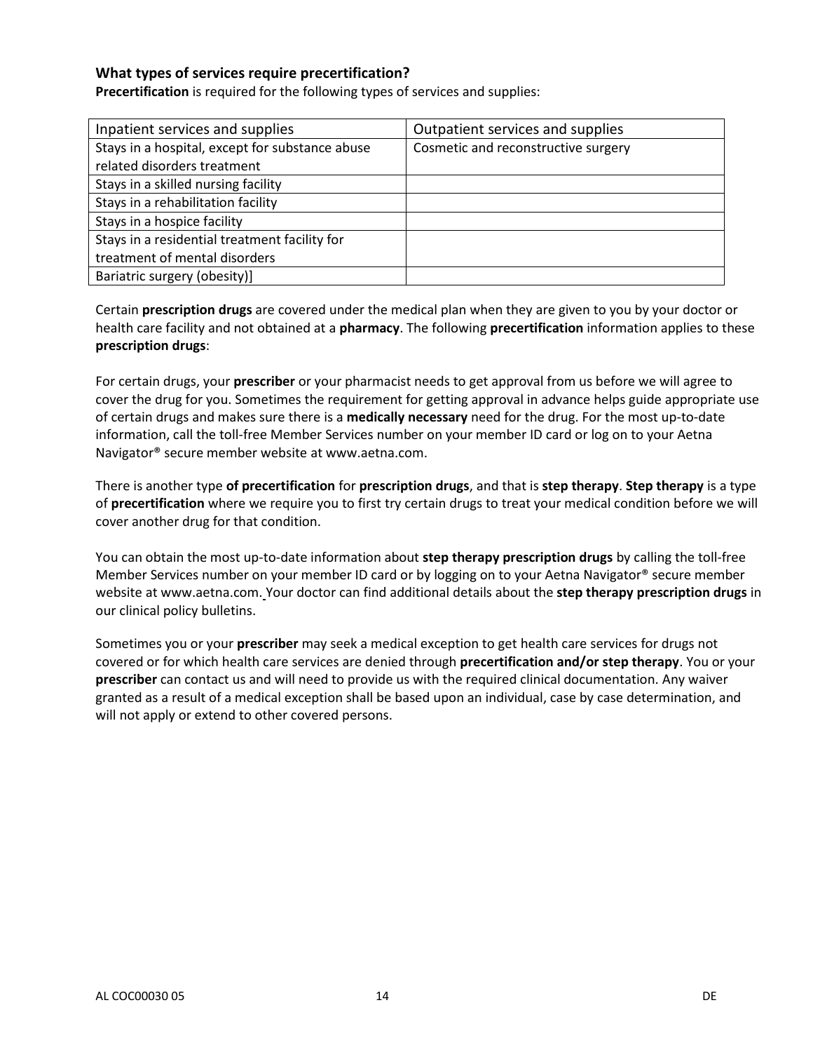### What types of services require precertification?

**Precertification** is required for the following types of services and supplies:

| Inpatient services and supplies | Outpatient services and supplies |
|---|---|
| Stays in a hospital, except for substance abuse related disorders treatment | Cosmetic and reconstructive surgery |
| Stays in a skilled nursing facility | |
| Stays in a rehabilitation facility | |
| Stays in a hospice facility | |
| Stays in a residential treatment facility for treatment of mental disorders | |
| Bariatric surgery (obesity)] | |

Certain **prescription drugs** are covered under the medical plan when they are given to you by your doctor or health care facility and not obtained at a **pharmacy**. The following **precertification** information applies to these **prescription drugs**:

For certain drugs, your **prescriber** or your pharmacist needs to get approval from us before we will agree to cover the drug for you. Sometimes the requirement for getting approval in advance helps guide appropriate use of certain drugs and makes sure there is a **medically necessary** need for the drug. For the most up-to-date information, call the toll-free Member Services number on your member ID card or log on to your Aetna Navigator® secure member website at www.aetna.com.

There is another type **of precertification** for **prescription drugs**, and that is **step therapy**. **Step therapy** is a type of **precertification** where we require you to first try certain drugs to treat your medical condition before we will cover another drug for that condition.

You can obtain the most up-to-date information about **step therapy prescription drugs** by calling the toll-free Member Services number on your member ID card or by logging on to your Aetna Navigator® secure member website at www.aetna.com. Your doctor can find additional details about the **step therapy prescription drugs** in our clinical policy bulletins.

Sometimes you or your **prescriber** may seek a medical exception to get health care services for drugs not covered or for which health care services are denied through **precertification and/or step therapy**. You or your **prescriber** can contact us and will need to provide us with the required clinical documentation. Any waiver granted as a result of a medical exception shall be based upon an individual, case by case determination, and will not apply or extend to other covered persons.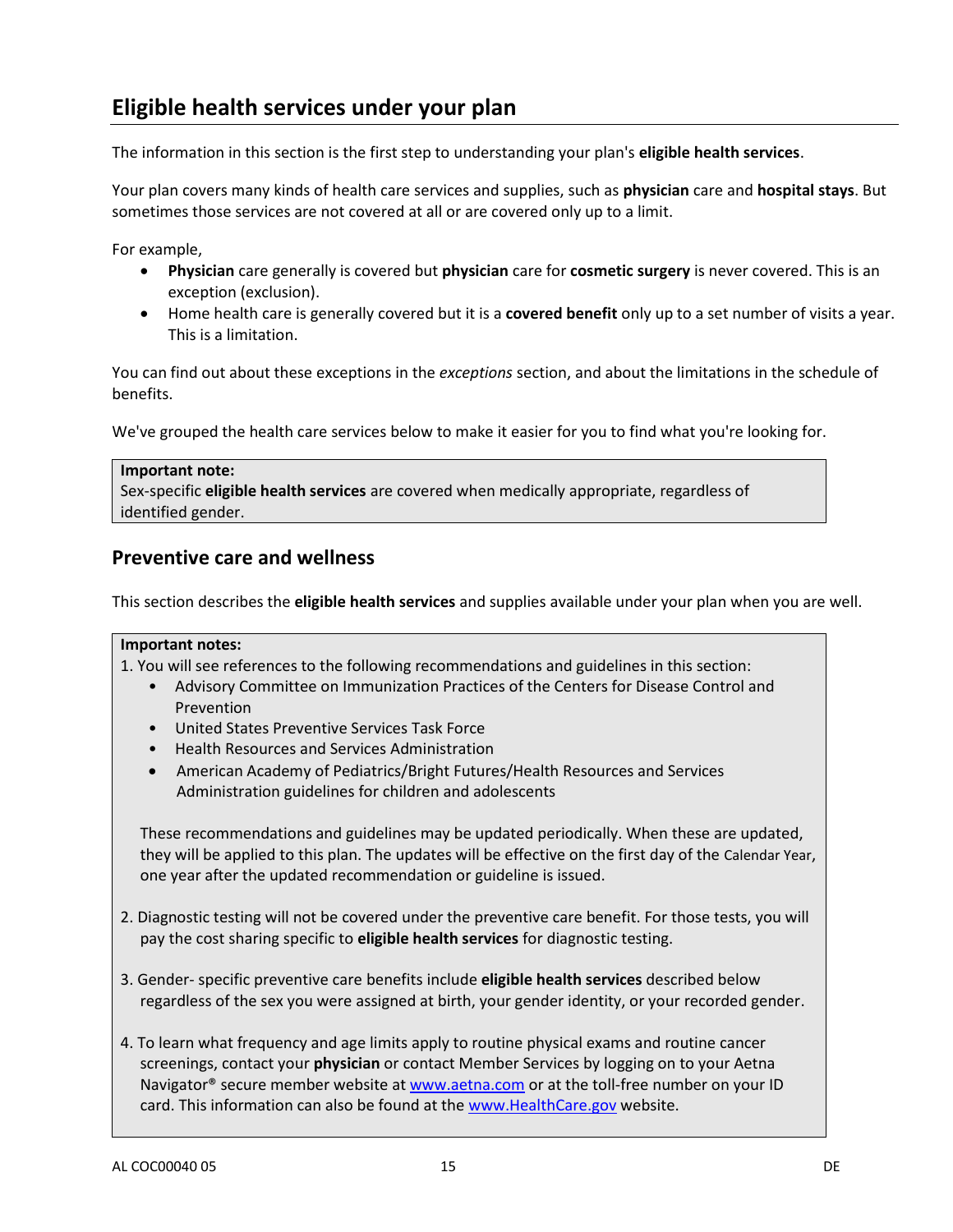## Eligible health services under your plan

The information in this section is the first step to understanding your plan's **eligible health services**.

Your plan covers many kinds of health care services and supplies, such as **physician** care and **hospital stays**. But sometimes those services are not covered at all or are covered only up to a limit.

For example,

- **Physician** care generally is covered but **physician** care for **cosmetic surgery** is never covered. This is an exception (exclusion).
- Home health care is generally covered but it is a **covered benefit** only up to a set number of visits a year. This is a limitation.

You can find out about these exceptions in the *exceptions* section, and about the limitations in the schedule of benefits.

We've grouped the health care services below to make it easier for you to find what you're looking for.

> **Important note:**
> Sex-specific **eligible health services** are covered when medically appropriate, regardless of identified gender.

### Preventive care and wellness

This section describes the **eligible health services** and supplies available under your plan when you are well.

> **Important notes:**
>
> 1. You will see references to the following recommendations and guidelines in this section:
>    - Advisory Committee on Immunization Practices of the Centers for Disease Control and Prevention
>    - United States Preventive Services Task Force
>    - Health Resources and Services Administration
>    - American Academy of Pediatrics/Bright Futures/Health Resources and Services Administration guidelines for children and adolescents
>
>    These recommendations and guidelines may be updated periodically. When these are updated, they will be applied to this plan. The updates will be effective on the first day of the Calendar Year, one year after the updated recommendation or guideline is issued.
>
> 2. Diagnostic testing will not be covered under the preventive care benefit. For those tests, you will pay the cost sharing specific to **eligible health services** for diagnostic testing.
>
> 3. Gender- specific preventive care benefits include **eligible health services** described below regardless of the sex you were assigned at birth, your gender identity, or your recorded gender.
>
> 4. To learn what frequency and age limits apply to routine physical exams and routine cancer screenings, contact your **physician** or contact Member Services by logging on to your Aetna Navigator® secure member website at www.aetna.com or at the toll-free number on your ID card. This information can also be found at the www.HealthCare.gov website.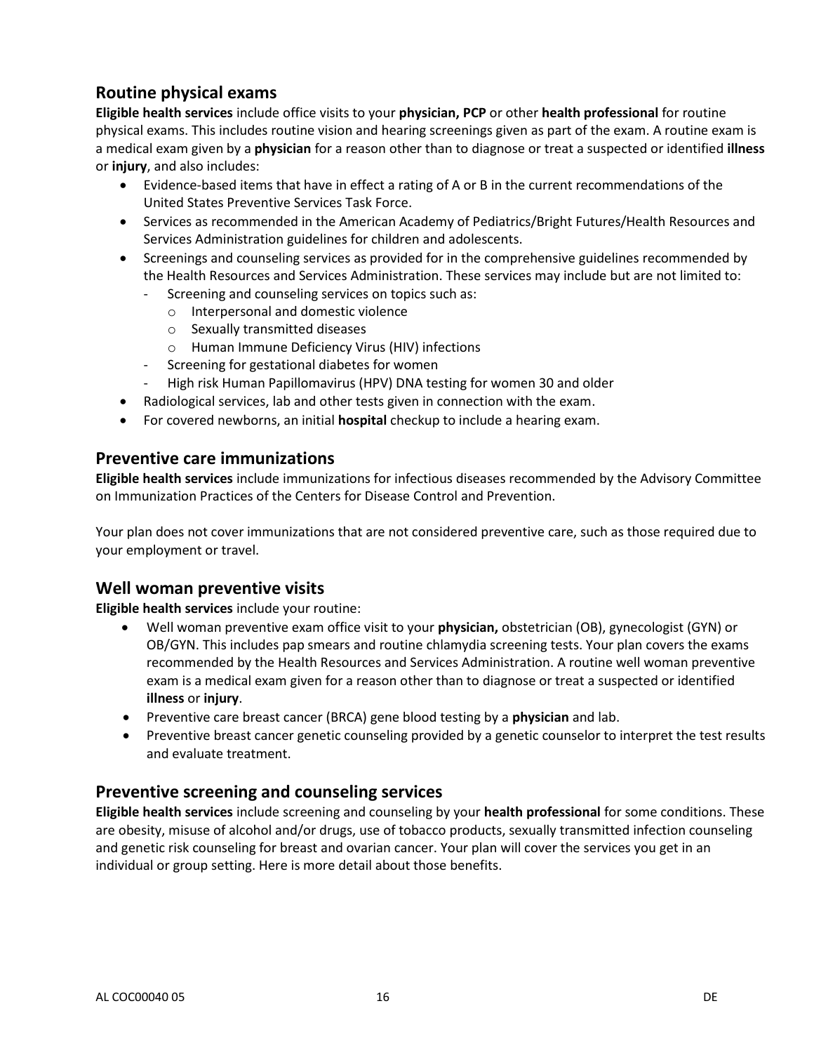## Routine physical exams

**Eligible health services** include office visits to your **physician, PCP** or other **health professional** for routine physical exams. This includes routine vision and hearing screenings given as part of the exam. A routine exam is a medical exam given by a **physician** for a reason other than to diagnose or treat a suspected or identified **illness** or **injury**, and also includes:

- Evidence-based items that have in effect a rating of A or B in the current recommendations of the United States Preventive Services Task Force.
- Services as recommended in the American Academy of Pediatrics/Bright Futures/Health Resources and Services Administration guidelines for children and adolescents.
- Screenings and counseling services as provided for in the comprehensive guidelines recommended by the Health Resources and Services Administration. These services may include but are not limited to:
  - Screening and counseling services on topics such as:
    - Interpersonal and domestic violence
    - Sexually transmitted diseases
    - Human Immune Deficiency Virus (HIV) infections
  - Screening for gestational diabetes for women
  - High risk Human Papillomavirus (HPV) DNA testing for women 30 and older
- Radiological services, lab and other tests given in connection with the exam.
- For covered newborns, an initial **hospital** checkup to include a hearing exam.

## Preventive care immunizations

**Eligible health services** include immunizations for infectious diseases recommended by the Advisory Committee on Immunization Practices of the Centers for Disease Control and Prevention.

Your plan does not cover immunizations that are not considered preventive care, such as those required due to your employment or travel.

## Well woman preventive visits

**Eligible health services** include your routine:

- Well woman preventive exam office visit to your **physician,** obstetrician (OB), gynecologist (GYN) or OB/GYN. This includes pap smears and routine chlamydia screening tests. Your plan covers the exams recommended by the Health Resources and Services Administration. A routine well woman preventive exam is a medical exam given for a reason other than to diagnose or treat a suspected or identified **illness** or **injury**.
- Preventive care breast cancer (BRCA) gene blood testing by a **physician** and lab.
- Preventive breast cancer genetic counseling provided by a genetic counselor to interpret the test results and evaluate treatment.

## Preventive screening and counseling services

**Eligible health services** include screening and counseling by your **health professional** for some conditions. These are obesity, misuse of alcohol and/or drugs, use of tobacco products, sexually transmitted infection counseling and genetic risk counseling for breast and ovarian cancer. Your plan will cover the services you get in an individual or group setting. Here is more detail about those benefits.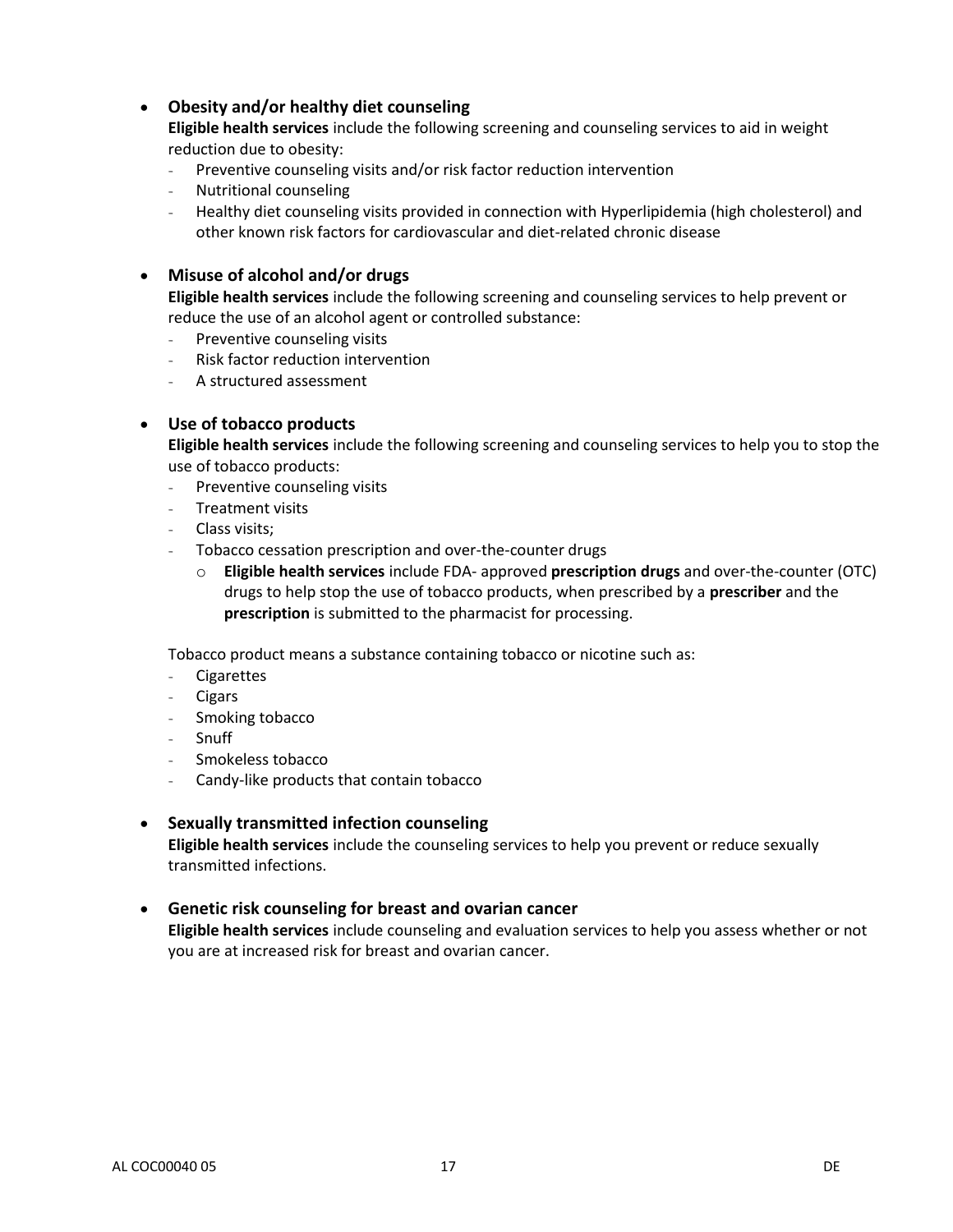- **Obesity and/or healthy diet counseling**

  **Eligible health services** include the following screening and counseling services to aid in weight reduction due to obesity:
  - Preventive counseling visits and/or risk factor reduction intervention
  - Nutritional counseling
  - Healthy diet counseling visits provided in connection with Hyperlipidemia (high cholesterol) and other known risk factors for cardiovascular and diet-related chronic disease

- **Misuse of alcohol and/or drugs**

  **Eligible health services** include the following screening and counseling services to help prevent or reduce the use of an alcohol agent or controlled substance:
  - Preventive counseling visits
  - Risk factor reduction intervention
  - A structured assessment

- **Use of tobacco products**

  **Eligible health services** include the following screening and counseling services to help you to stop the use of tobacco products:
  - Preventive counseling visits
  - Treatment visits
  - Class visits;
  - Tobacco cessation prescription and over-the-counter drugs
    - **Eligible health services** include FDA- approved **prescription drugs** and over-the-counter (OTC) drugs to help stop the use of tobacco products, when prescribed by a **prescriber** and the **prescription** is submitted to the pharmacist for processing.

  Tobacco product means a substance containing tobacco or nicotine such as:
  - Cigarettes
  - Cigars
  - Smoking tobacco
  - Snuff
  - Smokeless tobacco
  - Candy-like products that contain tobacco

- **Sexually transmitted infection counseling**

  **Eligible health services** include the counseling services to help you prevent or reduce sexually transmitted infections.

- **Genetic risk counseling for breast and ovarian cancer**

  **Eligible health services** include counseling and evaluation services to help you assess whether or not you are at increased risk for breast and ovarian cancer.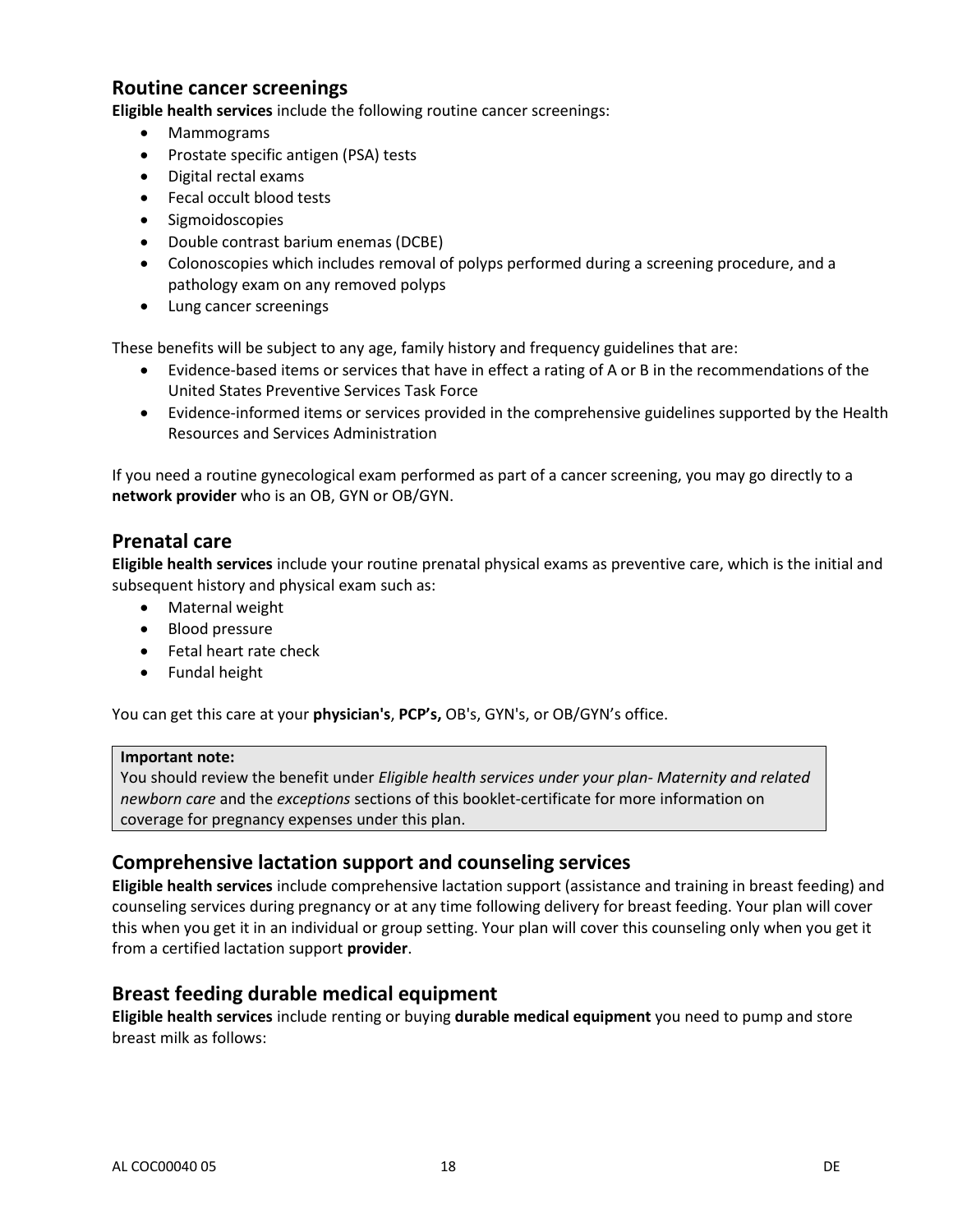## Routine cancer screenings

**Eligible health services** include the following routine cancer screenings:

- Mammograms
- Prostate specific antigen (PSA) tests
- Digital rectal exams
- Fecal occult blood tests
- Sigmoidoscopies
- Double contrast barium enemas (DCBE)
- Colonoscopies which includes removal of polyps performed during a screening procedure, and a pathology exam on any removed polyps
- Lung cancer screenings

These benefits will be subject to any age, family history and frequency guidelines that are:

- Evidence-based items or services that have in effect a rating of A or B in the recommendations of the United States Preventive Services Task Force
- Evidence-informed items or services provided in the comprehensive guidelines supported by the Health Resources and Services Administration

If you need a routine gynecological exam performed as part of a cancer screening, you may go directly to a **network provider** who is an OB, GYN or OB/GYN.

## Prenatal care

**Eligible health services** include your routine prenatal physical exams as preventive care, which is the initial and subsequent history and physical exam such as:

- Maternal weight
- Blood pressure
- Fetal heart rate check
- Fundal height

You can get this care at your **physician's**, **PCP's,** OB's, GYN's, or OB/GYN's office.

| **Important note:** |
| --- |
| You should review the benefit under *Eligible health services under your plan- Maternity and related newborn care* and the *exceptions* sections of this booklet-certificate for more information on coverage for pregnancy expenses under this plan. |

## Comprehensive lactation support and counseling services

**Eligible health services** include comprehensive lactation support (assistance and training in breast feeding) and counseling services during pregnancy or at any time following delivery for breast feeding. Your plan will cover this when you get it in an individual or group setting. Your plan will cover this counseling only when you get it from a certified lactation support **provider**.

## Breast feeding durable medical equipment

**Eligible health services** include renting or buying **durable medical equipment** you need to pump and store breast milk as follows: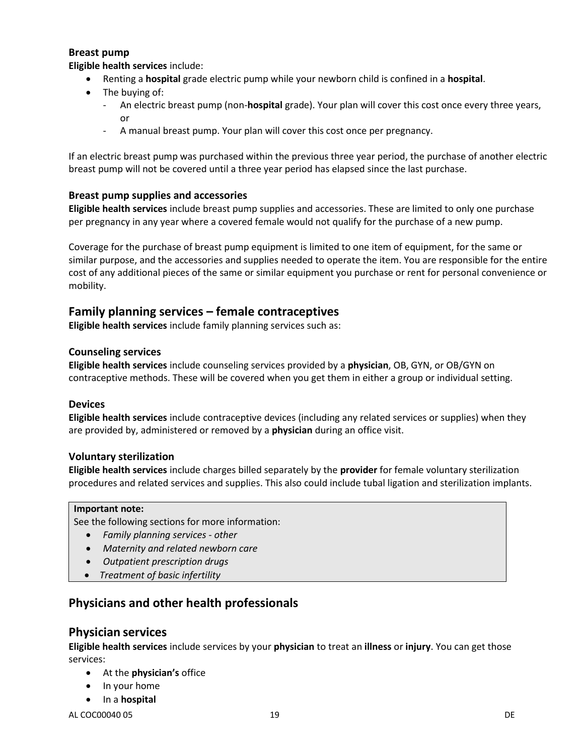### Breast pump

**Eligible health services** include:

- Renting a **hospital** grade electric pump while your newborn child is confined in a **hospital**.
- The buying of:
  - An electric breast pump (non-**hospital** grade). Your plan will cover this cost once every three years, or
  - A manual breast pump. Your plan will cover this cost once per pregnancy.

If an electric breast pump was purchased within the previous three year period, the purchase of another electric breast pump will not be covered until a three year period has elapsed since the last purchase.

### Breast pump supplies and accessories

**Eligible health services** include breast pump supplies and accessories. These are limited to only one purchase per pregnancy in any year where a covered female would not qualify for the purchase of a new pump.

Coverage for the purchase of breast pump equipment is limited to one item of equipment, for the same or similar purpose, and the accessories and supplies needed to operate the item. You are responsible for the entire cost of any additional pieces of the same or similar equipment you purchase or rent for personal convenience or mobility.

## Family planning services – female contraceptives

**Eligible health services** include family planning services such as:

### Counseling services

**Eligible health services** include counseling services provided by a **physician**, OB, GYN, or OB/GYN on contraceptive methods. These will be covered when you get them in either a group or individual setting.

### Devices

**Eligible health services** include contraceptive devices (including any related services or supplies) when they are provided by, administered or removed by a **physician** during an office visit.

### Voluntary sterilization

**Eligible health services** include charges billed separately by the **provider** for female voluntary sterilization procedures and related services and supplies. This also could include tubal ligation and sterilization implants.

**Important note:**

See the following sections for more information:

- *Family planning services - other*
- *Maternity and related newborn care*
- *Outpatient prescription drugs*
- *Treatment of basic infertility*

## Physicians and other health professionals

## Physician services

**Eligible health services** include services by your **physician** to treat an **illness** or **injury**. You can get those services:

- At the **physician's** office
- In your home
- In a **hospital**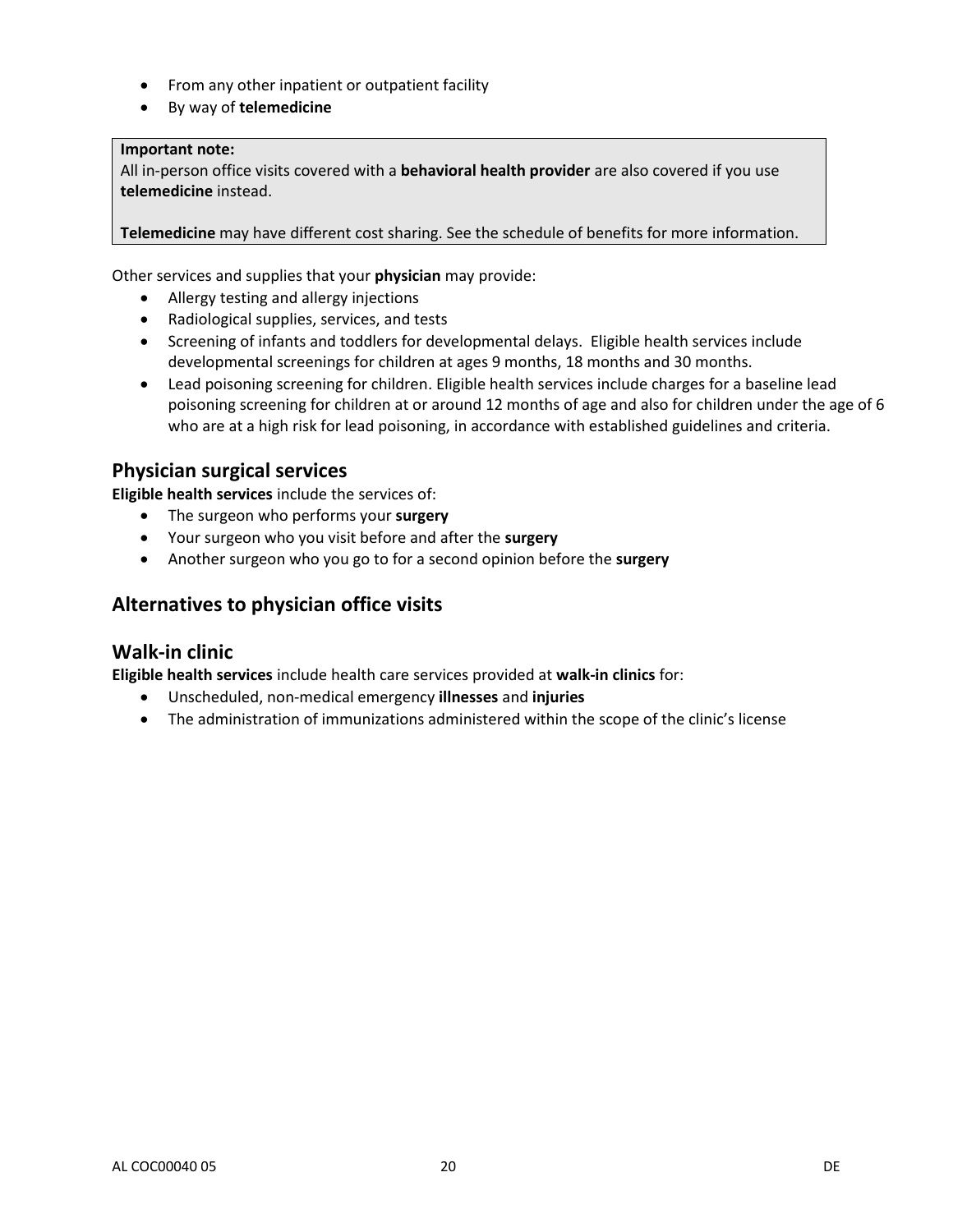- From any other inpatient or outpatient facility
- By way of **telemedicine**

> **Important note:**
> All in-person office visits covered with a **behavioral health provider** are also covered if you use **telemedicine** instead.
>
> **Telemedicine** may have different cost sharing. See the schedule of benefits for more information.

Other services and supplies that your **physician** may provide:

- Allergy testing and allergy injections
- Radiological supplies, services, and tests
- Screening of infants and toddlers for developmental delays. Eligible health services include developmental screenings for children at ages 9 months, 18 months and 30 months.
- Lead poisoning screening for children. Eligible health services include charges for a baseline lead poisoning screening for children at or around 12 months of age and also for children under the age of 6 who are at a high risk for lead poisoning, in accordance with established guidelines and criteria.

## Physician surgical services

**Eligible health services** include the services of:

- The surgeon who performs your **surgery**
- Your surgeon who you visit before and after the **surgery**
- Another surgeon who you go to for a second opinion before the **surgery**

## Alternatives to physician office visits

## Walk-in clinic

**Eligible health services** include health care services provided at **walk-in clinics** for:

- Unscheduled, non-medical emergency **illnesses** and **injuries**
- The administration of immunizations administered within the scope of the clinic's license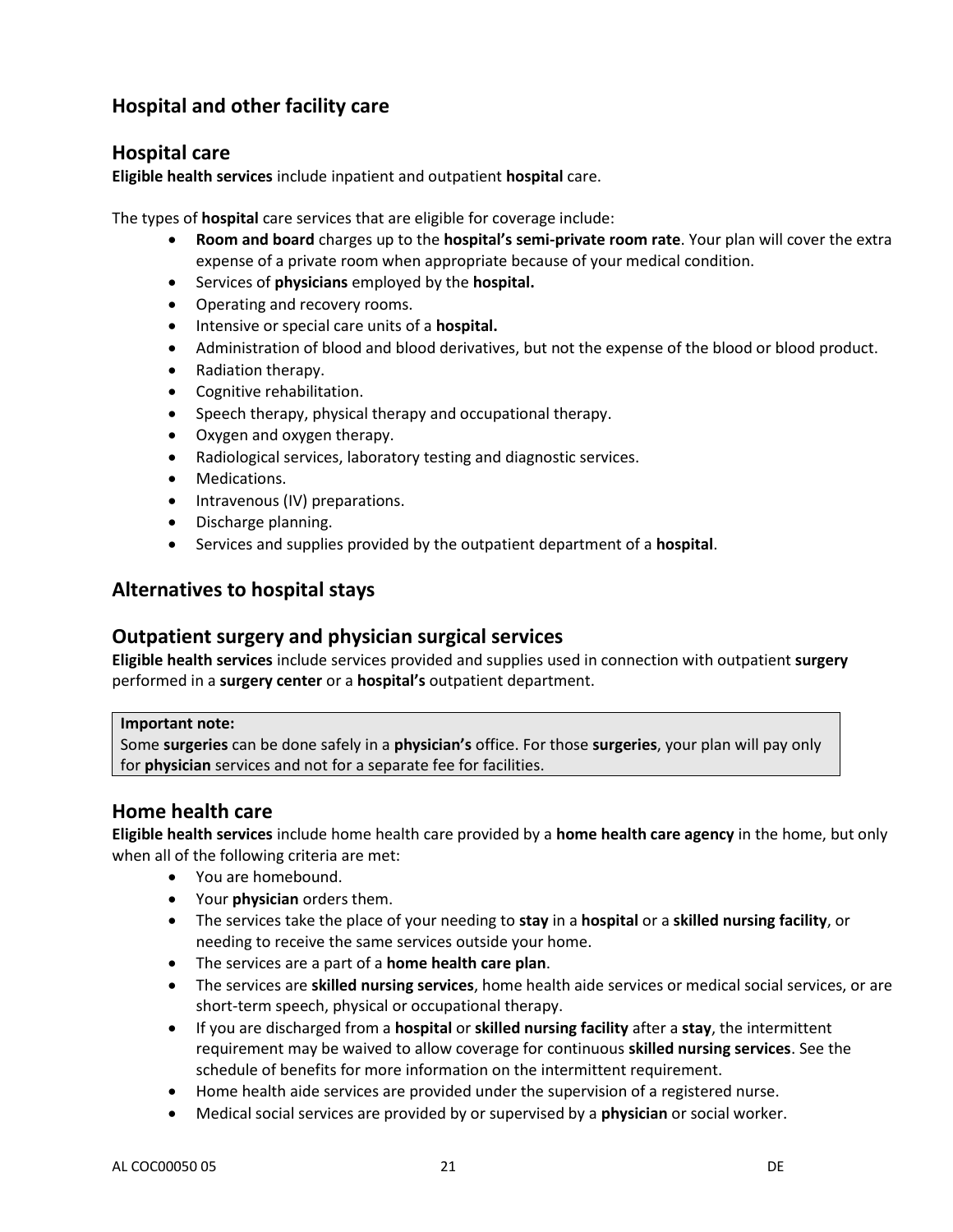## Hospital and other facility care

### Hospital care

**Eligible health services** include inpatient and outpatient **hospital** care.

The types of **hospital** care services that are eligible for coverage include:

- **Room and board** charges up to the **hospital's semi-private room rate**. Your plan will cover the extra expense of a private room when appropriate because of your medical condition.
- Services of **physicians** employed by the **hospital.**
- Operating and recovery rooms.
- Intensive or special care units of a **hospital.**
- Administration of blood and blood derivatives, but not the expense of the blood or blood product.
- Radiation therapy.
- Cognitive rehabilitation.
- Speech therapy, physical therapy and occupational therapy.
- Oxygen and oxygen therapy.
- Radiological services, laboratory testing and diagnostic services.
- Medications.
- Intravenous (IV) preparations.
- Discharge planning.
- Services and supplies provided by the outpatient department of a **hospital**.

## Alternatives to hospital stays

### Outpatient surgery and physician surgical services

**Eligible health services** include services provided and supplies used in connection with outpatient **surgery** performed in a **surgery center** or a **hospital's** outpatient department.

> **Important note:**
> Some **surgeries** can be done safely in a **physician's** office. For those **surgeries**, your plan will pay only for **physician** services and not for a separate fee for facilities.

### Home health care

**Eligible health services** include home health care provided by a **home health care agency** in the home, but only when all of the following criteria are met:

- You are homebound.
- Your **physician** orders them.
- The services take the place of your needing to **stay** in a **hospital** or a **skilled nursing facility**, or needing to receive the same services outside your home.
- The services are a part of a **home health care plan**.
- The services are **skilled nursing services**, home health aide services or medical social services, or are short-term speech, physical or occupational therapy.
- If you are discharged from a **hospital** or **skilled nursing facility** after a **stay**, the intermittent requirement may be waived to allow coverage for continuous **skilled nursing services**. See the schedule of benefits for more information on the intermittent requirement.
- Home health aide services are provided under the supervision of a registered nurse.
- Medical social services are provided by or supervised by a **physician** or social worker.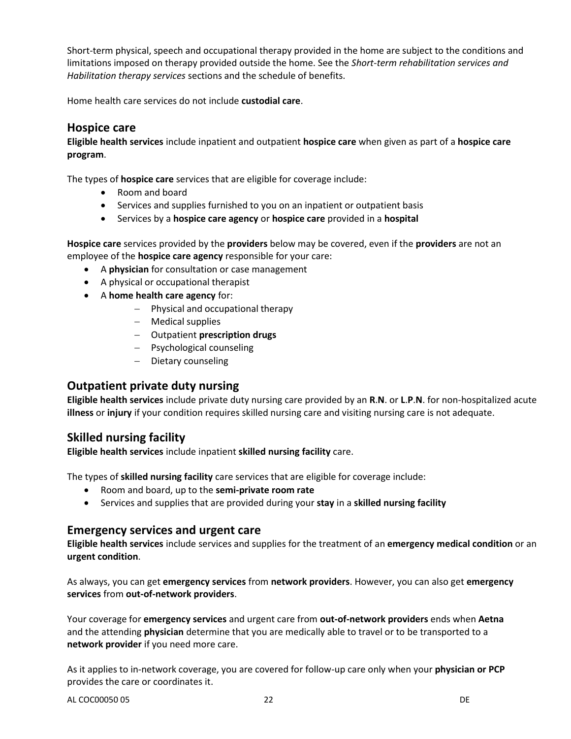Short-term physical, speech and occupational therapy provided in the home are subject to the conditions and limitations imposed on therapy provided outside the home. See the *Short-term rehabilitation services and Habilitation therapy services* sections and the schedule of benefits.

Home health care services do not include **custodial care**.

## Hospice care

**Eligible health services** include inpatient and outpatient **hospice care** when given as part of a **hospice care program**.

The types of **hospice care** services that are eligible for coverage include:

- Room and board
- Services and supplies furnished to you on an inpatient or outpatient basis
- Services by a **hospice care agency** or **hospice care** provided in a **hospital**

**Hospice care** services provided by the **providers** below may be covered, even if the **providers** are not an employee of the **hospice care agency** responsible for your care:

- A **physician** for consultation or case management
- A physical or occupational therapist
- A **home health care agency** for:
  - Physical and occupational therapy
  - Medical supplies
  - Outpatient **prescription drugs**
  - Psychological counseling
  - Dietary counseling

## Outpatient private duty nursing

**Eligible health services** include private duty nursing care provided by an **R**.**N**. or **L**.**P**.**N**. for non-hospitalized acute **illness** or **injury** if your condition requires skilled nursing care and visiting nursing care is not adequate.

## Skilled nursing facility

**Eligible health services** include inpatient **skilled nursing facility** care.

The types of **skilled nursing facility** care services that are eligible for coverage include:

- Room and board, up to the **semi-private room rate**
- Services and supplies that are provided during your **stay** in a **skilled nursing facility**

## Emergency services and urgent care

**Eligible health services** include services and supplies for the treatment of an **emergency medical condition** or an **urgent condition**.

As always, you can get **emergency services** from **network providers**. However, you can also get **emergency services** from **out-of-network providers**.

Your coverage for **emergency services** and urgent care from **out-of-network providers** ends when **Aetna** and the attending **physician** determine that you are medically able to travel or to be transported to a **network provider** if you need more care.

As it applies to in-network coverage, you are covered for follow-up care only when your **physician or PCP** provides the care or coordinates it.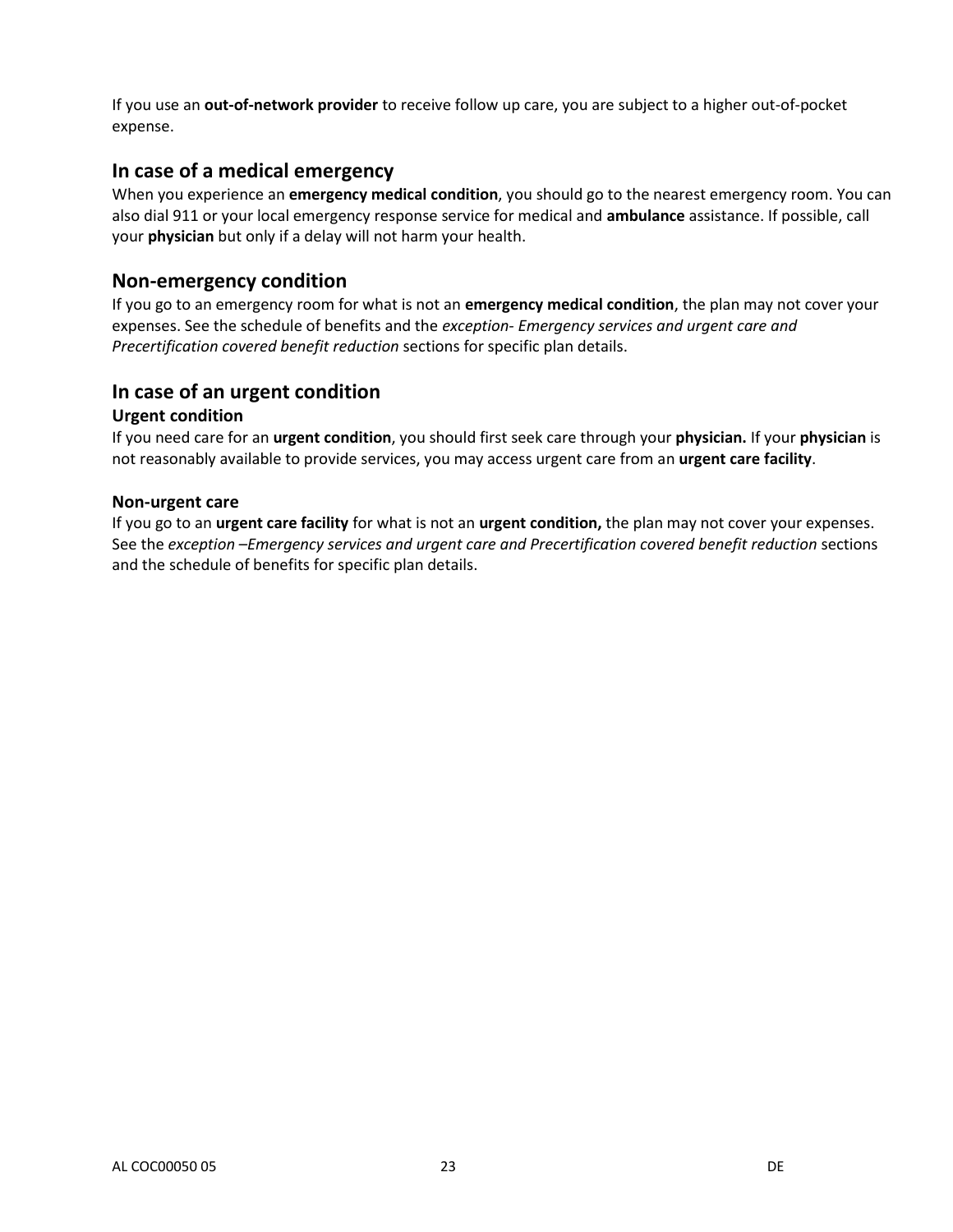If you use an **out-of-network provider** to receive follow up care, you are subject to a higher out-of-pocket expense.

## In case of a medical emergency

When you experience an **emergency medical condition**, you should go to the nearest emergency room. You can also dial 911 or your local emergency response service for medical and **ambulance** assistance. If possible, call your **physician** but only if a delay will not harm your health.

## Non-emergency condition

If you go to an emergency room for what is not an **emergency medical condition**, the plan may not cover your expenses. See the schedule of benefits and the *exception- Emergency services and urgent care and Precertification covered benefit reduction* sections for specific plan details.

## In case of an urgent condition

### Urgent condition

If you need care for an **urgent condition**, you should first seek care through your **physician.** If your **physician** is not reasonably available to provide services, you may access urgent care from an **urgent care facility**.

### Non-urgent care

If you go to an **urgent care facility** for what is not an **urgent condition,** the plan may not cover your expenses. See the *exception –Emergency services and urgent care and Precertification covered benefit reduction* sections and the schedule of benefits for specific plan details.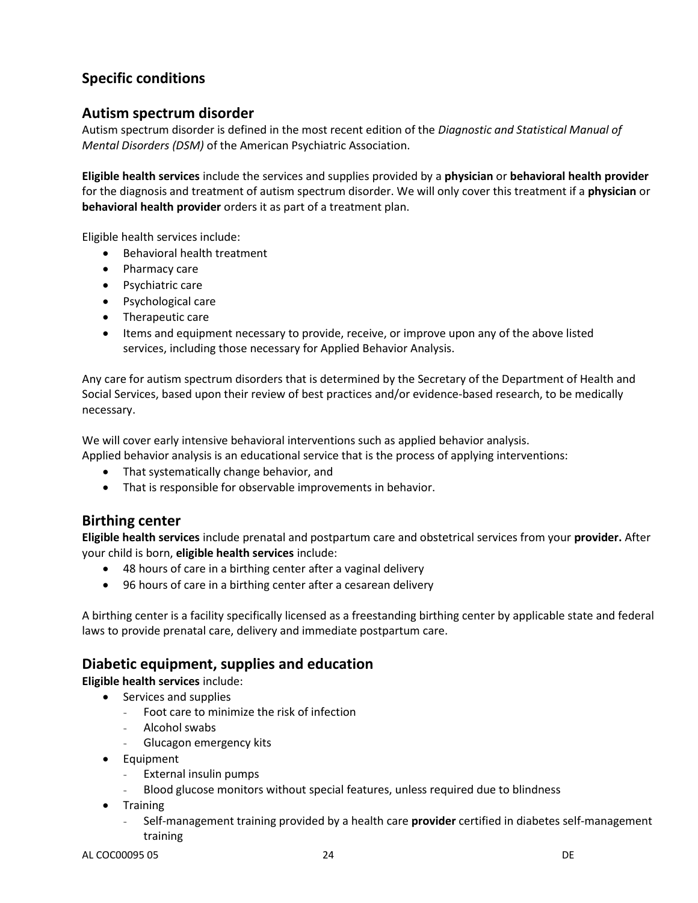## Specific conditions

### Autism spectrum disorder

Autism spectrum disorder is defined in the most recent edition of the *Diagnostic and Statistical Manual of Mental Disorders (DSM)* of the American Psychiatric Association.

**Eligible health services** include the services and supplies provided by a **physician** or **behavioral health provider** for the diagnosis and treatment of autism spectrum disorder. We will only cover this treatment if a **physician** or **behavioral health provider** orders it as part of a treatment plan.

Eligible health services include:

- Behavioral health treatment
- Pharmacy care
- Psychiatric care
- Psychological care
- Therapeutic care
- Items and equipment necessary to provide, receive, or improve upon any of the above listed services, including those necessary for Applied Behavior Analysis.

Any care for autism spectrum disorders that is determined by the Secretary of the Department of Health and Social Services, based upon their review of best practices and/or evidence-based research, to be medically necessary.

We will cover early intensive behavioral interventions such as applied behavior analysis.
Applied behavior analysis is an educational service that is the process of applying interventions:

- That systematically change behavior, and
- That is responsible for observable improvements in behavior.

### Birthing center

**Eligible health services** include prenatal and postpartum care and obstetrical services from your **provider.** After your child is born, **eligible health services** include:

- 48 hours of care in a birthing center after a vaginal delivery
- 96 hours of care in a birthing center after a cesarean delivery

A birthing center is a facility specifically licensed as a freestanding birthing center by applicable state and federal laws to provide prenatal care, delivery and immediate postpartum care.

### Diabetic equipment, supplies and education

**Eligible health services** include:

- Services and supplies
  - Foot care to minimize the risk of infection
  - Alcohol swabs
  - Glucagon emergency kits
- Equipment
  - External insulin pumps
  - Blood glucose monitors without special features, unless required due to blindness
- Training
  - Self-management training provided by a health care **provider** certified in diabetes self-management training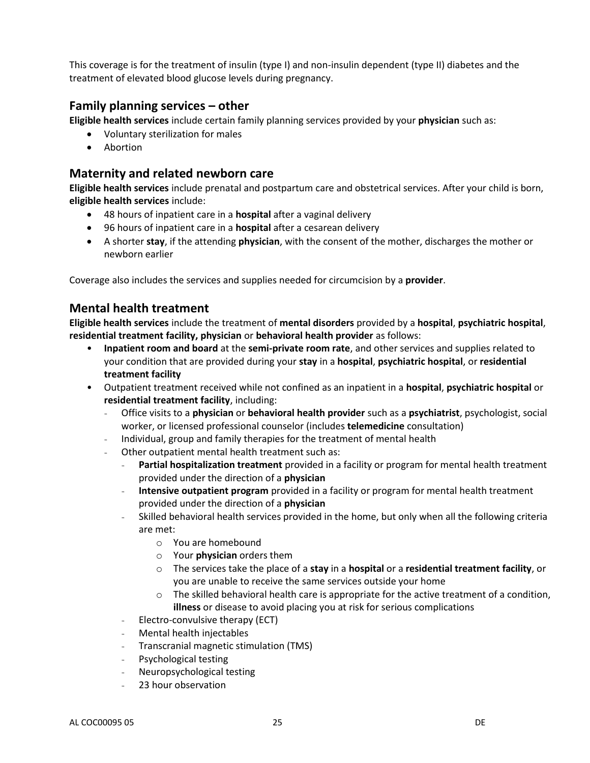This coverage is for the treatment of insulin (type I) and non-insulin dependent (type II) diabetes and the treatment of elevated blood glucose levels during pregnancy.

## Family planning services – other

**Eligible health services** include certain family planning services provided by your **physician** such as:

- Voluntary sterilization for males
- Abortion

## Maternity and related newborn care

**Eligible health services** include prenatal and postpartum care and obstetrical services. After your child is born, **eligible health services** include:

- 48 hours of inpatient care in a **hospital** after a vaginal delivery
- 96 hours of inpatient care in a **hospital** after a cesarean delivery
- A shorter **stay**, if the attending **physician**, with the consent of the mother, discharges the mother or newborn earlier

Coverage also includes the services and supplies needed for circumcision by a **provider**.

## Mental health treatment

**Eligible health services** include the treatment of **mental disorders** provided by a **hospital**, **psychiatric hospital**, **residential treatment facility, physician** or **behavioral health provider** as follows:

- **Inpatient room and board** at the **semi-private room rate**, and other services and supplies related to your condition that are provided during your **stay** in a **hospital**, **psychiatric hospital**, or **residential treatment facility**
- Outpatient treatment received while not confined as an inpatient in a **hospital**, **psychiatric hospital** or **residential treatment facility**, including:
  - Office visits to a **physician** or **behavioral health provider** such as a **psychiatrist**, psychologist, social worker, or licensed professional counselor (includes **telemedicine** consultation)
  - Individual, group and family therapies for the treatment of mental health
  - Other outpatient mental health treatment such as:
    - **Partial hospitalization treatment** provided in a facility or program for mental health treatment provided under the direction of a **physician**
    - **Intensive outpatient program** provided in a facility or program for mental health treatment provided under the direction of a **physician**
    - Skilled behavioral health services provided in the home, but only when all the following criteria are met:
      - You are homebound
      - Your **physician** orders them
      - The services take the place of a **stay** in a **hospital** or a **residential treatment facility**, or you are unable to receive the same services outside your home
      - The skilled behavioral health care is appropriate for the active treatment of a condition, **illness** or disease to avoid placing you at risk for serious complications
    - Electro-convulsive therapy (ECT)
    - Mental health injectables
    - Transcranial magnetic stimulation (TMS)
    - Psychological testing
    - Neuropsychological testing
    - 23 hour observation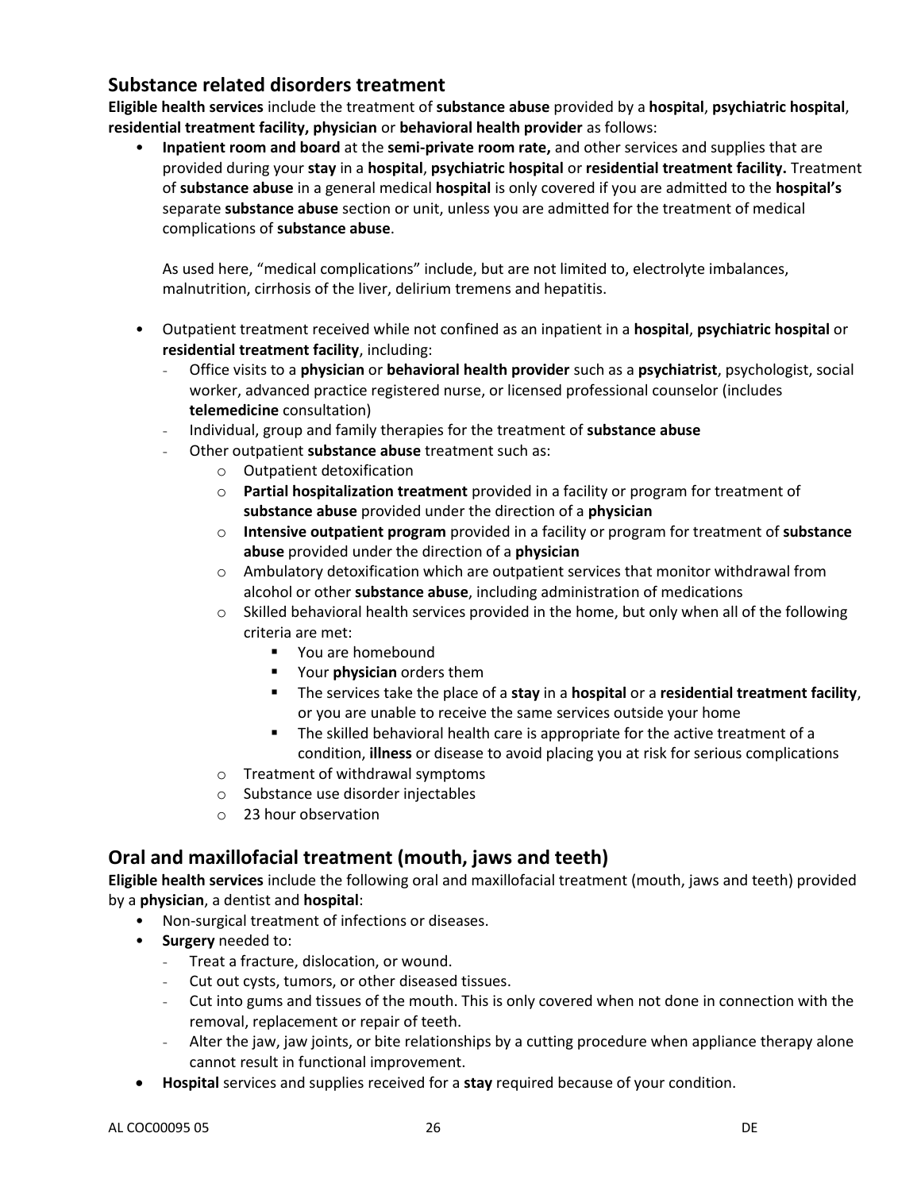## Substance related disorders treatment

**Eligible health services** include the treatment of **substance abuse** provided by a **hospital**, **psychiatric hospital**, **residential treatment facility, physician** or **behavioral health provider** as follows:

- **Inpatient room and board** at the **semi-private room rate,** and other services and supplies that are provided during your **stay** in a **hospital**, **psychiatric hospital** or **residential treatment facility.** Treatment of **substance abuse** in a general medical **hospital** is only covered if you are admitted to the **hospital's** separate **substance abuse** section or unit, unless you are admitted for the treatment of medical complications of **substance abuse**.

  As used here, "medical complications" include, but are not limited to, electrolyte imbalances, malnutrition, cirrhosis of the liver, delirium tremens and hepatitis.

- Outpatient treatment received while not confined as an inpatient in a **hospital**, **psychiatric hospital** or **residential treatment facility**, including:
  - Office visits to a **physician** or **behavioral health provider** such as a **psychiatrist**, psychologist, social worker, advanced practice registered nurse, or licensed professional counselor (includes **telemedicine** consultation)
  - Individual, group and family therapies for the treatment of **substance abuse**
  - Other outpatient **substance abuse** treatment such as:
    - Outpatient detoxification
    - **Partial hospitalization treatment** provided in a facility or program for treatment of **substance abuse** provided under the direction of a **physician**
    - **Intensive outpatient program** provided in a facility or program for treatment of **substance abuse** provided under the direction of a **physician**
    - Ambulatory detoxification which are outpatient services that monitor withdrawal from alcohol or other **substance abuse**, including administration of medications
    - Skilled behavioral health services provided in the home, but only when all of the following criteria are met:
      - You are homebound
      - Your **physician** orders them
      - The services take the place of a **stay** in a **hospital** or a **residential treatment facility**, or you are unable to receive the same services outside your home
      - The skilled behavioral health care is appropriate for the active treatment of a condition, **illness** or disease to avoid placing you at risk for serious complications
    - Treatment of withdrawal symptoms
    - Substance use disorder injectables
    - 23 hour observation

## Oral and maxillofacial treatment (mouth, jaws and teeth)

**Eligible health services** include the following oral and maxillofacial treatment (mouth, jaws and teeth) provided by a **physician**, a dentist and **hospital**:

- Non-surgical treatment of infections or diseases.
- **Surgery** needed to:
  - Treat a fracture, dislocation, or wound.
  - Cut out cysts, tumors, or other diseased tissues.
  - Cut into gums and tissues of the mouth. This is only covered when not done in connection with the removal, replacement or repair of teeth.
  - Alter the jaw, jaw joints, or bite relationships by a cutting procedure when appliance therapy alone cannot result in functional improvement.
- **Hospital** services and supplies received for a **stay** required because of your condition.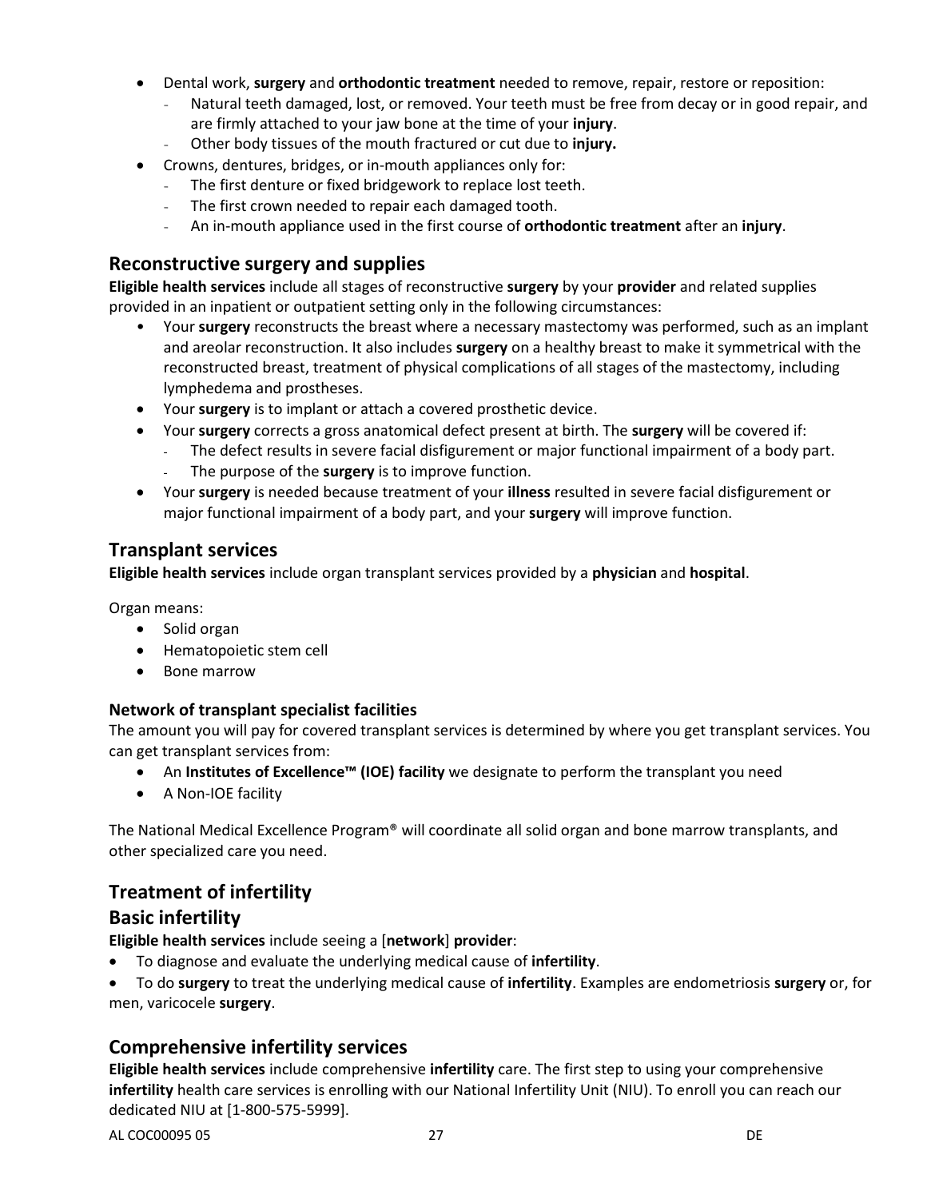- Dental work, **surgery** and **orthodontic treatment** needed to remove, repair, restore or reposition:
  - Natural teeth damaged, lost, or removed. Your teeth must be free from decay or in good repair, and are firmly attached to your jaw bone at the time of your **injury**.
  - Other body tissues of the mouth fractured or cut due to **injury.**
- Crowns, dentures, bridges, or in-mouth appliances only for:
  - The first denture or fixed bridgework to replace lost teeth.
  - The first crown needed to repair each damaged tooth.
  - An in-mouth appliance used in the first course of **orthodontic treatment** after an **injury**.

## Reconstructive surgery and supplies

**Eligible health services** include all stages of reconstructive **surgery** by your **provider** and related supplies provided in an inpatient or outpatient setting only in the following circumstances:

- Your **surgery** reconstructs the breast where a necessary mastectomy was performed, such as an implant and areolar reconstruction. It also includes **surgery** on a healthy breast to make it symmetrical with the reconstructed breast, treatment of physical complications of all stages of the mastectomy, including lymphedema and prostheses.
- Your **surgery** is to implant or attach a covered prosthetic device.
- Your **surgery** corrects a gross anatomical defect present at birth. The **surgery** will be covered if:
  - The defect results in severe facial disfigurement or major functional impairment of a body part.
  - The purpose of the **surgery** is to improve function.
- Your **surgery** is needed because treatment of your **illness** resulted in severe facial disfigurement or major functional impairment of a body part, and your **surgery** will improve function.

## Transplant services

**Eligible health services** include organ transplant services provided by a **physician** and **hospital**.

Organ means:

- Solid organ
- Hematopoietic stem cell
- Bone marrow

### Network of transplant specialist facilities

The amount you will pay for covered transplant services is determined by where you get transplant services. You can get transplant services from:

- An **Institutes of Excellence™ (IOE) facility** we designate to perform the transplant you need
- A Non-IOE facility

The National Medical Excellence Program® will coordinate all solid organ and bone marrow transplants, and other specialized care you need.

## Treatment of infertility

## Basic infertility

**Eligible health services** include seeing a [**network**] **provider**:

- To diagnose and evaluate the underlying medical cause of **infertility**.
- To do **surgery** to treat the underlying medical cause of **infertility**. Examples are endometriosis **surgery** or, for men, varicocele **surgery**.

## Comprehensive infertility services

**Eligible health services** include comprehensive **infertility** care. The first step to using your comprehensive **infertility** health care services is enrolling with our National Infertility Unit (NIU). To enroll you can reach our dedicated NIU at [1-800-575-5999].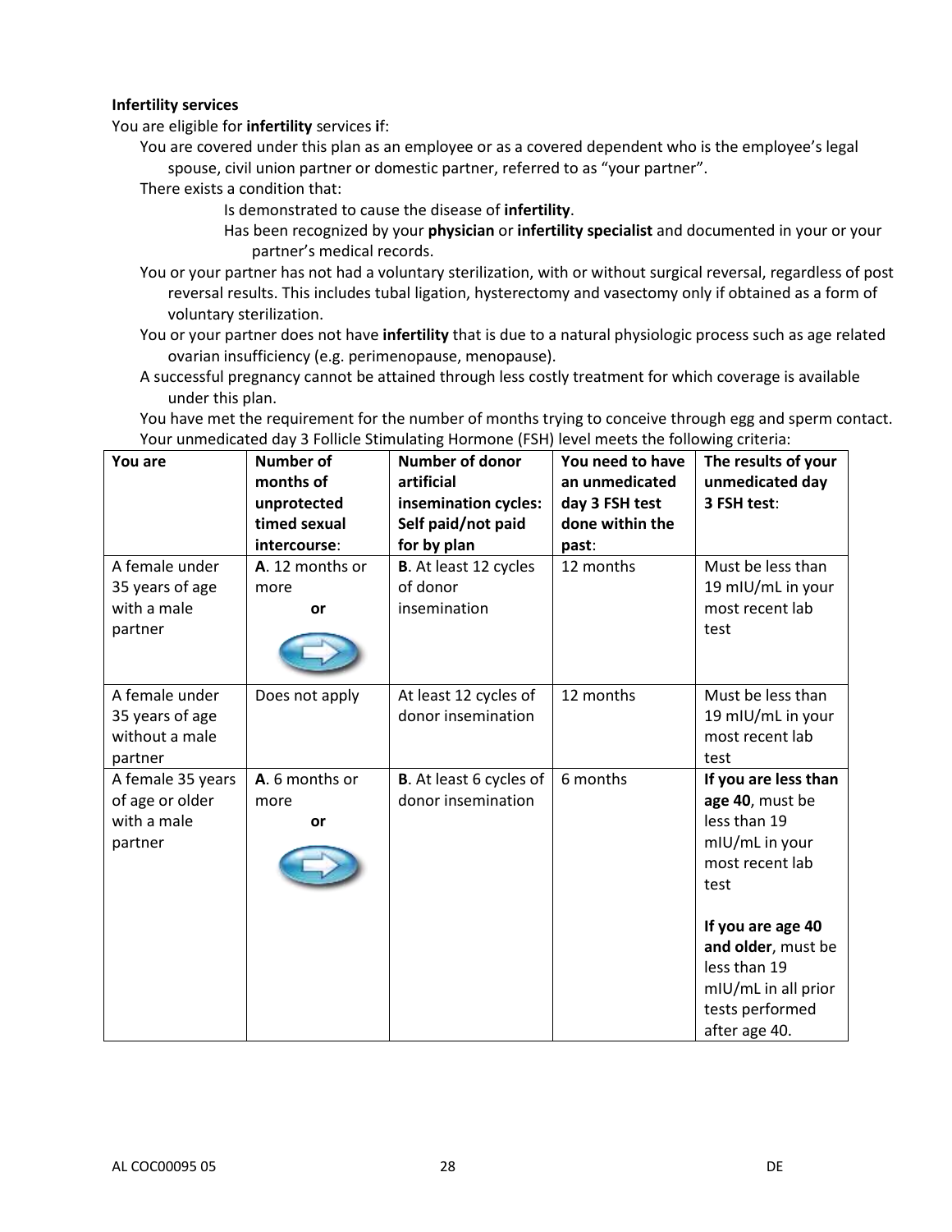**Infertility services**

You are eligible for **infertility** services **if**:

- You are covered under this plan as an employee or as a covered dependent who is the employee's legal spouse, civil union partner or domestic partner, referred to as "your partner".
- There exists a condition that:
  - Is demonstrated to cause the disease of **infertility**.
  - Has been recognized by your **physician** or **infertility specialist** and documented in your or your partner's medical records.
- You or your partner has not had a voluntary sterilization, with or without surgical reversal, regardless of post reversal results. This includes tubal ligation, hysterectomy and vasectomy only if obtained as a form of voluntary sterilization.
- You or your partner does not have **infertility** that is due to a natural physiologic process such as age related ovarian insufficiency (e.g. perimenopause, menopause).
- A successful pregnancy cannot be attained through less costly treatment for which coverage is available under this plan.
- You have met the requirement for the number of months trying to conceive through egg and sperm contact.
- Your unmedicated day 3 Follicle Stimulating Hormone (FSH) level meets the following criteria:

| You are | Number of months of unprotected timed sexual intercourse: | Number of donor artificial insemination cycles: Self paid/not paid for by plan | You need to have an unmedicated day 3 FSH test done within the past: | The results of your unmedicated day 3 FSH test: |
|---|---|---|---|---|
| A female under 35 years of age with a male partner | **A**. 12 months or more **or** ⇨ | **B**. At least 12 cycles of donor insemination | 12 months | Must be less than 19 mIU/mL in your most recent lab test |
| A female under 35 years of age without a male partner | Does not apply | At least 12 cycles of donor insemination | 12 months | Must be less than 19 mIU/mL in your most recent lab test |
| A female 35 years of age or older with a male partner | **A**. 6 months or more **or** ⇨ | **B**. At least 6 cycles of donor insemination | 6 months | **If you are less than age 40**, must be less than 19 mIU/mL in your most recent lab test<br><br>**If you are age 40 and older**, must be less than 19 mIU/mL in all prior tests performed after age 40. |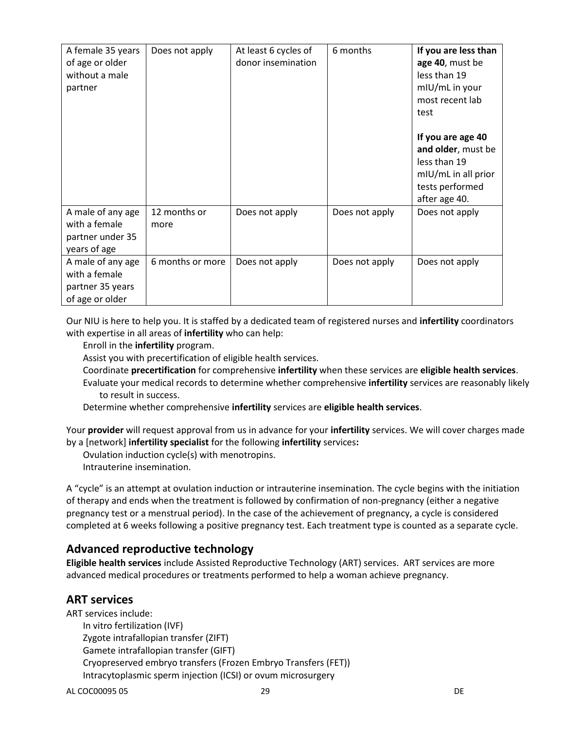| | | | | |
|---|---|---|---|---|
| A female 35 years of age or older without a male partner | Does not apply | At least 6 cycles of donor insemination | 6 months | **If you are less than age 40**, must be less than 19 mIU/mL in your most recent lab test<br><br>**If you are age 40 and older**, must be less than 19 mIU/mL in all prior tests performed after age 40. |
| A male of any age with a female partner under 35 years of age | 12 months or more | Does not apply | Does not apply | Does not apply |
| A male of any age with a female partner 35 years of age or older | 6 months or more | Does not apply | Does not apply | Does not apply |

Our NIU is here to help you. It is staffed by a dedicated team of registered nurses and **infertility** coordinators with expertise in all areas of **infertility** who can help:

- Enroll in the **infertility** program.
- Assist you with precertification of eligible health services.
- Coordinate **precertification** for comprehensive **infertility** when these services are **eligible health services**.
- Evaluate your medical records to determine whether comprehensive **infertility** services are reasonably likely to result in success.
- Determine whether comprehensive **infertility** services are **eligible health services**.

Your **provider** will request approval from us in advance for your **infertility** services. We will cover charges made by a [network] **infertility specialist** for the following **infertility** services**:**

- Ovulation induction cycle(s) with menotropins.
- Intrauterine insemination.

A "cycle" is an attempt at ovulation induction or intrauterine insemination. The cycle begins with the initiation of therapy and ends when the treatment is followed by confirmation of non-pregnancy (either a negative pregnancy test or a menstrual period). In the case of the achievement of pregnancy, a cycle is considered completed at 6 weeks following a positive pregnancy test. Each treatment type is counted as a separate cycle.

## Advanced reproductive technology

**Eligible health services** include Assisted Reproductive Technology (ART) services. ART services are more advanced medical procedures or treatments performed to help a woman achieve pregnancy.

## ART services

ART services include:

- In vitro fertilization (IVF)
- Zygote intrafallopian transfer (ZIFT)
- Gamete intrafallopian transfer (GIFT)
- Cryopreserved embryo transfers (Frozen Embryo Transfers (FET))
- Intracytoplasmic sperm injection (ICSI) or ovum microsurgery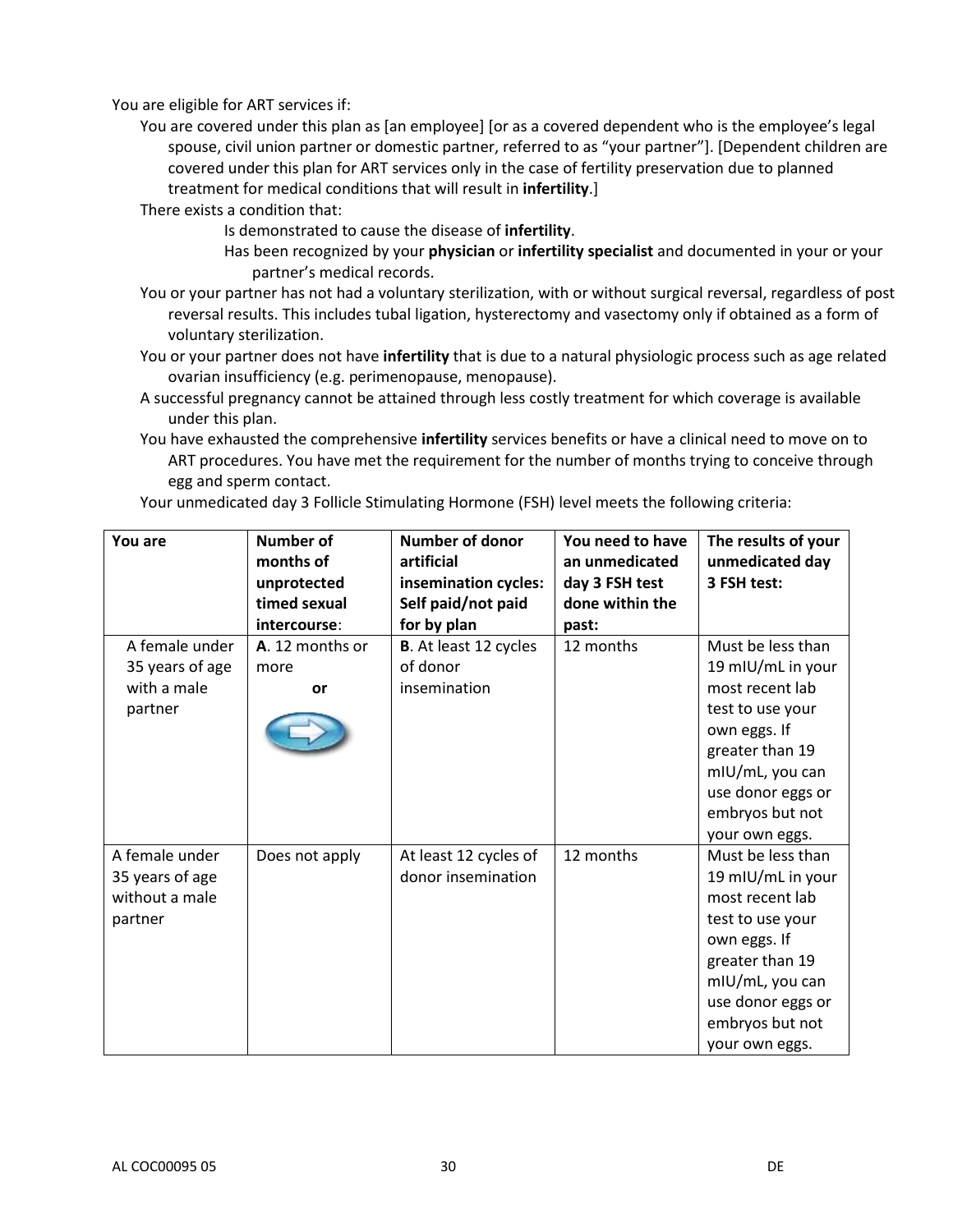You are eligible for ART services if:

- You are covered under this plan as [an employee] [or as a covered dependent who is the employee's legal spouse, civil union partner or domestic partner, referred to as "your partner"]. [Dependent children are covered under this plan for ART services only in the case of fertility preservation due to planned treatment for medical conditions that will result in **infertility**.]
- There exists a condition that:
  - Is demonstrated to cause the disease of **infertility**.
  - Has been recognized by your **physician** or **infertility specialist** and documented in your or your partner's medical records.
- You or your partner has not had a voluntary sterilization, with or without surgical reversal, regardless of post reversal results. This includes tubal ligation, hysterectomy and vasectomy only if obtained as a form of voluntary sterilization.
- You or your partner does not have **infertility** that is due to a natural physiologic process such as age related ovarian insufficiency (e.g. perimenopause, menopause).
- A successful pregnancy cannot be attained through less costly treatment for which coverage is available under this plan.
- You have exhausted the comprehensive **infertility** services benefits or have a clinical need to move on to ART procedures. You have met the requirement for the number of months trying to conceive through egg and sperm contact.
- Your unmedicated day 3 Follicle Stimulating Hormone (FSH) level meets the following criteria:

| **You are** | **Number of months of unprotected timed sexual intercourse**: | **Number of donor artificial insemination cycles: Self paid/not paid for by plan** | **You need to have an unmedicated day 3 FSH test done within the past:** | **The results of your unmedicated day 3 FSH test:** |
|---|---|---|---|---|
| A female under 35 years of age with a male partner | **A**. 12 months or more **or** | **B**. At least 12 cycles of donor insemination | 12 months | Must be less than 19 mIU/mL in your most recent lab test to use your own eggs. If greater than 19 mIU/mL, you can use donor eggs or embryos but not your own eggs. |
| A female under 35 years of age without a male partner | Does not apply | At least 12 cycles of donor insemination | 12 months | Must be less than 19 mIU/mL in your most recent lab test to use your own eggs. If greater than 19 mIU/mL, you can use donor eggs or embryos but not your own eggs. |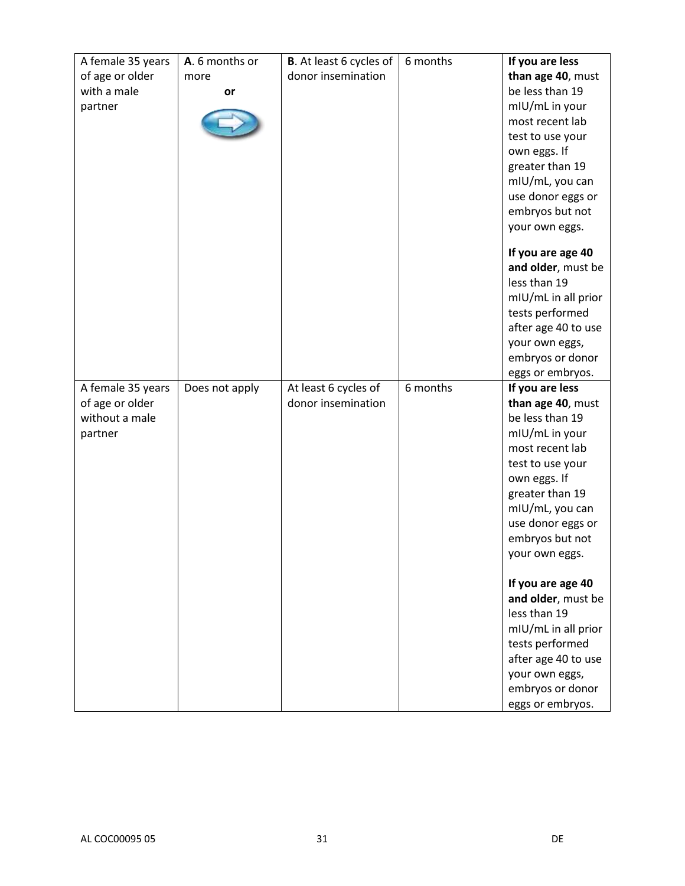| | | | | |
|---|---|---|---|---|
| A female 35 years of age or older with a male partner | **A**. 6 months or more **or** | **B**. At least 6 cycles of donor insemination | 6 months | **If you are less than age 40**, must be less than 19 mIU/mL in your most recent lab test to use your own eggs. If greater than 19 mIU/mL, you can use donor eggs or embryos but not your own eggs. **If you are age 40 and older**, must be less than 19 mIU/mL in all prior tests performed after age 40 to use your own eggs, embryos or donor eggs or embryos. |
| A female 35 years of age or older without a male partner | Does not apply | At least 6 cycles of donor insemination | 6 months | **If you are less than age 40**, must be less than 19 mIU/mL in your most recent lab test to use your own eggs. If greater than 19 mIU/mL, you can use donor eggs or embryos but not your own eggs. **If you are age 40 and older**, must be less than 19 mIU/mL in all prior tests performed after age 40 to use your own eggs, embryos or donor eggs or embryos. |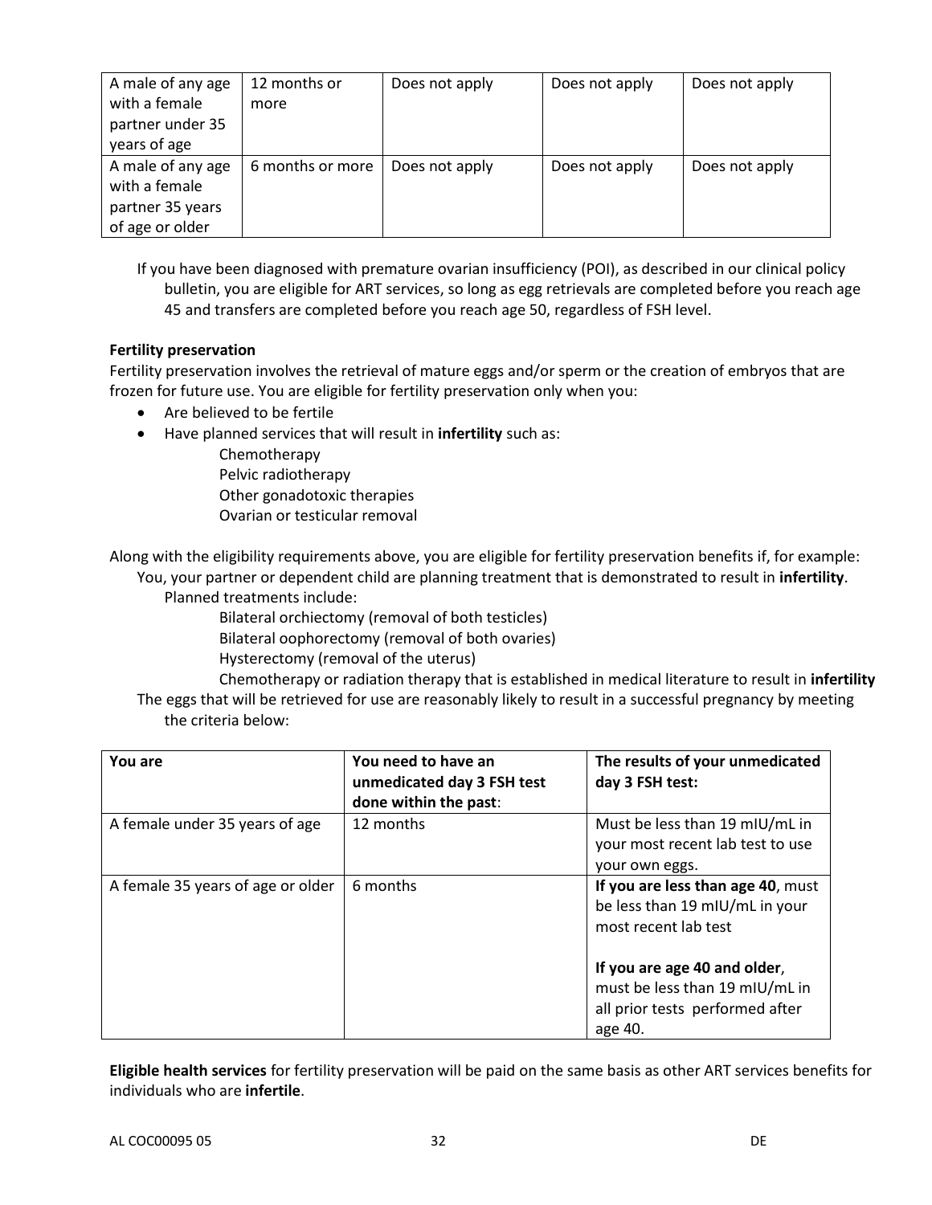| A male of any age with a female partner under 35 years of age | 12 months or more | Does not apply | Does not apply | Does not apply |
|---|---|---|---|---|
| A male of any age with a female partner 35 years of age or older | 6 months or more | Does not apply | Does not apply | Does not apply |

If you have been diagnosed with premature ovarian insufficiency (POI), as described in our clinical policy bulletin, you are eligible for ART services, so long as egg retrievals are completed before you reach age 45 and transfers are completed before you reach age 50, regardless of FSH level.

**Fertility preservation**

Fertility preservation involves the retrieval of mature eggs and/or sperm or the creation of embryos that are frozen for future use. You are eligible for fertility preservation only when you:

- Are believed to be fertile
- Have planned services that will result in **infertility** such as:
  - Chemotherapy
  - Pelvic radiotherapy
  - Other gonadotoxic therapies
  - Ovarian or testicular removal

Along with the eligibility requirements above, you are eligible for fertility preservation benefits if, for example:

You, your partner or dependent child are planning treatment that is demonstrated to result in **infertility**. Planned treatments include:

- Bilateral orchiectomy (removal of both testicles)
- Bilateral oophorectomy (removal of both ovaries)
- Hysterectomy (removal of the uterus)
- Chemotherapy or radiation therapy that is established in medical literature to result in **infertility**

The eggs that will be retrieved for use are reasonably likely to result in a successful pregnancy by meeting the criteria below:

| **You are** | **You need to have an unmedicated day 3 FSH test done within the past**: | **The results of your unmedicated day 3 FSH test:** |
|---|---|---|
| A female under 35 years of age | 12 months | Must be less than 19 mIU/mL in your most recent lab test to use your own eggs. |
| A female 35 years of age or older | 6 months | **If you are less than age 40**, must be less than 19 mIU/mL in your most recent lab test<br><br>**If you are age 40 and older**, must be less than 19 mIU/mL in all prior tests performed after age 40. |

**Eligible health services** for fertility preservation will be paid on the same basis as other ART services benefits for individuals who are **infertile**.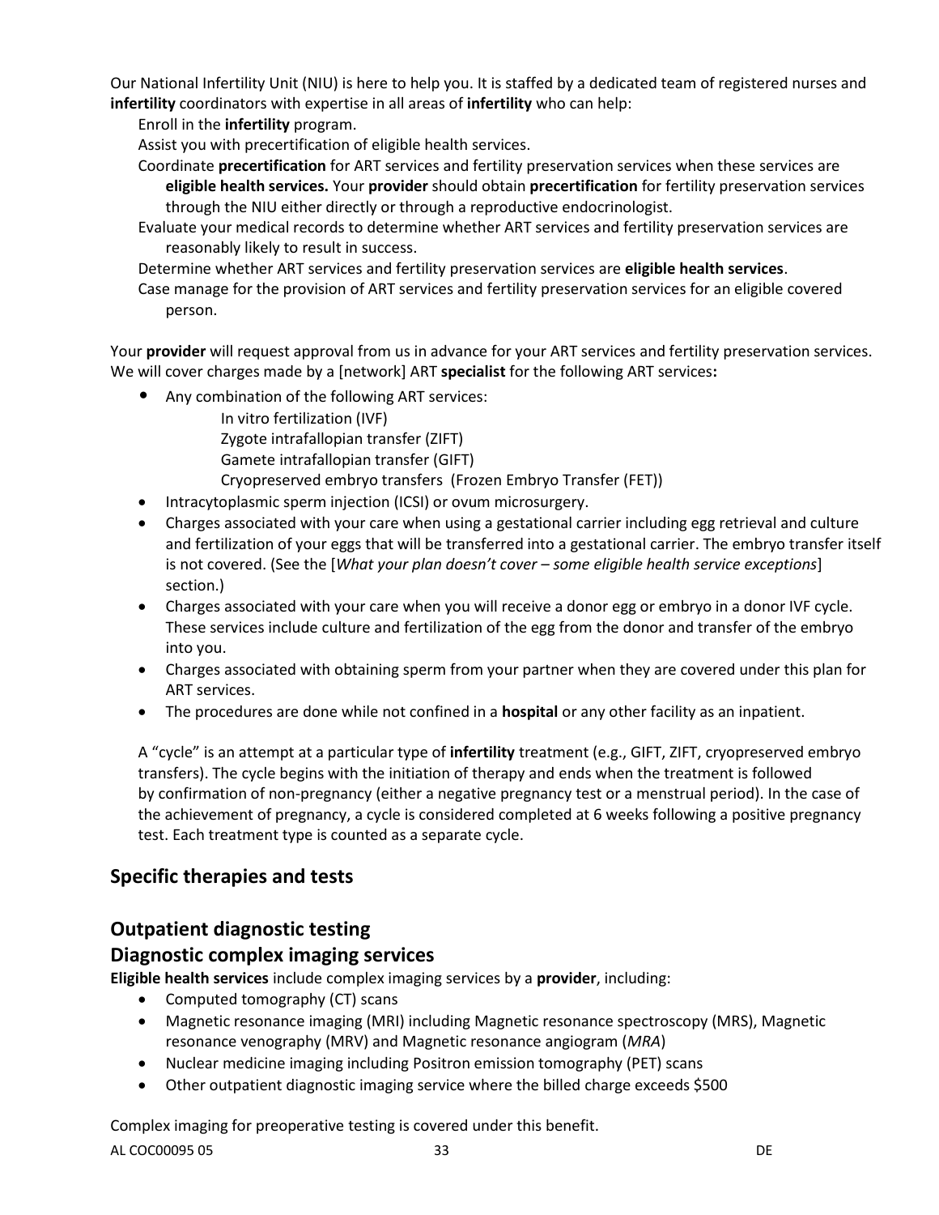Our National Infertility Unit (NIU) is here to help you. It is staffed by a dedicated team of registered nurses and **infertility** coordinators with expertise in all areas of **infertility** who can help:

- Enroll in the **infertility** program.
- Assist you with precertification of eligible health services.
- Coordinate **precertification** for ART services and fertility preservation services when these services are **eligible health services.** Your **provider** should obtain **precertification** for fertility preservation services through the NIU either directly or through a reproductive endocrinologist.
- Evaluate your medical records to determine whether ART services and fertility preservation services are reasonably likely to result in success.
- Determine whether ART services and fertility preservation services are **eligible health services**.
- Case manage for the provision of ART services and fertility preservation services for an eligible covered person.

Your **provider** will request approval from us in advance for your ART services and fertility preservation services. We will cover charges made by a [network] ART **specialist** for the following ART services**:**

- Any combination of the following ART services:
  - In vitro fertilization (IVF)
  - Zygote intrafallopian transfer (ZIFT)
  - Gamete intrafallopian transfer (GIFT)
  - Cryopreserved embryo transfers (Frozen Embryo Transfer (FET))
- Intracytoplasmic sperm injection (ICSI) or ovum microsurgery.
- Charges associated with your care when using a gestational carrier including egg retrieval and culture and fertilization of your eggs that will be transferred into a gestational carrier. The embryo transfer itself is not covered. (See the [*What your plan doesn't cover – some eligible health service exceptions*] section.)
- Charges associated with your care when you will receive a donor egg or embryo in a donor IVF cycle. These services include culture and fertilization of the egg from the donor and transfer of the embryo into you.
- Charges associated with obtaining sperm from your partner when they are covered under this plan for ART services.
- The procedures are done while not confined in a **hospital** or any other facility as an inpatient.

A "cycle" is an attempt at a particular type of **infertility** treatment (e.g., GIFT, ZIFT, cryopreserved embryo transfers). The cycle begins with the initiation of therapy and ends when the treatment is followed by confirmation of non-pregnancy (either a negative pregnancy test or a menstrual period). In the case of the achievement of pregnancy, a cycle is considered completed at 6 weeks following a positive pregnancy test. Each treatment type is counted as a separate cycle.

## Specific therapies and tests

## Outpatient diagnostic testing

### Diagnostic complex imaging services

**Eligible health services** include complex imaging services by a **provider**, including:

- Computed tomography (CT) scans
- Magnetic resonance imaging (MRI) including Magnetic resonance spectroscopy (MRS), Magnetic resonance venography (MRV) and Magnetic resonance angiogram (*MRA*)
- Nuclear medicine imaging including Positron emission tomography (PET) scans
- Other outpatient diagnostic imaging service where the billed charge exceeds $500

Complex imaging for preoperative testing is covered under this benefit.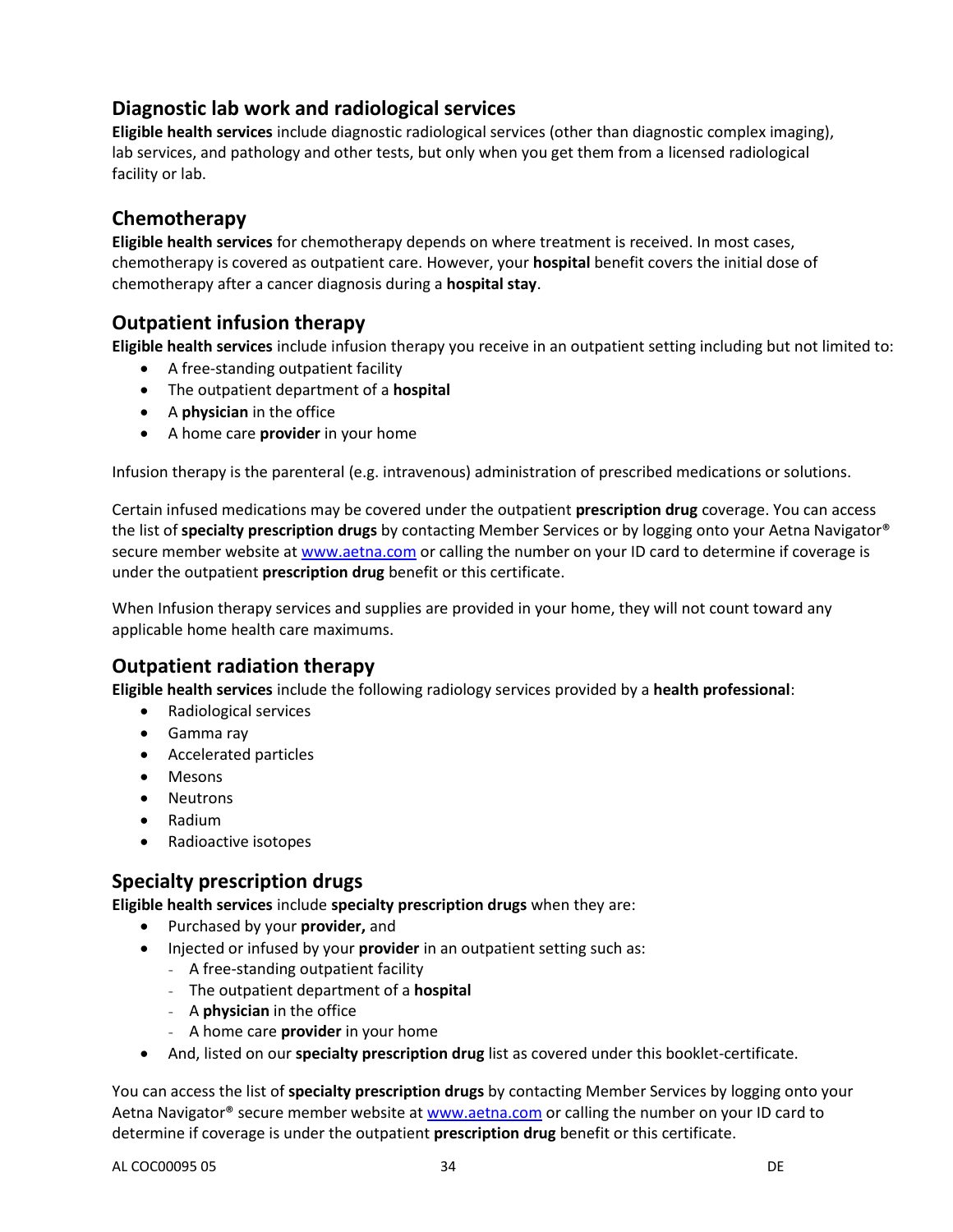## Diagnostic lab work and radiological services

**Eligible health services** include diagnostic radiological services (other than diagnostic complex imaging), lab services, and pathology and other tests, but only when you get them from a licensed radiological facility or lab.

## Chemotherapy

**Eligible health services** for chemotherapy depends on where treatment is received. In most cases, chemotherapy is covered as outpatient care. However, your **hospital** benefit covers the initial dose of chemotherapy after a cancer diagnosis during a **hospital stay**.

## Outpatient infusion therapy

**Eligible health services** include infusion therapy you receive in an outpatient setting including but not limited to:

- A free-standing outpatient facility
- The outpatient department of a **hospital**
- A **physician** in the office
- A home care **provider** in your home

Infusion therapy is the parenteral (e.g. intravenous) administration of prescribed medications or solutions.

Certain infused medications may be covered under the outpatient **prescription drug** coverage. You can access the list of **specialty prescription drugs** by contacting Member Services or by logging onto your Aetna Navigator® secure member website at www.aetna.com or calling the number on your ID card to determine if coverage is under the outpatient **prescription drug** benefit or this certificate.

When Infusion therapy services and supplies are provided in your home, they will not count toward any applicable home health care maximums.

## Outpatient radiation therapy

**Eligible health services** include the following radiology services provided by a **health professional**:

- Radiological services
- Gamma ray
- Accelerated particles
- Mesons
- Neutrons
- Radium
- Radioactive isotopes

## Specialty prescription drugs

**Eligible health services** include **specialty prescription drugs** when they are:

- Purchased by your **provider,** and
- Injected or infused by your **provider** in an outpatient setting such as:
  - A free-standing outpatient facility
  - The outpatient department of a **hospital**
  - A **physician** in the office
  - A home care **provider** in your home
- And, listed on our **specialty prescription drug** list as covered under this booklet-certificate.

You can access the list of **specialty prescription drugs** by contacting Member Services by logging onto your Aetna Navigator® secure member website at www.aetna.com or calling the number on your ID card to determine if coverage is under the outpatient **prescription drug** benefit or this certificate.

AL COC00095 05 DE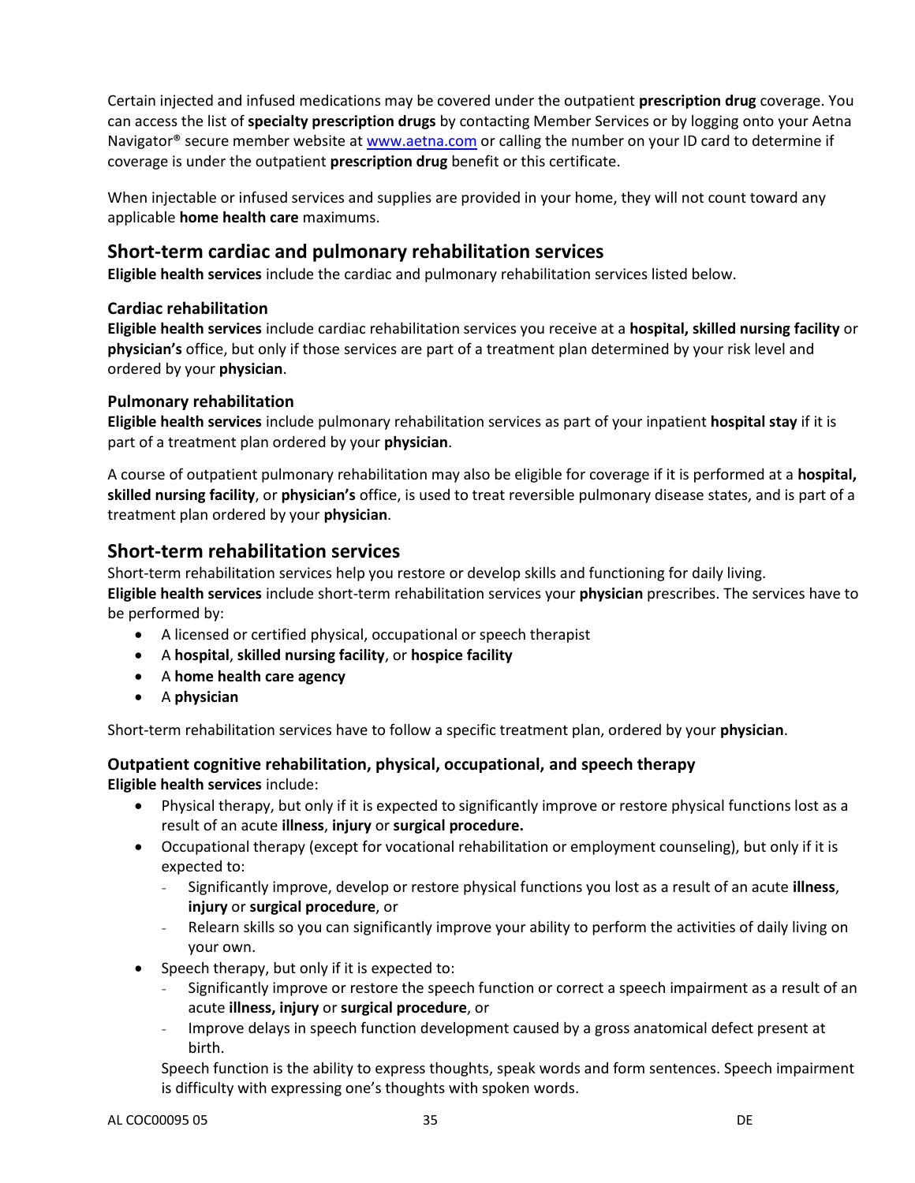Certain injected and infused medications may be covered under the outpatient **prescription drug** coverage. You can access the list of **specialty prescription drugs** by contacting Member Services or by logging onto your Aetna Navigator® secure member website at www.aetna.com or calling the number on your ID card to determine if coverage is under the outpatient **prescription drug** benefit or this certificate.

When injectable or infused services and supplies are provided in your home, they will not count toward any applicable **home health care** maximums.

## Short-term cardiac and pulmonary rehabilitation services

**Eligible health services** include the cardiac and pulmonary rehabilitation services listed below.

### Cardiac rehabilitation

**Eligible health services** include cardiac rehabilitation services you receive at a **hospital, skilled nursing facility** or **physician's** office, but only if those services are part of a treatment plan determined by your risk level and ordered by your **physician**.

### Pulmonary rehabilitation

**Eligible health services** include pulmonary rehabilitation services as part of your inpatient **hospital stay** if it is part of a treatment plan ordered by your **physician**.

A course of outpatient pulmonary rehabilitation may also be eligible for coverage if it is performed at a **hospital, skilled nursing facility**, or **physician's** office, is used to treat reversible pulmonary disease states, and is part of a treatment plan ordered by your **physician**.

## Short-term rehabilitation services

Short-term rehabilitation services help you restore or develop skills and functioning for daily living. **Eligible health services** include short-term rehabilitation services your **physician** prescribes. The services have to be performed by:

- A licensed or certified physical, occupational or speech therapist
- A **hospital**, **skilled nursing facility**, or **hospice facility**
- A **home health care agency**
- A **physician**

Short-term rehabilitation services have to follow a specific treatment plan, ordered by your **physician**.

### Outpatient cognitive rehabilitation, physical, occupational, and speech therapy

**Eligible health services** include:

- Physical therapy, but only if it is expected to significantly improve or restore physical functions lost as a result of an acute **illness**, **injury** or **surgical procedure.**
- Occupational therapy (except for vocational rehabilitation or employment counseling), but only if it is expected to:
  - Significantly improve, develop or restore physical functions you lost as a result of an acute **illness**, **injury** or **surgical procedure**, or
  - Relearn skills so you can significantly improve your ability to perform the activities of daily living on your own.
- Speech therapy, but only if it is expected to:
  - Significantly improve or restore the speech function or correct a speech impairment as a result of an acute **illness, injury** or **surgical procedure**, or
  - Improve delays in speech function development caused by a gross anatomical defect present at birth.

  Speech function is the ability to express thoughts, speak words and form sentences. Speech impairment is difficulty with expressing one's thoughts with spoken words.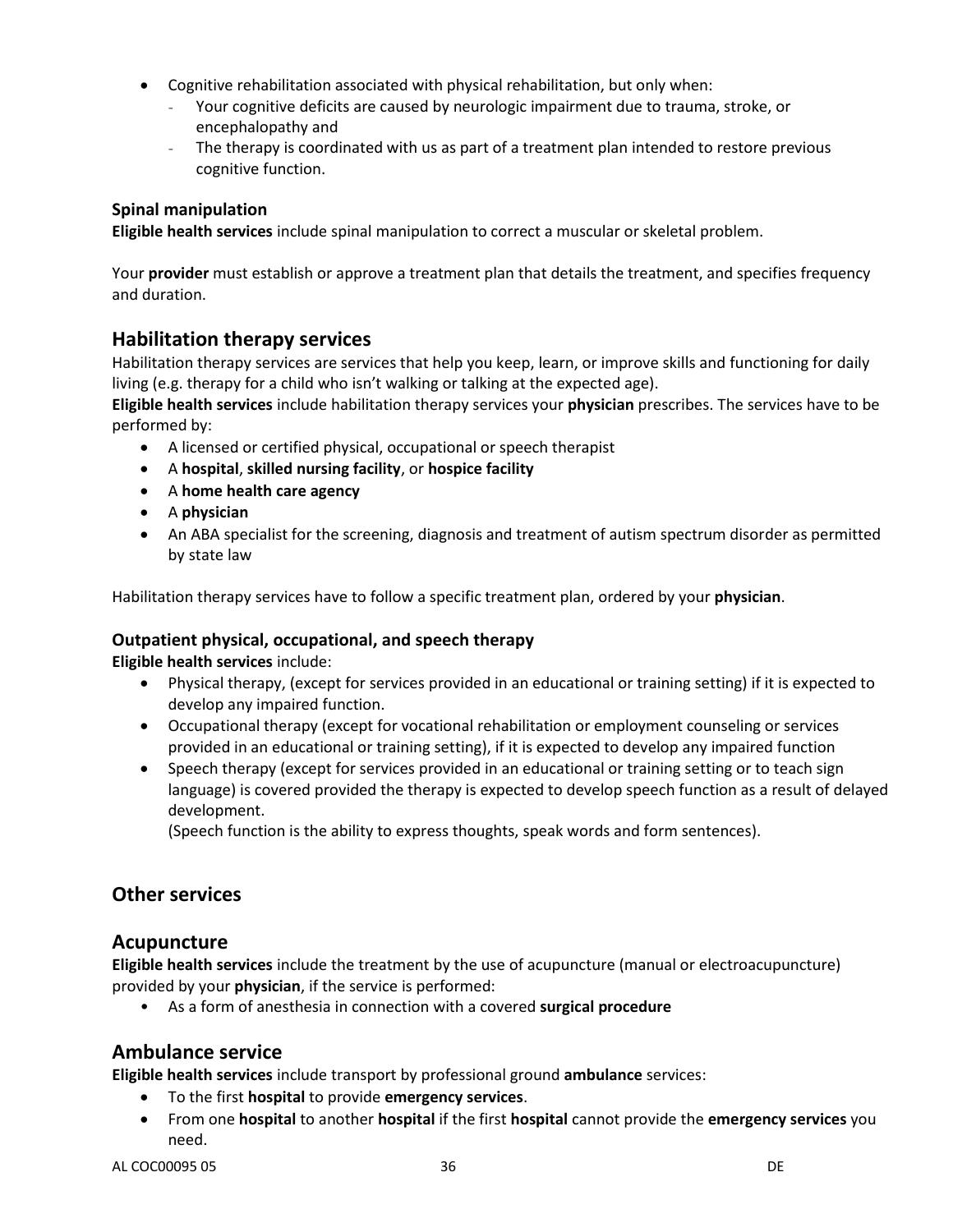- Cognitive rehabilitation associated with physical rehabilitation, but only when:
  - Your cognitive deficits are caused by neurologic impairment due to trauma, stroke, or encephalopathy and
  - The therapy is coordinated with us as part of a treatment plan intended to restore previous cognitive function.

### Spinal manipulation

**Eligible health services** include spinal manipulation to correct a muscular or skeletal problem.

Your **provider** must establish or approve a treatment plan that details the treatment, and specifies frequency and duration.

## Habilitation therapy services

Habilitation therapy services are services that help you keep, learn, or improve skills and functioning for daily living (e.g. therapy for a child who isn't walking or talking at the expected age).

**Eligible health services** include habilitation therapy services your **physician** prescribes. The services have to be performed by:

- A licensed or certified physical, occupational or speech therapist
- A **hospital**, **skilled nursing facility**, or **hospice facility**
- A **home health care agency**
- A **physician**
- An ABA specialist for the screening, diagnosis and treatment of autism spectrum disorder as permitted by state law

Habilitation therapy services have to follow a specific treatment plan, ordered by your **physician**.

### Outpatient physical, occupational, and speech therapy

**Eligible health services** include:

- Physical therapy, (except for services provided in an educational or training setting) if it is expected to develop any impaired function.
- Occupational therapy (except for vocational rehabilitation or employment counseling or services provided in an educational or training setting), if it is expected to develop any impaired function
- Speech therapy (except for services provided in an educational or training setting or to teach sign language) is covered provided the therapy is expected to develop speech function as a result of delayed development.
  (Speech function is the ability to express thoughts, speak words and form sentences).

## Other services

## Acupuncture

**Eligible health services** include the treatment by the use of acupuncture (manual or electroacupuncture) provided by your **physician**, if the service is performed:

- As a form of anesthesia in connection with a covered **surgical procedure**

## Ambulance service

**Eligible health services** include transport by professional ground **ambulance** services:

- To the first **hospital** to provide **emergency services**.
- From one **hospital** to another **hospital** if the first **hospital** cannot provide the **emergency services** you need.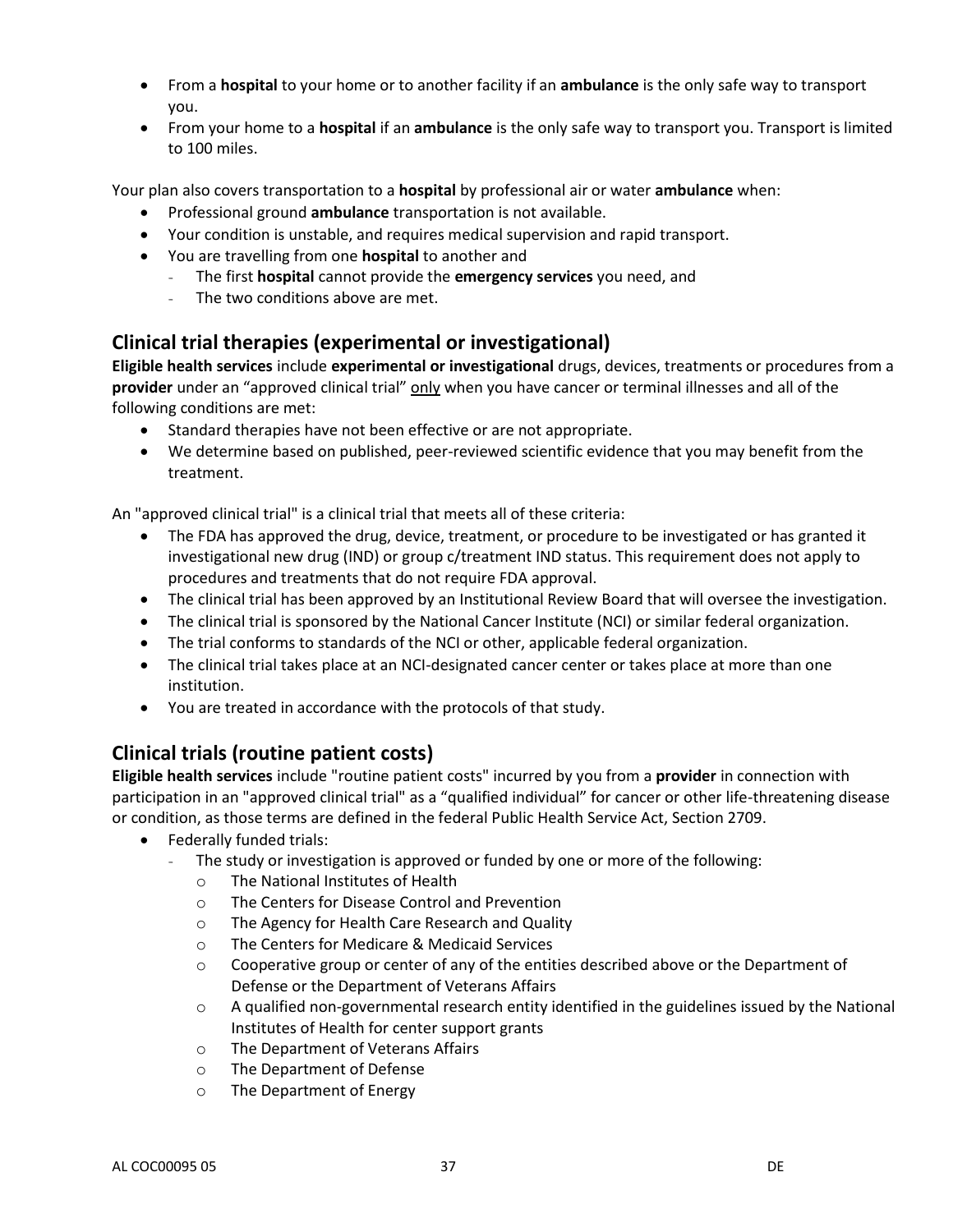- From a **hospital** to your home or to another facility if an **ambulance** is the only safe way to transport you.
- From your home to a **hospital** if an **ambulance** is the only safe way to transport you. Transport is limited to 100 miles.

Your plan also covers transportation to a **hospital** by professional air or water **ambulance** when:

- Professional ground **ambulance** transportation is not available.
- Your condition is unstable, and requires medical supervision and rapid transport.
- You are travelling from one **hospital** to another and
  - The first **hospital** cannot provide the **emergency services** you need, and
  - The two conditions above are met.

## Clinical trial therapies (experimental or investigational)

**Eligible health services** include **experimental or investigational** drugs, devices, treatments or procedures from a **provider** under an "approved clinical trial" only when you have cancer or terminal illnesses and all of the following conditions are met:

- Standard therapies have not been effective or are not appropriate.
- We determine based on published, peer-reviewed scientific evidence that you may benefit from the treatment.

An "approved clinical trial" is a clinical trial that meets all of these criteria:

- The FDA has approved the drug, device, treatment, or procedure to be investigated or has granted it investigational new drug (IND) or group c/treatment IND status. This requirement does not apply to procedures and treatments that do not require FDA approval.
- The clinical trial has been approved by an Institutional Review Board that will oversee the investigation.
- The clinical trial is sponsored by the National Cancer Institute (NCI) or similar federal organization.
- The trial conforms to standards of the NCI or other, applicable federal organization.
- The clinical trial takes place at an NCI-designated cancer center or takes place at more than one institution.
- You are treated in accordance with the protocols of that study.

## Clinical trials (routine patient costs)

**Eligible health services** include "routine patient costs" incurred by you from a **provider** in connection with participation in an "approved clinical trial" as a "qualified individual" for cancer or other life-threatening disease or condition, as those terms are defined in the federal Public Health Service Act, Section 2709.

- Federally funded trials:
  - The study or investigation is approved or funded by one or more of the following:
    - The National Institutes of Health
    - The Centers for Disease Control and Prevention
    - The Agency for Health Care Research and Quality
    - The Centers for Medicare & Medicaid Services
    - Cooperative group or center of any of the entities described above or the Department of Defense or the Department of Veterans Affairs
    - A qualified non-governmental research entity identified in the guidelines issued by the National Institutes of Health for center support grants
    - The Department of Veterans Affairs
    - The Department of Defense
    - The Department of Energy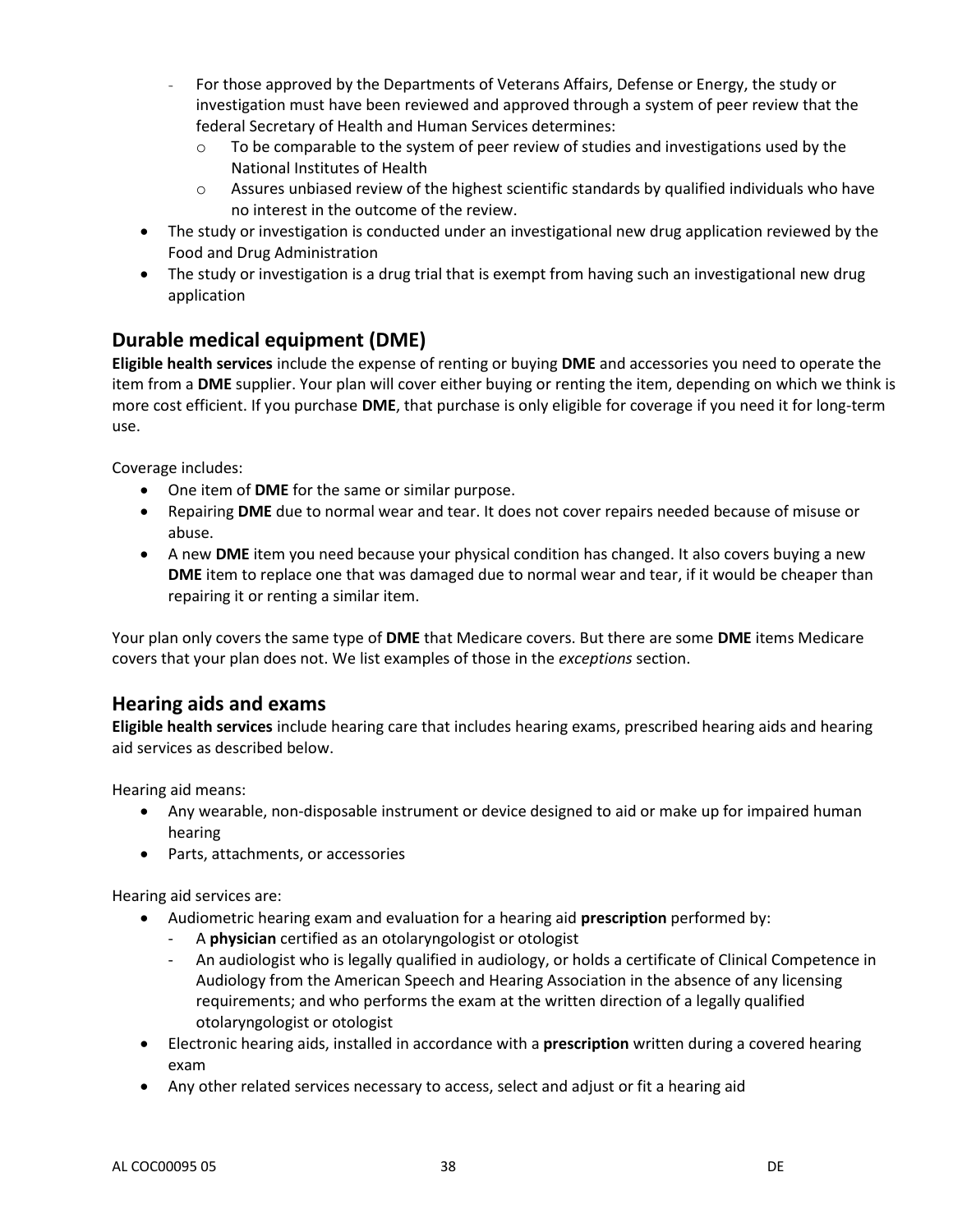- For those approved by the Departments of Veterans Affairs, Defense or Energy, the study or investigation must have been reviewed and approved through a system of peer review that the federal Secretary of Health and Human Services determines:
    - To be comparable to the system of peer review of studies and investigations used by the National Institutes of Health
    - Assures unbiased review of the highest scientific standards by qualified individuals who have no interest in the outcome of the review.
- The study or investigation is conducted under an investigational new drug application reviewed by the Food and Drug Administration
- The study or investigation is a drug trial that is exempt from having such an investigational new drug application

## Durable medical equipment (DME)

**Eligible health services** include the expense of renting or buying **DME** and accessories you need to operate the item from a **DME** supplier. Your plan will cover either buying or renting the item, depending on which we think is more cost efficient. If you purchase **DME**, that purchase is only eligible for coverage if you need it for long-term use.

Coverage includes:

- One item of **DME** for the same or similar purpose.
- Repairing **DME** due to normal wear and tear. It does not cover repairs needed because of misuse or abuse.
- A new **DME** item you need because your physical condition has changed. It also covers buying a new **DME** item to replace one that was damaged due to normal wear and tear, if it would be cheaper than repairing it or renting a similar item.

Your plan only covers the same type of **DME** that Medicare covers. But there are some **DME** items Medicare covers that your plan does not. We list examples of those in the *exceptions* section.

## Hearing aids and exams

**Eligible health services** include hearing care that includes hearing exams, prescribed hearing aids and hearing aid services as described below.

Hearing aid means:

- Any wearable, non-disposable instrument or device designed to aid or make up for impaired human hearing
- Parts, attachments, or accessories

Hearing aid services are:

- Audiometric hearing exam and evaluation for a hearing aid **prescription** performed by:
  - A **physician** certified as an otolaryngologist or otologist
  - An audiologist who is legally qualified in audiology, or holds a certificate of Clinical Competence in Audiology from the American Speech and Hearing Association in the absence of any licensing requirements; and who performs the exam at the written direction of a legally qualified otolaryngologist or otologist
- Electronic hearing aids, installed in accordance with a **prescription** written during a covered hearing exam
- Any other related services necessary to access, select and adjust or fit a hearing aid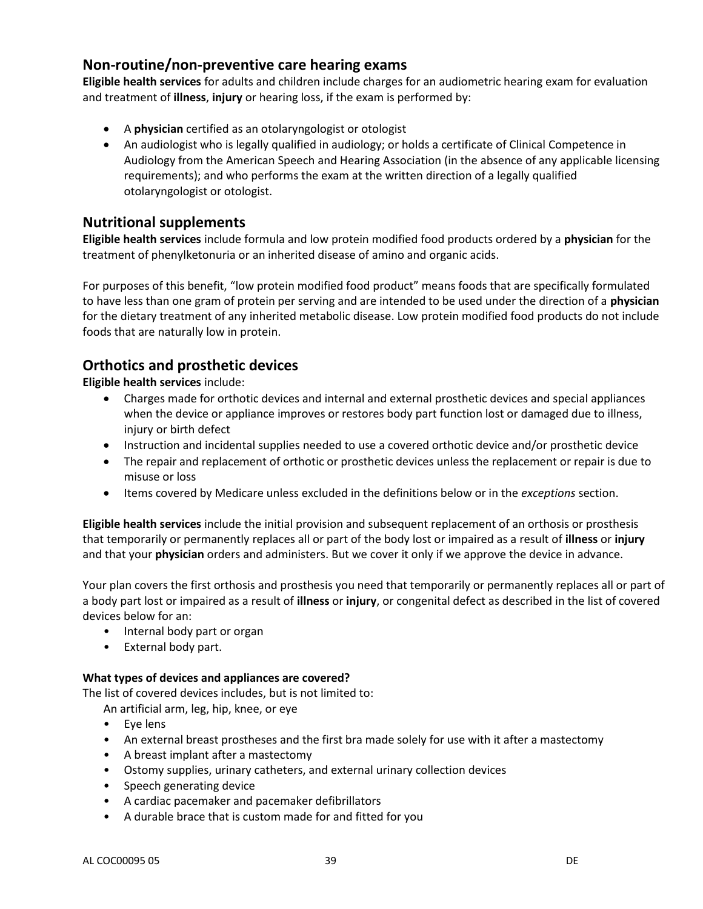## Non-routine/non-preventive care hearing exams

**Eligible health services** for adults and children include charges for an audiometric hearing exam for evaluation and treatment of **illness**, **injury** or hearing loss, if the exam is performed by:

- A **physician** certified as an otolaryngologist or otologist
- An audiologist who is legally qualified in audiology; or holds a certificate of Clinical Competence in Audiology from the American Speech and Hearing Association (in the absence of any applicable licensing requirements); and who performs the exam at the written direction of a legally qualified otolaryngologist or otologist.

## Nutritional supplements

**Eligible health services** include formula and low protein modified food products ordered by a **physician** for the treatment of phenylketonuria or an inherited disease of amino and organic acids.

For purposes of this benefit, "low protein modified food product" means foods that are specifically formulated to have less than one gram of protein per serving and are intended to be used under the direction of a **physician** for the dietary treatment of any inherited metabolic disease. Low protein modified food products do not include foods that are naturally low in protein.

## Orthotics and prosthetic devices

**Eligible health services** include:

- Charges made for orthotic devices and internal and external prosthetic devices and special appliances when the device or appliance improves or restores body part function lost or damaged due to illness, injury or birth defect
- Instruction and incidental supplies needed to use a covered orthotic device and/or prosthetic device
- The repair and replacement of orthotic or prosthetic devices unless the replacement or repair is due to misuse or loss
- Items covered by Medicare unless excluded in the definitions below or in the *exceptions* section.

**Eligible health services** include the initial provision and subsequent replacement of an orthosis or prosthesis that temporarily or permanently replaces all or part of the body lost or impaired as a result of **illness** or **injury** and that your **physician** orders and administers. But we cover it only if we approve the device in advance.

Your plan covers the first orthosis and prosthesis you need that temporarily or permanently replaces all or part of a body part lost or impaired as a result of **illness** or **injury**, or congenital defect as described in the list of covered devices below for an:

- Internal body part or organ
- External body part.

**What types of devices and appliances are covered?**

The list of covered devices includes, but is not limited to:

An artificial arm, leg, hip, knee, or eye

- Eye lens
- An external breast prostheses and the first bra made solely for use with it after a mastectomy
- A breast implant after a mastectomy
- Ostomy supplies, urinary catheters, and external urinary collection devices
- Speech generating device
- A cardiac pacemaker and pacemaker defibrillators
- A durable brace that is custom made for and fitted for you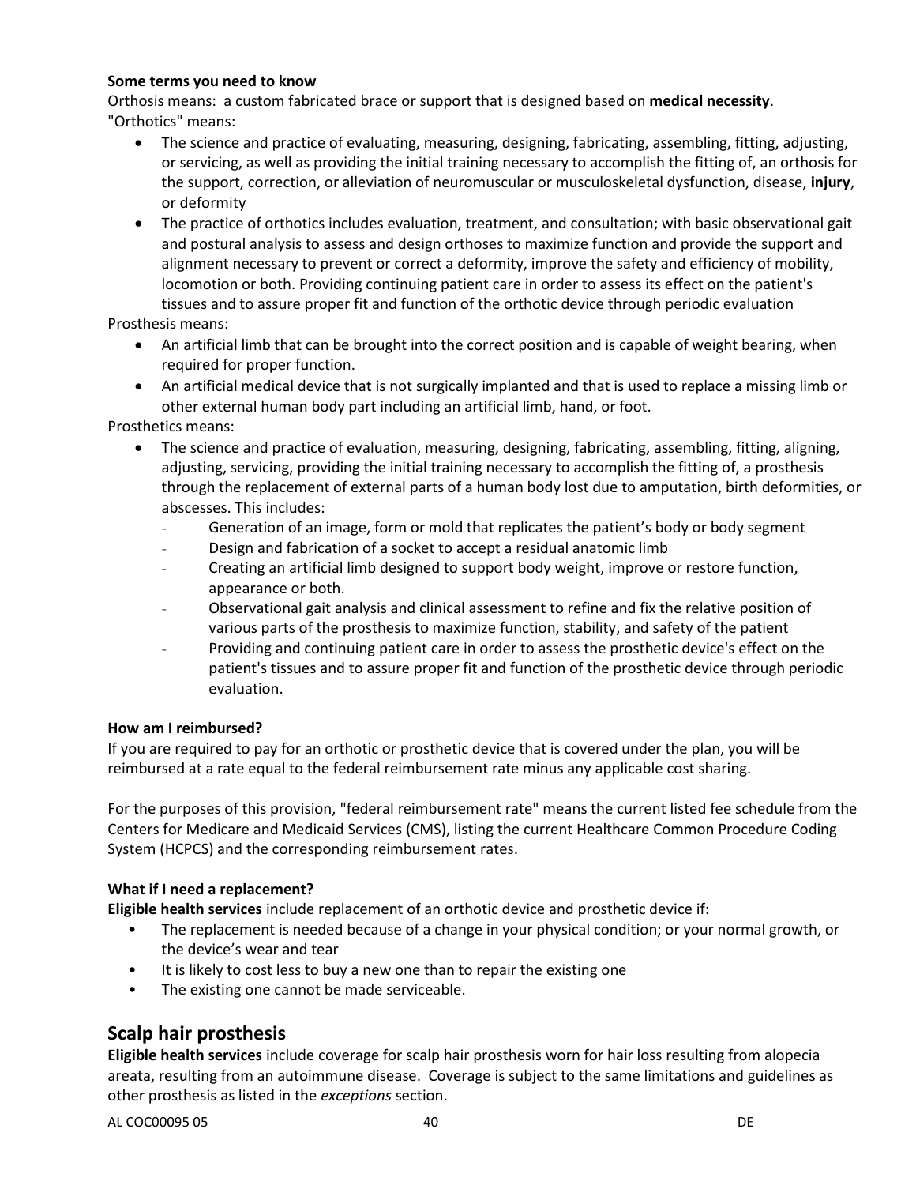**Some terms you need to know**

Orthosis means: a custom fabricated brace or support that is designed based on **medical necessity**.

"Orthotics" means:

- The science and practice of evaluating, measuring, designing, fabricating, assembling, fitting, adjusting, or servicing, as well as providing the initial training necessary to accomplish the fitting of, an orthosis for the support, correction, or alleviation of neuromuscular or musculoskeletal dysfunction, disease, **injury**, or deformity
- The practice of orthotics includes evaluation, treatment, and consultation; with basic observational gait and postural analysis to assess and design orthoses to maximize function and provide the support and alignment necessary to prevent or correct a deformity, improve the safety and efficiency of mobility, locomotion or both. Providing continuing patient care in order to assess its effect on the patient's tissues and to assure proper fit and function of the orthotic device through periodic evaluation

Prosthesis means:

- An artificial limb that can be brought into the correct position and is capable of weight bearing, when required for proper function.
- An artificial medical device that is not surgically implanted and that is used to replace a missing limb or other external human body part including an artificial limb, hand, or foot.

Prosthetics means:

- The science and practice of evaluation, measuring, designing, fabricating, assembling, fitting, aligning, adjusting, servicing, providing the initial training necessary to accomplish the fitting of, a prosthesis through the replacement of external parts of a human body lost due to amputation, birth deformities, or abscesses. This includes:
  - Generation of an image, form or mold that replicates the patient's body or body segment
  - Design and fabrication of a socket to accept a residual anatomic limb
  - Creating an artificial limb designed to support body weight, improve or restore function, appearance or both.
  - Observational gait analysis and clinical assessment to refine and fix the relative position of various parts of the prosthesis to maximize function, stability, and safety of the patient
  - Providing and continuing patient care in order to assess the prosthetic device's effect on the patient's tissues and to assure proper fit and function of the prosthetic device through periodic evaluation.

**How am I reimbursed?**

If you are required to pay for an orthotic or prosthetic device that is covered under the plan, you will be reimbursed at a rate equal to the federal reimbursement rate minus any applicable cost sharing.

For the purposes of this provision, "federal reimbursement rate" means the current listed fee schedule from the Centers for Medicare and Medicaid Services (CMS), listing the current Healthcare Common Procedure Coding System (HCPCS) and the corresponding reimbursement rates.

**What if I need a replacement?**

**Eligible health services** include replacement of an orthotic device and prosthetic device if:

- The replacement is needed because of a change in your physical condition; or your normal growth, or the device's wear and tear
- It is likely to cost less to buy a new one than to repair the existing one
- The existing one cannot be made serviceable.

## Scalp hair prosthesis

**Eligible health services** include coverage for scalp hair prosthesis worn for hair loss resulting from alopecia areata, resulting from an autoimmune disease. Coverage is subject to the same limitations and guidelines as other prosthesis as listed in the *exceptions* section.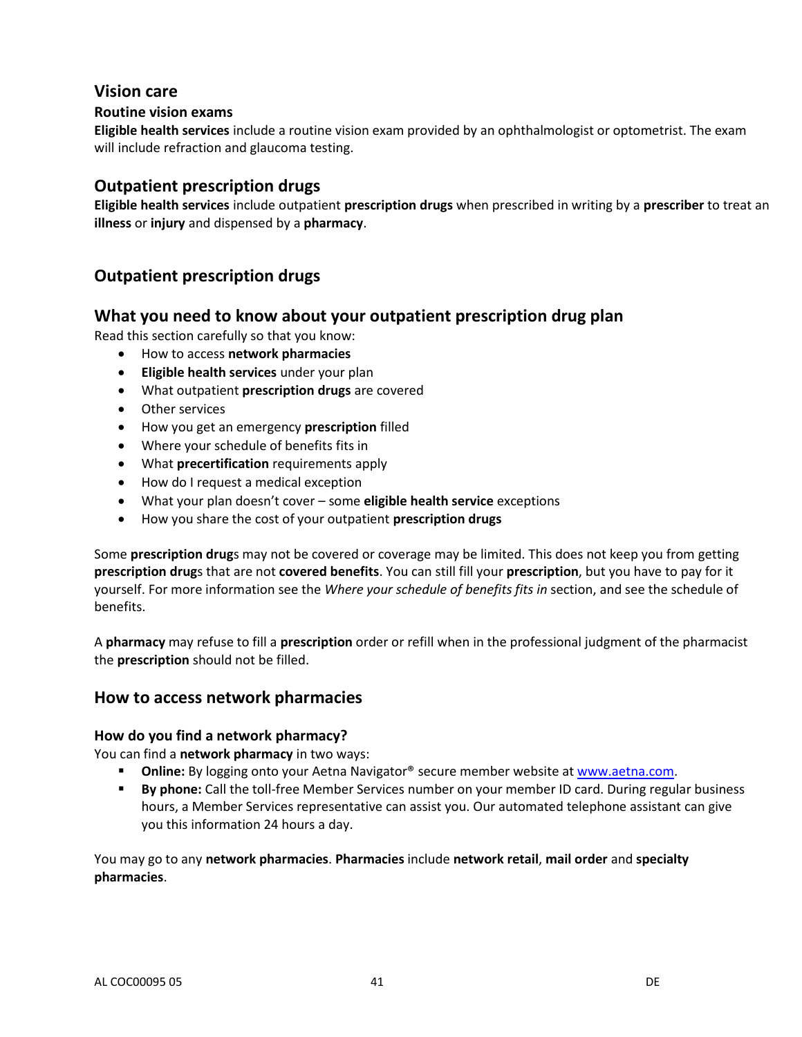## Vision care

### Routine vision exams

**Eligible health services** include a routine vision exam provided by an ophthalmologist or optometrist. The exam will include refraction and glaucoma testing.

## Outpatient prescription drugs

**Eligible health services** include outpatient **prescription drugs** when prescribed in writing by a **prescriber** to treat an **illness** or **injury** and dispensed by a **pharmacy**.

## Outpatient prescription drugs

## What you need to know about your outpatient prescription drug plan

Read this section carefully so that you know:

- How to access **network pharmacies**
- **Eligible health services** under your plan
- What outpatient **prescription drugs** are covered
- Other services
- How you get an emergency **prescription** filled
- Where your schedule of benefits fits in
- What **precertification** requirements apply
- How do I request a medical exception
- What your plan doesn't cover – some **eligible health service** exceptions
- How you share the cost of your outpatient **prescription drugs**

Some **prescription drug**s may not be covered or coverage may be limited. This does not keep you from getting **prescription drug**s that are not **covered benefits**. You can still fill your **prescription**, but you have to pay for it yourself. For more information see the *Where your schedule of benefits fits in* section, and see the schedule of benefits.

A **pharmacy** may refuse to fill a **prescription** order or refill when in the professional judgment of the pharmacist the **prescription** should not be filled.

## How to access network pharmacies

### How do you find a network pharmacy?

You can find a **network pharmacy** in two ways:

- **Online:** By logging onto your Aetna Navigator® secure member website at www.aetna.com.
- **By phone:** Call the toll-free Member Services number on your member ID card. During regular business hours, a Member Services representative can assist you. Our automated telephone assistant can give you this information 24 hours a day.

You may go to any **network pharmacies**. **Pharmacies** include **network retail**, **mail order** and **specialty pharmacies**.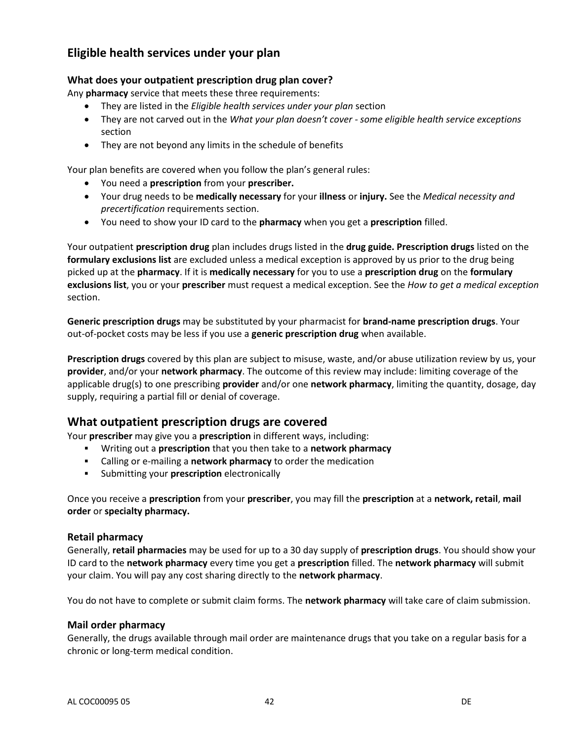## Eligible health services under your plan

### What does your outpatient prescription drug plan cover?

Any **pharmacy** service that meets these three requirements:

- They are listed in the *Eligible health services under your plan* section
- They are not carved out in the *What your plan doesn't cover - some eligible health service exceptions* section
- They are not beyond any limits in the schedule of benefits

Your plan benefits are covered when you follow the plan's general rules:

- You need a **prescription** from your **prescriber.**
- Your drug needs to be **medically necessary** for your **illness** or **injury.** See the *Medical necessity and precertification* requirements section.
- You need to show your ID card to the **pharmacy** when you get a **prescription** filled.

Your outpatient **prescription drug** plan includes drugs listed in the **drug guide. Prescription drugs** listed on the **formulary exclusions list** are excluded unless a medical exception is approved by us prior to the drug being picked up at the **pharmacy**. If it is **medically necessary** for you to use a **prescription drug** on the **formulary exclusions list**, you or your **prescriber** must request a medical exception. See the *How to get a medical exception* section.

**Generic prescription drugs** may be substituted by your pharmacist for **brand-name prescription drugs**. Your out-of-pocket costs may be less if you use a **generic prescription drug** when available.

**Prescription drugs** covered by this plan are subject to misuse, waste, and/or abuse utilization review by us, your **provider**, and/or your **network pharmacy**. The outcome of this review may include: limiting coverage of the applicable drug(s) to one prescribing **provider** and/or one **network pharmacy**, limiting the quantity, dosage, day supply, requiring a partial fill or denial of coverage.

## What outpatient prescription drugs are covered

Your **prescriber** may give you a **prescription** in different ways, including:

- Writing out a **prescription** that you then take to a **network pharmacy**
- Calling or e-mailing a **network pharmacy** to order the medication
- Submitting your **prescription** electronically

Once you receive a **prescription** from your **prescriber**, you may fill the **prescription** at a **network, retail**, **mail order** or **specialty pharmacy.**

### Retail pharmacy

Generally, **retail pharmacies** may be used for up to a 30 day supply of **prescription drugs**. You should show your ID card to the **network pharmacy** every time you get a **prescription** filled. The **network pharmacy** will submit your claim. You will pay any cost sharing directly to the **network pharmacy**.

You do not have to complete or submit claim forms. The **network pharmacy** will take care of claim submission.

### Mail order pharmacy

Generally, the drugs available through mail order are maintenance drugs that you take on a regular basis for a chronic or long-term medical condition.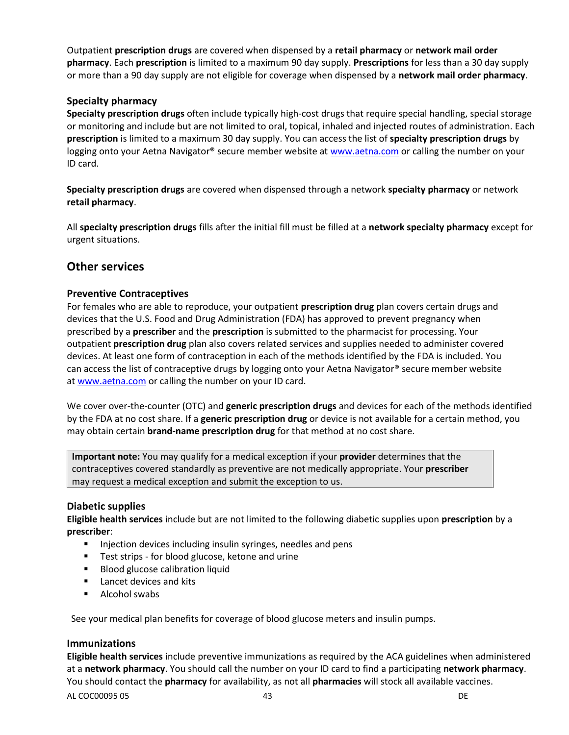Outpatient **prescription drugs** are covered when dispensed by a **retail pharmacy** or **network mail order pharmacy**. Each **prescription** is limited to a maximum 90 day supply. **Prescriptions** for less than a 30 day supply or more than a 90 day supply are not eligible for coverage when dispensed by a **network mail order pharmacy**.

### Specialty pharmacy

**Specialty prescription drugs** often include typically high-cost drugs that require special handling, special storage or monitoring and include but are not limited to oral, topical, inhaled and injected routes of administration. Each **prescription** is limited to a maximum 30 day supply. You can access the list of **specialty prescription drugs** by logging onto your Aetna Navigator® secure member website at www.aetna.com or calling the number on your ID card.

**Specialty prescription drugs** are covered when dispensed through a network **specialty pharmacy** or network **retail pharmacy**.

All **specialty prescription drugs** fills after the initial fill must be filled at a **network specialty pharmacy** except for urgent situations.

## Other services

### Preventive Contraceptives

For females who are able to reproduce, your outpatient **prescription drug** plan covers certain drugs and devices that the U.S. Food and Drug Administration (FDA) has approved to prevent pregnancy when prescribed by a **prescriber** and the **prescription** is submitted to the pharmacist for processing. Your outpatient **prescription drug** plan also covers related services and supplies needed to administer covered devices. At least one form of contraception in each of the methods identified by the FDA is included. You can access the list of contraceptive drugs by logging onto your Aetna Navigator® secure member website at www.aetna.com or calling the number on your ID card.

We cover over-the-counter (OTC) and **generic prescription drugs** and devices for each of the methods identified by the FDA at no cost share. If a **generic prescription drug** or device is not available for a certain method, you may obtain certain **brand-name prescription drug** for that method at no cost share.

> **Important note:** You may qualify for a medical exception if your **provider** determines that the contraceptives covered standardly as preventive are not medically appropriate. Your **prescriber** may request a medical exception and submit the exception to us.

### Diabetic supplies

**Eligible health services** include but are not limited to the following diabetic supplies upon **prescription** by a **prescriber**:

- Injection devices including insulin syringes, needles and pens
- Test strips - for blood glucose, ketone and urine
- Blood glucose calibration liquid
- Lancet devices and kits
- Alcohol swabs

See your medical plan benefits for coverage of blood glucose meters and insulin pumps.

### Immunizations

**Eligible health services** include preventive immunizations as required by the ACA guidelines when administered at a **network pharmacy**. You should call the number on your ID card to find a participating **network pharmacy**. You should contact the **pharmacy** for availability, as not all **pharmacies** will stock all available vaccines.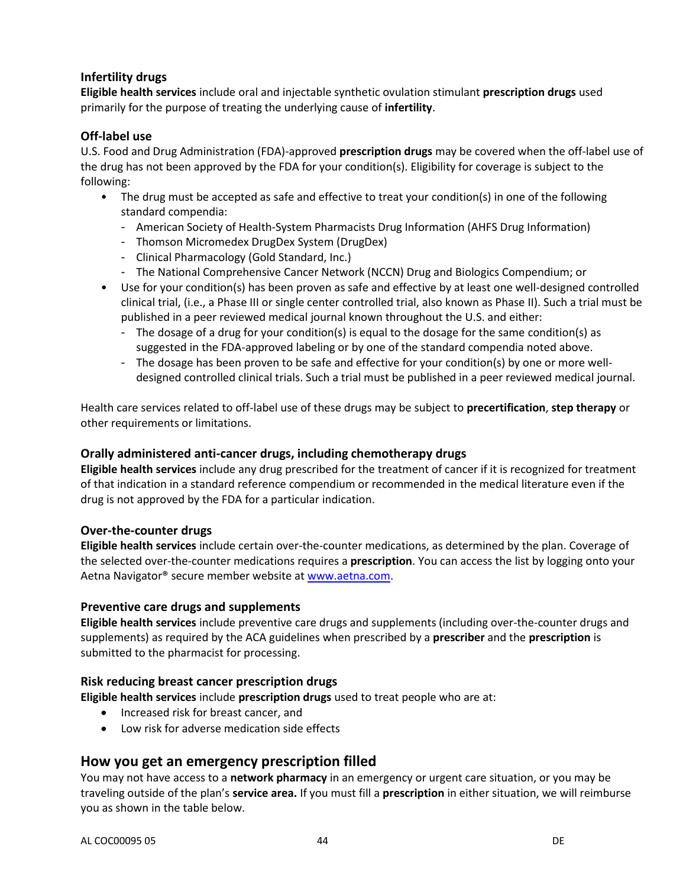### Infertility drugs

**Eligible health services** include oral and injectable synthetic ovulation stimulant **prescription drugs** used primarily for the purpose of treating the underlying cause of **infertility**.

### Off-label use

U.S. Food and Drug Administration (FDA)-approved **prescription drugs** may be covered when the off-label use of the drug has not been approved by the FDA for your condition(s). Eligibility for coverage is subject to the following:

- The drug must be accepted as safe and effective to treat your condition(s) in one of the following standard compendia:
  - American Society of Health-System Pharmacists Drug Information (AHFS Drug Information)
  - Thomson Micromedex DrugDex System (DrugDex)
  - Clinical Pharmacology (Gold Standard, Inc.)
  - The National Comprehensive Cancer Network (NCCN) Drug and Biologics Compendium; or
- Use for your condition(s) has been proven as safe and effective by at least one well-designed controlled clinical trial, (i.e., a Phase III or single center controlled trial, also known as Phase II). Such a trial must be published in a peer reviewed medical journal known throughout the U.S. and either:
  - The dosage of a drug for your condition(s) is equal to the dosage for the same condition(s) as suggested in the FDA-approved labeling or by one of the standard compendia noted above.
  - The dosage has been proven to be safe and effective for your condition(s) by one or more well-designed controlled clinical trials. Such a trial must be published in a peer reviewed medical journal.

Health care services related to off-label use of these drugs may be subject to **precertification**, **step therapy** or other requirements or limitations.

### Orally administered anti-cancer drugs, including chemotherapy drugs

**Eligible health services** include any drug prescribed for the treatment of cancer if it is recognized for treatment of that indication in a standard reference compendium or recommended in the medical literature even if the drug is not approved by the FDA for a particular indication.

### Over-the-counter drugs

**Eligible health services** include certain over-the-counter medications, as determined by the plan. Coverage of the selected over-the-counter medications requires a **prescription**. You can access the list by logging onto your Aetna Navigator® secure member website at [www.aetna.com](http://www.aetna.com).

### Preventive care drugs and supplements

**Eligible health services** include preventive care drugs and supplements (including over-the-counter drugs and supplements) as required by the ACA guidelines when prescribed by a **prescriber** and the **prescription** is submitted to the pharmacist for processing.

### Risk reducing breast cancer prescription drugs

**Eligible health services** include **prescription drugs** used to treat people who are at:

- Increased risk for breast cancer, and
- Low risk for adverse medication side effects

## How you get an emergency prescription filled

You may not have access to a **network pharmacy** in an emergency or urgent care situation, or you may be traveling outside of the plan's **service area.** If you must fill a **prescription** in either situation, we will reimburse you as shown in the table below.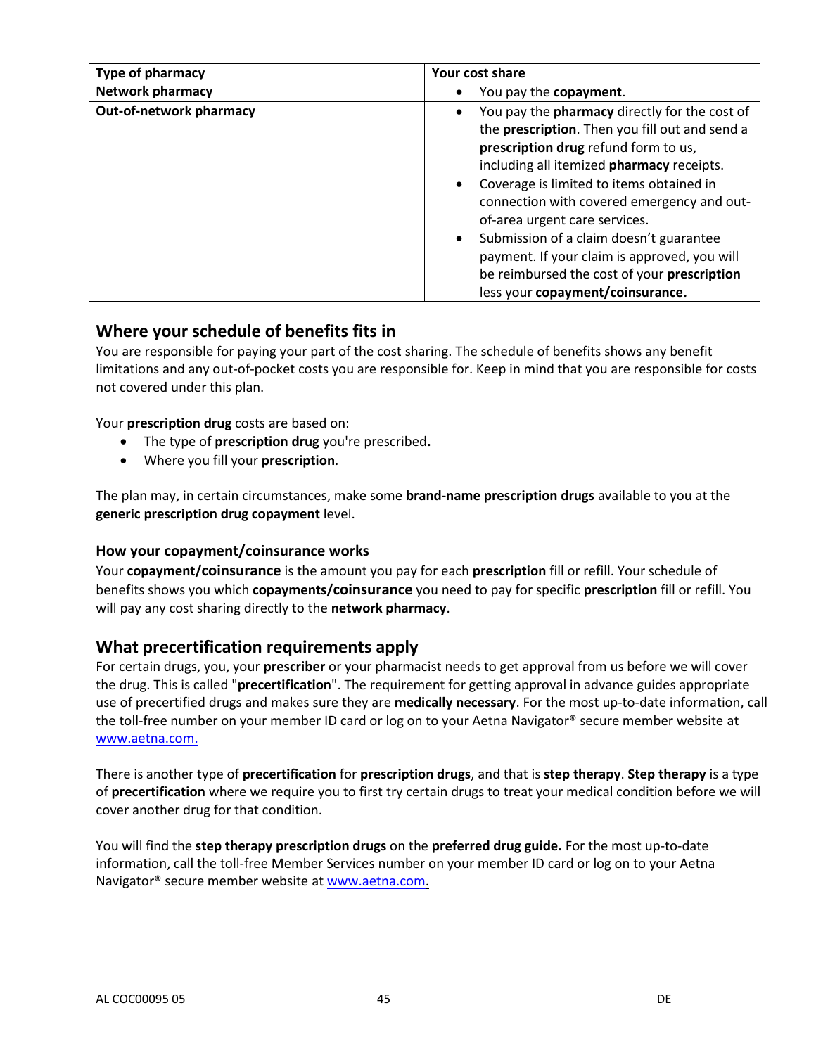| Type of pharmacy | Your cost share |
| --- | --- |
| **Network pharmacy** | • You pay the **copayment**. |
| **Out-of-network pharmacy** | • You pay the **pharmacy** directly for the cost of the **prescription**. Then you fill out and send a **prescription drug** refund form to us, including all itemized **pharmacy** receipts. • Coverage is limited to items obtained in connection with covered emergency and out-of-area urgent care services. • Submission of a claim doesn't guarantee payment. If your claim is approved, you will be reimbursed the cost of your **prescription** less your **copayment/coinsurance.** |

## Where your schedule of benefits fits in

You are responsible for paying your part of the cost sharing. The schedule of benefits shows any benefit limitations and any out-of-pocket costs you are responsible for. Keep in mind that you are responsible for costs not covered under this plan.

Your **prescription drug** costs are based on:

- The type of **prescription drug** you're prescribed**.**
- Where you fill your **prescription**.

The plan may, in certain circumstances, make some **brand-name prescription drugs** available to you at the **generic prescription drug copayment** level.

### How your copayment/coinsurance works

Your **copayment/coinsurance** is the amount you pay for each **prescription** fill or refill. Your schedule of benefits shows you which **copayments/coinsurance** you need to pay for specific **prescription** fill or refill. You will pay any cost sharing directly to the **network pharmacy**.

## What precertification requirements apply

For certain drugs, you, your **prescriber** or your pharmacist needs to get approval from us before we will cover the drug. This is called "**precertification**". The requirement for getting approval in advance guides appropriate use of precertified drugs and makes sure they are **medically necessary**. For the most up-to-date information, call the toll-free number on your member ID card or log on to your Aetna Navigator® secure member website at www.aetna.com.

There is another type of **precertification** for **prescription drugs**, and that is **step therapy**. **Step therapy** is a type of **precertification** where we require you to first try certain drugs to treat your medical condition before we will cover another drug for that condition.

You will find the **step therapy prescription drugs** on the **preferred drug guide.** For the most up-to-date information, call the toll-free Member Services number on your member ID card or log on to your Aetna Navigator® secure member website at www.aetna.com.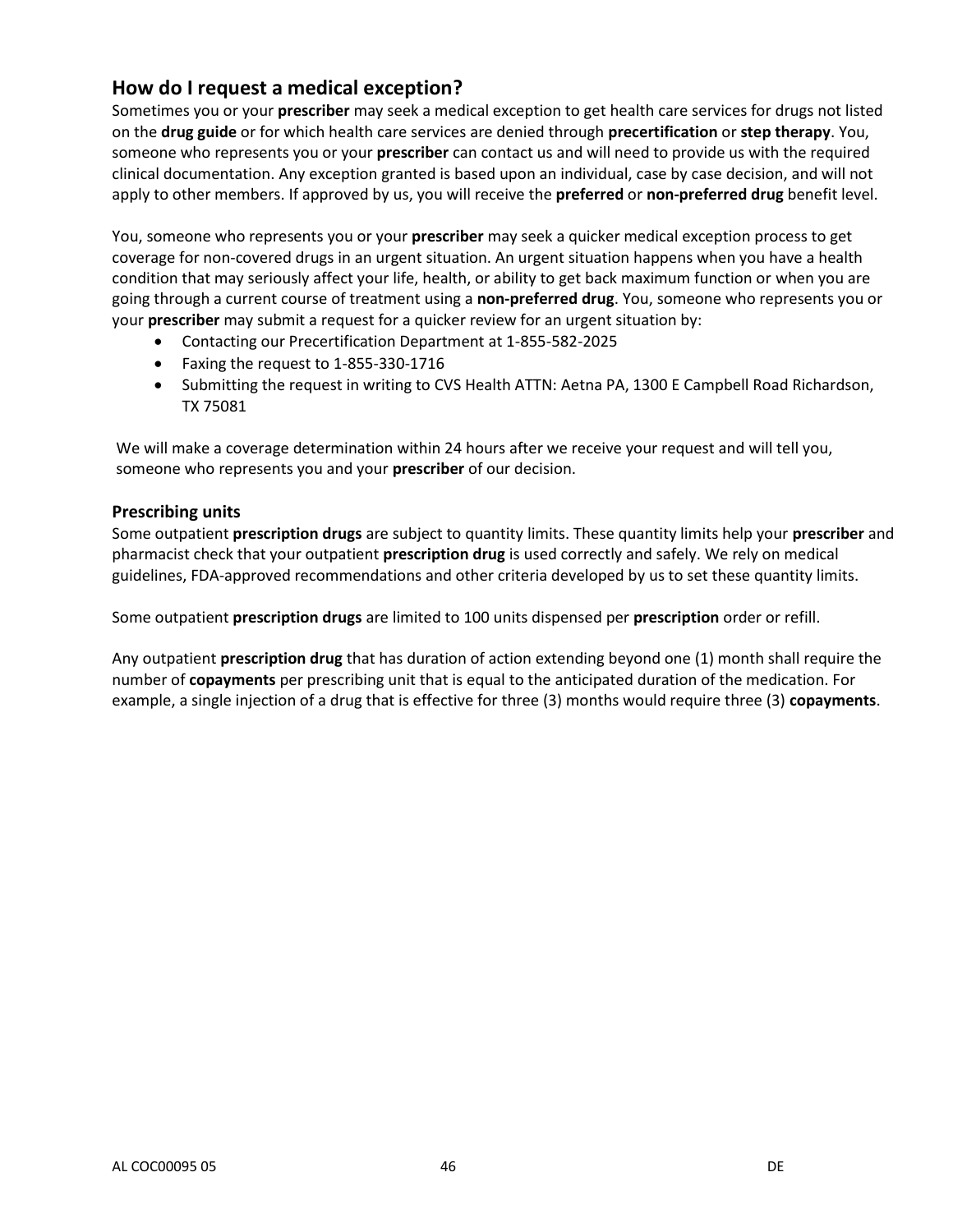## How do I request a medical exception?

Sometimes you or your **prescriber** may seek a medical exception to get health care services for drugs not listed on the **drug guide** or for which health care services are denied through **precertification** or **step therapy**. You, someone who represents you or your **prescriber** can contact us and will need to provide us with the required clinical documentation. Any exception granted is based upon an individual, case by case decision, and will not apply to other members. If approved by us, you will receive the **preferred** or **non-preferred drug** benefit level.

You, someone who represents you or your **prescriber** may seek a quicker medical exception process to get coverage for non-covered drugs in an urgent situation. An urgent situation happens when you have a health condition that may seriously affect your life, health, or ability to get back maximum function or when you are going through a current course of treatment using a **non-preferred drug**. You, someone who represents you or your **prescriber** may submit a request for a quicker review for an urgent situation by:

- Contacting our Precertification Department at 1-855-582-2025
- Faxing the request to 1-855-330-1716
- Submitting the request in writing to CVS Health ATTN: Aetna PA, 1300 E Campbell Road Richardson, TX 75081

We will make a coverage determination within 24 hours after we receive your request and will tell you, someone who represents you and your **prescriber** of our decision.

### Prescribing units

Some outpatient **prescription drugs** are subject to quantity limits. These quantity limits help your **prescriber** and pharmacist check that your outpatient **prescription drug** is used correctly and safely. We rely on medical guidelines, FDA-approved recommendations and other criteria developed by us to set these quantity limits.

Some outpatient **prescription drugs** are limited to 100 units dispensed per **prescription** order or refill.

Any outpatient **prescription drug** that has duration of action extending beyond one (1) month shall require the number of **copayments** per prescribing unit that is equal to the anticipated duration of the medication. For example, a single injection of a drug that is effective for three (3) months would require three (3) **copayments**.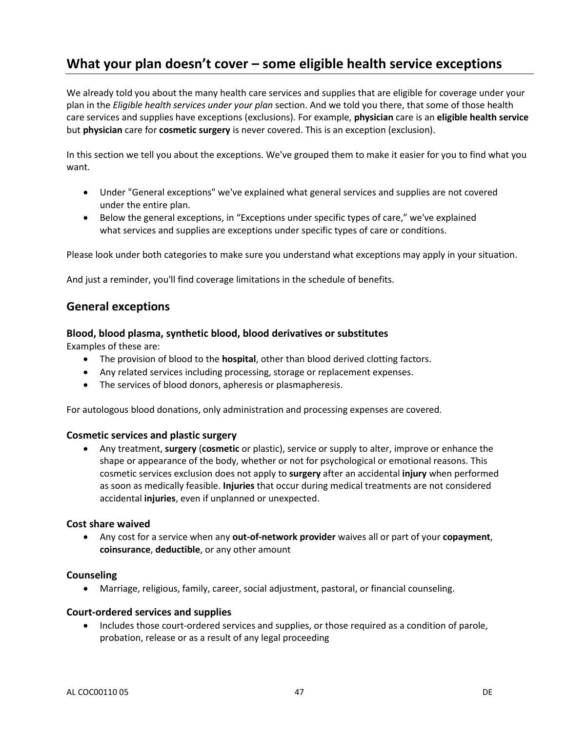## What your plan doesn't cover – some eligible health service exceptions

We already told you about the many health care services and supplies that are eligible for coverage under your plan in the *Eligible health services under your plan* section. And we told you there, that some of those health care services and supplies have exceptions (exclusions). For example, **physician** care is an **eligible health service** but **physician** care for **cosmetic surgery** is never covered. This is an exception (exclusion).

In this section we tell you about the exceptions. We've grouped them to make it easier for you to find what you want.

- Under "General exceptions" we've explained what general services and supplies are not covered under the entire plan.
- Below the general exceptions, in "Exceptions under specific types of care," we've explained what services and supplies are exceptions under specific types of care or conditions.

Please look under both categories to make sure you understand what exceptions may apply in your situation.

And just a reminder, you'll find coverage limitations in the schedule of benefits.

### General exceptions

#### Blood, blood plasma, synthetic blood, blood derivatives or substitutes

Examples of these are:

- The provision of blood to the **hospital**, other than blood derived clotting factors.
- Any related services including processing, storage or replacement expenses.
- The services of blood donors, apheresis or plasmapheresis.

For autologous blood donations, only administration and processing expenses are covered.

#### Cosmetic services and plastic surgery

- Any treatment, **surgery** (**cosmetic** or plastic), service or supply to alter, improve or enhance the shape or appearance of the body, whether or not for psychological or emotional reasons. This cosmetic services exclusion does not apply to **surgery** after an accidental **injury** when performed as soon as medically feasible. **Injuries** that occur during medical treatments are not considered accidental **injuries**, even if unplanned or unexpected.

#### Cost share waived

- Any cost for a service when any **out-of-network provider** waives all or part of your **copayment**, **coinsurance**, **deductible**, or any other amount

#### Counseling

- Marriage, religious, family, career, social adjustment, pastoral, or financial counseling.

#### Court-ordered services and supplies

- Includes those court-ordered services and supplies, or those required as a condition of parole, probation, release or as a result of any legal proceeding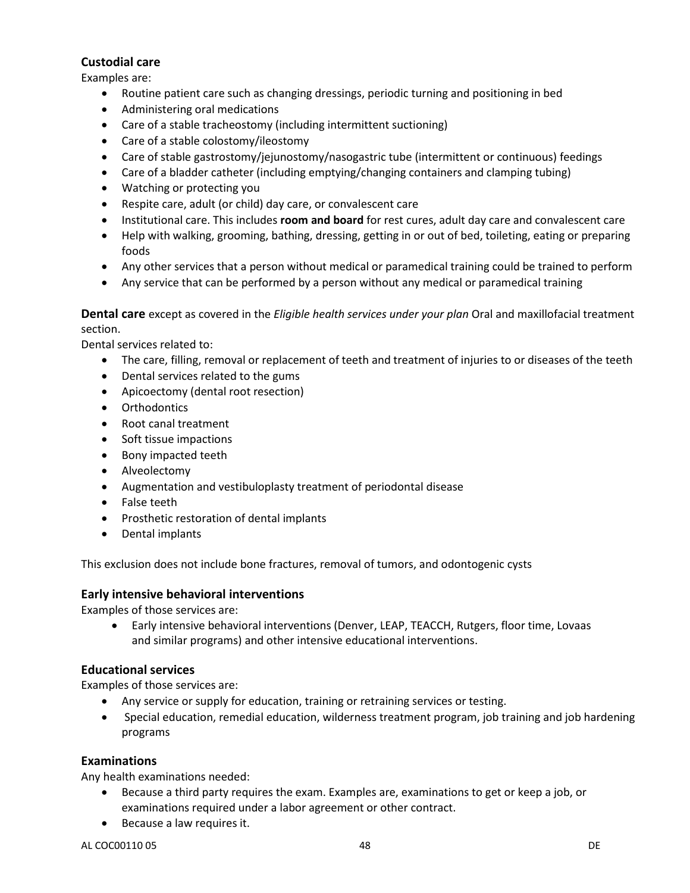### Custodial care

Examples are:

- Routine patient care such as changing dressings, periodic turning and positioning in bed
- Administering oral medications
- Care of a stable tracheostomy (including intermittent suctioning)
- Care of a stable colostomy/ileostomy
- Care of stable gastrostomy/jejunostomy/nasogastric tube (intermittent or continuous) feedings
- Care of a bladder catheter (including emptying/changing containers and clamping tubing)
- Watching or protecting you
- Respite care, adult (or child) day care, or convalescent care
- Institutional care. This includes **room and board** for rest cures, adult day care and convalescent care
- Help with walking, grooming, bathing, dressing, getting in or out of bed, toileting, eating or preparing foods
- Any other services that a person without medical or paramedical training could be trained to perform
- Any service that can be performed by a person without any medical or paramedical training

**Dental care** except as covered in the *Eligible health services under your plan* Oral and maxillofacial treatment section.

Dental services related to:

- The care, filling, removal or replacement of teeth and treatment of injuries to or diseases of the teeth
- Dental services related to the gums
- Apicoectomy (dental root resection)
- Orthodontics
- Root canal treatment
- Soft tissue impactions
- Bony impacted teeth
- Alveolectomy
- Augmentation and vestibuloplasty treatment of periodontal disease
- False teeth
- Prosthetic restoration of dental implants
- Dental implants

This exclusion does not include bone fractures, removal of tumors, and odontogenic cysts

### Early intensive behavioral interventions

Examples of those services are:

- Early intensive behavioral interventions (Denver, LEAP, TEACCH, Rutgers, floor time, Lovaas and similar programs) and other intensive educational interventions.

### Educational services

Examples of those services are:

- Any service or supply for education, training or retraining services or testing.
- Special education, remedial education, wilderness treatment program, job training and job hardening programs

### Examinations

Any health examinations needed:

- Because a third party requires the exam. Examples are, examinations to get or keep a job, or examinations required under a labor agreement or other contract.
- Because a law requires it.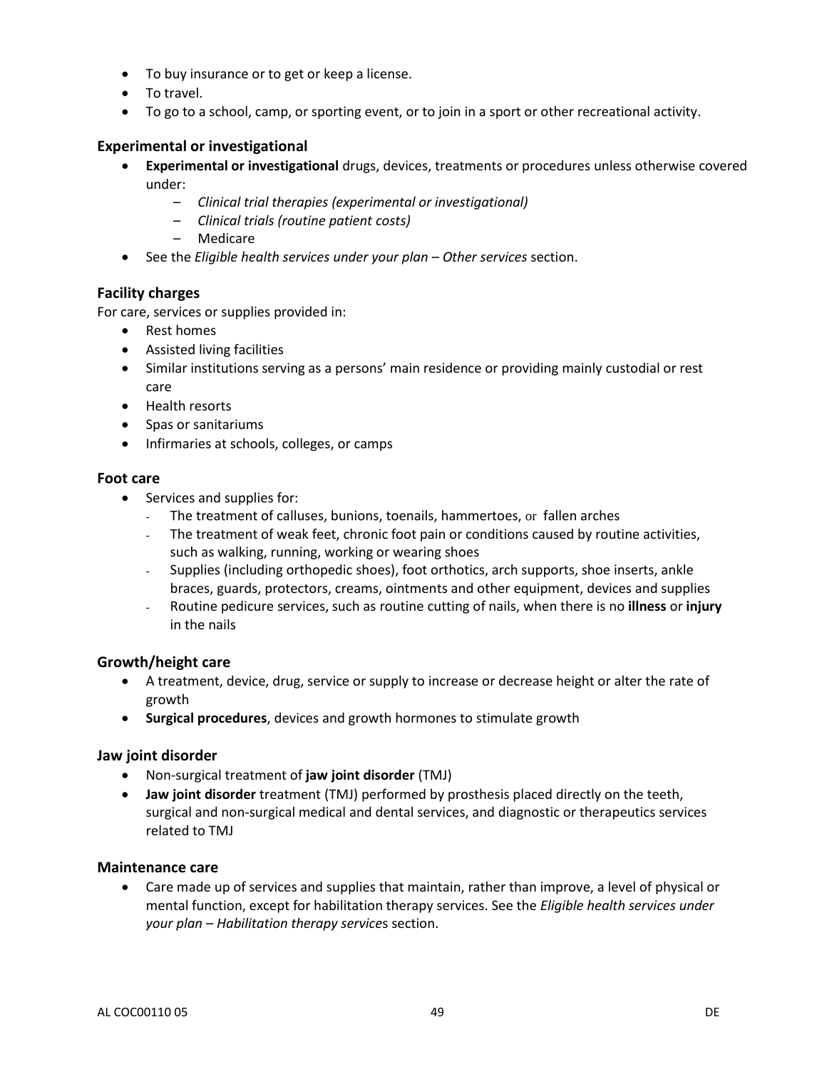- To buy insurance or to get or keep a license.
- To travel.
- To go to a school, camp, or sporting event, or to join in a sport or other recreational activity.

### Experimental or investigational

- **Experimental or investigational** drugs, devices, treatments or procedures unless otherwise covered under:
  - *Clinical trial therapies (experimental or investigational)*
  - *Clinical trials (routine patient costs)*
  - Medicare
- See the *Eligible health services under your plan – Other services* section.

### Facility charges

For care, services or supplies provided in:

- Rest homes
- Assisted living facilities
- Similar institutions serving as a persons' main residence or providing mainly custodial or rest care
- Health resorts
- Spas or sanitariums
- Infirmaries at schools, colleges, or camps

### Foot care

- Services and supplies for:
  - The treatment of calluses, bunions, toenails, hammertoes, or fallen arches
  - The treatment of weak feet, chronic foot pain or conditions caused by routine activities, such as walking, running, working or wearing shoes
  - Supplies (including orthopedic shoes), foot orthotics, arch supports, shoe inserts, ankle braces, guards, protectors, creams, ointments and other equipment, devices and supplies
  - Routine pedicure services, such as routine cutting of nails, when there is no **illness** or **injury** in the nails

### Growth/height care

- A treatment, device, drug, service or supply to increase or decrease height or alter the rate of growth
- **Surgical procedures**, devices and growth hormones to stimulate growth

### Jaw joint disorder

- Non-surgical treatment of **jaw joint disorder** (TMJ)
- **Jaw joint disorder** treatment (TMJ) performed by prosthesis placed directly on the teeth, surgical and non-surgical medical and dental services, and diagnostic or therapeutics services related to TMJ

### Maintenance care

- Care made up of services and supplies that maintain, rather than improve, a level of physical or mental function, except for habilitation therapy services. See the *Eligible health services under your plan – Habilitation therapy services* section.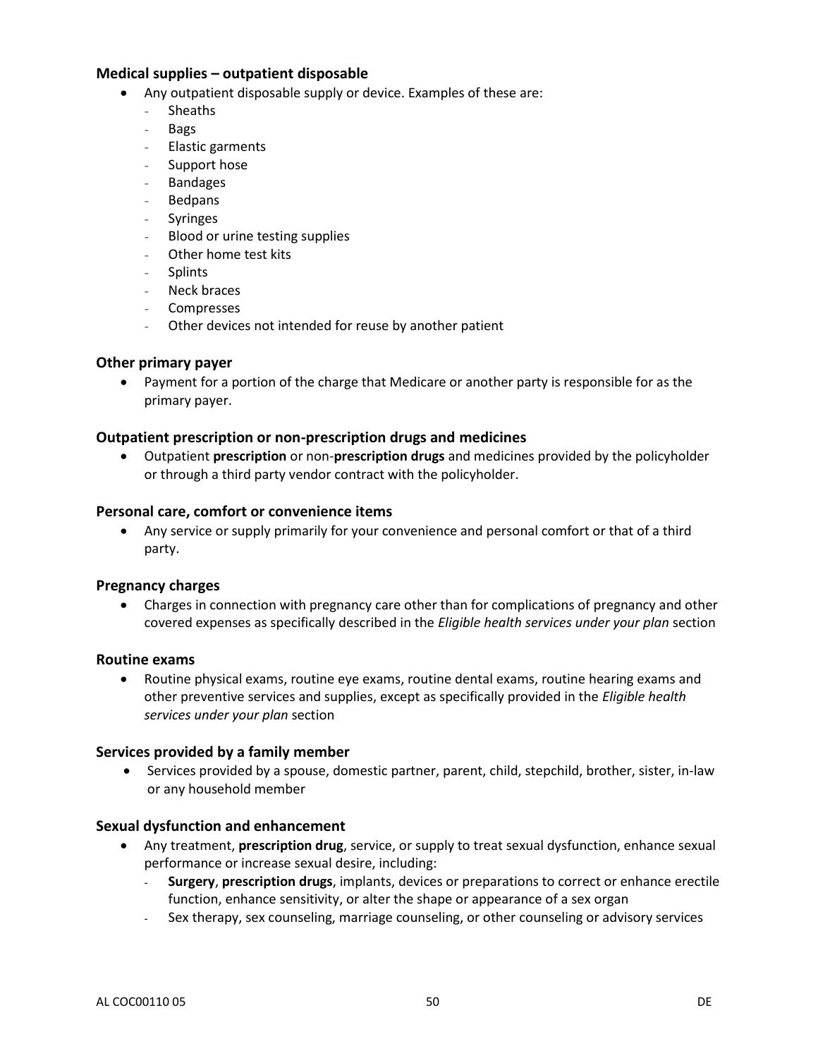### Medical supplies – outpatient disposable

- Any outpatient disposable supply or device. Examples of these are:
  - Sheaths
  - Bags
  - Elastic garments
  - Support hose
  - Bandages
  - Bedpans
  - Syringes
  - Blood or urine testing supplies
  - Other home test kits
  - Splints
  - Neck braces
  - Compresses
  - Other devices not intended for reuse by another patient

### Other primary payer

- Payment for a portion of the charge that Medicare or another party is responsible for as the primary payer.

### Outpatient prescription or non-prescription drugs and medicines

- Outpatient **prescription** or non-**prescription drugs** and medicines provided by the policyholder or through a third party vendor contract with the policyholder.

### Personal care, comfort or convenience items

- Any service or supply primarily for your convenience and personal comfort or that of a third party.

### Pregnancy charges

- Charges in connection with pregnancy care other than for complications of pregnancy and other covered expenses as specifically described in the *Eligible health services under your plan* section

### Routine exams

- Routine physical exams, routine eye exams, routine dental exams, routine hearing exams and other preventive services and supplies, except as specifically provided in the *Eligible health services under your plan* section

### Services provided by a family member

- Services provided by a spouse, domestic partner, parent, child, stepchild, brother, sister, in-law or any household member

### Sexual dysfunction and enhancement

- Any treatment, **prescription drug**, service, or supply to treat sexual dysfunction, enhance sexual performance or increase sexual desire, including:
  - **Surgery**, **prescription drugs**, implants, devices or preparations to correct or enhance erectile function, enhance sensitivity, or alter the shape or appearance of a sex organ
  - Sex therapy, sex counseling, marriage counseling, or other counseling or advisory services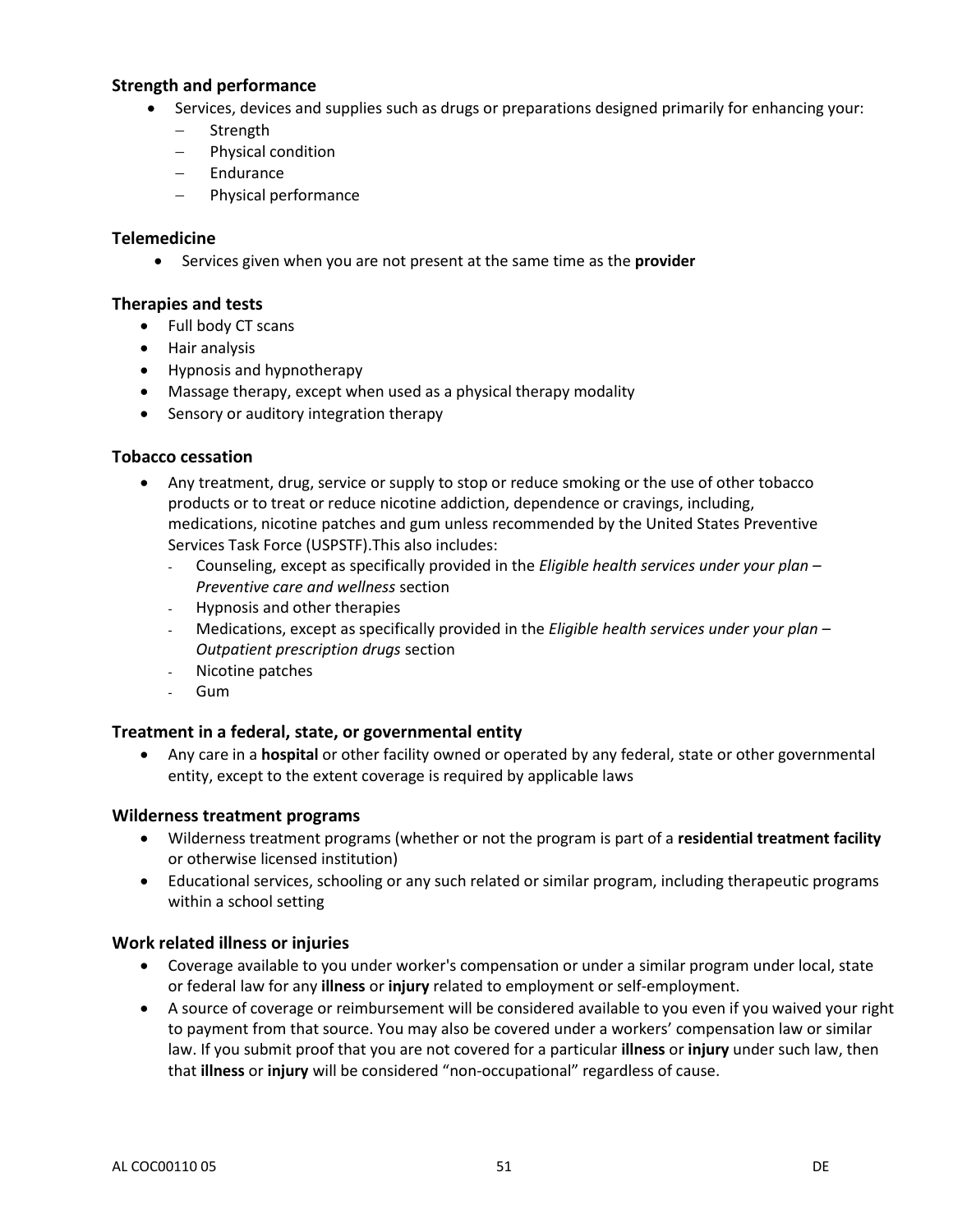### Strength and performance

- Services, devices and supplies such as drugs or preparations designed primarily for enhancing your:
  - Strength
  - Physical condition
  - Endurance
  - Physical performance

### Telemedicine

- Services given when you are not present at the same time as the **provider**

### Therapies and tests

- Full body CT scans
- Hair analysis
- Hypnosis and hypnotherapy
- Massage therapy, except when used as a physical therapy modality
- Sensory or auditory integration therapy

### Tobacco cessation

- Any treatment, drug, service or supply to stop or reduce smoking or the use of other tobacco products or to treat or reduce nicotine addiction, dependence or cravings, including, medications, nicotine patches and gum unless recommended by the United States Preventive Services Task Force (USPSTF).This also includes:
  - Counseling, except as specifically provided in the *Eligible health services under your plan – Preventive care and wellness* section
  - Hypnosis and other therapies
  - Medications, except as specifically provided in the *Eligible health services under your plan – Outpatient prescription drugs* section
  - Nicotine patches
  - Gum

### Treatment in a federal, state, or governmental entity

- Any care in a **hospital** or other facility owned or operated by any federal, state or other governmental entity, except to the extent coverage is required by applicable laws

### Wilderness treatment programs

- Wilderness treatment programs (whether or not the program is part of a **residential treatment facility** or otherwise licensed institution)
- Educational services, schooling or any such related or similar program, including therapeutic programs within a school setting

### Work related illness or injuries

- Coverage available to you under worker's compensation or under a similar program under local, state or federal law for any **illness** or **injury** related to employment or self-employment.
- A source of coverage or reimbursement will be considered available to you even if you waived your right to payment from that source. You may also be covered under a workers' compensation law or similar law. If you submit proof that you are not covered for a particular **illness** or **injury** under such law, then that **illness** or **injury** will be considered "non-occupational" regardless of cause.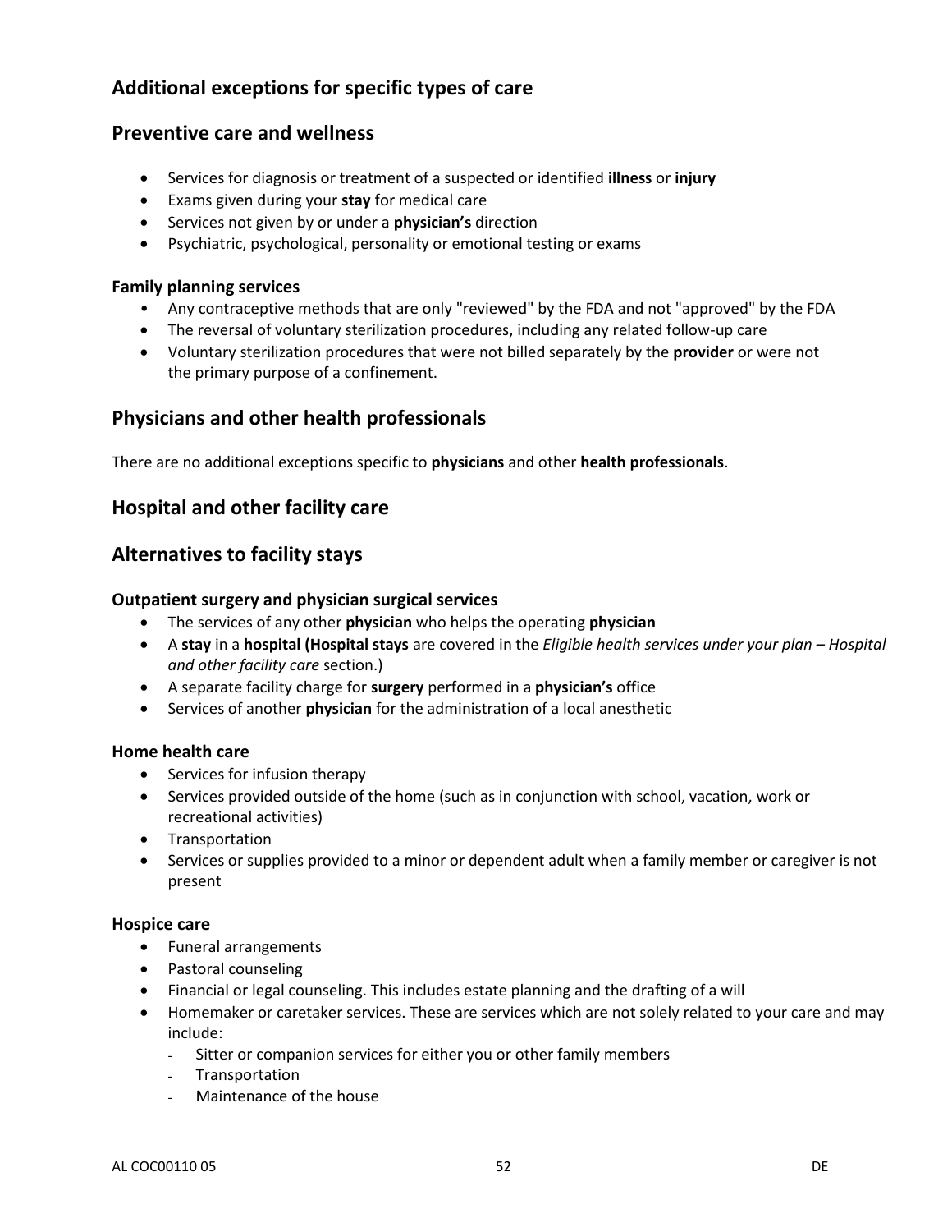## Additional exceptions for specific types of care

## Preventive care and wellness

- Services for diagnosis or treatment of a suspected or identified **illness** or **injury**
- Exams given during your **stay** for medical care
- Services not given by or under a **physician's** direction
- Psychiatric, psychological, personality or emotional testing or exams

### Family planning services

- Any contraceptive methods that are only "reviewed" by the FDA and not "approved" by the FDA
- The reversal of voluntary sterilization procedures, including any related follow-up care
- Voluntary sterilization procedures that were not billed separately by the **provider** or were not the primary purpose of a confinement.

## Physicians and other health professionals

There are no additional exceptions specific to **physicians** and other **health professionals**.

## Hospital and other facility care

## Alternatives to facility stays

### Outpatient surgery and physician surgical services

- The services of any other **physician** who helps the operating **physician**
- A **stay** in a **hospital (Hospital stays** are covered in the *Eligible health services under your plan – Hospital and other facility care* section.)
- A separate facility charge for **surgery** performed in a **physician's** office
- Services of another **physician** for the administration of a local anesthetic

### Home health care

- Services for infusion therapy
- Services provided outside of the home (such as in conjunction with school, vacation, work or recreational activities)
- Transportation
- Services or supplies provided to a minor or dependent adult when a family member or caregiver is not present

### Hospice care

- Funeral arrangements
- Pastoral counseling
- Financial or legal counseling. This includes estate planning and the drafting of a will
- Homemaker or caretaker services. These are services which are not solely related to your care and may include:
  - Sitter or companion services for either you or other family members
  - Transportation
  - Maintenance of the house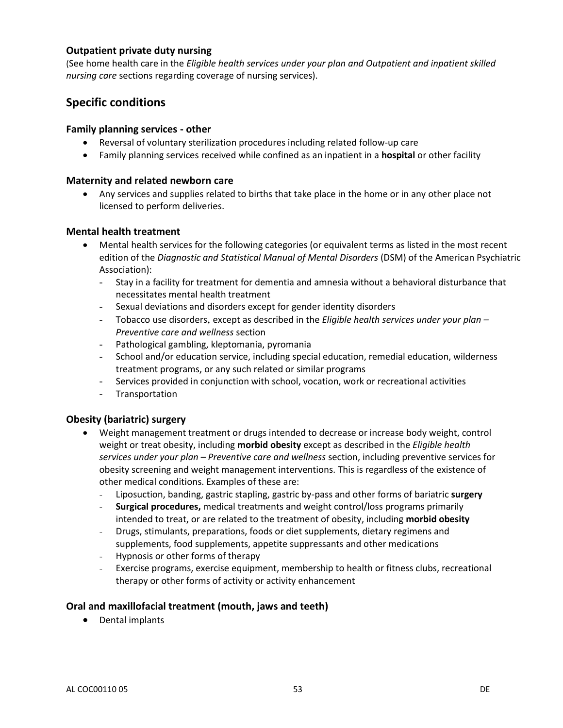### Outpatient private duty nursing

(See home health care in the *Eligible health services under your plan and Outpatient and inpatient skilled nursing care* sections regarding coverage of nursing services).

## Specific conditions

### Family planning services - other

- Reversal of voluntary sterilization procedures including related follow-up care
- Family planning services received while confined as an inpatient in a **hospital** or other facility

### Maternity and related newborn care

- Any services and supplies related to births that take place in the home or in any other place not licensed to perform deliveries.

### Mental health treatment

- Mental health services for the following categories (or equivalent terms as listed in the most recent edition of the *Diagnostic and Statistical Manual of Mental Disorders* (DSM) of the American Psychiatric Association):
  - Stay in a facility for treatment for dementia and amnesia without a behavioral disturbance that necessitates mental health treatment
  - Sexual deviations and disorders except for gender identity disorders
  - Tobacco use disorders, except as described in the *Eligible health services under your plan – Preventive care and wellness* section
  - Pathological gambling, kleptomania, pyromania
  - School and/or education service, including special education, remedial education, wilderness treatment programs, or any such related or similar programs
  - Services provided in conjunction with school, vocation, work or recreational activities
  - Transportation

### Obesity (bariatric) surgery

- Weight management treatment or drugs intended to decrease or increase body weight, control weight or treat obesity, including **morbid obesity** except as described in the *Eligible health services under your plan – Preventive care and wellness* section, including preventive services for obesity screening and weight management interventions. This is regardless of the existence of other medical conditions. Examples of these are:
  - Liposuction, banding, gastric stapling, gastric by-pass and other forms of bariatric **surgery**
  - **Surgical procedures,** medical treatments and weight control/loss programs primarily intended to treat, or are related to the treatment of obesity, including **morbid obesity**
  - Drugs, stimulants, preparations, foods or diet supplements, dietary regimens and supplements, food supplements, appetite suppressants and other medications
  - Hypnosis or other forms of therapy
  - Exercise programs, exercise equipment, membership to health or fitness clubs, recreational therapy or other forms of activity or activity enhancement

### Oral and maxillofacial treatment (mouth, jaws and teeth)

- Dental implants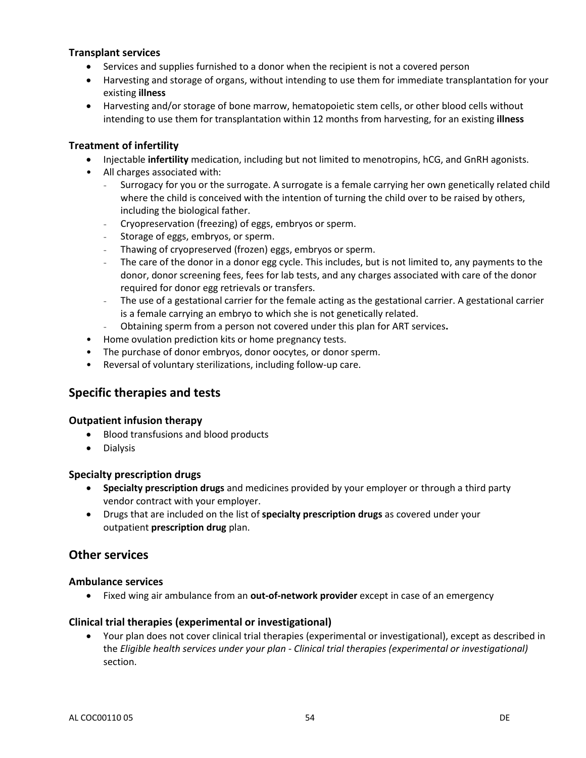### Transplant services

- Services and supplies furnished to a donor when the recipient is not a covered person
- Harvesting and storage of organs, without intending to use them for immediate transplantation for your existing **illness**
- Harvesting and/or storage of bone marrow, hematopoietic stem cells, or other blood cells without intending to use them for transplantation within 12 months from harvesting, for an existing **illness**

### Treatment of infertility

- Injectable **infertility** medication, including but not limited to menotropins, hCG, and GnRH agonists.
- All charges associated with:
  - Surrogacy for you or the surrogate. A surrogate is a female carrying her own genetically related child where the child is conceived with the intention of turning the child over to be raised by others, including the biological father.
  - Cryopreservation (freezing) of eggs, embryos or sperm.
  - Storage of eggs, embryos, or sperm.
  - Thawing of cryopreserved (frozen) eggs, embryos or sperm.
  - The care of the donor in a donor egg cycle. This includes, but is not limited to, any payments to the donor, donor screening fees, fees for lab tests, and any charges associated with care of the donor required for donor egg retrievals or transfers.
  - The use of a gestational carrier for the female acting as the gestational carrier. A gestational carrier is a female carrying an embryo to which she is not genetically related.
  - Obtaining sperm from a person not covered under this plan for ART services**.**
- Home ovulation prediction kits or home pregnancy tests.
- The purchase of donor embryos, donor oocytes, or donor sperm.
- Reversal of voluntary sterilizations, including follow-up care.

## Specific therapies and tests

### Outpatient infusion therapy

- Blood transfusions and blood products
- Dialysis

### Specialty prescription drugs

- **Specialty prescription drugs** and medicines provided by your employer or through a third party vendor contract with your employer.
- Drugs that are included on the list of **specialty prescription drugs** as covered under your outpatient **prescription drug** plan.

## Other services

### Ambulance services

- Fixed wing air ambulance from an **out-of-network provider** except in case of an emergency

### Clinical trial therapies (experimental or investigational)

- Your plan does not cover clinical trial therapies (experimental or investigational), except as described in the *Eligible health services under your plan - Clinical trial therapies (experimental or investigational)* section.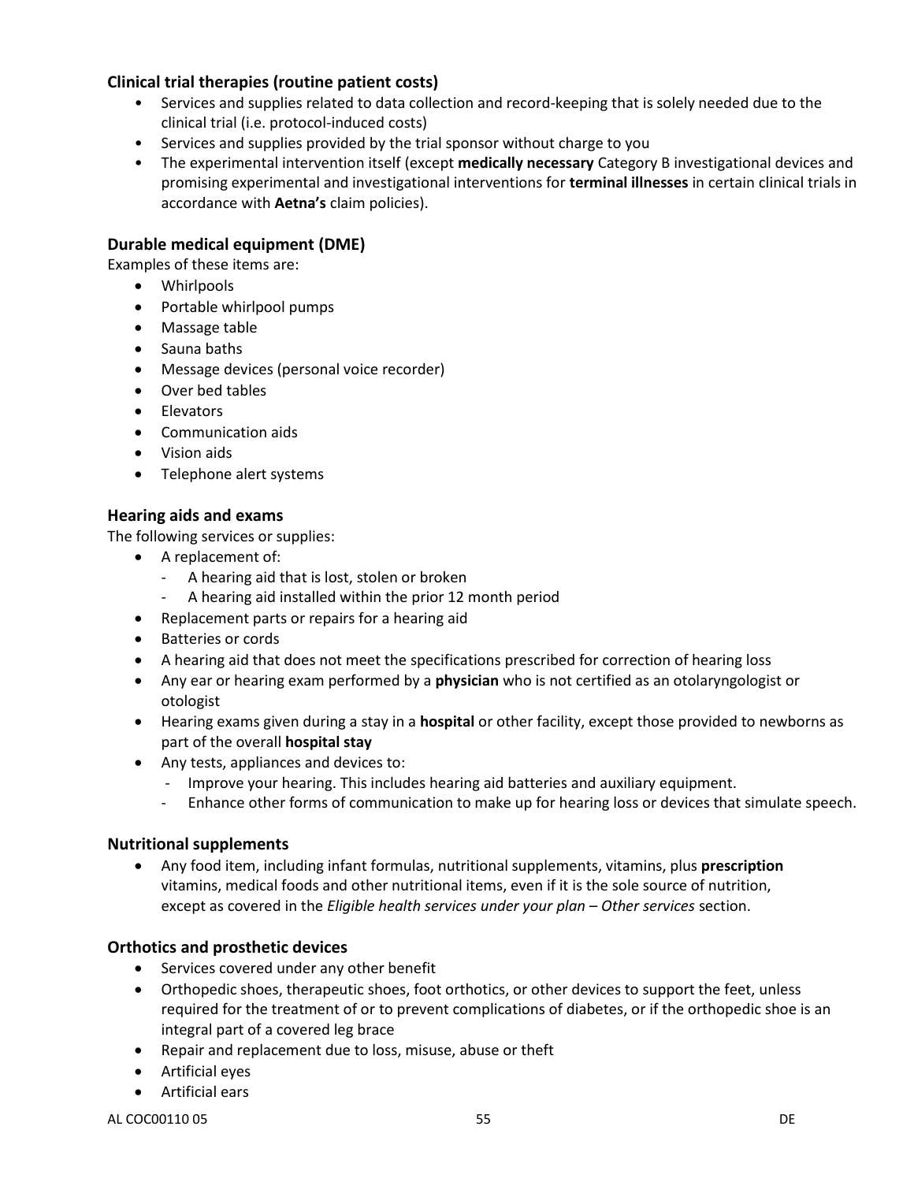### Clinical trial therapies (routine patient costs)

- Services and supplies related to data collection and record-keeping that is solely needed due to the clinical trial (i.e. protocol-induced costs)
- Services and supplies provided by the trial sponsor without charge to you
- The experimental intervention itself (except **medically necessary** Category B investigational devices and promising experimental and investigational interventions for **terminal illnesses** in certain clinical trials in accordance with **Aetna's** claim policies).

### Durable medical equipment (DME)

Examples of these items are:

- Whirlpools
- Portable whirlpool pumps
- Massage table
- Sauna baths
- Message devices (personal voice recorder)
- Over bed tables
- Elevators
- Communication aids
- Vision aids
- Telephone alert systems

### Hearing aids and exams

The following services or supplies:

- A replacement of:
  - A hearing aid that is lost, stolen or broken
  - A hearing aid installed within the prior 12 month period
- Replacement parts or repairs for a hearing aid
- Batteries or cords
- A hearing aid that does not meet the specifications prescribed for correction of hearing loss
- Any ear or hearing exam performed by a **physician** who is not certified as an otolaryngologist or otologist
- Hearing exams given during a stay in a **hospital** or other facility, except those provided to newborns as part of the overall **hospital stay**
- Any tests, appliances and devices to:
  - Improve your hearing. This includes hearing aid batteries and auxiliary equipment.
  - Enhance other forms of communication to make up for hearing loss or devices that simulate speech.

### Nutritional supplements

- Any food item, including infant formulas, nutritional supplements, vitamins, plus **prescription** vitamins, medical foods and other nutritional items, even if it is the sole source of nutrition, except as covered in the *Eligible health services under your plan – Other services* section.

### Orthotics and prosthetic devices

- Services covered under any other benefit
- Orthopedic shoes, therapeutic shoes, foot orthotics, or other devices to support the feet, unless required for the treatment of or to prevent complications of diabetes, or if the orthopedic shoe is an integral part of a covered leg brace
- Repair and replacement due to loss, misuse, abuse or theft
- Artificial eyes
- Artificial ears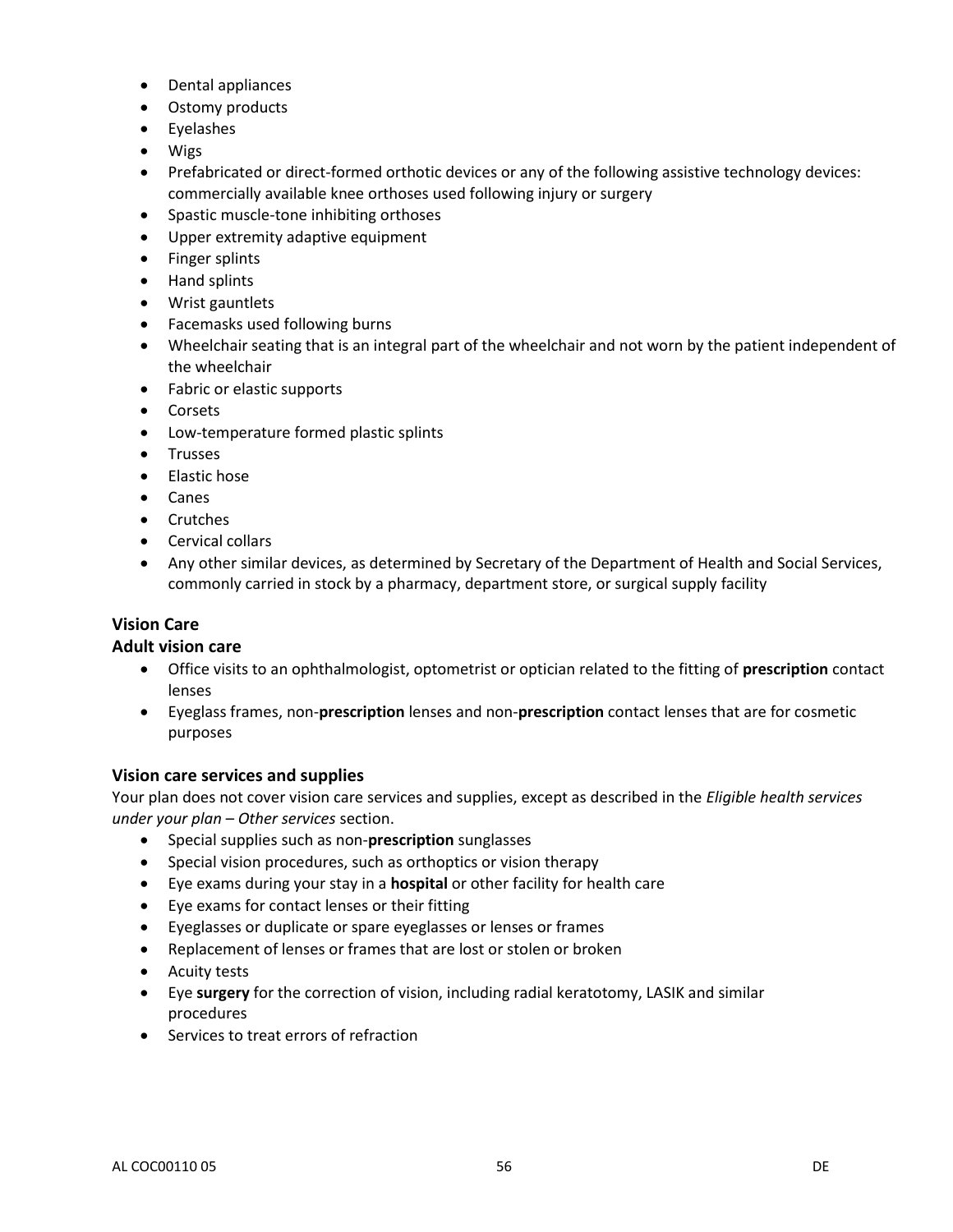- Dental appliances
- Ostomy products
- Eyelashes
- Wigs
- Prefabricated or direct-formed orthotic devices or any of the following assistive technology devices: commercially available knee orthoses used following injury or surgery
- Spastic muscle-tone inhibiting orthoses
- Upper extremity adaptive equipment
- Finger splints
- Hand splints
- Wrist gauntlets
- Facemasks used following burns
- Wheelchair seating that is an integral part of the wheelchair and not worn by the patient independent of the wheelchair
- Fabric or elastic supports
- Corsets
- Low-temperature formed plastic splints
- Trusses
- Elastic hose
- Canes
- Crutches
- Cervical collars
- Any other similar devices, as determined by Secretary of the Department of Health and Social Services, commonly carried in stock by a pharmacy, department store, or surgical supply facility

### Vision Care

#### Adult vision care

- Office visits to an ophthalmologist, optometrist or optician related to the fitting of **prescription** contact lenses
- Eyeglass frames, non-**prescription** lenses and non-**prescription** contact lenses that are for cosmetic purposes

#### Vision care services and supplies

Your plan does not cover vision care services and supplies, except as described in the *Eligible health services under your plan – Other services* section.

- Special supplies such as non-**prescription** sunglasses
- Special vision procedures, such as orthoptics or vision therapy
- Eye exams during your stay in a **hospital** or other facility for health care
- Eye exams for contact lenses or their fitting
- Eyeglasses or duplicate or spare eyeglasses or lenses or frames
- Replacement of lenses or frames that are lost or stolen or broken
- Acuity tests
- Eye **surgery** for the correction of vision, including radial keratotomy, LASIK and similar procedures
- Services to treat errors of refraction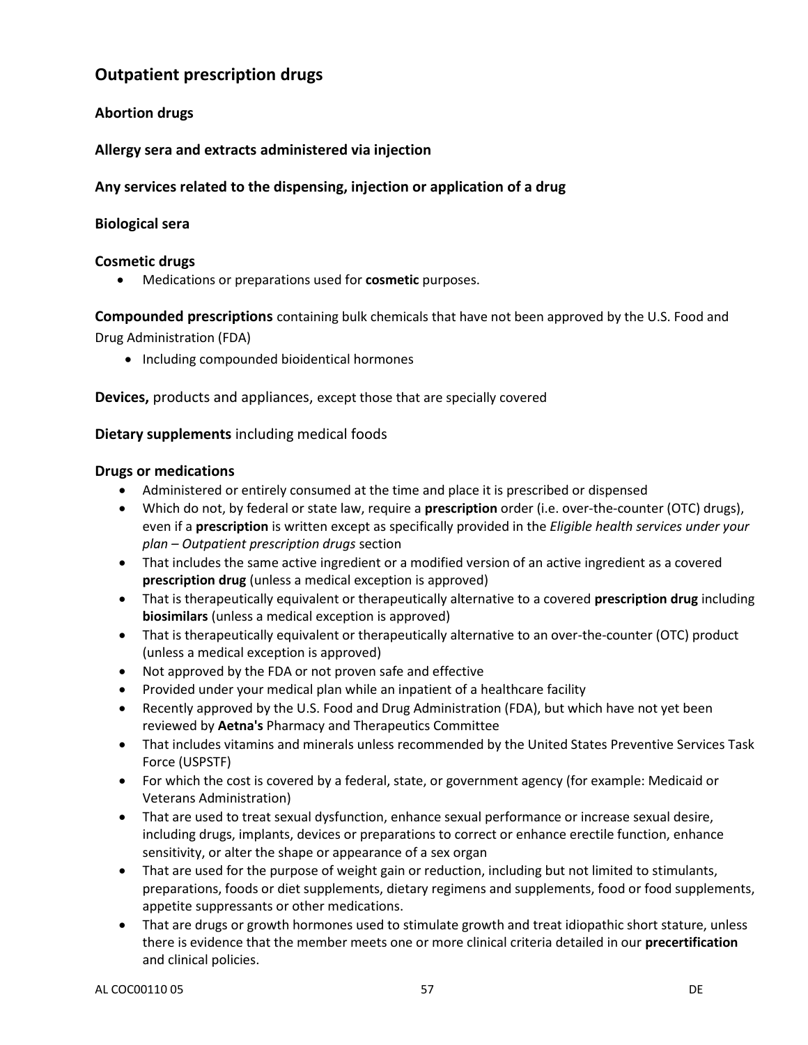## Outpatient prescription drugs

**Abortion drugs**

**Allergy sera and extracts administered via injection**

**Any services related to the dispensing, injection or application of a drug**

**Biological sera**

**Cosmetic drugs**

- Medications or preparations used for **cosmetic** purposes.

**Compounded prescriptions** containing bulk chemicals that have not been approved by the U.S. Food and Drug Administration (FDA)

- Including compounded bioidentical hormones

**Devices,** products and appliances, except those that are specially covered

**Dietary supplements** including medical foods

**Drugs or medications**

- Administered or entirely consumed at the time and place it is prescribed or dispensed
- Which do not, by federal or state law, require a **prescription** order (i.e. over-the-counter (OTC) drugs), even if a **prescription** is written except as specifically provided in the *Eligible health services under your plan – Outpatient prescription drugs* section
- That includes the same active ingredient or a modified version of an active ingredient as a covered **prescription drug** (unless a medical exception is approved)
- That is therapeutically equivalent or therapeutically alternative to a covered **prescription drug** including **biosimilars** (unless a medical exception is approved)
- That is therapeutically equivalent or therapeutically alternative to an over-the-counter (OTC) product (unless a medical exception is approved)
- Not approved by the FDA or not proven safe and effective
- Provided under your medical plan while an inpatient of a healthcare facility
- Recently approved by the U.S. Food and Drug Administration (FDA), but which have not yet been reviewed by **Aetna's** Pharmacy and Therapeutics Committee
- That includes vitamins and minerals unless recommended by the United States Preventive Services Task Force (USPSTF)
- For which the cost is covered by a federal, state, or government agency (for example: Medicaid or Veterans Administration)
- That are used to treat sexual dysfunction, enhance sexual performance or increase sexual desire, including drugs, implants, devices or preparations to correct or enhance erectile function, enhance sensitivity, or alter the shape or appearance of a sex organ
- That are used for the purpose of weight gain or reduction, including but not limited to stimulants, preparations, foods or diet supplements, dietary regimens and supplements, food or food supplements, appetite suppressants or other medications.
- That are drugs or growth hormones used to stimulate growth and treat idiopathic short stature, unless there is evidence that the member meets one or more clinical criteria detailed in our **precertification** and clinical policies.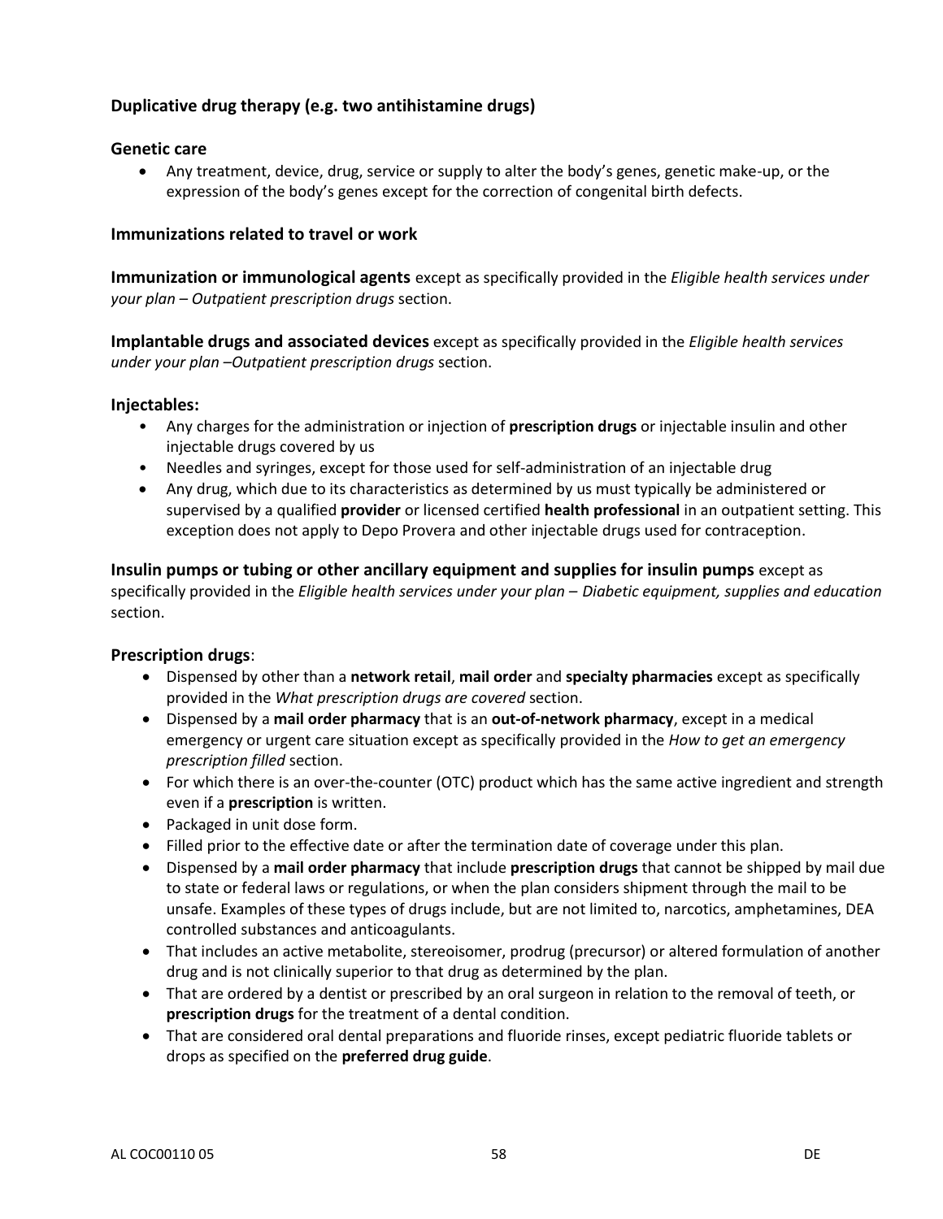**Duplicative drug therapy (e.g. two antihistamine drugs)**

**Genetic care**

- Any treatment, device, drug, service or supply to alter the body's genes, genetic make-up, or the expression of the body's genes except for the correction of congenital birth defects.

**Immunizations related to travel or work**

**Immunization or immunological agents** except as specifically provided in the *Eligible health services under your plan – Outpatient prescription drugs* section.

**Implantable drugs and associated devices** except as specifically provided in the *Eligible health services under your plan –Outpatient prescription drugs* section.

**Injectables:**

- Any charges for the administration or injection of **prescription drugs** or injectable insulin and other injectable drugs covered by us
- Needles and syringes, except for those used for self-administration of an injectable drug
- Any drug, which due to its characteristics as determined by us must typically be administered or supervised by a qualified **provider** or licensed certified **health professional** in an outpatient setting. This exception does not apply to Depo Provera and other injectable drugs used for contraception.

**Insulin pumps or tubing or other ancillary equipment and supplies for insulin pumps** except as specifically provided in the *Eligible health services under your plan – Diabetic equipment, supplies and education* section.

**Prescription drugs**:

- Dispensed by other than a **network retail**, **mail order** and **specialty pharmacies** except as specifically provided in the *What prescription drugs are covered* section.
- Dispensed by a **mail order pharmacy** that is an **out-of-network pharmacy**, except in a medical emergency or urgent care situation except as specifically provided in the *How to get an emergency prescription filled* section.
- For which there is an over-the-counter (OTC) product which has the same active ingredient and strength even if a **prescription** is written.
- Packaged in unit dose form.
- Filled prior to the effective date or after the termination date of coverage under this plan.
- Dispensed by a **mail order pharmacy** that include **prescription drugs** that cannot be shipped by mail due to state or federal laws or regulations, or when the plan considers shipment through the mail to be unsafe. Examples of these types of drugs include, but are not limited to, narcotics, amphetamines, DEA controlled substances and anticoagulants.
- That includes an active metabolite, stereoisomer, prodrug (precursor) or altered formulation of another drug and is not clinically superior to that drug as determined by the plan.
- That are ordered by a dentist or prescribed by an oral surgeon in relation to the removal of teeth, or **prescription drugs** for the treatment of a dental condition.
- That are considered oral dental preparations and fluoride rinses, except pediatric fluoride tablets or drops as specified on the **preferred drug guide**.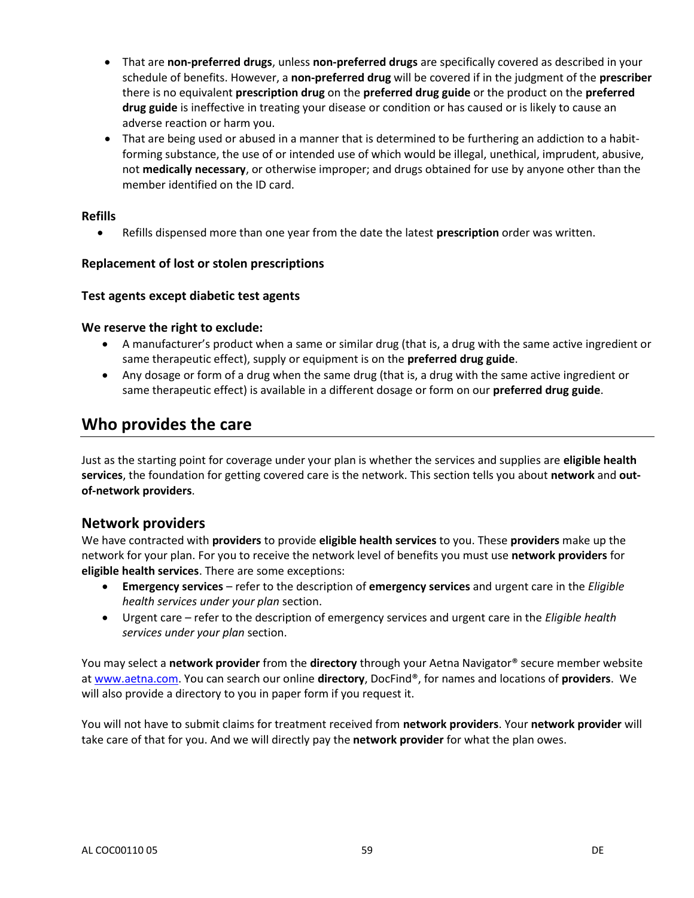- That are **non-preferred drugs**, unless **non-preferred drugs** are specifically covered as described in your schedule of benefits. However, a **non-preferred drug** will be covered if in the judgment of the **prescriber** there is no equivalent **prescription drug** on the **preferred drug guide** or the product on the **preferred drug guide** is ineffective in treating your disease or condition or has caused or is likely to cause an adverse reaction or harm you.
- That are being used or abused in a manner that is determined to be furthering an addiction to a habit-forming substance, the use of or intended use of which would be illegal, unethical, imprudent, abusive, not **medically necessary**, or otherwise improper; and drugs obtained for use by anyone other than the member identified on the ID card.

**Refills**

- Refills dispensed more than one year from the date the latest **prescription** order was written.

**Replacement of lost or stolen prescriptions**

**Test agents except diabetic test agents**

**We reserve the right to exclude:**

- A manufacturer's product when a same or similar drug (that is, a drug with the same active ingredient or same therapeutic effect), supply or equipment is on the **preferred drug guide**.
- Any dosage or form of a drug when the same drug (that is, a drug with the same active ingredient or same therapeutic effect) is available in a different dosage or form on our **preferred drug guide**.

# Who provides the care

Just as the starting point for coverage under your plan is whether the services and supplies are **eligible health services**, the foundation for getting covered care is the network. This section tells you about **network** and **out-of-network providers**.

## Network providers

We have contracted with **providers** to provide **eligible health services** to you. These **providers** make up the network for your plan. For you to receive the network level of benefits you must use **network providers** for **eligible health services**. There are some exceptions:

- **Emergency services** – refer to the description of **emergency services** and urgent care in the *Eligible health services under your plan* section.
- Urgent care – refer to the description of emergency services and urgent care in the *Eligible health services under your plan* section.

You may select a **network provider** from the **directory** through your Aetna Navigator® secure member website at www.aetna.com. You can search our online **directory**, DocFind®, for names and locations of **providers**. We will also provide a directory to you in paper form if you request it.

You will not have to submit claims for treatment received from **network providers**. Your **network provider** will take care of that for you. And we will directly pay the **network provider** for what the plan owes.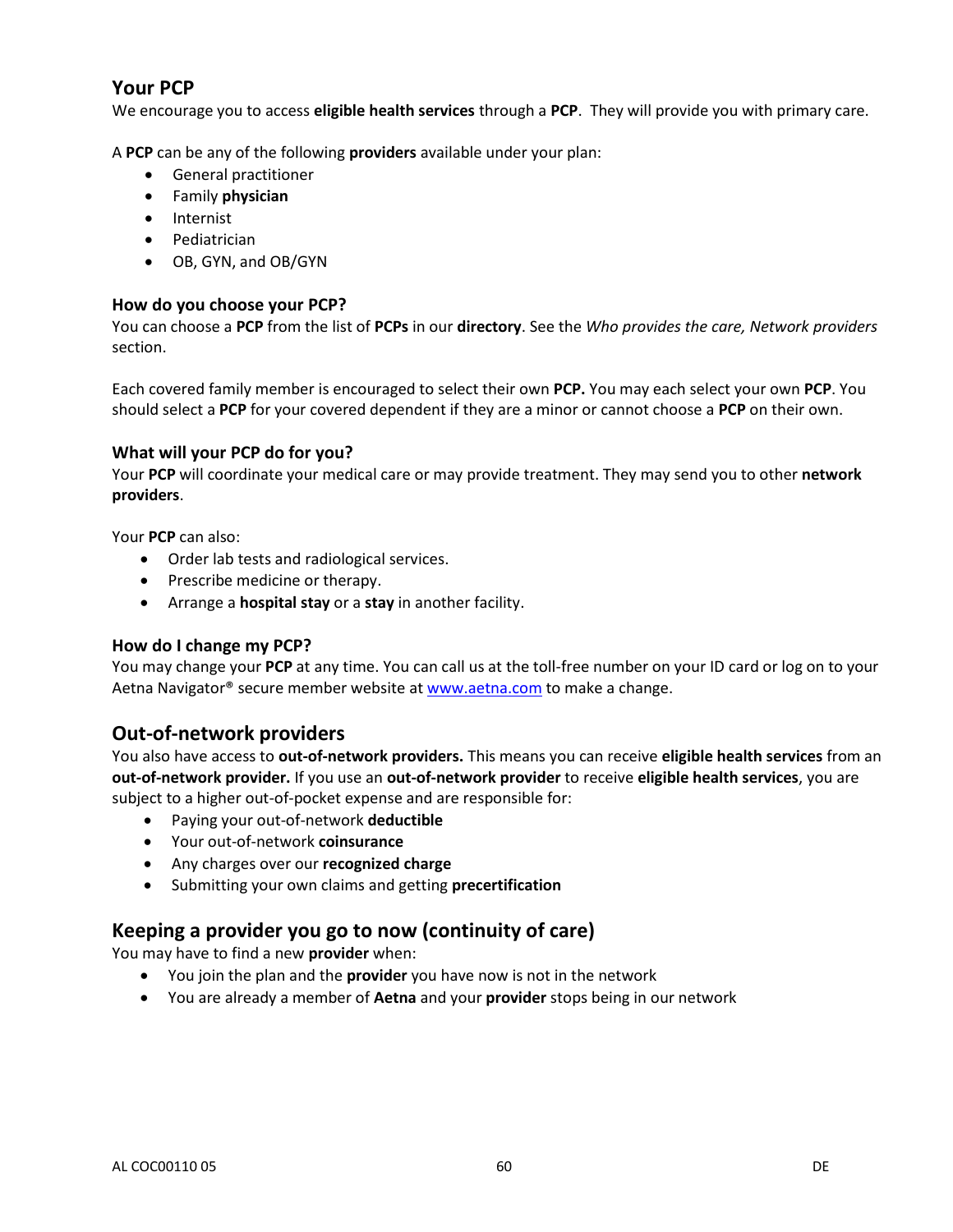## Your PCP

We encourage you to access **eligible health services** through a **PCP**. They will provide you with primary care.

A **PCP** can be any of the following **providers** available under your plan:

- General practitioner
- Family **physician**
- Internist
- Pediatrician
- OB, GYN, and OB/GYN

### How do you choose your PCP?

You can choose a **PCP** from the list of **PCPs** in our **directory**. See the *Who provides the care, Network providers* section.

Each covered family member is encouraged to select their own **PCP.** You may each select your own **PCP**. You should select a **PCP** for your covered dependent if they are a minor or cannot choose a **PCP** on their own.

### What will your PCP do for you?

Your **PCP** will coordinate your medical care or may provide treatment. They may send you to other **network providers**.

Your **PCP** can also:

- Order lab tests and radiological services.
- Prescribe medicine or therapy.
- Arrange a **hospital stay** or a **stay** in another facility.

### How do I change my PCP?

You may change your **PCP** at any time. You can call us at the toll-free number on your ID card or log on to your Aetna Navigator® secure member website at www.aetna.com to make a change.

## Out-of-network providers

You also have access to **out-of-network providers.** This means you can receive **eligible health services** from an **out-of-network provider.** If you use an **out-of-network provider** to receive **eligible health services**, you are subject to a higher out-of-pocket expense and are responsible for:

- Paying your out-of-network **deductible**
- Your out-of-network **coinsurance**
- Any charges over our **recognized charge**
- Submitting your own claims and getting **precertification**

## Keeping a provider you go to now (continuity of care)

You may have to find a new **provider** when:

- You join the plan and the **provider** you have now is not in the network
- You are already a member of **Aetna** and your **provider** stops being in our network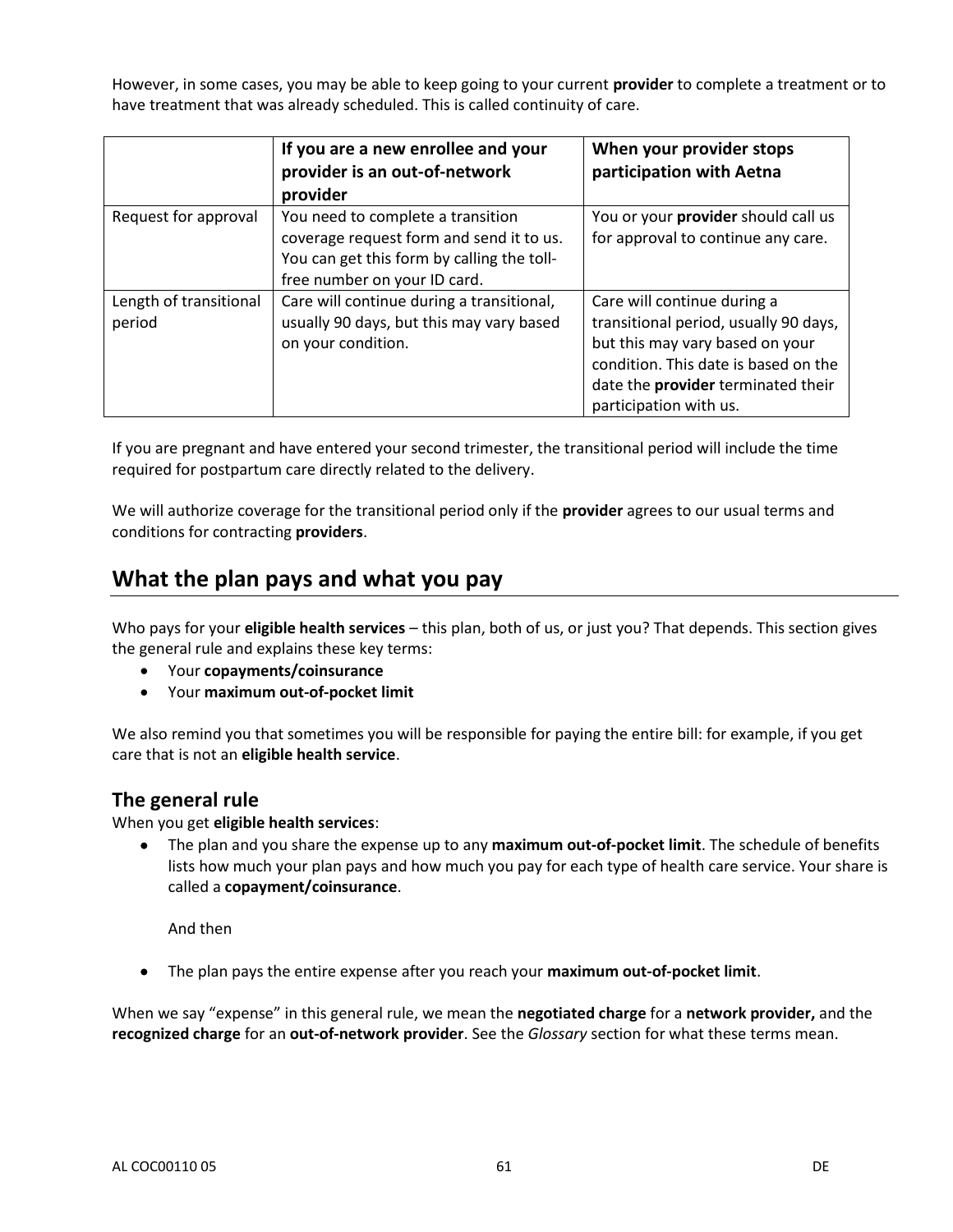However, in some cases, you may be able to keep going to your current **provider** to complete a treatment or to have treatment that was already scheduled. This is called continuity of care.

| | **If you are a new enrollee and your provider is an out-of-network provider** | **When your provider stops participation with Aetna** |
|---|---|---|
| Request for approval | You need to complete a transition coverage request form and send it to us. You can get this form by calling the toll-free number on your ID card. | You or your **provider** should call us for approval to continue any care. |
| Length of transitional period | Care will continue during a transitional, usually 90 days, but this may vary based on your condition. | Care will continue during a transitional period, usually 90 days, but this may vary based on your condition. This date is based on the date the **provider** terminated their participation with us. |

If you are pregnant and have entered your second trimester, the transitional period will include the time required for postpartum care directly related to the delivery.

We will authorize coverage for the transitional period only if the **provider** agrees to our usual terms and conditions for contracting **providers**.

## What the plan pays and what you pay

Who pays for your **eligible health services** – this plan, both of us, or just you? That depends. This section gives the general rule and explains these key terms:

- Your **copayments/coinsurance**
- Your **maximum out-of-pocket limit**

We also remind you that sometimes you will be responsible for paying the entire bill: for example, if you get care that is not an **eligible health service**.

### The general rule

When you get **eligible health services**:

- The plan and you share the expense up to any **maximum out-of-pocket limit**. The schedule of benefits lists how much your plan pays and how much you pay for each type of health care service. Your share is called a **copayment/coinsurance**.

  And then

- The plan pays the entire expense after you reach your **maximum out-of-pocket limit**.

When we say "expense" in this general rule, we mean the **negotiated charge** for a **network provider,** and the **recognized charge** for an **out-of-network provider**. See the *Glossary* section for what these terms mean.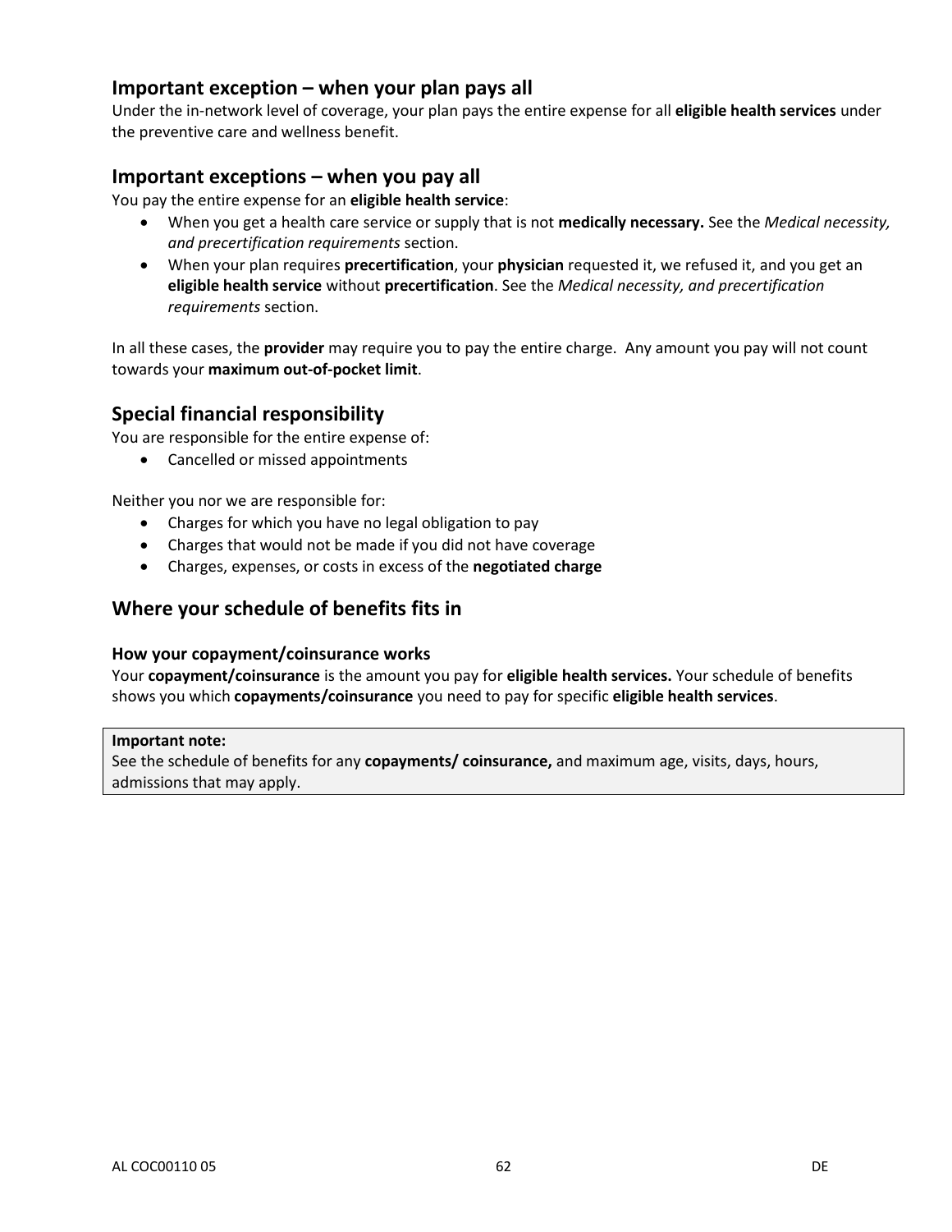## Important exception – when your plan pays all

Under the in-network level of coverage, your plan pays the entire expense for all **eligible health services** under the preventive care and wellness benefit.

## Important exceptions – when you pay all

You pay the entire expense for an **eligible health service**:

- When you get a health care service or supply that is not **medically necessary.** See the *Medical necessity, and precertification requirements* section.
- When your plan requires **precertification**, your **physician** requested it, we refused it, and you get an **eligible health service** without **precertification**. See the *Medical necessity, and precertification requirements* section.

In all these cases, the **provider** may require you to pay the entire charge. Any amount you pay will not count towards your **maximum out-of-pocket limit**.

## Special financial responsibility

You are responsible for the entire expense of:

- Cancelled or missed appointments

Neither you nor we are responsible for:

- Charges for which you have no legal obligation to pay
- Charges that would not be made if you did not have coverage
- Charges, expenses, or costs in excess of the **negotiated charge**

## Where your schedule of benefits fits in

### How your copayment/coinsurance works

Your **copayment/coinsurance** is the amount you pay for **eligible health services.** Your schedule of benefits shows you which **copayments/coinsurance** you need to pay for specific **eligible health services**.

> **Important note:**
> See the schedule of benefits for any **copayments/ coinsurance,** and maximum age, visits, days, hours, admissions that may apply.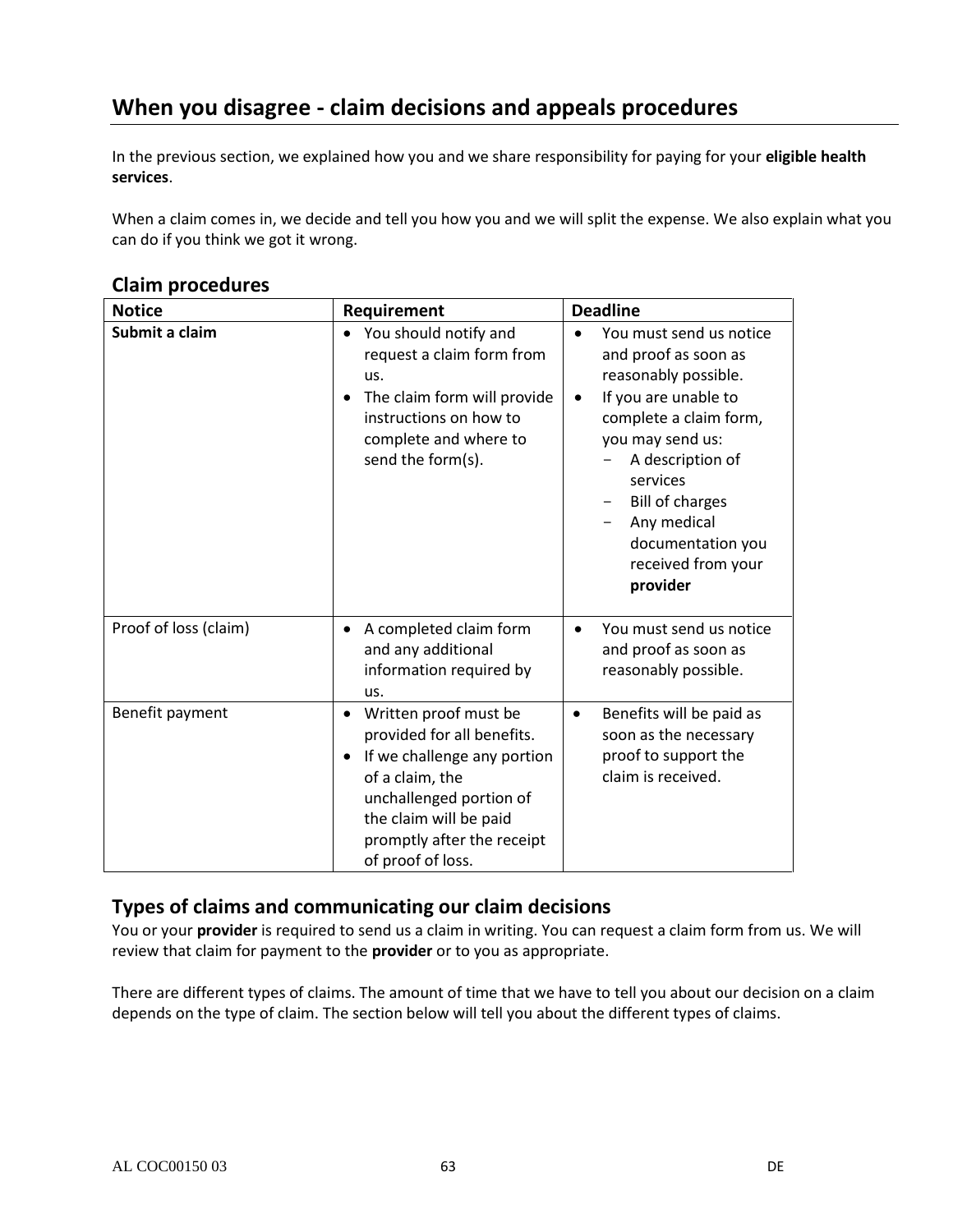## When you disagree - claim decisions and appeals procedures

In the previous section, we explained how you and we share responsibility for paying for your **eligible health services**.

When a claim comes in, we decide and tell you how you and we will split the expense. We also explain what you can do if you think we got it wrong.

### Claim procedures

| Notice | Requirement | Deadline |
|---|---|---|
| **Submit a claim** | • You should notify and request a claim form from us.<br>• The claim form will provide instructions on how to complete and where to send the form(s). | • You must send us notice and proof as soon as reasonably possible.<br>• If you are unable to complete a claim form, you may send us:<br>  - A description of services<br>  - Bill of charges<br>  - Any medical documentation you received from your **provider** |
| Proof of loss (claim) | • A completed claim form and any additional information required by us. | • You must send us notice and proof as soon as reasonably possible. |
| Benefit payment | • Written proof must be provided for all benefits.<br>• If we challenge any portion of a claim, the unchallenged portion of the claim will be paid promptly after the receipt of proof of loss. | • Benefits will be paid as soon as the necessary proof to support the claim is received. |

### Types of claims and communicating our claim decisions

You or your **provider** is required to send us a claim in writing. You can request a claim form from us. We will review that claim for payment to the **provider** or to you as appropriate.

There are different types of claims. The amount of time that we have to tell you about our decision on a claim depends on the type of claim. The section below will tell you about the different types of claims.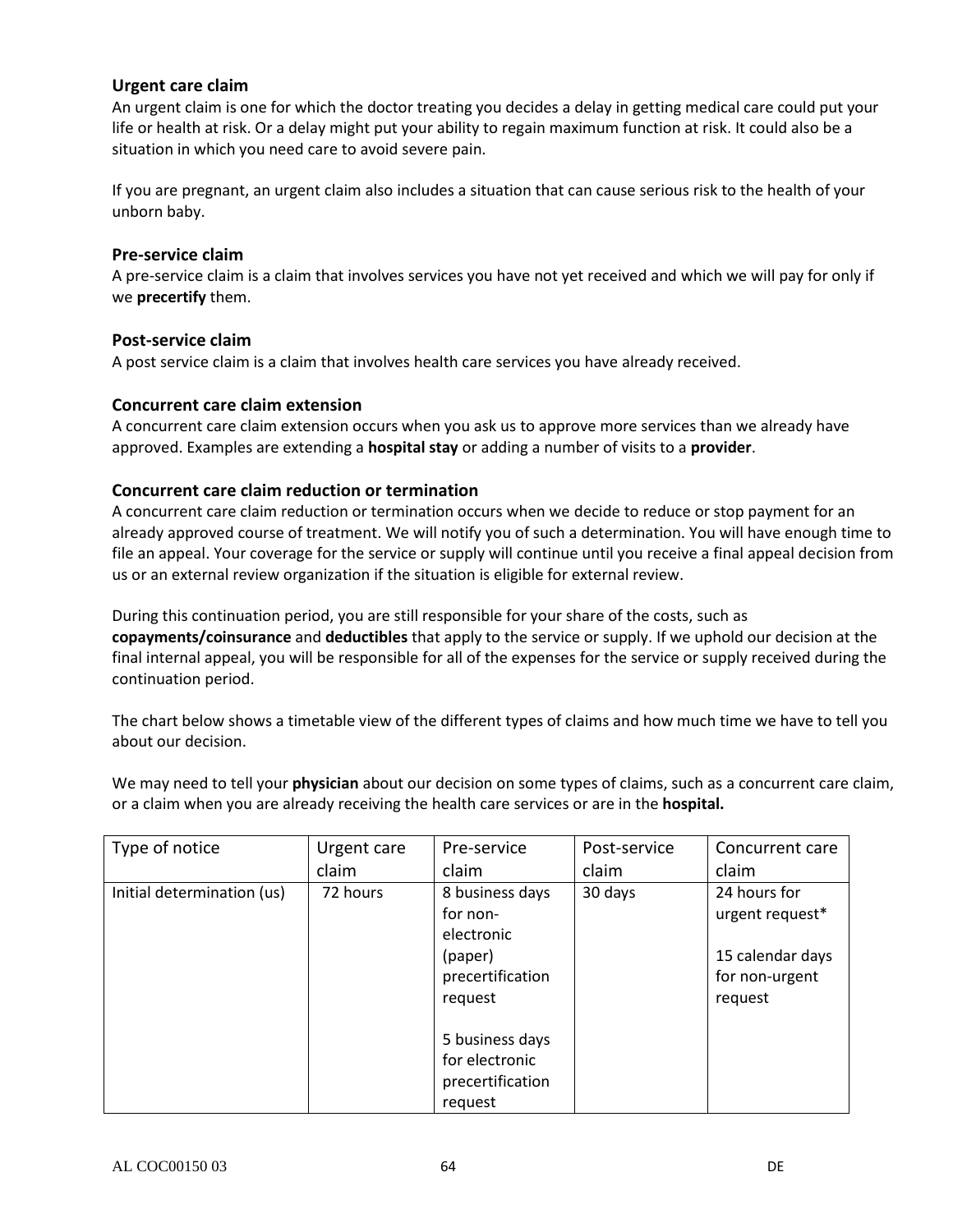### Urgent care claim

An urgent claim is one for which the doctor treating you decides a delay in getting medical care could put your life or health at risk. Or a delay might put your ability to regain maximum function at risk. It could also be a situation in which you need care to avoid severe pain.

If you are pregnant, an urgent claim also includes a situation that can cause serious risk to the health of your unborn baby.

### Pre-service claim

A pre-service claim is a claim that involves services you have not yet received and which we will pay for only if we **precertify** them.

### Post-service claim

A post service claim is a claim that involves health care services you have already received.

### Concurrent care claim extension

A concurrent care claim extension occurs when you ask us to approve more services than we already have approved. Examples are extending a **hospital stay** or adding a number of visits to a **provider**.

### Concurrent care claim reduction or termination

A concurrent care claim reduction or termination occurs when we decide to reduce or stop payment for an already approved course of treatment. We will notify you of such a determination. You will have enough time to file an appeal. Your coverage for the service or supply will continue until you receive a final appeal decision from us or an external review organization if the situation is eligible for external review.

During this continuation period, you are still responsible for your share of the costs, such as **copayments/coinsurance** and **deductibles** that apply to the service or supply. If we uphold our decision at the final internal appeal, you will be responsible for all of the expenses for the service or supply received during the continuation period.

The chart below shows a timetable view of the different types of claims and how much time we have to tell you about our decision.

We may need to tell your **physician** about our decision on some types of claims, such as a concurrent care claim, or a claim when you are already receiving the health care services or are in the **hospital.**

| Type of notice | Urgent care claim | Pre-service claim | Post-service claim | Concurrent care claim |
|---|---|---|---|---|
| Initial determination (us) | 72 hours | 8 business days for non-electronic (paper) precertification request<br><br>5 business days for electronic precertification request | 30 days | 24 hours for urgent request*<br><br>15 calendar days for non-urgent request |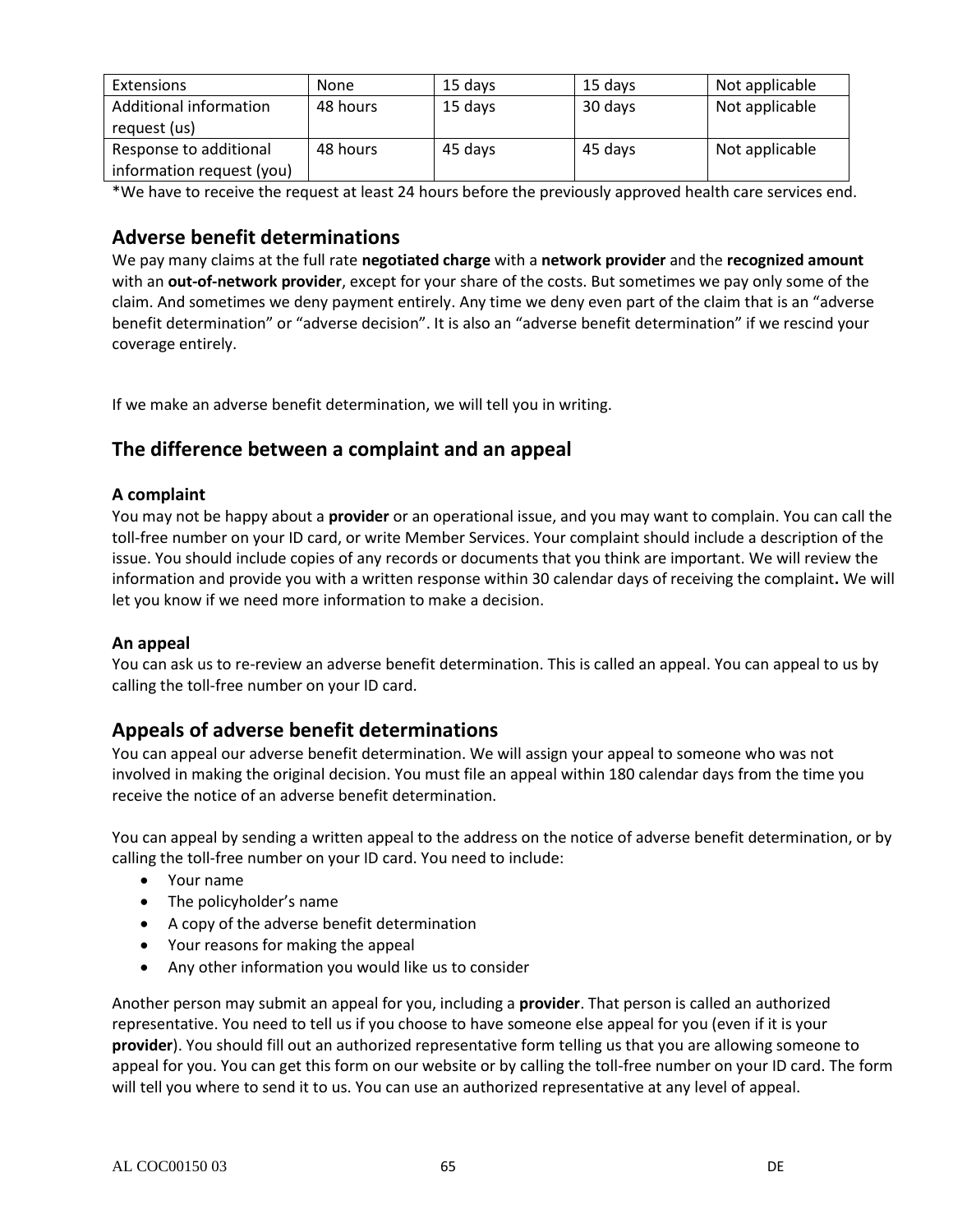| Extensions | None | 15 days | 15 days | Not applicable |
| --- | --- | --- | --- | --- |
| Additional information request (us) | 48 hours | 15 days | 30 days | Not applicable |
| Response to additional information request (you) | 48 hours | 45 days | 45 days | Not applicable |

*We have to receive the request at least 24 hours before the previously approved health care services end.

## Adverse benefit determinations

We pay many claims at the full rate **negotiated charge** with a **network provider** and the **recognized amount** with an **out-of-network provider**, except for your share of the costs. But sometimes we pay only some of the claim. And sometimes we deny payment entirely. Any time we deny even part of the claim that is an "adverse benefit determination" or "adverse decision". It is also an "adverse benefit determination" if we rescind your coverage entirely.

If we make an adverse benefit determination, we will tell you in writing.

## The difference between a complaint and an appeal

### A complaint

You may not be happy about a **provider** or an operational issue, and you may want to complain. You can call the toll-free number on your ID card, or write Member Services. Your complaint should include a description of the issue. You should include copies of any records or documents that you think are important. We will review the information and provide you with a written response within 30 calendar days of receiving the complaint**.** We will let you know if we need more information to make a decision.

### An appeal

You can ask us to re-review an adverse benefit determination. This is called an appeal. You can appeal to us by calling the toll-free number on your ID card.

## Appeals of adverse benefit determinations

You can appeal our adverse benefit determination. We will assign your appeal to someone who was not involved in making the original decision. You must file an appeal within 180 calendar days from the time you receive the notice of an adverse benefit determination.

You can appeal by sending a written appeal to the address on the notice of adverse benefit determination, or by calling the toll-free number on your ID card. You need to include:

- Your name
- The policyholder's name
- A copy of the adverse benefit determination
- Your reasons for making the appeal
- Any other information you would like us to consider

Another person may submit an appeal for you, including a **provider**. That person is called an authorized representative. You need to tell us if you choose to have someone else appeal for you (even if it is your **provider**). You should fill out an authorized representative form telling us that you are allowing someone to appeal for you. You can get this form on our website or by calling the toll-free number on your ID card. The form will tell you where to send it to us. You can use an authorized representative at any level of appeal.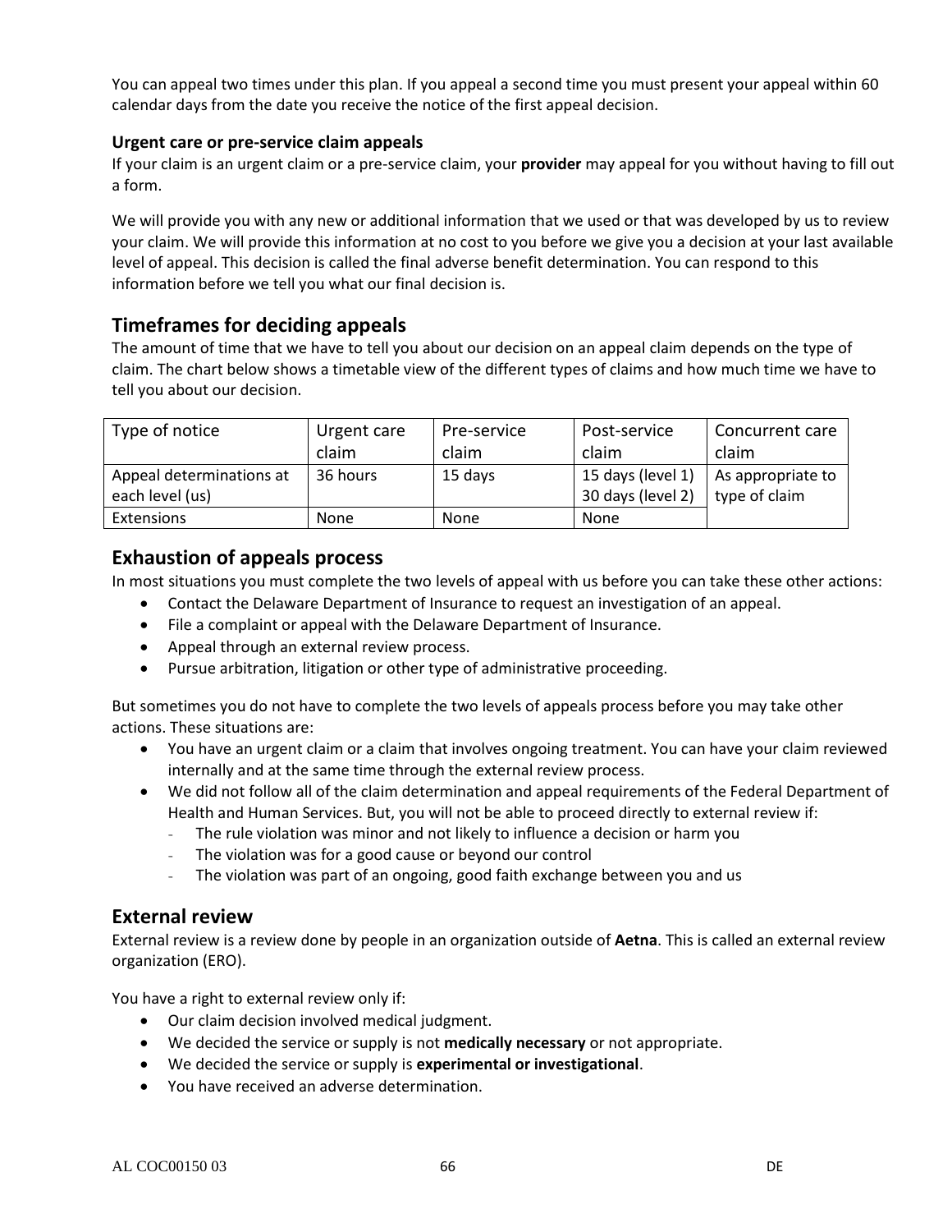You can appeal two times under this plan. If you appeal a second time you must present your appeal within 60 calendar days from the date you receive the notice of the first appeal decision.

### Urgent care or pre-service claim appeals

If your claim is an urgent claim or a pre-service claim, your **provider** may appeal for you without having to fill out a form.

We will provide you with any new or additional information that we used or that was developed by us to review your claim. We will provide this information at no cost to you before we give you a decision at your last available level of appeal. This decision is called the final adverse benefit determination. You can respond to this information before we tell you what our final decision is.

## Timeframes for deciding appeals

The amount of time that we have to tell you about our decision on an appeal claim depends on the type of claim. The chart below shows a timetable view of the different types of claims and how much time we have to tell you about our decision.

| Type of notice | Urgent care claim | Pre-service claim | Post-service claim | Concurrent care claim |
|---|---|---|---|---|
| Appeal determinations at each level (us) | 36 hours | 15 days | 15 days (level 1) 30 days (level 2) | As appropriate to type of claim |
| Extensions | None | None | None | |

## Exhaustion of appeals process

In most situations you must complete the two levels of appeal with us before you can take these other actions:

- Contact the Delaware Department of Insurance to request an investigation of an appeal.
- File a complaint or appeal with the Delaware Department of Insurance.
- Appeal through an external review process.
- Pursue arbitration, litigation or other type of administrative proceeding.

But sometimes you do not have to complete the two levels of appeals process before you may take other actions. These situations are:

- You have an urgent claim or a claim that involves ongoing treatment. You can have your claim reviewed internally and at the same time through the external review process.
- We did not follow all of the claim determination and appeal requirements of the Federal Department of Health and Human Services. But, you will not be able to proceed directly to external review if:
  - The rule violation was minor and not likely to influence a decision or harm you
  - The violation was for a good cause or beyond our control
  - The violation was part of an ongoing, good faith exchange between you and us

## External review

External review is a review done by people in an organization outside of **Aetna**. This is called an external review organization (ERO).

You have a right to external review only if:

- Our claim decision involved medical judgment.
- We decided the service or supply is not **medically necessary** or not appropriate.
- We decided the service or supply is **experimental or investigational**.
- You have received an adverse determination.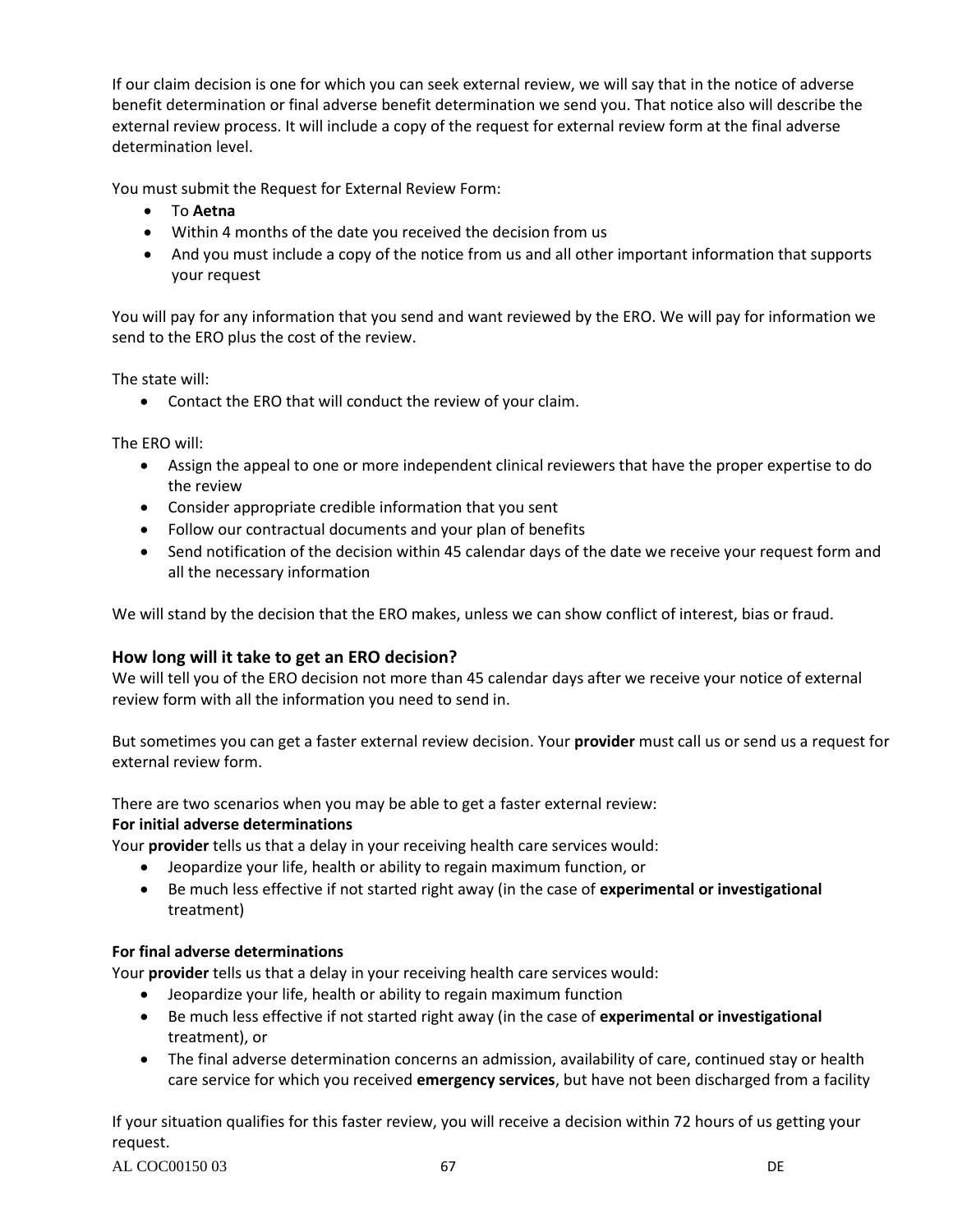If our claim decision is one for which you can seek external review, we will say that in the notice of adverse benefit determination or final adverse benefit determination we send you. That notice also will describe the external review process. It will include a copy of the request for external review form at the final adverse determination level.

You must submit the Request for External Review Form:

- To **Aetna**
- Within 4 months of the date you received the decision from us
- And you must include a copy of the notice from us and all other important information that supports your request

You will pay for any information that you send and want reviewed by the ERO. We will pay for information we send to the ERO plus the cost of the review.

The state will:

- Contact the ERO that will conduct the review of your claim.

The ERO will:

- Assign the appeal to one or more independent clinical reviewers that have the proper expertise to do the review
- Consider appropriate credible information that you sent
- Follow our contractual documents and your plan of benefits
- Send notification of the decision within 45 calendar days of the date we receive your request form and all the necessary information

We will stand by the decision that the ERO makes, unless we can show conflict of interest, bias or fraud.

### How long will it take to get an ERO decision?

We will tell you of the ERO decision not more than 45 calendar days after we receive your notice of external review form with all the information you need to send in.

But sometimes you can get a faster external review decision. Your **provider** must call us or send us a request for external review form.

There are two scenarios when you may be able to get a faster external review:

**For initial adverse determinations**

Your **provider** tells us that a delay in your receiving health care services would:

- Jeopardize your life, health or ability to regain maximum function, or
- Be much less effective if not started right away (in the case of **experimental or investigational** treatment)

**For final adverse determinations**

Your **provider** tells us that a delay in your receiving health care services would:

- Jeopardize your life, health or ability to regain maximum function
- Be much less effective if not started right away (in the case of **experimental or investigational** treatment), or
- The final adverse determination concerns an admission, availability of care, continued stay or health care service for which you received **emergency services**, but have not been discharged from a facility

If your situation qualifies for this faster review, you will receive a decision within 72 hours of us getting your request.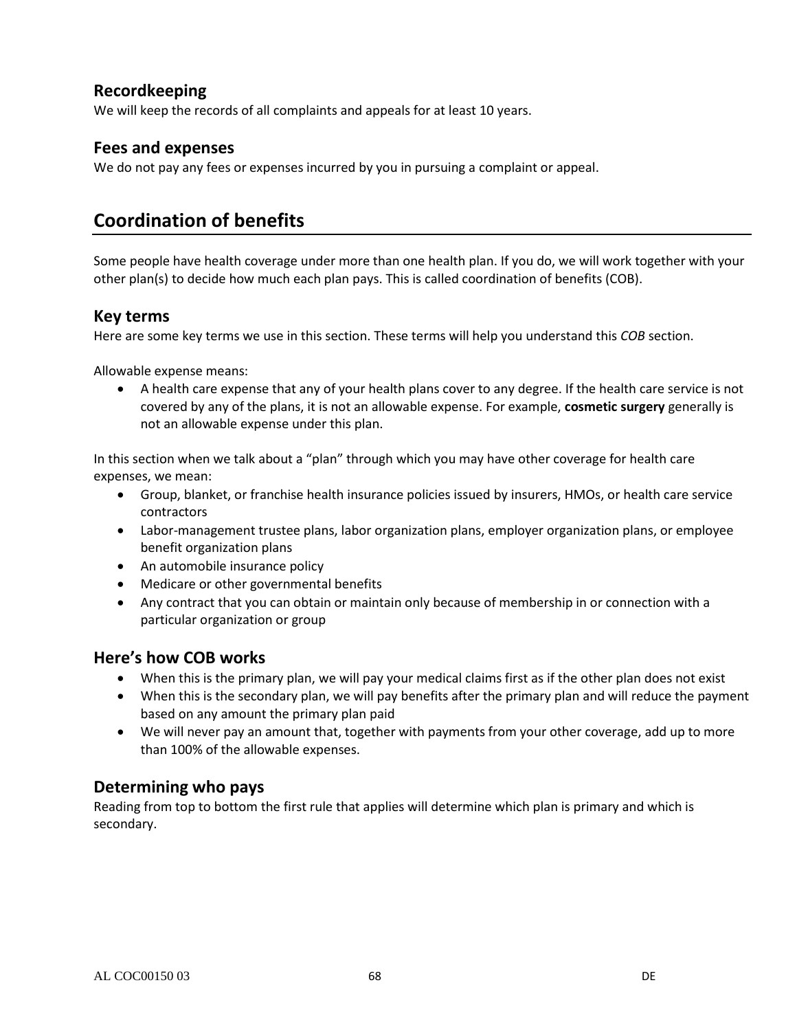### Recordkeeping

We will keep the records of all complaints and appeals for at least 10 years.

### Fees and expenses

We do not pay any fees or expenses incurred by you in pursuing a complaint or appeal.

## Coordination of benefits

Some people have health coverage under more than one health plan. If you do, we will work together with your other plan(s) to decide how much each plan pays. This is called coordination of benefits (COB).

### Key terms

Here are some key terms we use in this section. These terms will help you understand this *COB* section.

Allowable expense means:

- A health care expense that any of your health plans cover to any degree. If the health care service is not covered by any of the plans, it is not an allowable expense. For example, **cosmetic surgery** generally is not an allowable expense under this plan.

In this section when we talk about a "plan" through which you may have other coverage for health care expenses, we mean:

- Group, blanket, or franchise health insurance policies issued by insurers, HMOs, or health care service contractors
- Labor-management trustee plans, labor organization plans, employer organization plans, or employee benefit organization plans
- An automobile insurance policy
- Medicare or other governmental benefits
- Any contract that you can obtain or maintain only because of membership in or connection with a particular organization or group

### Here's how COB works

- When this is the primary plan, we will pay your medical claims first as if the other plan does not exist
- When this is the secondary plan, we will pay benefits after the primary plan and will reduce the payment based on any amount the primary plan paid
- We will never pay an amount that, together with payments from your other coverage, add up to more than 100% of the allowable expenses.

### Determining who pays

Reading from top to bottom the first rule that applies will determine which plan is primary and which is secondary.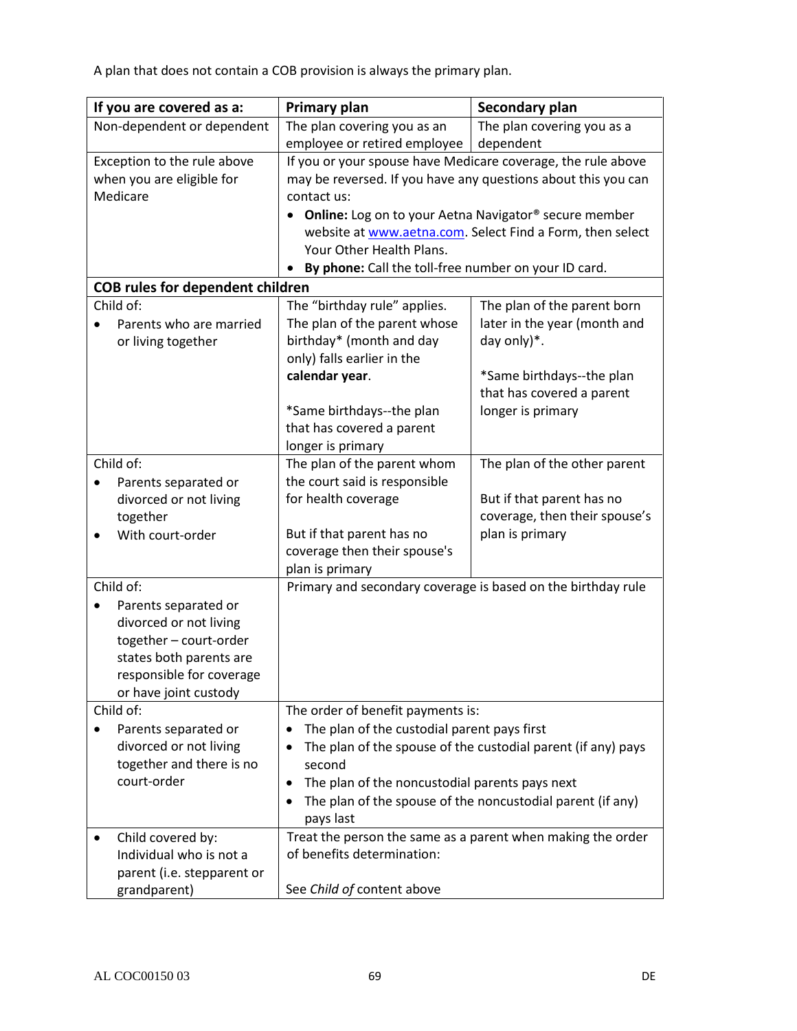A plan that does not contain a COB provision is always the primary plan.

| If you are covered as a: | Primary plan | Secondary plan |
|---|---|---|
| Non-dependent or dependent | The plan covering you as an employee or retired employee | The plan covering you as a dependent |
| Exception to the rule above when you are eligible for Medicare | If you or your spouse have Medicare coverage, the rule above may be reversed. If you have any questions about this you can contact us:<br>• **Online:** Log on to your Aetna Navigator® secure member website at www.aetna.com. Select Find a Form, then select Your Other Health Plans.<br>• **By phone:** Call the toll-free number on your ID card. | |
| **COB rules for dependent children** | | |
| Child of:<br>• Parents who are married or living together | The "birthday rule" applies. The plan of the parent whose birthday* (month and day only) falls earlier in the **calendar year**.<br><br>*Same birthdays--the plan that has covered a parent longer is primary | The plan of the parent born later in the year (month and day only)*.<br><br>*Same birthdays--the plan that has covered a parent longer is primary |
| Child of:<br>• Parents separated or divorced or not living together<br>• With court-order | The plan of the parent whom the court said is responsible for health coverage<br><br>But if that parent has no coverage then their spouse's plan is primary | The plan of the other parent<br><br>But if that parent has no coverage, then their spouse's plan is primary |
| Child of:<br>• Parents separated or divorced or not living together – court-order states both parents are responsible for coverage or have joint custody | Primary and secondary coverage is based on the birthday rule | |
| Child of:<br>• Parents separated or divorced or not living together and there is no court-order | The order of benefit payments is:<br>• The plan of the custodial parent pays first<br>• The plan of the spouse of the custodial parent (if any) pays second<br>• The plan of the noncustodial parents pays next<br>• The plan of the spouse of the noncustodial parent (if any) pays last | |
| • Child covered by: Individual who is not a parent (i.e. stepparent or grandparent) | Treat the person the same as a parent when making the order of benefits determination:<br><br>See *Child of* content above | |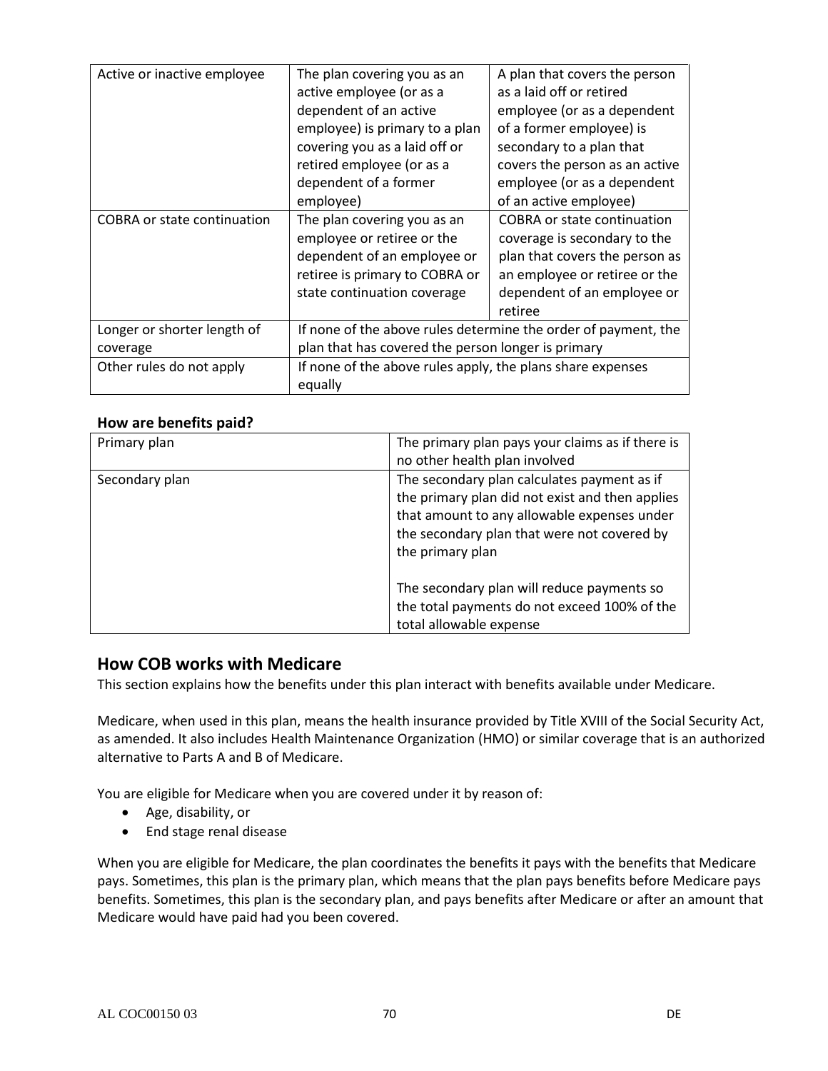| Active or inactive employee | The plan covering you as an active employee (or as a dependent of an active employee) is primary to a plan covering you as a laid off or retired employee (or as a dependent of a former employee) | A plan that covers the person as a laid off or retired employee (or as a dependent of a former employee) is secondary to a plan that covers the person as an active employee (or as a dependent of an active employee) |
|---|---|---|
| COBRA or state continuation | The plan covering you as an employee or retiree or the dependent of an employee or retiree is primary to COBRA or state continuation coverage | COBRA or state continuation coverage is secondary to the plan that covers the person as an employee or retiree or the dependent of an employee or retiree |
| Longer or shorter length of coverage | If none of the above rules determine the order of payment, the plan that has covered the person longer is primary | |
| Other rules do not apply | If none of the above rules apply, the plans share expenses equally | |

**How are benefits paid?**

| Primary plan | The primary plan pays your claims as if there is no other health plan involved |
|---|---|
| Secondary plan | The secondary plan calculates payment as if the primary plan did not exist and then applies that amount to any allowable expenses under the secondary plan that were not covered by the primary plan<br><br>The secondary plan will reduce payments so the total payments do not exceed 100% of the total allowable expense |

## How COB works with Medicare

This section explains how the benefits under this plan interact with benefits available under Medicare.

Medicare, when used in this plan, means the health insurance provided by Title XVIII of the Social Security Act, as amended. It also includes Health Maintenance Organization (HMO) or similar coverage that is an authorized alternative to Parts A and B of Medicare.

You are eligible for Medicare when you are covered under it by reason of:

- Age, disability, or
- End stage renal disease

When you are eligible for Medicare, the plan coordinates the benefits it pays with the benefits that Medicare pays. Sometimes, this plan is the primary plan, which means that the plan pays benefits before Medicare pays benefits. Sometimes, this plan is the secondary plan, and pays benefits after Medicare or after an amount that Medicare would have paid had you been covered.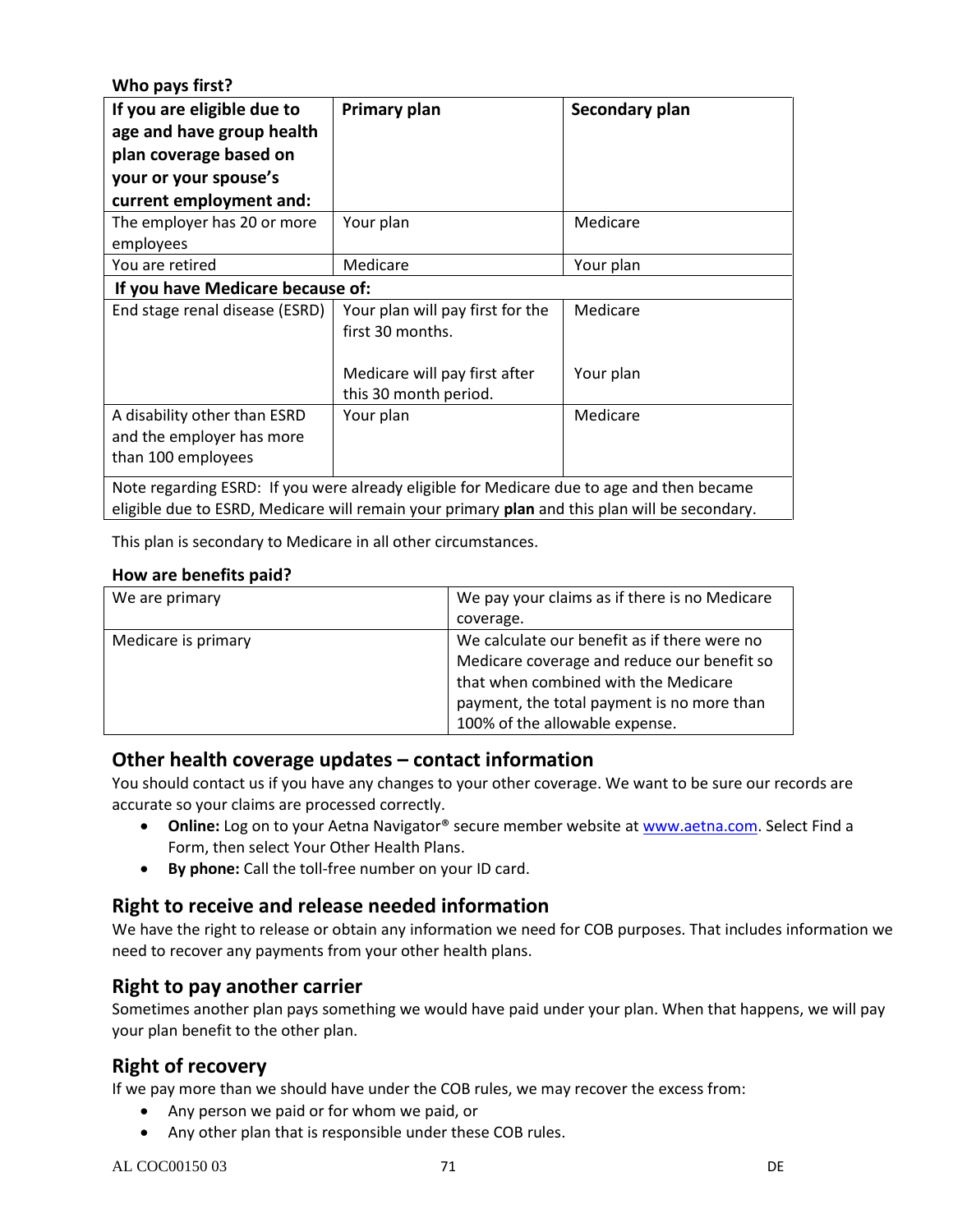**Who pays first?**

| If you are eligible due to age and have group health plan coverage based on your or your spouse's current employment and: | Primary plan | Secondary plan |
|---|---|---|
| The employer has 20 or more employees | Your plan | Medicare |
| You are retired | Medicare | Your plan |
| **If you have Medicare because of:** | | |
| End stage renal disease (ESRD) | Your plan will pay first for the first 30 months. | Medicare |
| | Medicare will pay first after this 30 month period. | Your plan |
| A disability other than ESRD and the employer has more than 100 employees | Your plan | Medicare |
| Note regarding ESRD: If you were already eligible for Medicare due to age and then became eligible due to ESRD, Medicare will remain your primary **plan** and this plan will be secondary. | | |

This plan is secondary to Medicare in all other circumstances.

**How are benefits paid?**

| | |
|---|---|
| We are primary | We pay your claims as if there is no Medicare coverage. |
| Medicare is primary | We calculate our benefit as if there were no Medicare coverage and reduce our benefit so that when combined with the Medicare payment, the total payment is no more than 100% of the allowable expense. |

## Other health coverage updates – contact information

You should contact us if you have any changes to your other coverage. We want to be sure our records are accurate so your claims are processed correctly.

- **Online:** Log on to your Aetna Navigator® secure member website at www.aetna.com. Select Find a Form, then select Your Other Health Plans.
- **By phone:** Call the toll-free number on your ID card.

## Right to receive and release needed information

We have the right to release or obtain any information we need for COB purposes. That includes information we need to recover any payments from your other health plans.

## Right to pay another carrier

Sometimes another plan pays something we would have paid under your plan. When that happens, we will pay your plan benefit to the other plan.

## Right of recovery

If we pay more than we should have under the COB rules, we may recover the excess from:

- Any person we paid or for whom we paid, or
- Any other plan that is responsible under these COB rules.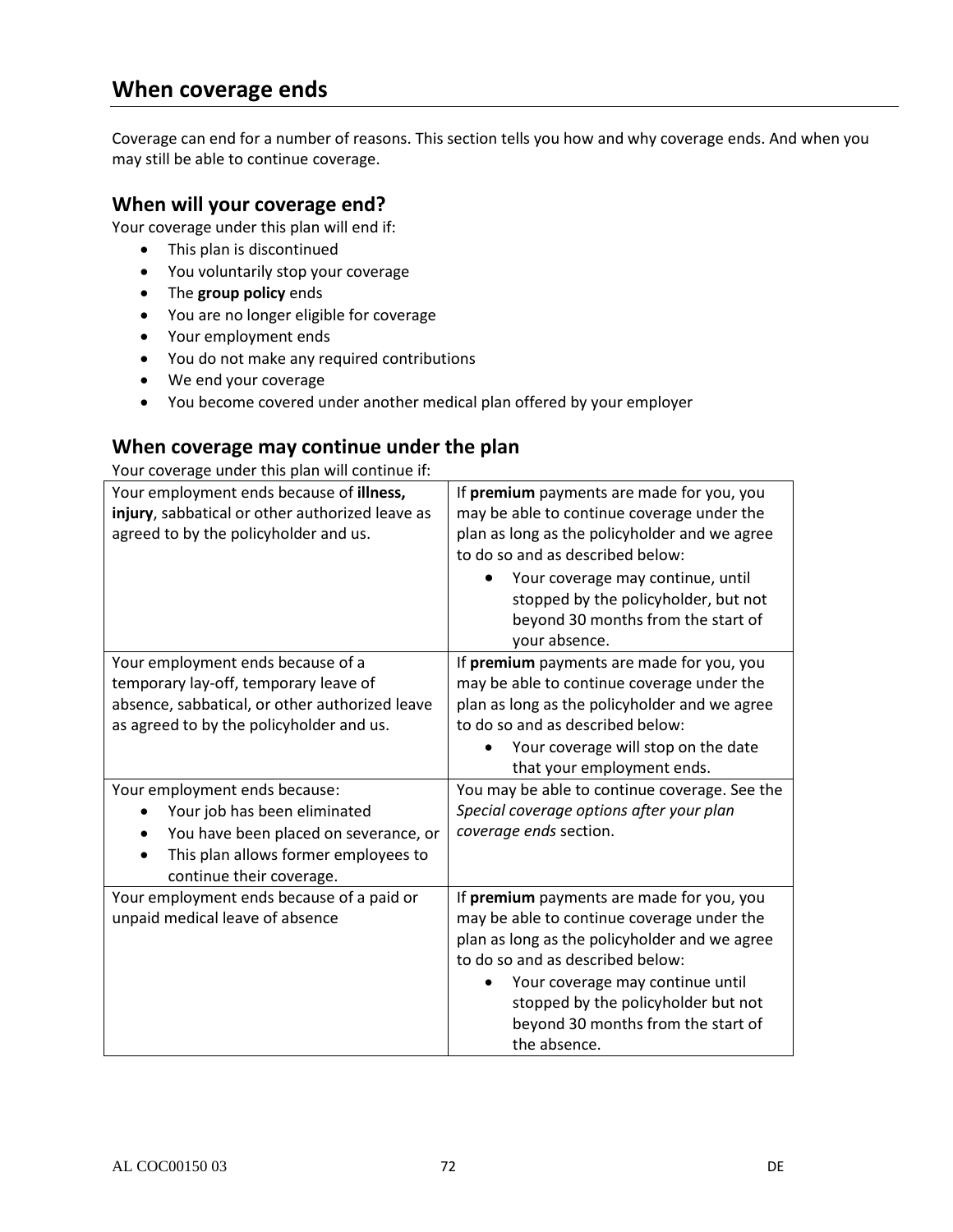# When coverage ends

Coverage can end for a number of reasons. This section tells you how and why coverage ends. And when you may still be able to continue coverage.

## When will your coverage end?

Your coverage under this plan will end if:

- This plan is discontinued
- You voluntarily stop your coverage
- The **group policy** ends
- You are no longer eligible for coverage
- Your employment ends
- You do not make any required contributions
- We end your coverage
- You become covered under another medical plan offered by your employer

## When coverage may continue under the plan

Your coverage under this plan will continue if:

| | |
|---|---|
| Your employment ends because of **illness, injury**, sabbatical or other authorized leave as agreed to by the policyholder and us. | If **premium** payments are made for you, you may be able to continue coverage under the plan as long as the policyholder and we agree to do so and as described below:<br>• Your coverage may continue, until stopped by the policyholder, but not beyond 30 months from the start of your absence. |
| Your employment ends because of a temporary lay-off, temporary leave of absence, sabbatical, or other authorized leave as agreed to by the policyholder and us. | If **premium** payments are made for you, you may be able to continue coverage under the plan as long as the policyholder and we agree to do so and as described below:<br>• Your coverage will stop on the date that your employment ends. |
| Your employment ends because:<br>• Your job has been eliminated<br>• You have been placed on severance, or<br>• This plan allows former employees to continue their coverage. | You may be able to continue coverage. See the *Special coverage options after your plan coverage ends* section. |
| Your employment ends because of a paid or unpaid medical leave of absence | If **premium** payments are made for you, you may be able to continue coverage under the plan as long as the policyholder and we agree to do so and as described below:<br>• Your coverage may continue until stopped by the policyholder but not beyond 30 months from the start of the absence. |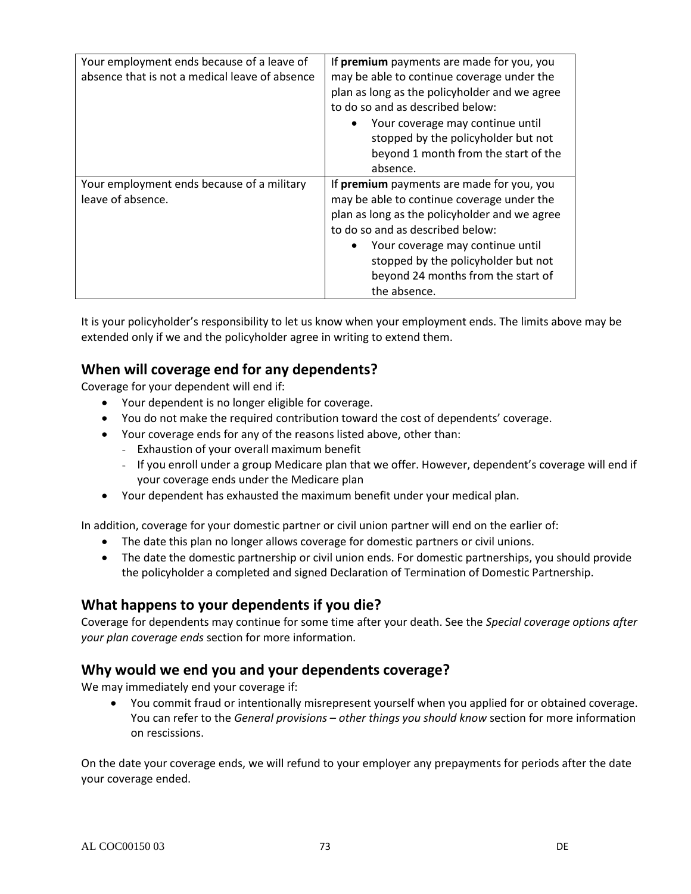| Your employment ends because of a leave of absence that is not a medical leave of absence | If **premium** payments are made for you, you may be able to continue coverage under the plan as long as the policyholder and we agree to do so and as described below:<br>• Your coverage may continue until stopped by the policyholder but not beyond 1 month from the start of the absence. |
|---|---|
| Your employment ends because of a military leave of absence. | If **premium** payments are made for you, you may be able to continue coverage under the plan as long as the policyholder and we agree to do so and as described below:<br>• Your coverage may continue until stopped by the policyholder but not beyond 24 months from the start of the absence. |

It is your policyholder's responsibility to let us know when your employment ends. The limits above may be extended only if we and the policyholder agree in writing to extend them.

## When will coverage end for any dependents?

Coverage for your dependent will end if:

- Your dependent is no longer eligible for coverage.
- You do not make the required contribution toward the cost of dependents' coverage.
- Your coverage ends for any of the reasons listed above, other than:
  - Exhaustion of your overall maximum benefit
  - If you enroll under a group Medicare plan that we offer. However, dependent's coverage will end if your coverage ends under the Medicare plan
- Your dependent has exhausted the maximum benefit under your medical plan.

In addition, coverage for your domestic partner or civil union partner will end on the earlier of:

- The date this plan no longer allows coverage for domestic partners or civil unions.
- The date the domestic partnership or civil union ends. For domestic partnerships, you should provide the policyholder a completed and signed Declaration of Termination of Domestic Partnership.

## What happens to your dependents if you die?

Coverage for dependents may continue for some time after your death. See the *Special coverage options after your plan coverage ends* section for more information.

## Why would we end you and your dependents coverage?

We may immediately end your coverage if:

- You commit fraud or intentionally misrepresent yourself when you applied for or obtained coverage. You can refer to the *General provisions – other things you should know* section for more information on rescissions.

On the date your coverage ends, we will refund to your employer any prepayments for periods after the date your coverage ended.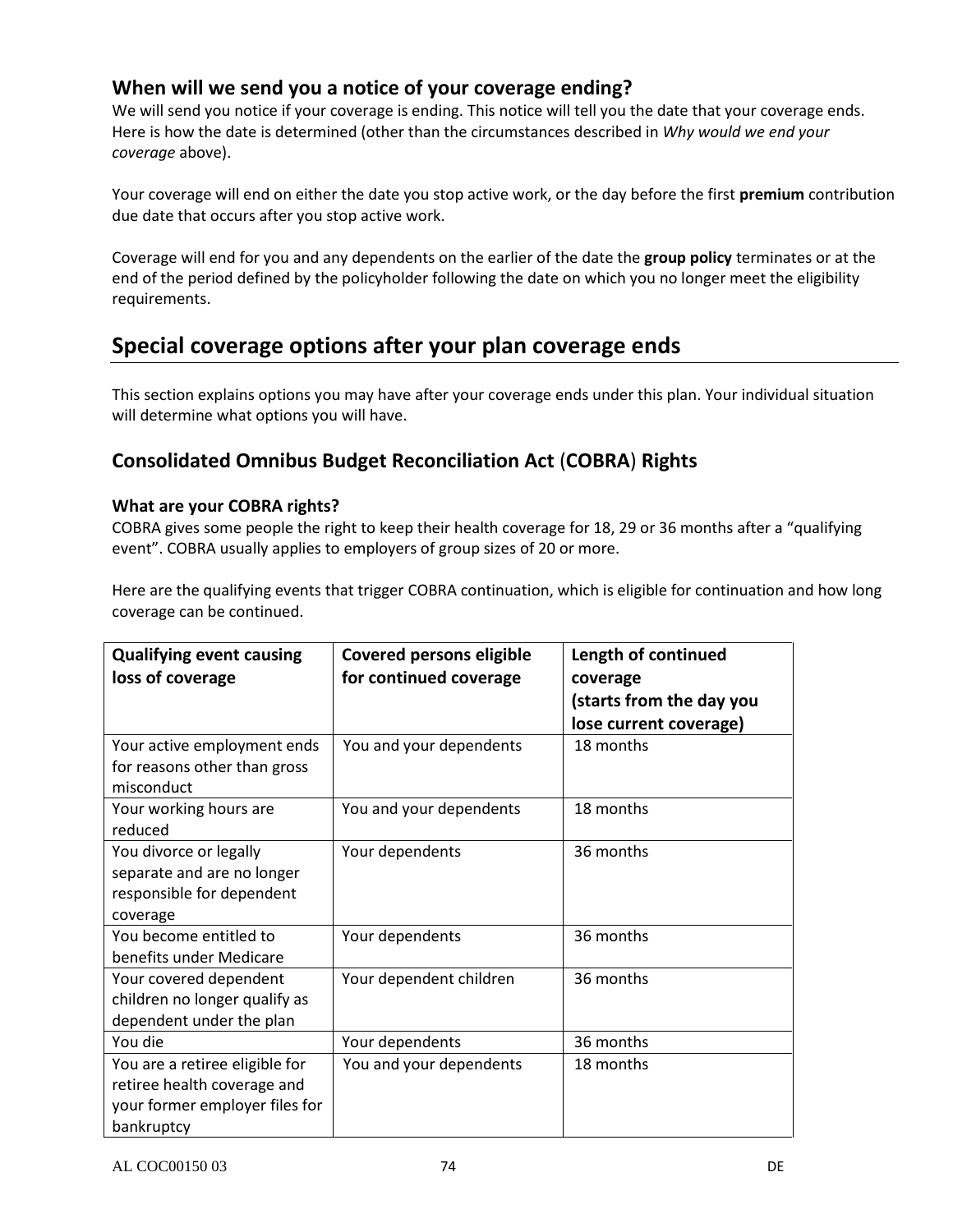### When will we send you a notice of your coverage ending?

We will send you notice if your coverage is ending. This notice will tell you the date that your coverage ends. Here is how the date is determined (other than the circumstances described in *Why would we end your coverage* above).

Your coverage will end on either the date you stop active work, or the day before the first **premium** contribution due date that occurs after you stop active work.

Coverage will end for you and any dependents on the earlier of the date the **group policy** terminates or at the end of the period defined by the policyholder following the date on which you no longer meet the eligibility requirements.

## Special coverage options after your plan coverage ends

This section explains options you may have after your coverage ends under this plan. Your individual situation will determine what options you will have.

### Consolidated Omnibus Budget Reconciliation Act (COBRA) Rights

#### What are your COBRA rights?

COBRA gives some people the right to keep their health coverage for 18, 29 or 36 months after a "qualifying event". COBRA usually applies to employers of group sizes of 20 or more.

Here are the qualifying events that trigger COBRA continuation, which is eligible for continuation and how long coverage can be continued.

| Qualifying event causing loss of coverage | Covered persons eligible for continued coverage | Length of continued coverage (starts from the day you lose current coverage) |
|---|---|---|
| Your active employment ends for reasons other than gross misconduct | You and your dependents | 18 months |
| Your working hours are reduced | You and your dependents | 18 months |
| You divorce or legally separate and are no longer responsible for dependent coverage | Your dependents | 36 months |
| You become entitled to benefits under Medicare | Your dependents | 36 months |
| Your covered dependent children no longer qualify as dependent under the plan | Your dependent children | 36 months |
| You die | Your dependents | 36 months |
| You are a retiree eligible for retiree health coverage and your former employer files for bankruptcy | You and your dependents | 18 months |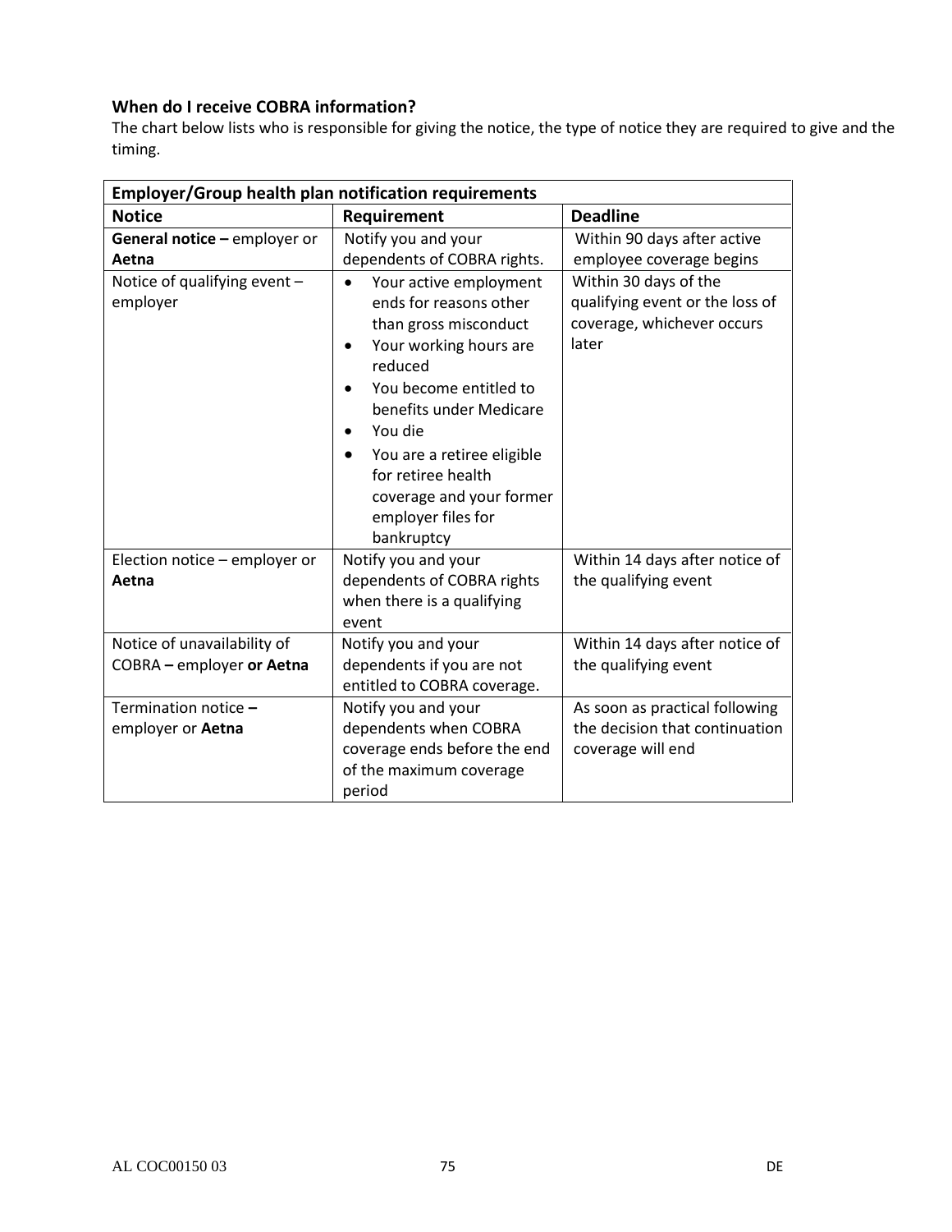### When do I receive COBRA information?

The chart below lists who is responsible for giving the notice, the type of notice they are required to give and the timing.

| Employer/Group health plan notification requirements | | |
|---|---|---|
| **Notice** | **Requirement** | **Deadline** |
| **General notice –** employer or **Aetna** | Notify you and your dependents of COBRA rights. | Within 90 days after active employee coverage begins |
| Notice of qualifying event – employer | • Your active employment ends for reasons other than gross misconduct<br>• Your working hours are reduced<br>• You become entitled to benefits under Medicare<br>• You die<br>• You are a retiree eligible for retiree health coverage and your former employer files for bankruptcy | Within 30 days of the qualifying event or the loss of coverage, whichever occurs later |
| Election notice – employer or **Aetna** | Notify you and your dependents of COBRA rights when there is a qualifying event | Within 14 days after notice of the qualifying event |
| Notice of unavailability of COBRA **–** employer **or Aetna** | Notify you and your dependents if you are not entitled to COBRA coverage. | Within 14 days after notice of the qualifying event |
| Termination notice **–** employer or **Aetna** | Notify you and your dependents when COBRA coverage ends before the end of the maximum coverage period | As soon as practical following the decision that continuation coverage will end |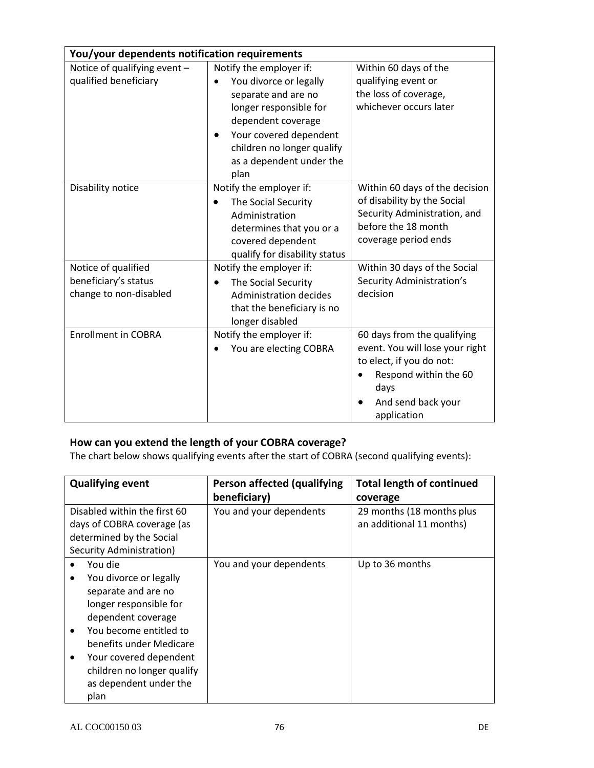| You/your dependents notification requirements | | |
|---|---|---|
| Notice of qualifying event – qualified beneficiary | Notify the employer if: <br>• You divorce or legally separate and are no longer responsible for dependent coverage <br>• Your covered dependent children no longer qualify as a dependent under the plan | Within 60 days of the qualifying event or the loss of coverage, whichever occurs later |
| Disability notice | Notify the employer if: <br>• The Social Security Administration determines that you or a covered dependent qualify for disability status | Within 60 days of the decision of disability by the Social Security Administration, and before the 18 month coverage period ends |
| Notice of qualified beneficiary's status change to non-disabled | Notify the employer if: <br>• The Social Security Administration decides that the beneficiary is no longer disabled | Within 30 days of the Social Security Administration's decision |
| Enrollment in COBRA | Notify the employer if: <br>• You are electing COBRA | 60 days from the qualifying event. You will lose your right to elect, if you do not: <br>• Respond within the 60 days <br>• And send back your application |

## How can you extend the length of your COBRA coverage?

The chart below shows qualifying events after the start of COBRA (second qualifying events):

| Qualifying event | Person affected (qualifying beneficiary) | Total length of continued coverage |
|---|---|---|
| Disabled within the first 60 days of COBRA coverage (as determined by the Social Security Administration) | You and your dependents | 29 months (18 months plus an additional 11 months) |
| • You die <br>• You divorce or legally separate and are no longer responsible for dependent coverage <br>• You become entitled to benefits under Medicare <br>• Your covered dependent children no longer qualify as dependent under the plan | You and your dependents | Up to 36 months |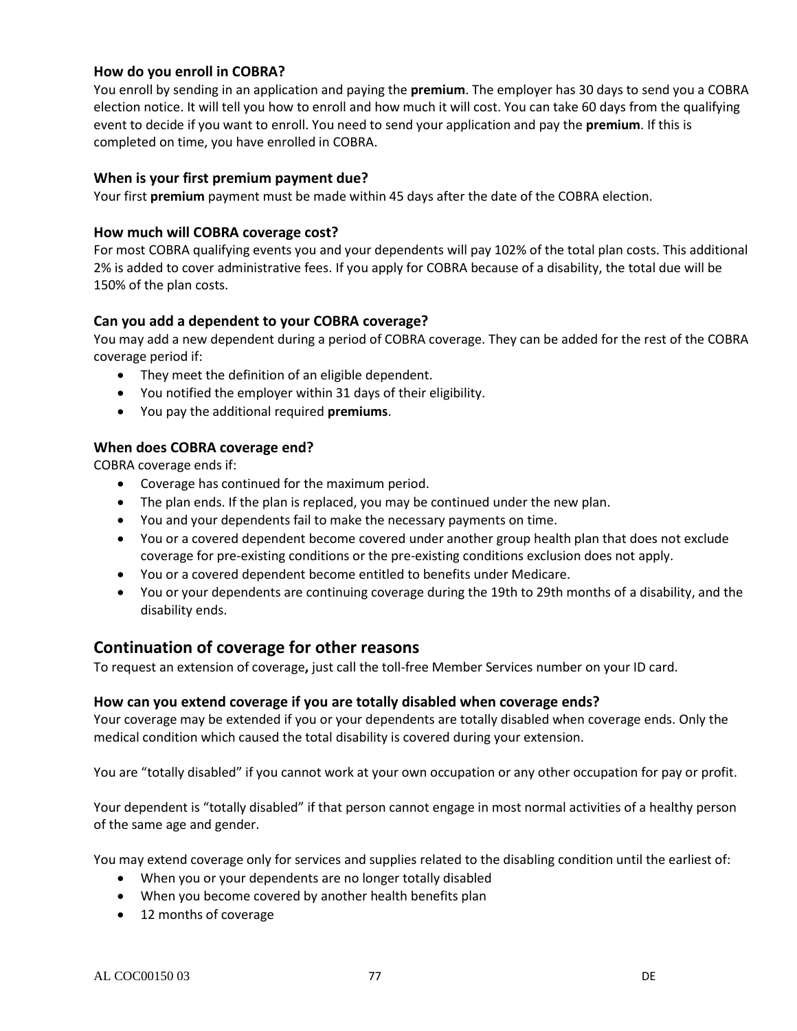### How do you enroll in COBRA?

You enroll by sending in an application and paying the **premium**. The employer has 30 days to send you a COBRA election notice. It will tell you how to enroll and how much it will cost. You can take 60 days from the qualifying event to decide if you want to enroll. You need to send your application and pay the **premium**. If this is completed on time, you have enrolled in COBRA.

### When is your first premium payment due?

Your first **premium** payment must be made within 45 days after the date of the COBRA election.

### How much will COBRA coverage cost?

For most COBRA qualifying events you and your dependents will pay 102% of the total plan costs. This additional 2% is added to cover administrative fees. If you apply for COBRA because of a disability, the total due will be 150% of the plan costs.

### Can you add a dependent to your COBRA coverage?

You may add a new dependent during a period of COBRA coverage. They can be added for the rest of the COBRA coverage period if:

- They meet the definition of an eligible dependent.
- You notified the employer within 31 days of their eligibility.
- You pay the additional required **premiums**.

### When does COBRA coverage end?

COBRA coverage ends if:

- Coverage has continued for the maximum period.
- The plan ends. If the plan is replaced, you may be continued under the new plan.
- You and your dependents fail to make the necessary payments on time.
- You or a covered dependent become covered under another group health plan that does not exclude coverage for pre-existing conditions or the pre-existing conditions exclusion does not apply.
- You or a covered dependent become entitled to benefits under Medicare.
- You or your dependents are continuing coverage during the 19th to 29th months of a disability, and the disability ends.

## Continuation of coverage for other reasons

To request an extension of coverage**,** just call the toll-free Member Services number on your ID card.

### How can you extend coverage if you are totally disabled when coverage ends?

Your coverage may be extended if you or your dependents are totally disabled when coverage ends. Only the medical condition which caused the total disability is covered during your extension.

You are "totally disabled" if you cannot work at your own occupation or any other occupation for pay or profit.

Your dependent is "totally disabled" if that person cannot engage in most normal activities of a healthy person of the same age and gender.

You may extend coverage only for services and supplies related to the disabling condition until the earliest of:

- When you or your dependents are no longer totally disabled
- When you become covered by another health benefits plan
- 12 months of coverage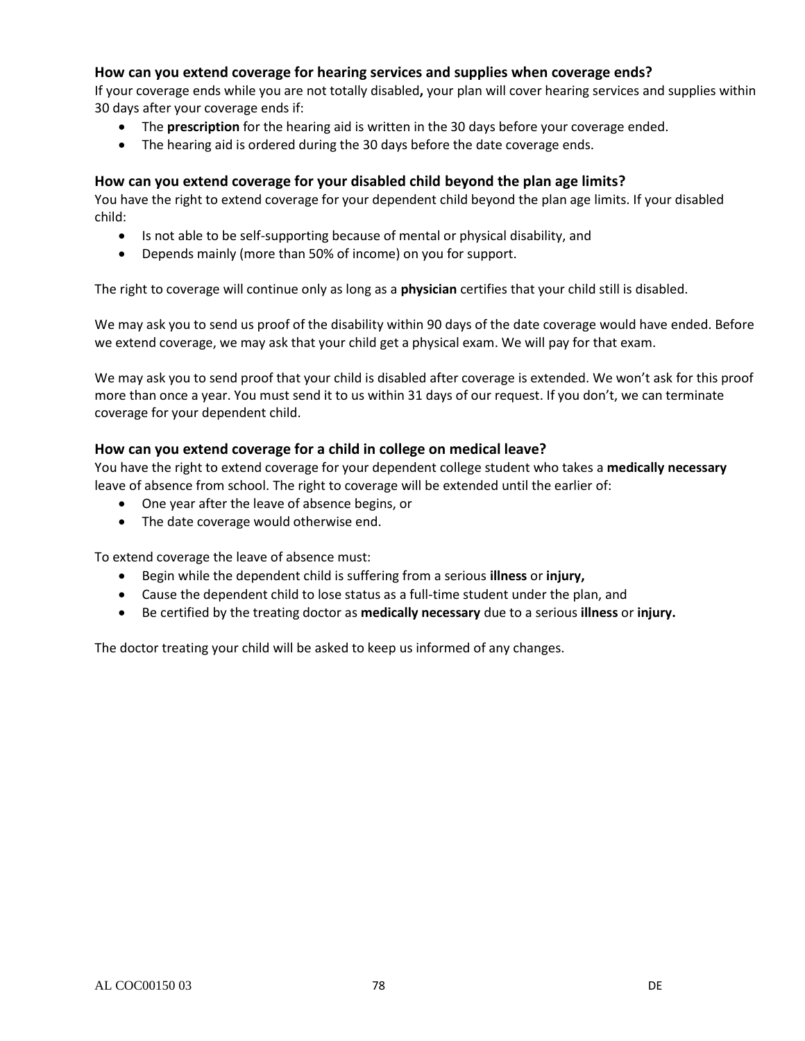### How can you extend coverage for hearing services and supplies when coverage ends?

If your coverage ends while you are not totally disabled**,** your plan will cover hearing services and supplies within 30 days after your coverage ends if:

- The **prescription** for the hearing aid is written in the 30 days before your coverage ended.
- The hearing aid is ordered during the 30 days before the date coverage ends.

### How can you extend coverage for your disabled child beyond the plan age limits?

You have the right to extend coverage for your dependent child beyond the plan age limits. If your disabled child:

- Is not able to be self-supporting because of mental or physical disability, and
- Depends mainly (more than 50% of income) on you for support.

The right to coverage will continue only as long as a **physician** certifies that your child still is disabled.

We may ask you to send us proof of the disability within 90 days of the date coverage would have ended. Before we extend coverage, we may ask that your child get a physical exam. We will pay for that exam.

We may ask you to send proof that your child is disabled after coverage is extended. We won't ask for this proof more than once a year. You must send it to us within 31 days of our request. If you don't, we can terminate coverage for your dependent child.

### How can you extend coverage for a child in college on medical leave?

You have the right to extend coverage for your dependent college student who takes a **medically necessary** leave of absence from school. The right to coverage will be extended until the earlier of:

- One year after the leave of absence begins, or
- The date coverage would otherwise end.

To extend coverage the leave of absence must:

- Begin while the dependent child is suffering from a serious **illness** or **injury,**
- Cause the dependent child to lose status as a full-time student under the plan, and
- Be certified by the treating doctor as **medically necessary** due to a serious **illness** or **injury.**

The doctor treating your child will be asked to keep us informed of any changes.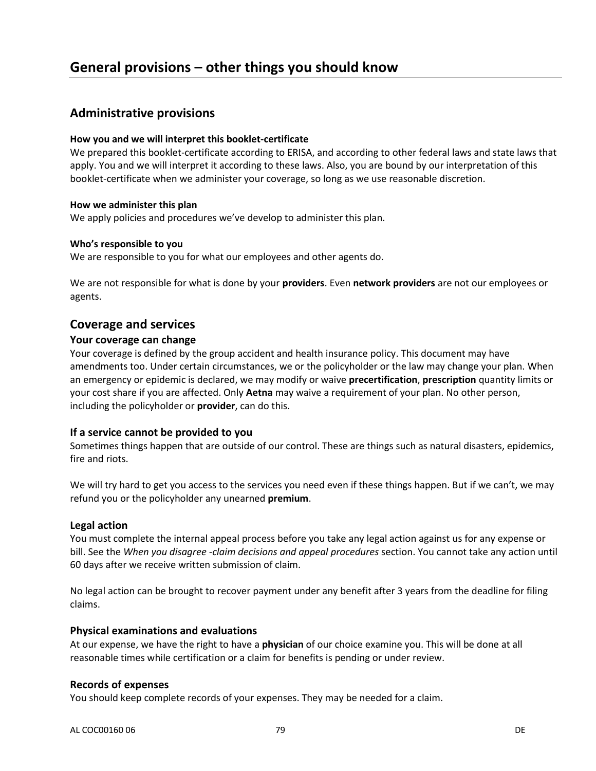# General provisions – other things you should know

## Administrative provisions

**How you and we will interpret this booklet-certificate**

We prepared this booklet-certificate according to ERISA, and according to other federal laws and state laws that apply. You and we will interpret it according to these laws. Also, you are bound by our interpretation of this booklet-certificate when we administer your coverage, so long as we use reasonable discretion.

**How we administer this plan**

We apply policies and procedures we've develop to administer this plan.

**Who's responsible to you**

We are responsible to you for what our employees and other agents do.

We are not responsible for what is done by your **providers**. Even **network providers** are not our employees or agents.

## Coverage and services

### Your coverage can change

Your coverage is defined by the group accident and health insurance policy. This document may have amendments too. Under certain circumstances, we or the policyholder or the law may change your plan. When an emergency or epidemic is declared, we may modify or waive **precertification**, **prescription** quantity limits or your cost share if you are affected. Only **Aetna** may waive a requirement of your plan. No other person, including the policyholder or **provider**, can do this.

### If a service cannot be provided to you

Sometimes things happen that are outside of our control. These are things such as natural disasters, epidemics, fire and riots.

We will try hard to get you access to the services you need even if these things happen. But if we can't, we may refund you or the policyholder any unearned **premium**.

### Legal action

You must complete the internal appeal process before you take any legal action against us for any expense or bill. See the *When you disagree -claim decisions and appeal procedures* section. You cannot take any action until 60 days after we receive written submission of claim.

No legal action can be brought to recover payment under any benefit after 3 years from the deadline for filing claims.

### Physical examinations and evaluations

At our expense, we have the right to have a **physician** of our choice examine you. This will be done at all reasonable times while certification or a claim for benefits is pending or under review.

### Records of expenses

You should keep complete records of your expenses. They may be needed for a claim.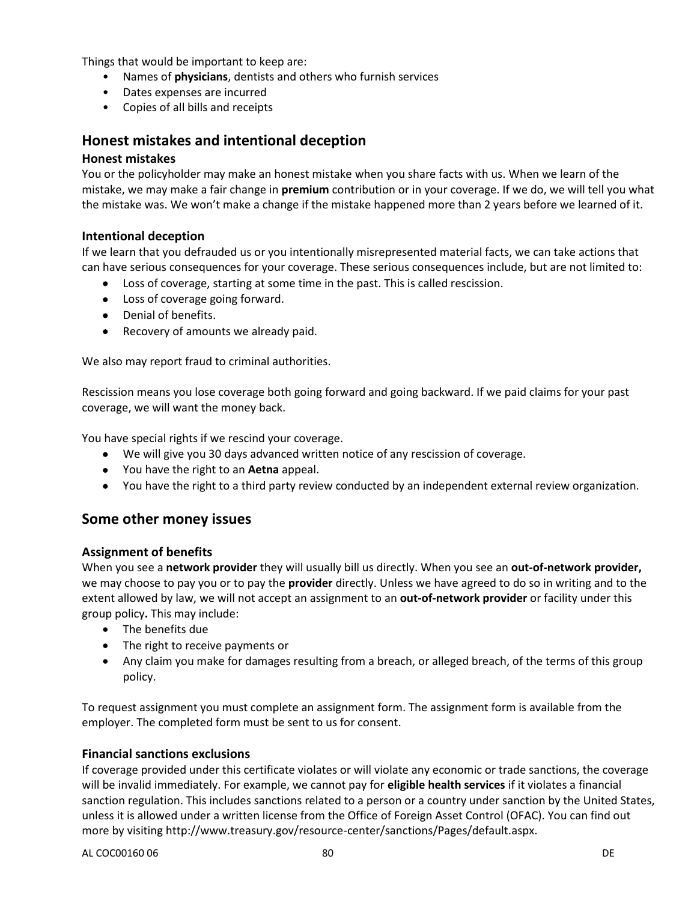Things that would be important to keep are:

- Names of **physicians**, dentists and others who furnish services
- Dates expenses are incurred
- Copies of all bills and receipts

## Honest mistakes and intentional deception

### Honest mistakes

You or the policyholder may make an honest mistake when you share facts with us. When we learn of the mistake, we may make a fair change in **premium** contribution or in your coverage. If we do, we will tell you what the mistake was. We won't make a change if the mistake happened more than 2 years before we learned of it.

### Intentional deception

If we learn that you defrauded us or you intentionally misrepresented material facts, we can take actions that can have serious consequences for your coverage. These serious consequences include, but are not limited to:

- Loss of coverage, starting at some time in the past. This is called rescission.
- Loss of coverage going forward.
- Denial of benefits.
- Recovery of amounts we already paid.

We also may report fraud to criminal authorities.

Rescission means you lose coverage both going forward and going backward. If we paid claims for your past coverage, we will want the money back.

You have special rights if we rescind your coverage.

- We will give you 30 days advanced written notice of any rescission of coverage.
- You have the right to an **Aetna** appeal.
- You have the right to a third party review conducted by an independent external review organization.

## Some other money issues

### Assignment of benefits

When you see a **network provider** they will usually bill us directly. When you see an **out-of-network provider,** we may choose to pay you or to pay the **provider** directly. Unless we have agreed to do so in writing and to the extent allowed by law, we will not accept an assignment to an **out-of-network provider** or facility under this group policy**.** This may include:

- The benefits due
- The right to receive payments or
- Any claim you make for damages resulting from a breach, or alleged breach, of the terms of this group policy.

To request assignment you must complete an assignment form. The assignment form is available from the employer. The completed form must be sent to us for consent.

### Financial sanctions exclusions

If coverage provided under this certificate violates or will violate any economic or trade sanctions, the coverage will be invalid immediately. For example, we cannot pay for **eligible health services** if it violates a financial sanction regulation. This includes sanctions related to a person or a country under sanction by the United States, unless it is allowed under a written license from the Office of Foreign Asset Control (OFAC). You can find out more by visiting http://www.treasury.gov/resource-center/sanctions/Pages/default.aspx.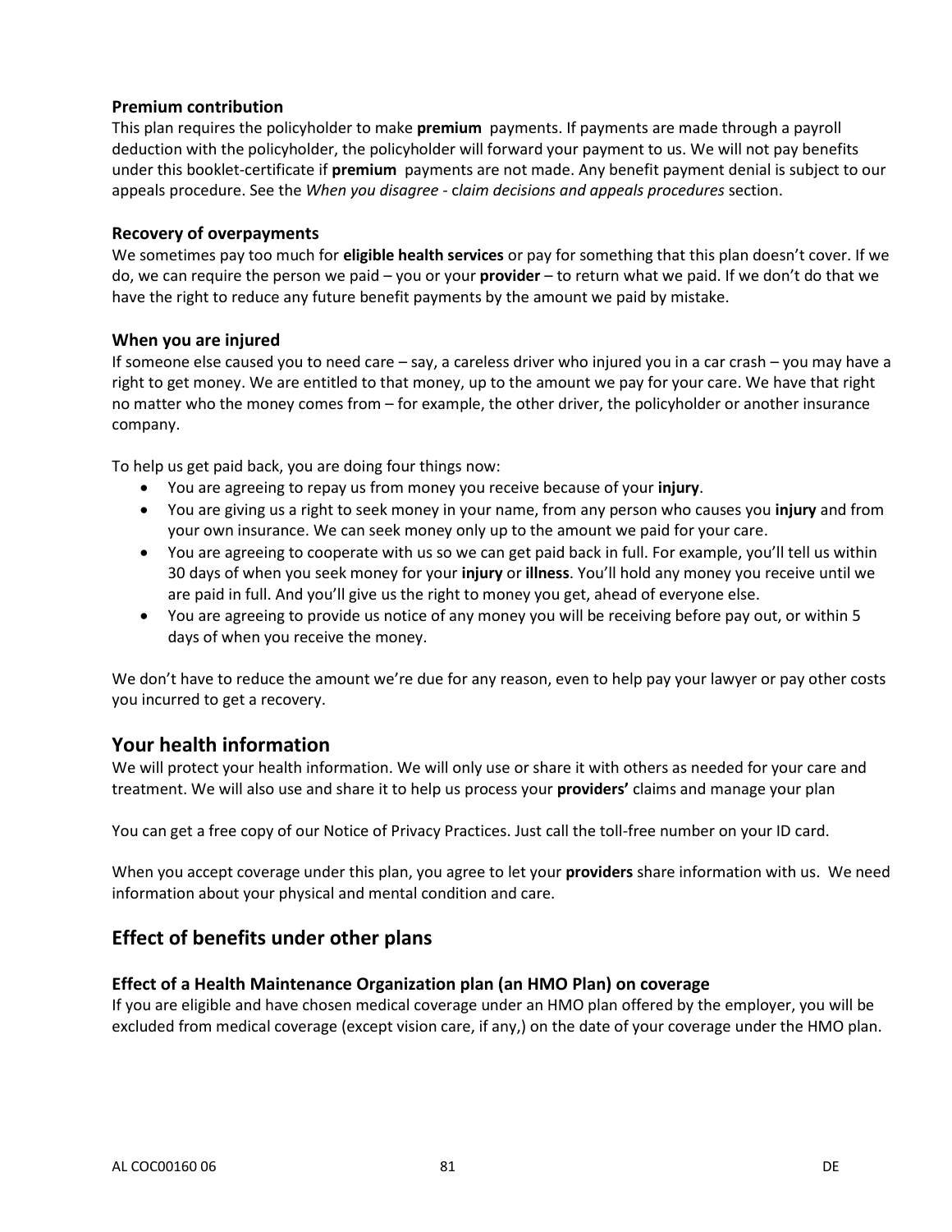### Premium contribution

This plan requires the policyholder to make **premium** payments. If payments are made through a payroll deduction with the policyholder, the policyholder will forward your payment to us. We will not pay benefits under this booklet-certificate if **premium** payments are not made. Any benefit payment denial is subject to our appeals procedure. See the *When you disagree - claim decisions and appeals procedures* section.

### Recovery of overpayments

We sometimes pay too much for **eligible health services** or pay for something that this plan doesn't cover. If we do, we can require the person we paid – you or your **provider** – to return what we paid. If we don't do that we have the right to reduce any future benefit payments by the amount we paid by mistake.

### When you are injured

If someone else caused you to need care – say, a careless driver who injured you in a car crash – you may have a right to get money. We are entitled to that money, up to the amount we pay for your care. We have that right no matter who the money comes from – for example, the other driver, the policyholder or another insurance company.

To help us get paid back, you are doing four things now:

- You are agreeing to repay us from money you receive because of your **injury**.
- You are giving us a right to seek money in your name, from any person who causes you **injury** and from your own insurance. We can seek money only up to the amount we paid for your care.
- You are agreeing to cooperate with us so we can get paid back in full. For example, you'll tell us within 30 days of when you seek money for your **injury** or **illness**. You'll hold any money you receive until we are paid in full. And you'll give us the right to money you get, ahead of everyone else.
- You are agreeing to provide us notice of any money you will be receiving before pay out, or within 5 days of when you receive the money.

We don't have to reduce the amount we're due for any reason, even to help pay your lawyer or pay other costs you incurred to get a recovery.

## Your health information

We will protect your health information. We will only use or share it with others as needed for your care and treatment. We will also use and share it to help us process your **providers'** claims and manage your plan

You can get a free copy of our Notice of Privacy Practices. Just call the toll-free number on your ID card.

When you accept coverage under this plan, you agree to let your **providers** share information with us. We need information about your physical and mental condition and care.

## Effect of benefits under other plans

### Effect of a Health Maintenance Organization plan (an HMO Plan) on coverage

If you are eligible and have chosen medical coverage under an HMO plan offered by the employer, you will be excluded from medical coverage (except vision care, if any,) on the date of your coverage under the HMO plan.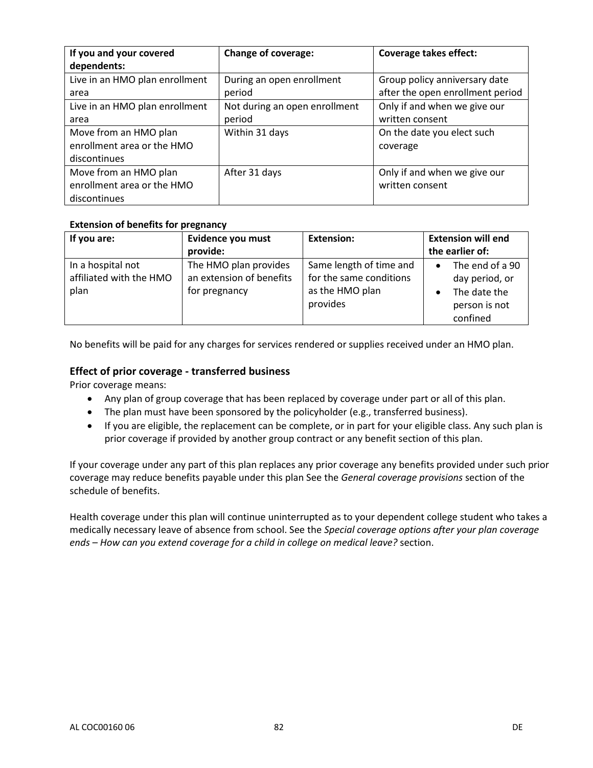| If you and your covered dependents: | Change of coverage: | Coverage takes effect: |
| --- | --- | --- |
| Live in an HMO plan enrollment area | During an open enrollment period | Group policy anniversary date after the open enrollment period |
| Live in an HMO plan enrollment area | Not during an open enrollment period | Only if and when we give our written consent |
| Move from an HMO plan enrollment area or the HMO discontinues | Within 31 days | On the date you elect such coverage |
| Move from an HMO plan enrollment area or the HMO discontinues | After 31 days | Only if and when we give our written consent |

**Extension of benefits for pregnancy**

| If you are: | Evidence you must provide: | Extension: | Extension will end the earlier of: |
| --- | --- | --- | --- |
| In a hospital not affiliated with the HMO plan | The HMO plan provides an extension of benefits for pregnancy | Same length of time and for the same conditions as the HMO plan provides | • The end of a 90 day period, or<br>• The date the person is not confined |

No benefits will be paid for any charges for services rendered or supplies received under an HMO plan.

### Effect of prior coverage - transferred business

Prior coverage means:

- Any plan of group coverage that has been replaced by coverage under part or all of this plan.
- The plan must have been sponsored by the policyholder (e.g., transferred business).
- If you are eligible, the replacement can be complete, or in part for your eligible class. Any such plan is prior coverage if provided by another group contract or any benefit section of this plan.

If your coverage under any part of this plan replaces any prior coverage any benefits provided under such prior coverage may reduce benefits payable under this plan See the *General coverage provisions* section of the schedule of benefits.

Health coverage under this plan will continue uninterrupted as to your dependent college student who takes a medically necessary leave of absence from school. See the *Special coverage options after your plan coverage ends – How can you extend coverage for a child in college on medical leave?* section.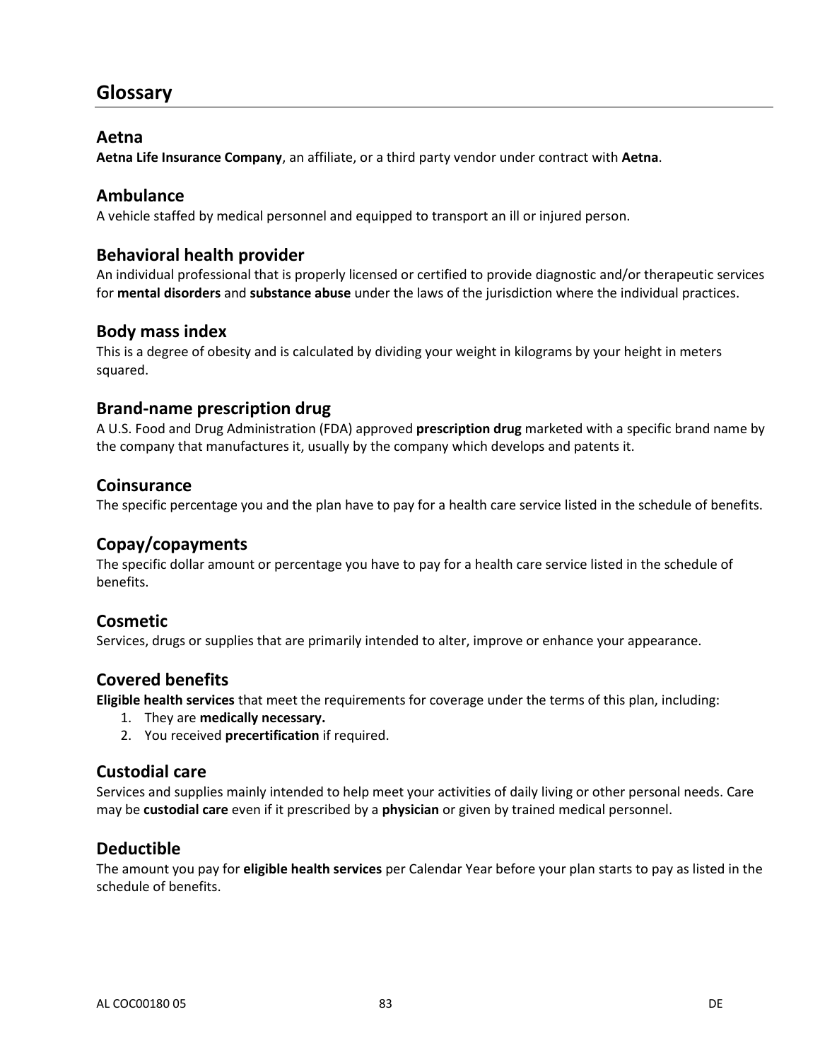# Glossary

## Aetna

**Aetna Life Insurance Company**, an affiliate, or a third party vendor under contract with **Aetna**.

## Ambulance

A vehicle staffed by medical personnel and equipped to transport an ill or injured person.

## Behavioral health provider

An individual professional that is properly licensed or certified to provide diagnostic and/or therapeutic services for **mental disorders** and **substance abuse** under the laws of the jurisdiction where the individual practices.

## Body mass index

This is a degree of obesity and is calculated by dividing your weight in kilograms by your height in meters squared.

## Brand-name prescription drug

A U.S. Food and Drug Administration (FDA) approved **prescription drug** marketed with a specific brand name by the company that manufactures it, usually by the company which develops and patents it.

## Coinsurance

The specific percentage you and the plan have to pay for a health care service listed in the schedule of benefits.

## Copay/copayments

The specific dollar amount or percentage you have to pay for a health care service listed in the schedule of benefits.

## Cosmetic

Services, drugs or supplies that are primarily intended to alter, improve or enhance your appearance.

## Covered benefits

**Eligible health services** that meet the requirements for coverage under the terms of this plan, including:

1. They are **medically necessary.**
2. You received **precertification** if required.

## Custodial care

Services and supplies mainly intended to help meet your activities of daily living or other personal needs. Care may be **custodial care** even if it prescribed by a **physician** or given by trained medical personnel.

## Deductible

The amount you pay for **eligible health services** per Calendar Year before your plan starts to pay as listed in the schedule of benefits.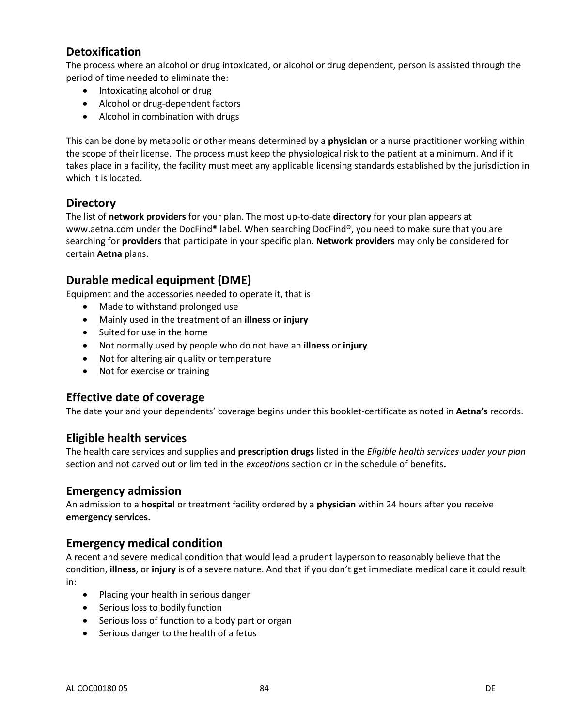## Detoxification

The process where an alcohol or drug intoxicated, or alcohol or drug dependent, person is assisted through the period of time needed to eliminate the:

- Intoxicating alcohol or drug
- Alcohol or drug-dependent factors
- Alcohol in combination with drugs

This can be done by metabolic or other means determined by a **physician** or a nurse practitioner working within the scope of their license. The process must keep the physiological risk to the patient at a minimum. And if it takes place in a facility, the facility must meet any applicable licensing standards established by the jurisdiction in which it is located.

## Directory

The list of **network providers** for your plan. The most up-to-date **directory** for your plan appears at www.aetna.com under the DocFind® label. When searching DocFind®, you need to make sure that you are searching for **providers** that participate in your specific plan. **Network providers** may only be considered for certain **Aetna** plans.

## Durable medical equipment (DME)

Equipment and the accessories needed to operate it, that is:

- Made to withstand prolonged use
- Mainly used in the treatment of an **illness** or **injury**
- Suited for use in the home
- Not normally used by people who do not have an **illness** or **injury**
- Not for altering air quality or temperature
- Not for exercise or training

## Effective date of coverage

The date your and your dependents' coverage begins under this booklet-certificate as noted in **Aetna's** records.

## Eligible health services

The health care services and supplies and **prescription drugs** listed in the *Eligible health services under your plan* section and not carved out or limited in the *exceptions* section or in the schedule of benefits**.**

## Emergency admission

An admission to a **hospital** or treatment facility ordered by a **physician** within 24 hours after you receive **emergency services.**

## Emergency medical condition

A recent and severe medical condition that would lead a prudent layperson to reasonably believe that the condition, **illness**, or **injury** is of a severe nature. And that if you don't get immediate medical care it could result in:

- Placing your health in serious danger
- Serious loss to bodily function
- Serious loss of function to a body part or organ
- Serious danger to the health of a fetus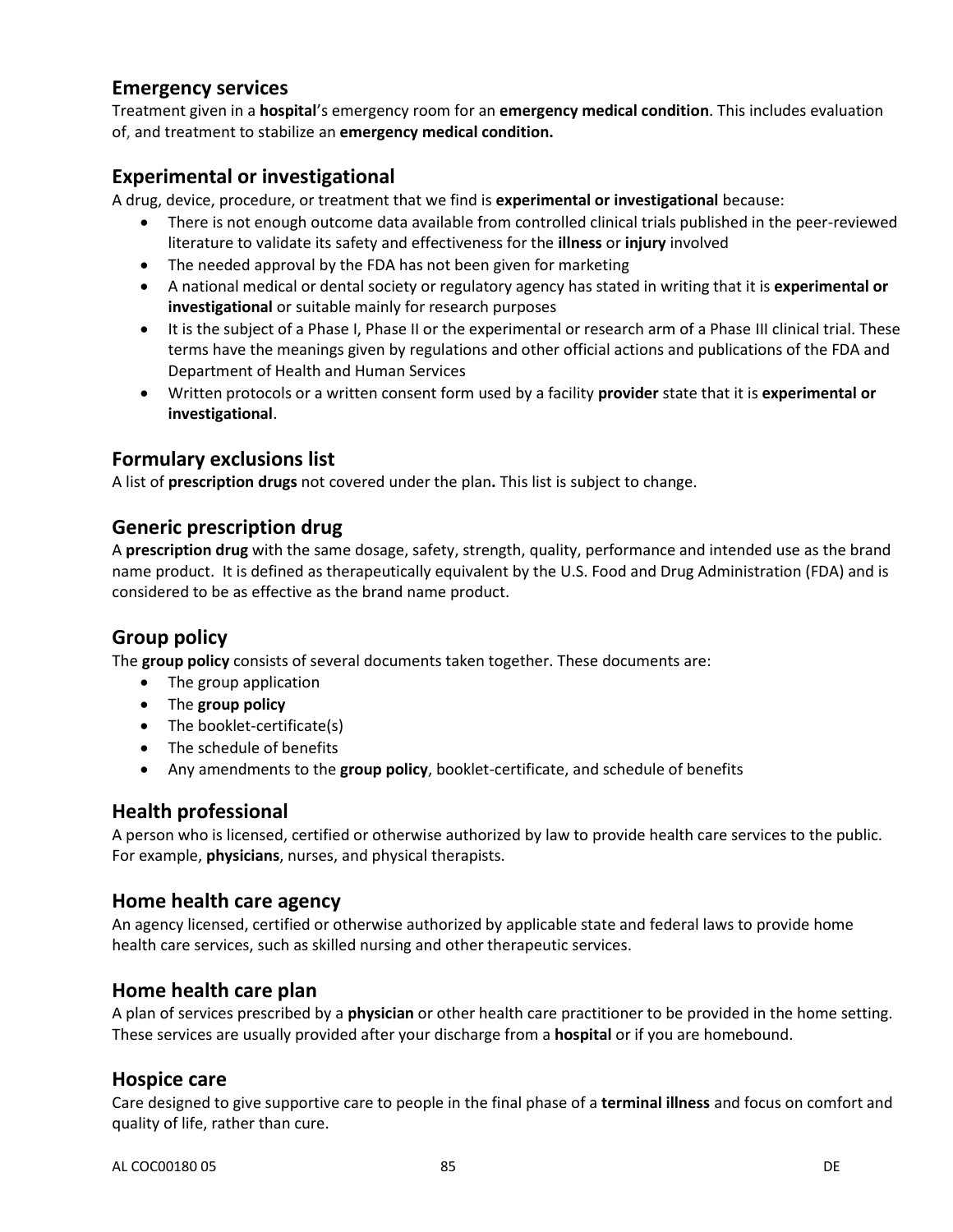## Emergency services

Treatment given in a **hospital**'s emergency room for an **emergency medical condition**. This includes evaluation of, and treatment to stabilize an **emergency medical condition.**

## Experimental or investigational

A drug, device, procedure, or treatment that we find is **experimental or investigational** because:

- There is not enough outcome data available from controlled clinical trials published in the peer-reviewed literature to validate its safety and effectiveness for the **illness** or **injury** involved
- The needed approval by the FDA has not been given for marketing
- A national medical or dental society or regulatory agency has stated in writing that it is **experimental or investigational** or suitable mainly for research purposes
- It is the subject of a Phase I, Phase II or the experimental or research arm of a Phase III clinical trial. These terms have the meanings given by regulations and other official actions and publications of the FDA and Department of Health and Human Services
- Written protocols or a written consent form used by a facility **provider** state that it is **experimental or investigational**.

## Formulary exclusions list

A list of **prescription drugs** not covered under the plan**.** This list is subject to change.

## Generic prescription drug

A **prescription drug** with the same dosage, safety, strength, quality, performance and intended use as the brand name product. It is defined as therapeutically equivalent by the U.S. Food and Drug Administration (FDA) and is considered to be as effective as the brand name product.

## Group policy

The **group policy** consists of several documents taken together. These documents are:

- The group application
- The **group policy**
- The booklet-certificate(s)
- The schedule of benefits
- Any amendments to the **group policy**, booklet-certificate, and schedule of benefits

## Health professional

A person who is licensed, certified or otherwise authorized by law to provide health care services to the public. For example, **physicians**, nurses, and physical therapists.

## Home health care agency

An agency licensed, certified or otherwise authorized by applicable state and federal laws to provide home health care services, such as skilled nursing and other therapeutic services.

## Home health care plan

A plan of services prescribed by a **physician** or other health care practitioner to be provided in the home setting. These services are usually provided after your discharge from a **hospital** or if you are homebound.

## Hospice care

Care designed to give supportive care to people in the final phase of a **terminal illness** and focus on comfort and quality of life, rather than cure.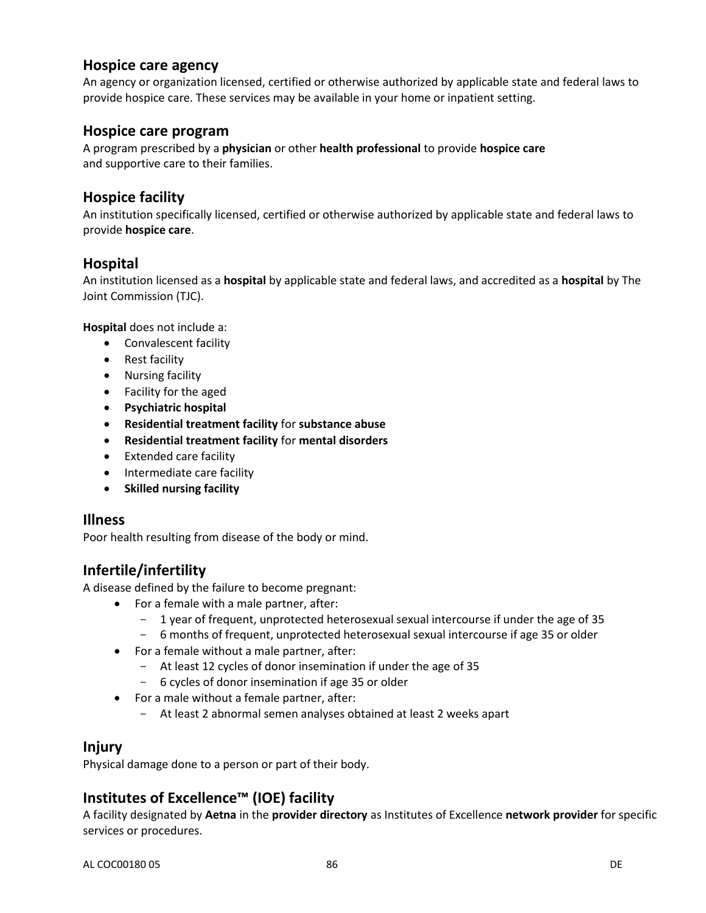## Hospice care agency

An agency or organization licensed, certified or otherwise authorized by applicable state and federal laws to provide hospice care. These services may be available in your home or inpatient setting.

## Hospice care program

A program prescribed by a **physician** or other **health professional** to provide **hospice care** and supportive care to their families.

## Hospice facility

An institution specifically licensed, certified or otherwise authorized by applicable state and federal laws to provide **hospice care**.

## Hospital

An institution licensed as a **hospital** by applicable state and federal laws, and accredited as a **hospital** by The Joint Commission (TJC).

**Hospital** does not include a:

- Convalescent facility
- Rest facility
- Nursing facility
- Facility for the aged
- **Psychiatric hospital**
- **Residential treatment facility** for **substance abuse**
- **Residential treatment facility** for **mental disorders**
- Extended care facility
- Intermediate care facility
- **Skilled nursing facility**

## Illness

Poor health resulting from disease of the body or mind.

## Infertile/infertility

A disease defined by the failure to become pregnant:

- For a female with a male partner, after:
  - 1 year of frequent, unprotected heterosexual sexual intercourse if under the age of 35
  - 6 months of frequent, unprotected heterosexual sexual intercourse if age 35 or older
- For a female without a male partner, after:
  - At least 12 cycles of donor insemination if under the age of 35
  - 6 cycles of donor insemination if age 35 or older
- For a male without a female partner, after:
  - At least 2 abnormal semen analyses obtained at least 2 weeks apart

## Injury

Physical damage done to a person or part of their body.

## Institutes of Excellence™ (IOE) facility

A facility designated by **Aetna** in the **provider directory** as Institutes of Excellence **network provider** for specific services or procedures.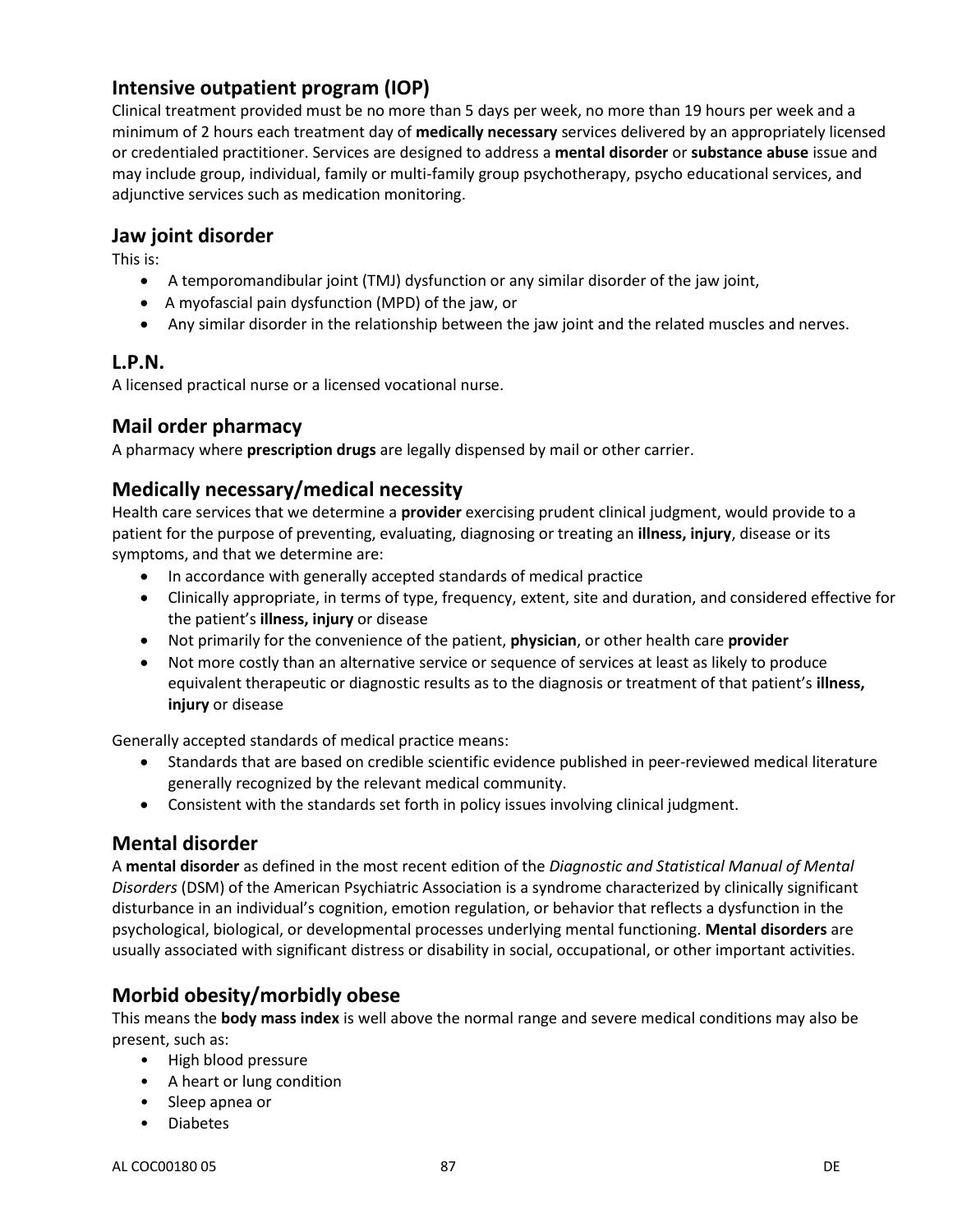## Intensive outpatient program (IOP)

Clinical treatment provided must be no more than 5 days per week, no more than 19 hours per week and a minimum of 2 hours each treatment day of **medically necessary** services delivered by an appropriately licensed or credentialed practitioner. Services are designed to address a **mental disorder** or **substance abuse** issue and may include group, individual, family or multi-family group psychotherapy, psycho educational services, and adjunctive services such as medication monitoring.

## Jaw joint disorder

This is:

- A temporomandibular joint (TMJ) dysfunction or any similar disorder of the jaw joint,
- A myofascial pain dysfunction (MPD) of the jaw, or
- Any similar disorder in the relationship between the jaw joint and the related muscles and nerves.

## L.P.N.

A licensed practical nurse or a licensed vocational nurse.

## Mail order pharmacy

A pharmacy where **prescription drugs** are legally dispensed by mail or other carrier.

## Medically necessary/medical necessity

Health care services that we determine a **provider** exercising prudent clinical judgment, would provide to a patient for the purpose of preventing, evaluating, diagnosing or treating an **illness, injury**, disease or its symptoms, and that we determine are:

- In accordance with generally accepted standards of medical practice
- Clinically appropriate, in terms of type, frequency, extent, site and duration, and considered effective for the patient's **illness, injury** or disease
- Not primarily for the convenience of the patient, **physician**, or other health care **provider**
- Not more costly than an alternative service or sequence of services at least as likely to produce equivalent therapeutic or diagnostic results as to the diagnosis or treatment of that patient's **illness, injury** or disease

Generally accepted standards of medical practice means:

- Standards that are based on credible scientific evidence published in peer-reviewed medical literature generally recognized by the relevant medical community.
- Consistent with the standards set forth in policy issues involving clinical judgment.

## Mental disorder

A **mental disorder** as defined in the most recent edition of the *Diagnostic and Statistical Manual of Mental Disorders* (DSM) of the American Psychiatric Association is a syndrome characterized by clinically significant disturbance in an individual's cognition, emotion regulation, or behavior that reflects a dysfunction in the psychological, biological, or developmental processes underlying mental functioning. **Mental disorders** are usually associated with significant distress or disability in social, occupational, or other important activities.

## Morbid obesity/morbidly obese

This means the **body mass index** is well above the normal range and severe medical conditions may also be present, such as:

- High blood pressure
- A heart or lung condition
- Sleep apnea or
- Diabetes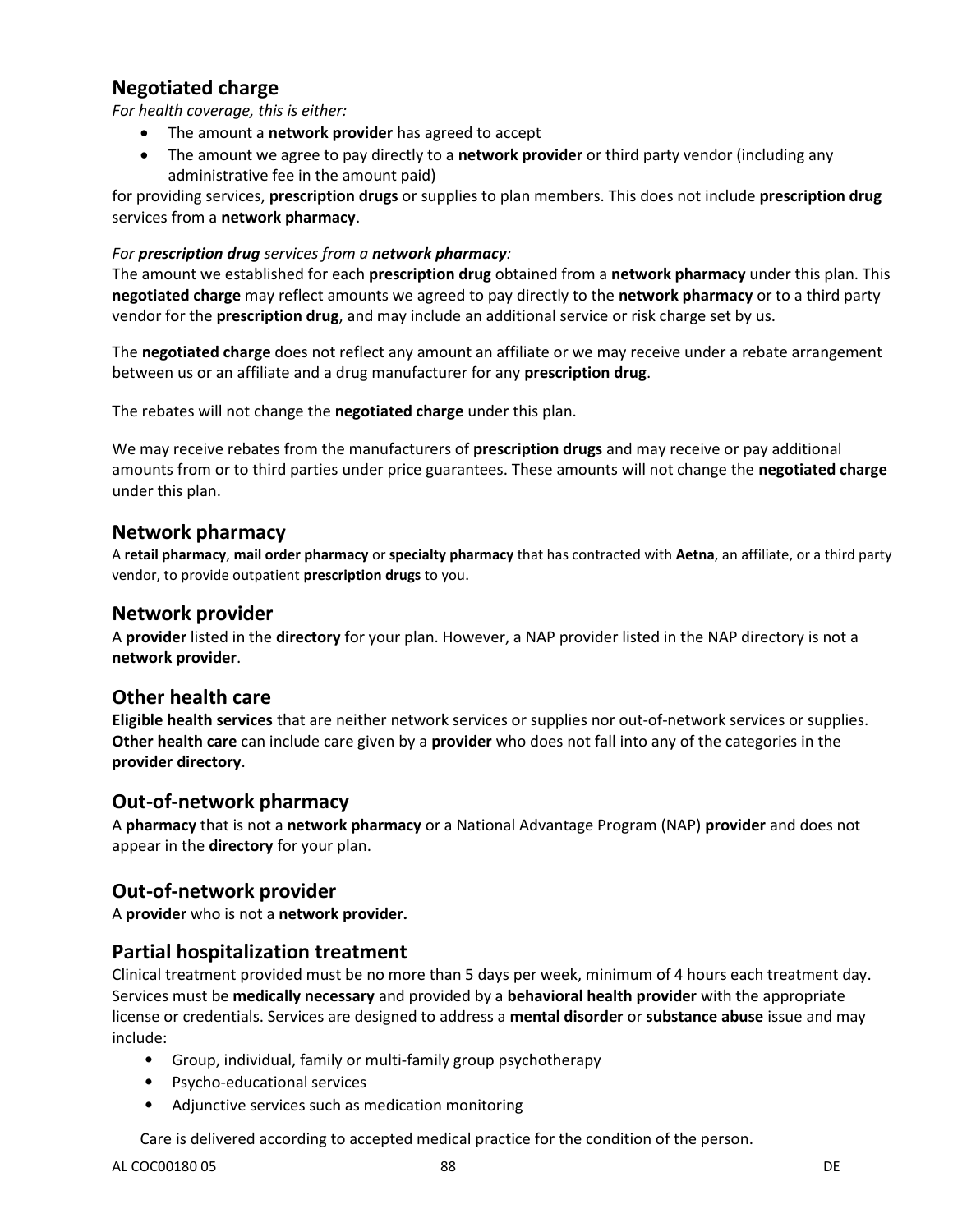## Negotiated charge

*For health coverage, this is either:*

- The amount a **network provider** has agreed to accept
- The amount we agree to pay directly to a **network provider** or third party vendor (including any administrative fee in the amount paid)

for providing services, **prescription drugs** or supplies to plan members. This does not include **prescription drug** services from a **network pharmacy**.

*For **prescription drug** services from a **network pharmacy**:*

The amount we established for each **prescription drug** obtained from a **network pharmacy** under this plan. This **negotiated charge** may reflect amounts we agreed to pay directly to the **network pharmacy** or to a third party vendor for the **prescription drug**, and may include an additional service or risk charge set by us.

The **negotiated charge** does not reflect any amount an affiliate or we may receive under a rebate arrangement between us or an affiliate and a drug manufacturer for any **prescription drug**.

The rebates will not change the **negotiated charge** under this plan.

We may receive rebates from the manufacturers of **prescription drugs** and may receive or pay additional amounts from or to third parties under price guarantees. These amounts will not change the **negotiated charge** under this plan.

## Network pharmacy

A **retail pharmacy**, **mail order pharmacy** or **specialty pharmacy** that has contracted with **Aetna**, an affiliate, or a third party vendor, to provide outpatient **prescription drugs** to you.

## Network provider

A **provider** listed in the **directory** for your plan. However, a NAP provider listed in the NAP directory is not a **network provider**.

## Other health care

**Eligible health services** that are neither network services or supplies nor out-of-network services or supplies. **Other health care** can include care given by a **provider** who does not fall into any of the categories in the **provider directory**.

## Out-of-network pharmacy

A **pharmacy** that is not a **network pharmacy** or a National Advantage Program (NAP) **provider** and does not appear in the **directory** for your plan.

## Out-of-network provider

A **provider** who is not a **network provider.**

## Partial hospitalization treatment

Clinical treatment provided must be no more than 5 days per week, minimum of 4 hours each treatment day. Services must be **medically necessary** and provided by a **behavioral health provider** with the appropriate license or credentials. Services are designed to address a **mental disorder** or **substance abuse** issue and may include:

- Group, individual, family or multi-family group psychotherapy
- Psycho-educational services
- Adjunctive services such as medication monitoring

Care is delivered according to accepted medical practice for the condition of the person.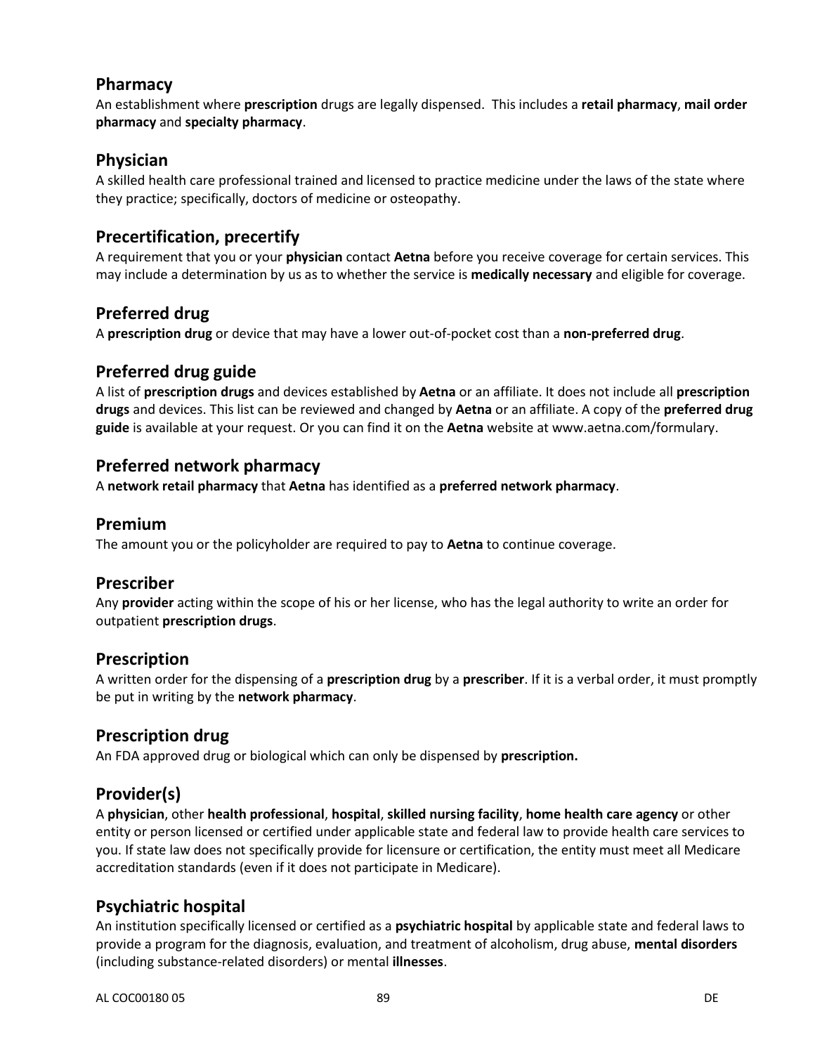## Pharmacy

An establishment where **prescription** drugs are legally dispensed. This includes a **retail pharmacy**, **mail order pharmacy** and **specialty pharmacy**.

## Physician

A skilled health care professional trained and licensed to practice medicine under the laws of the state where they practice; specifically, doctors of medicine or osteopathy.

## Precertification, precertify

A requirement that you or your **physician** contact **Aetna** before you receive coverage for certain services. This may include a determination by us as to whether the service is **medically necessary** and eligible for coverage.

## Preferred drug

A **prescription drug** or device that may have a lower out-of-pocket cost than a **non-preferred drug**.

## Preferred drug guide

A list of **prescription drugs** and devices established by **Aetna** or an affiliate. It does not include all **prescription drugs** and devices. This list can be reviewed and changed by **Aetna** or an affiliate. A copy of the **preferred drug guide** is available at your request. Or you can find it on the **Aetna** website at www.aetna.com/formulary.

## Preferred network pharmacy

A **network retail pharmacy** that **Aetna** has identified as a **preferred network pharmacy**.

## Premium

The amount you or the policyholder are required to pay to **Aetna** to continue coverage.

## Prescriber

Any **provider** acting within the scope of his or her license, who has the legal authority to write an order for outpatient **prescription drugs**.

## Prescription

A written order for the dispensing of a **prescription drug** by a **prescriber**. If it is a verbal order, it must promptly be put in writing by the **network pharmacy**.

## Prescription drug

An FDA approved drug or biological which can only be dispensed by **prescription.**

## Provider(s)

A **physician**, other **health professional**, **hospital**, **skilled nursing facility**, **home health care agency** or other entity or person licensed or certified under applicable state and federal law to provide health care services to you. If state law does not specifically provide for licensure or certification, the entity must meet all Medicare accreditation standards (even if it does not participate in Medicare).

## Psychiatric hospital

An institution specifically licensed or certified as a **psychiatric hospital** by applicable state and federal laws to provide a program for the diagnosis, evaluation, and treatment of alcoholism, drug abuse, **mental disorders** (including substance-related disorders) or mental **illnesses**.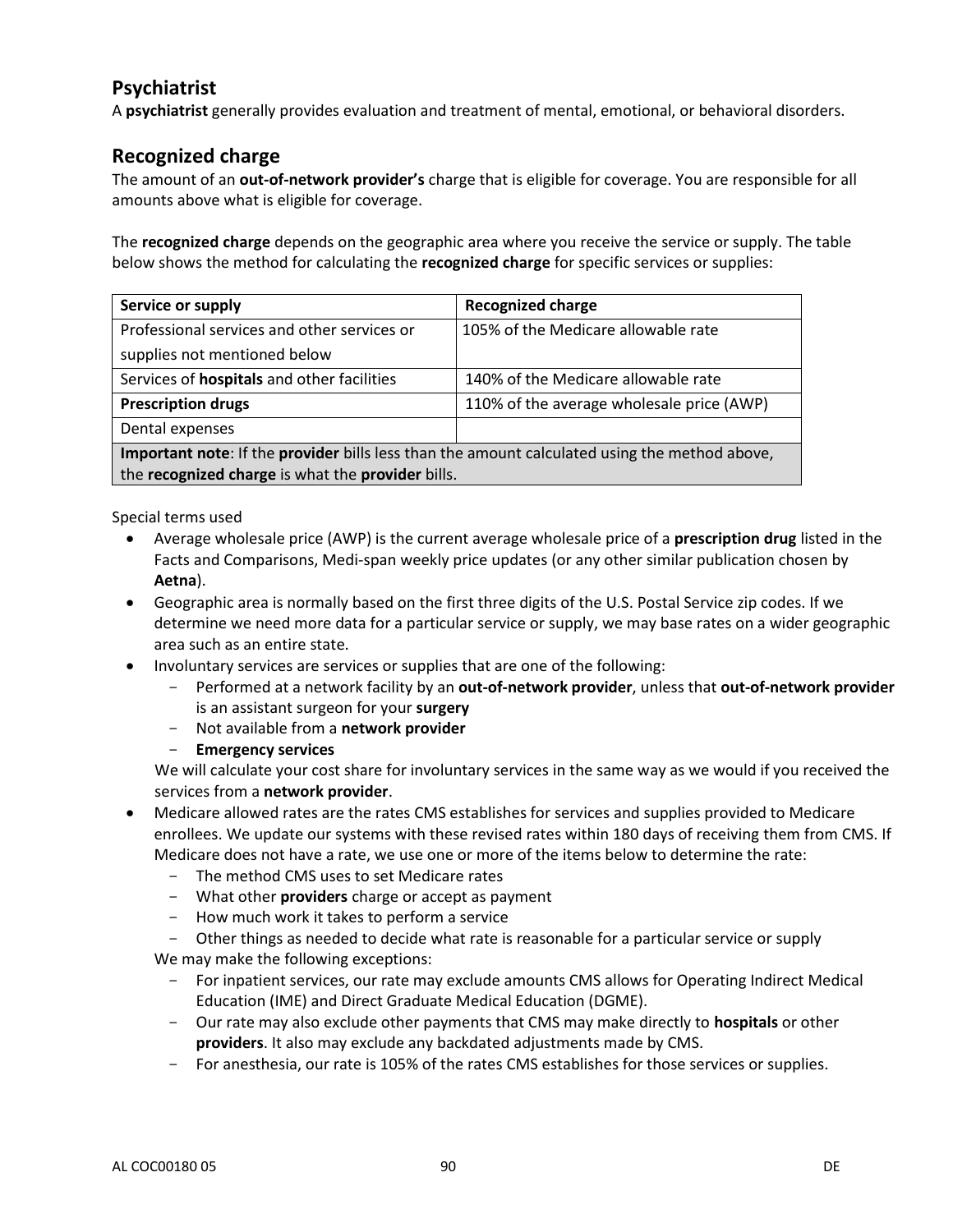## Psychiatrist

A **psychiatrist** generally provides evaluation and treatment of mental, emotional, or behavioral disorders.

## Recognized charge

The amount of an **out-of-network provider's** charge that is eligible for coverage. You are responsible for all amounts above what is eligible for coverage.

The **recognized charge** depends on the geographic area where you receive the service or supply. The table below shows the method for calculating the **recognized charge** for specific services or supplies:

| Service or supply | Recognized charge |
|---|---|
| Professional services and other services or supplies not mentioned below | 105% of the Medicare allowable rate |
| Services of **hospitals** and other facilities | 140% of the Medicare allowable rate |
| **Prescription drugs** | 110% of the average wholesale price (AWP) |
| Dental expenses | |
| **Important note**: If the **provider** bills less than the amount calculated using the method above, the **recognized charge** is what the **provider** bills. | |

Special terms used

- Average wholesale price (AWP) is the current average wholesale price of a **prescription drug** listed in the Facts and Comparisons, Medi-span weekly price updates (or any other similar publication chosen by **Aetna**).
- Geographic area is normally based on the first three digits of the U.S. Postal Service zip codes. If we determine we need more data for a particular service or supply, we may base rates on a wider geographic area such as an entire state.
- Involuntary services are services or supplies that are one of the following:
  - Performed at a network facility by an **out-of-network provider**, unless that **out-of-network provider** is an assistant surgeon for your **surgery**
  - Not available from a **network provider**
  - **Emergency services**

  We will calculate your cost share for involuntary services in the same way as we would if you received the services from a **network provider**.
- Medicare allowed rates are the rates CMS establishes for services and supplies provided to Medicare enrollees. We update our systems with these revised rates within 180 days of receiving them from CMS. If Medicare does not have a rate, we use one or more of the items below to determine the rate:
  - The method CMS uses to set Medicare rates
  - What other **providers** charge or accept as payment
  - How much work it takes to perform a service
  - Other things as needed to decide what rate is reasonable for a particular service or supply

  We may make the following exceptions:
  - For inpatient services, our rate may exclude amounts CMS allows for Operating Indirect Medical Education (IME) and Direct Graduate Medical Education (DGME).
  - Our rate may also exclude other payments that CMS may make directly to **hospitals** or other **providers**. It also may exclude any backdated adjustments made by CMS.
  - For anesthesia, our rate is 105% of the rates CMS establishes for those services or supplies.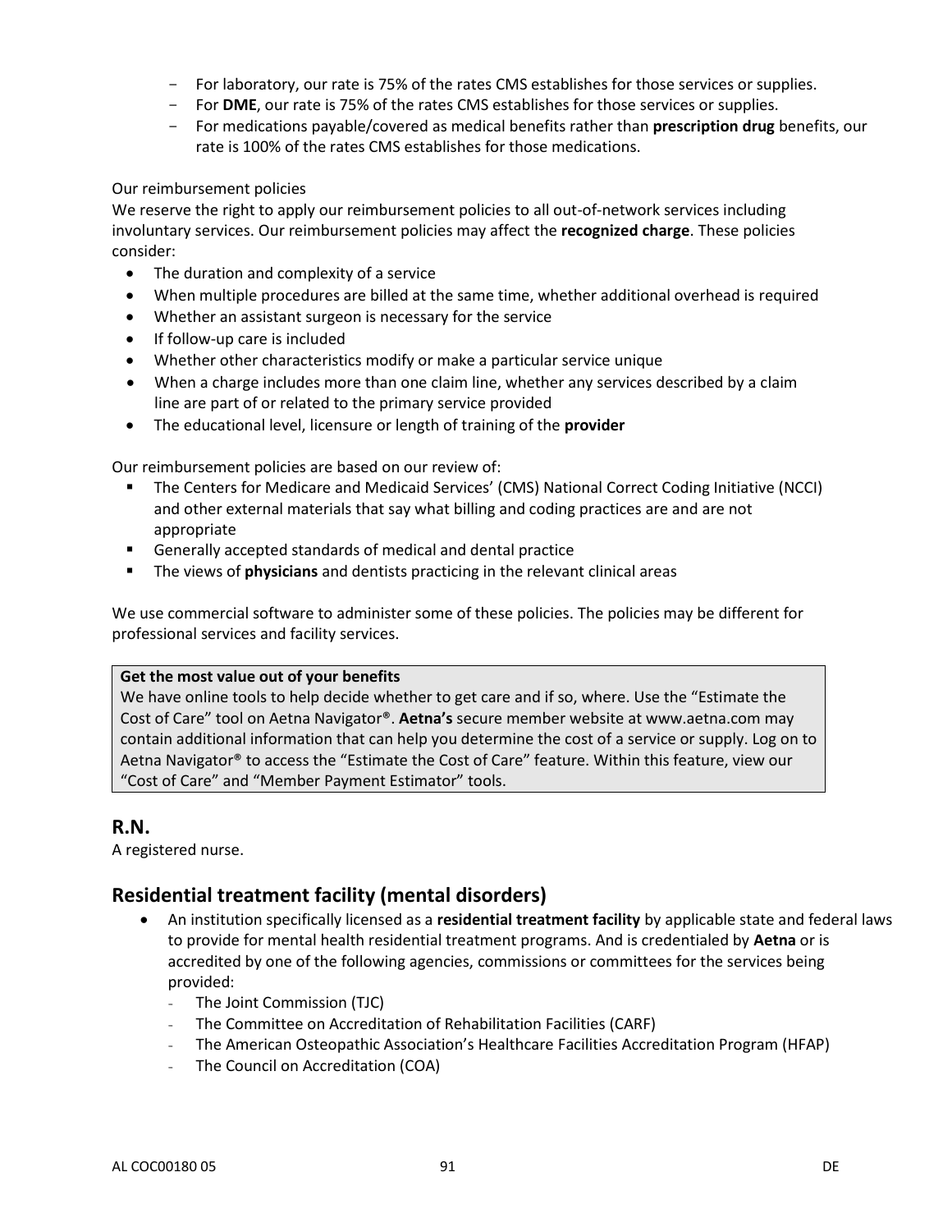- For laboratory, our rate is 75% of the rates CMS establishes for those services or supplies.
- For **DME**, our rate is 75% of the rates CMS establishes for those services or supplies.
- For medications payable/covered as medical benefits rather than **prescription drug** benefits, our rate is 100% of the rates CMS establishes for those medications.

Our reimbursement policies

We reserve the right to apply our reimbursement policies to all out-of-network services including involuntary services. Our reimbursement policies may affect the **recognized charge**. These policies consider:

- The duration and complexity of a service
- When multiple procedures are billed at the same time, whether additional overhead is required
- Whether an assistant surgeon is necessary for the service
- If follow-up care is included
- Whether other characteristics modify or make a particular service unique
- When a charge includes more than one claim line, whether any services described by a claim line are part of or related to the primary service provided
- The educational level, licensure or length of training of the **provider**

Our reimbursement policies are based on our review of:

- The Centers for Medicare and Medicaid Services' (CMS) National Correct Coding Initiative (NCCI) and other external materials that say what billing and coding practices are and are not appropriate
- Generally accepted standards of medical and dental practice
- The views of **physicians** and dentists practicing in the relevant clinical areas

We use commercial software to administer some of these policies. The policies may be different for professional services and facility services.

**Get the most value out of your benefits**

We have online tools to help decide whether to get care and if so, where. Use the "Estimate the Cost of Care" tool on Aetna Navigator®. **Aetna's** secure member website at www.aetna.com may contain additional information that can help you determine the cost of a service or supply. Log on to Aetna Navigator® to access the "Estimate the Cost of Care" feature. Within this feature, view our "Cost of Care" and "Member Payment Estimator" tools.

## R.N.

A registered nurse.

## Residential treatment facility (mental disorders)

- An institution specifically licensed as a **residential treatment facility** by applicable state and federal laws to provide for mental health residential treatment programs. And is credentialed by **Aetna** or is accredited by one of the following agencies, commissions or committees for the services being provided:
  - The Joint Commission (TJC)
  - The Committee on Accreditation of Rehabilitation Facilities (CARF)
  - The American Osteopathic Association's Healthcare Facilities Accreditation Program (HFAP)
  - The Council on Accreditation (COA)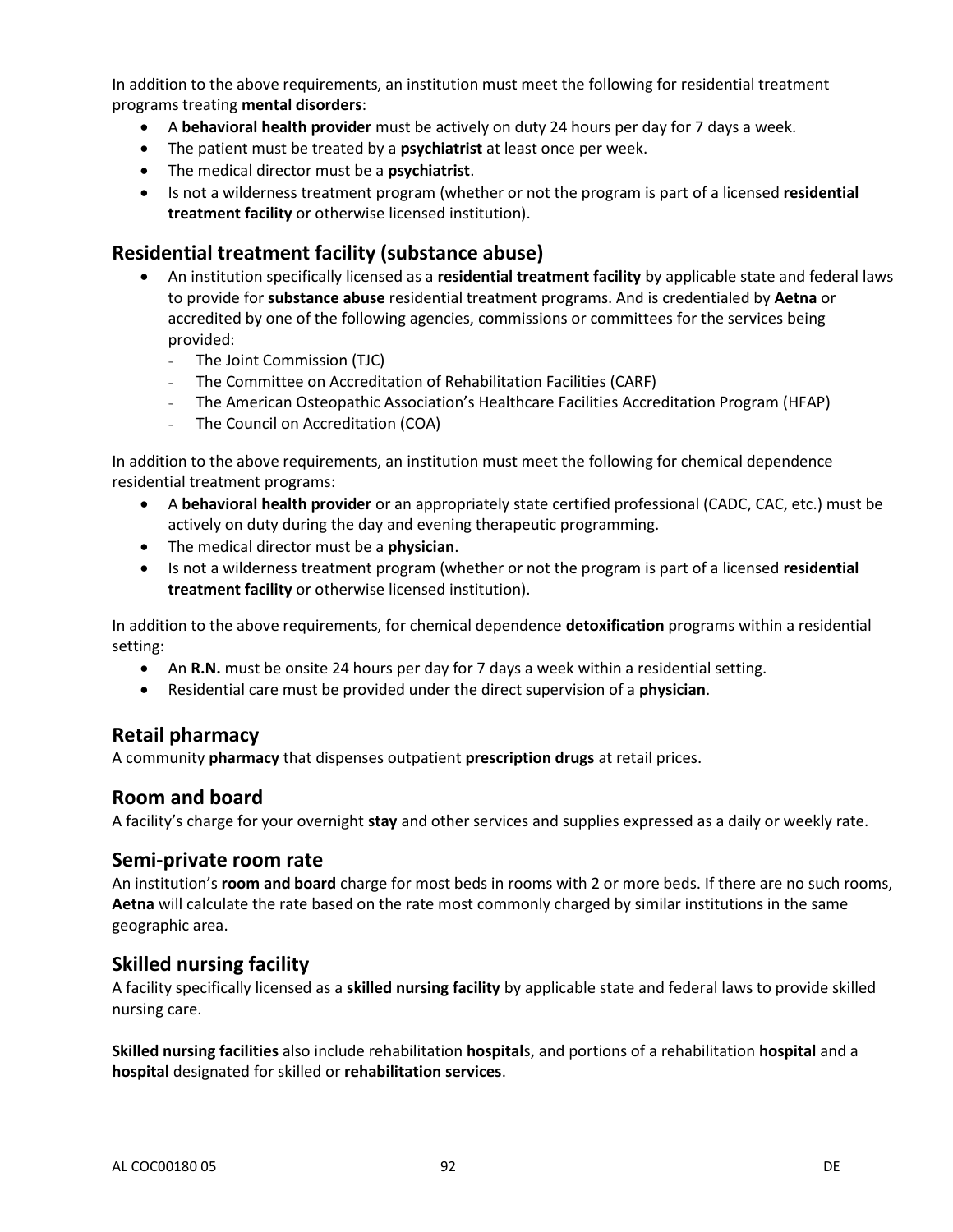In addition to the above requirements, an institution must meet the following for residential treatment programs treating **mental disorders**:

- A **behavioral health provider** must be actively on duty 24 hours per day for 7 days a week.
- The patient must be treated by a **psychiatrist** at least once per week.
- The medical director must be a **psychiatrist**.
- Is not a wilderness treatment program (whether or not the program is part of a licensed **residential treatment facility** or otherwise licensed institution).

## Residential treatment facility (substance abuse)

- An institution specifically licensed as a **residential treatment facility** by applicable state and federal laws to provide for **substance abuse** residential treatment programs. And is credentialed by **Aetna** or accredited by one of the following agencies, commissions or committees for the services being provided:
  - The Joint Commission (TJC)
  - The Committee on Accreditation of Rehabilitation Facilities (CARF)
  - The American Osteopathic Association's Healthcare Facilities Accreditation Program (HFAP)
  - The Council on Accreditation (COA)

In addition to the above requirements, an institution must meet the following for chemical dependence residential treatment programs:

- A **behavioral health provider** or an appropriately state certified professional (CADC, CAC, etc.) must be actively on duty during the day and evening therapeutic programming.
- The medical director must be a **physician**.
- Is not a wilderness treatment program (whether or not the program is part of a licensed **residential treatment facility** or otherwise licensed institution).

In addition to the above requirements, for chemical dependence **detoxification** programs within a residential setting:

- An **R.N.** must be onsite 24 hours per day for 7 days a week within a residential setting.
- Residential care must be provided under the direct supervision of a **physician**.

## Retail pharmacy

A community **pharmacy** that dispenses outpatient **prescription drugs** at retail prices.

## Room and board

A facility's charge for your overnight **stay** and other services and supplies expressed as a daily or weekly rate.

## Semi-private room rate

An institution's **room and board** charge for most beds in rooms with 2 or more beds. If there are no such rooms, **Aetna** will calculate the rate based on the rate most commonly charged by similar institutions in the same geographic area.

## Skilled nursing facility

A facility specifically licensed as a **skilled nursing facility** by applicable state and federal laws to provide skilled nursing care.

**Skilled nursing facilities** also include rehabilitation **hospital**s, and portions of a rehabilitation **hospital** and a **hospital** designated for skilled or **rehabilitation services**.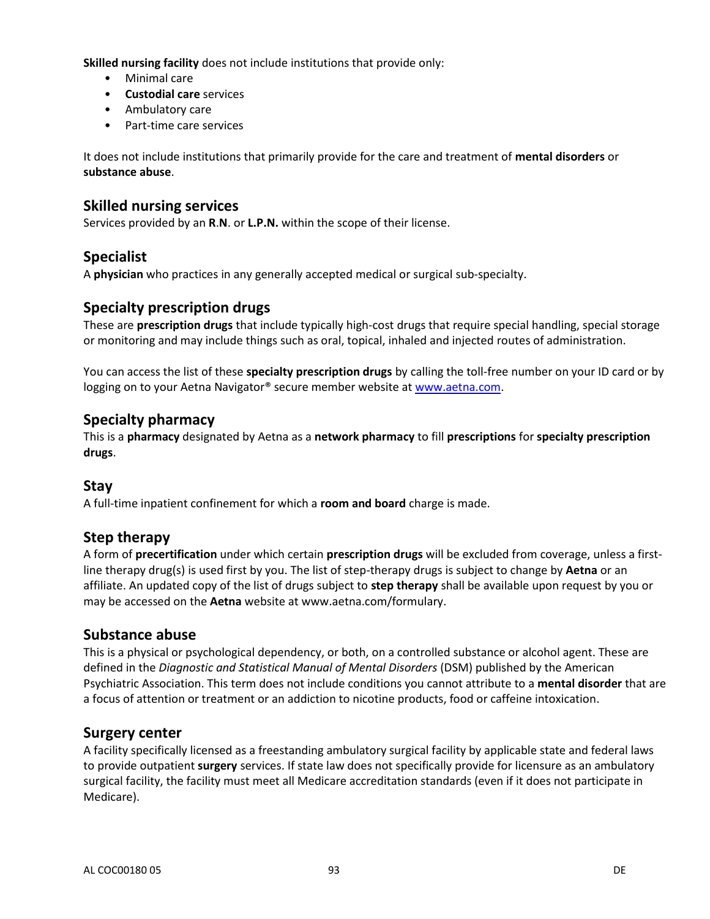**Skilled nursing facility** does not include institutions that provide only:

- Minimal care
- **Custodial care** services
- Ambulatory care
- Part-time care services

It does not include institutions that primarily provide for the care and treatment of **mental disorders** or **substance abuse**.

## Skilled nursing services

Services provided by an **R**.**N**. or **L.P.N.** within the scope of their license.

## Specialist

A **physician** who practices in any generally accepted medical or surgical sub-specialty.

## Specialty prescription drugs

These are **prescription drugs** that include typically high-cost drugs that require special handling, special storage or monitoring and may include things such as oral, topical, inhaled and injected routes of administration.

You can access the list of these **specialty prescription drugs** by calling the toll-free number on your ID card or by logging on to your Aetna Navigator® secure member website at www.aetna.com.

## Specialty pharmacy

This is a **pharmacy** designated by Aetna as a **network pharmacy** to fill **prescriptions** for **specialty prescription drugs**.

## Stay

A full-time inpatient confinement for which a **room and board** charge is made.

## Step therapy

A form of **precertification** under which certain **prescription drugs** will be excluded from coverage, unless a first-line therapy drug(s) is used first by you. The list of step-therapy drugs is subject to change by **Aetna** or an affiliate. An updated copy of the list of drugs subject to **step therapy** shall be available upon request by you or may be accessed on the **Aetna** website at www.aetna.com/formulary.

## Substance abuse

This is a physical or psychological dependency, or both, on a controlled substance or alcohol agent. These are defined in the *Diagnostic and Statistical Manual of Mental Disorders* (DSM) published by the American Psychiatric Association. This term does not include conditions you cannot attribute to a **mental disorder** that are a focus of attention or treatment or an addiction to nicotine products, food or caffeine intoxication.

## Surgery center

A facility specifically licensed as a freestanding ambulatory surgical facility by applicable state and federal laws to provide outpatient **surgery** services. If state law does not specifically provide for licensure as an ambulatory surgical facility, the facility must meet all Medicare accreditation standards (even if it does not participate in Medicare).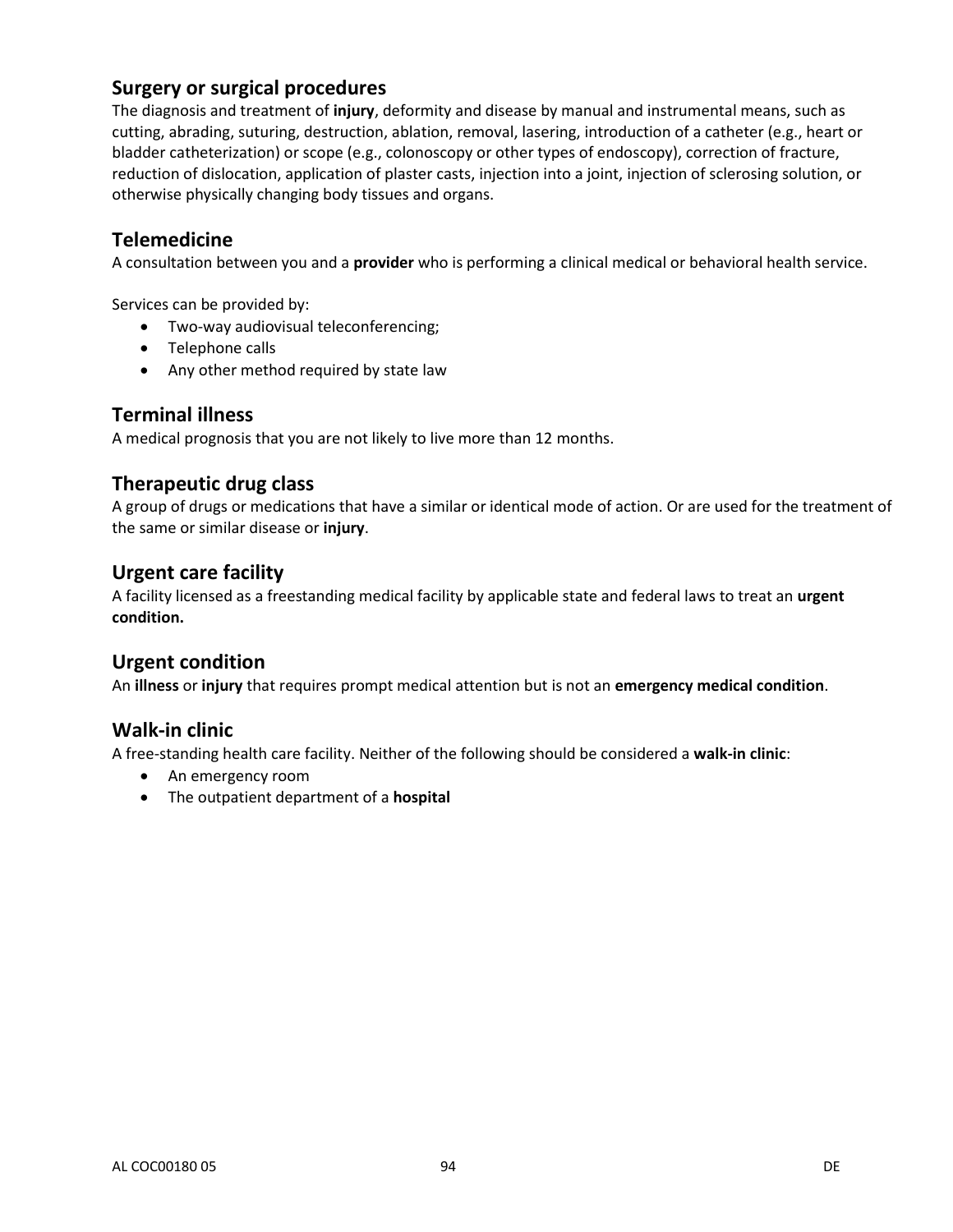## Surgery or surgical procedures

The diagnosis and treatment of **injury**, deformity and disease by manual and instrumental means, such as cutting, abrading, suturing, destruction, ablation, removal, lasering, introduction of a catheter (e.g., heart or bladder catheterization) or scope (e.g., colonoscopy or other types of endoscopy), correction of fracture, reduction of dislocation, application of plaster casts, injection into a joint, injection of sclerosing solution, or otherwise physically changing body tissues and organs.

## Telemedicine

A consultation between you and a **provider** who is performing a clinical medical or behavioral health service.

Services can be provided by:

- Two-way audiovisual teleconferencing;
- Telephone calls
- Any other method required by state law

## Terminal illness

A medical prognosis that you are not likely to live more than 12 months.

## Therapeutic drug class

A group of drugs or medications that have a similar or identical mode of action. Or are used for the treatment of the same or similar disease or **injury**.

## Urgent care facility

A facility licensed as a freestanding medical facility by applicable state and federal laws to treat an **urgent condition.**

## Urgent condition

An **illness** or **injury** that requires prompt medical attention but is not an **emergency medical condition**.

## Walk-in clinic

A free-standing health care facility. Neither of the following should be considered a **walk-in clinic**:

- An emergency room
- The outpatient department of a **hospital**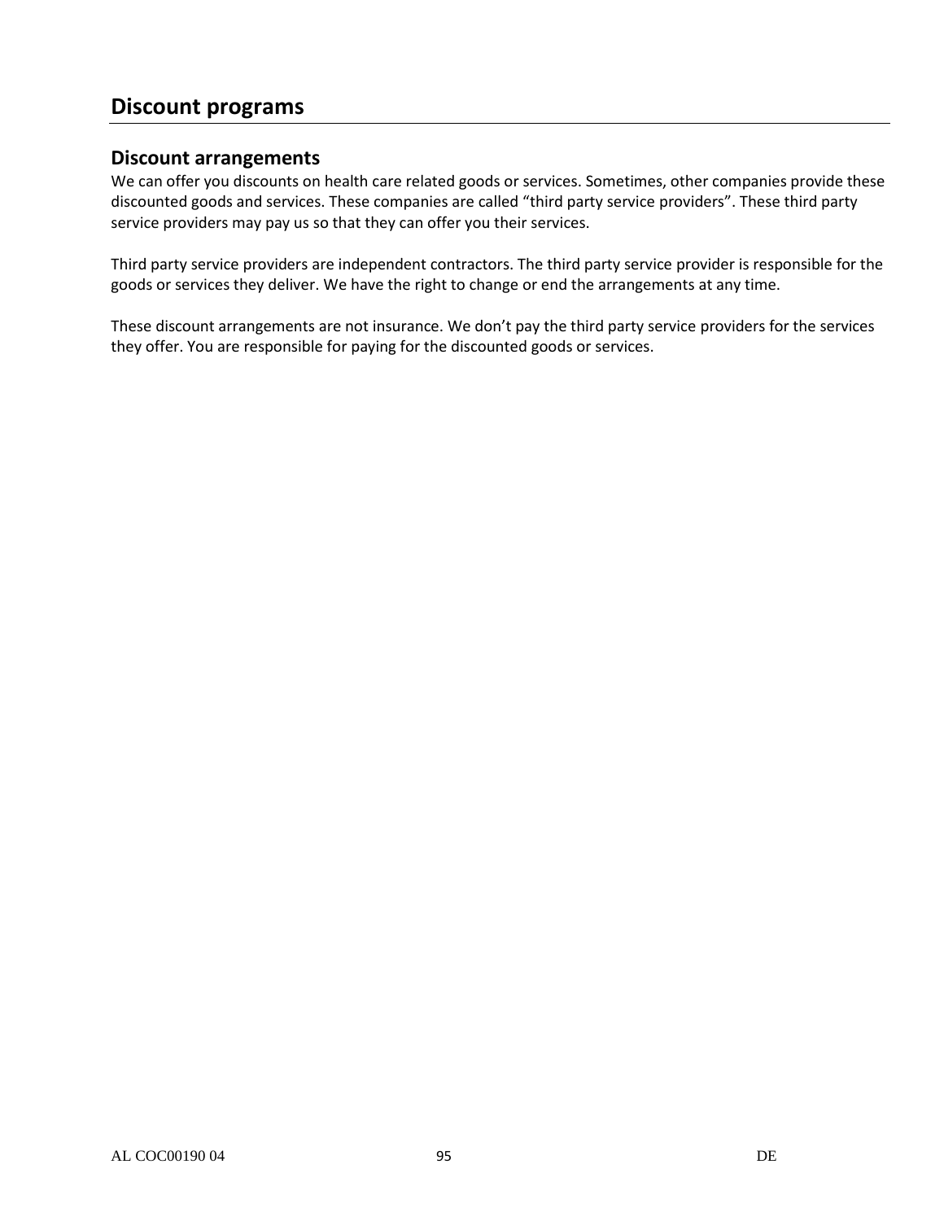# Discount programs

## Discount arrangements

We can offer you discounts on health care related goods or services. Sometimes, other companies provide these discounted goods and services. These companies are called "third party service providers". These third party service providers may pay us so that they can offer you their services.

Third party service providers are independent contractors. The third party service provider is responsible for the goods or services they deliver. We have the right to change or end the arrangements at any time.

These discount arrangements are not insurance. We don't pay the third party service providers for the services they offer. You are responsible for paying for the discounted goods or services.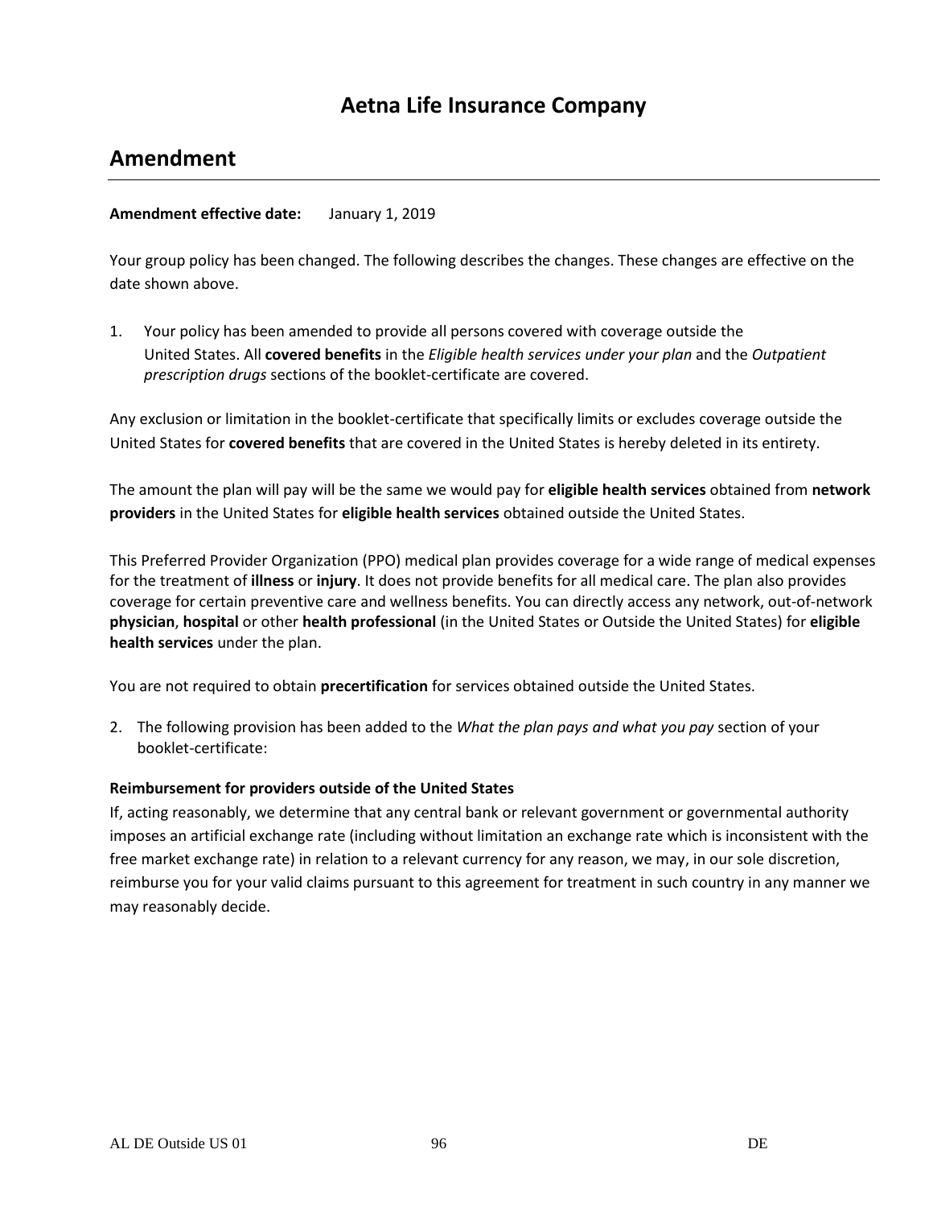# Aetna Life Insurance Company

## Amendment

**Amendment effective date:** January 1, 2019

Your group policy has been changed. The following describes the changes. These changes are effective on the date shown above.

1. Your policy has been amended to provide all persons covered with coverage outside the United States. All **covered benefits** in the *Eligible health services under your plan* and the *Outpatient prescription drugs* sections of the booklet-certificate are covered.

Any exclusion or limitation in the booklet-certificate that specifically limits or excludes coverage outside the United States for **covered benefits** that are covered in the United States is hereby deleted in its entirety.

The amount the plan will pay will be the same we would pay for **eligible health services** obtained from **network providers** in the United States for **eligible health services** obtained outside the United States.

This Preferred Provider Organization (PPO) medical plan provides coverage for a wide range of medical expenses for the treatment of **illness** or **injury**. It does not provide benefits for all medical care. The plan also provides coverage for certain preventive care and wellness benefits. You can directly access any network, out-of-network **physician**, **hospital** or other **health professional** (in the United States or Outside the United States) for **eligible health services** under the plan.

You are not required to obtain **precertification** for services obtained outside the United States.

2. The following provision has been added to the *What the plan pays and what you pay* section of your booklet-certificate:

**Reimbursement for providers outside of the United States**

If, acting reasonably, we determine that any central bank or relevant government or governmental authority imposes an artificial exchange rate (including without limitation an exchange rate which is inconsistent with the free market exchange rate) in relation to a relevant currency for any reason, we may, in our sole discretion, reimburse you for your valid claims pursuant to this agreement for treatment in such country in any manner we may reasonably decide.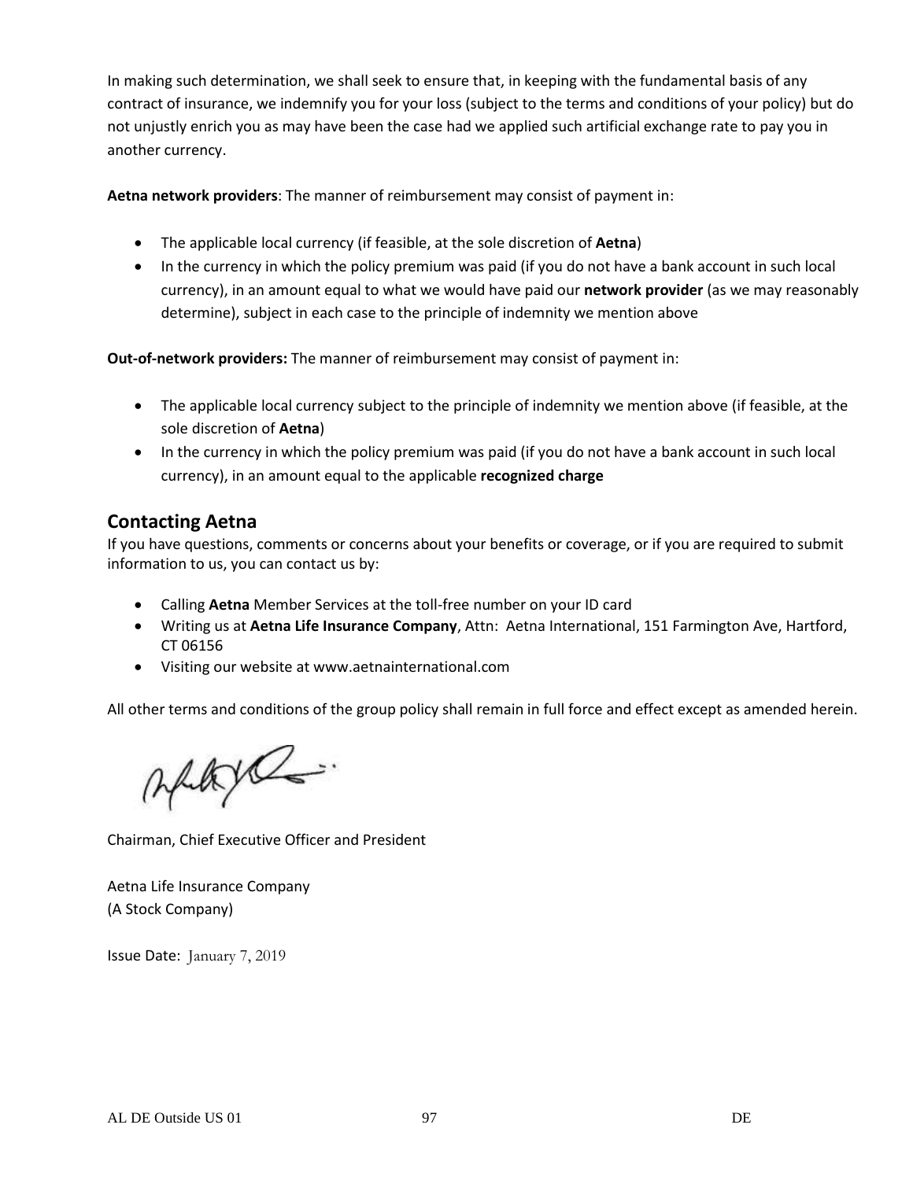In making such determination, we shall seek to ensure that, in keeping with the fundamental basis of any contract of insurance, we indemnify you for your loss (subject to the terms and conditions of your policy) but do not unjustly enrich you as may have been the case had we applied such artificial exchange rate to pay you in another currency.

**Aetna network providers**: The manner of reimbursement may consist of payment in:

- The applicable local currency (if feasible, at the sole discretion of **Aetna**)
- In the currency in which the policy premium was paid (if you do not have a bank account in such local currency), in an amount equal to what we would have paid our **network provider** (as we may reasonably determine), subject in each case to the principle of indemnity we mention above

**Out-of-network providers:** The manner of reimbursement may consist of payment in:

- The applicable local currency subject to the principle of indemnity we mention above (if feasible, at the sole discretion of **Aetna**)
- In the currency in which the policy premium was paid (if you do not have a bank account in such local currency), in an amount equal to the applicable **recognized charge**

## Contacting Aetna

If you have questions, comments or concerns about your benefits or coverage, or if you are required to submit information to us, you can contact us by:

- Calling **Aetna** Member Services at the toll-free number on your ID card
- Writing us at **Aetna Life Insurance Company**, Attn: Aetna International, 151 Farmington Ave, Hartford, CT 06156
- Visiting our website at www.aetnainternational.com

All other terms and conditions of the group policy shall remain in full force and effect except as amended herein.

Chairman, Chief Executive Officer and President

Aetna Life Insurance Company
(A Stock Company)

Issue Date: January 7, 2019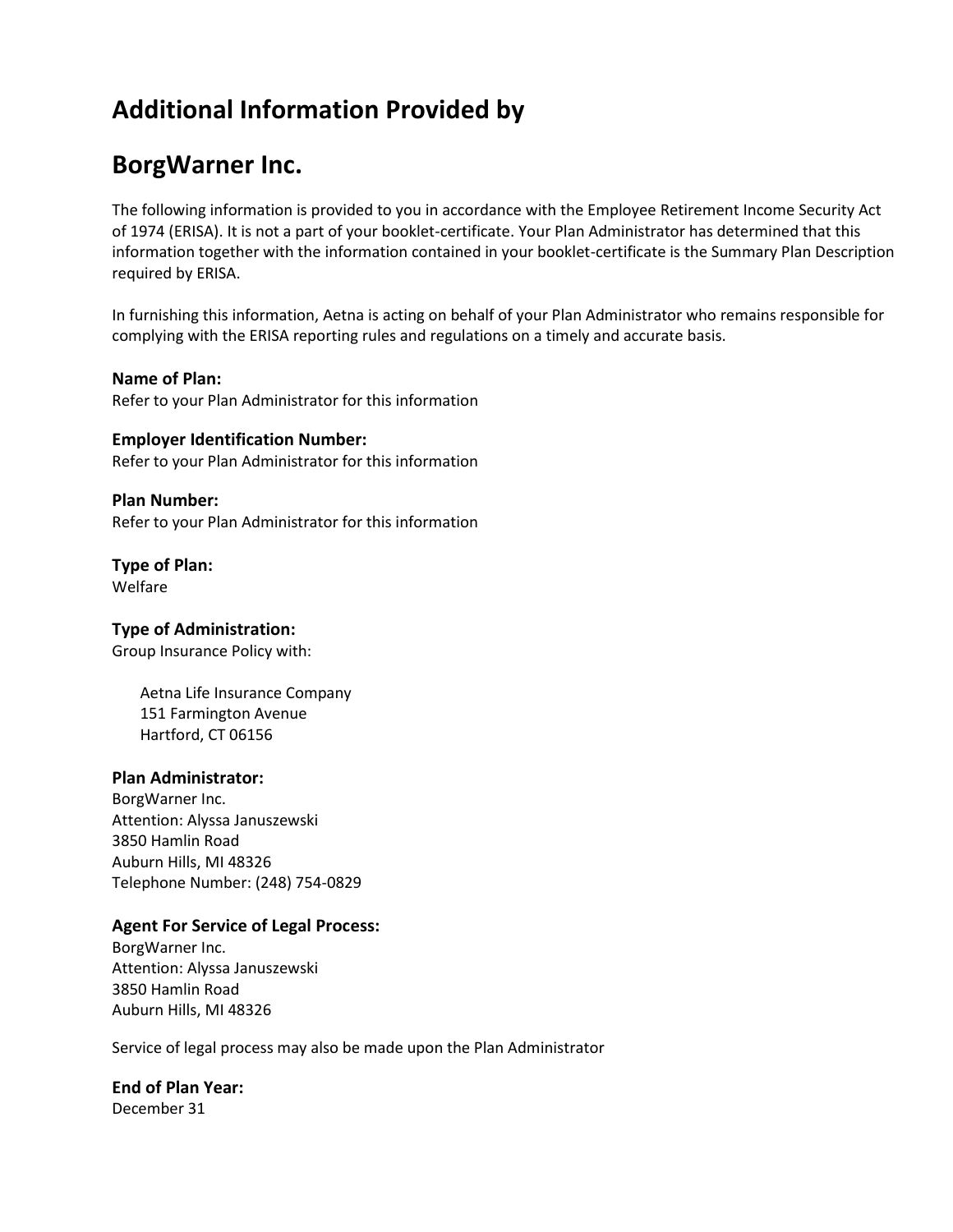# Additional Information Provided by

# BorgWarner Inc.

The following information is provided to you in accordance with the Employee Retirement Income Security Act of 1974 (ERISA). It is not a part of your booklet-certificate. Your Plan Administrator has determined that this information together with the information contained in your booklet-certificate is the Summary Plan Description required by ERISA.

In furnishing this information, Aetna is acting on behalf of your Plan Administrator who remains responsible for complying with the ERISA reporting rules and regulations on a timely and accurate basis.

**Name of Plan:**
Refer to your Plan Administrator for this information

**Employer Identification Number:**
Refer to your Plan Administrator for this information

**Plan Number:**
Refer to your Plan Administrator for this information

**Type of Plan:**
Welfare

**Type of Administration:**
Group Insurance Policy with:

> Aetna Life Insurance Company
> 151 Farmington Avenue
> Hartford, CT 06156

**Plan Administrator:**
BorgWarner Inc.
Attention: Alyssa Januszewski
3850 Hamlin Road
Auburn Hills, MI 48326
Telephone Number: (248) 754-0829

**Agent For Service of Legal Process:**
BorgWarner Inc.
Attention: Alyssa Januszewski
3850 Hamlin Road
Auburn Hills, MI 48326

Service of legal process may also be made upon the Plan Administrator

**End of Plan Year:**
December 31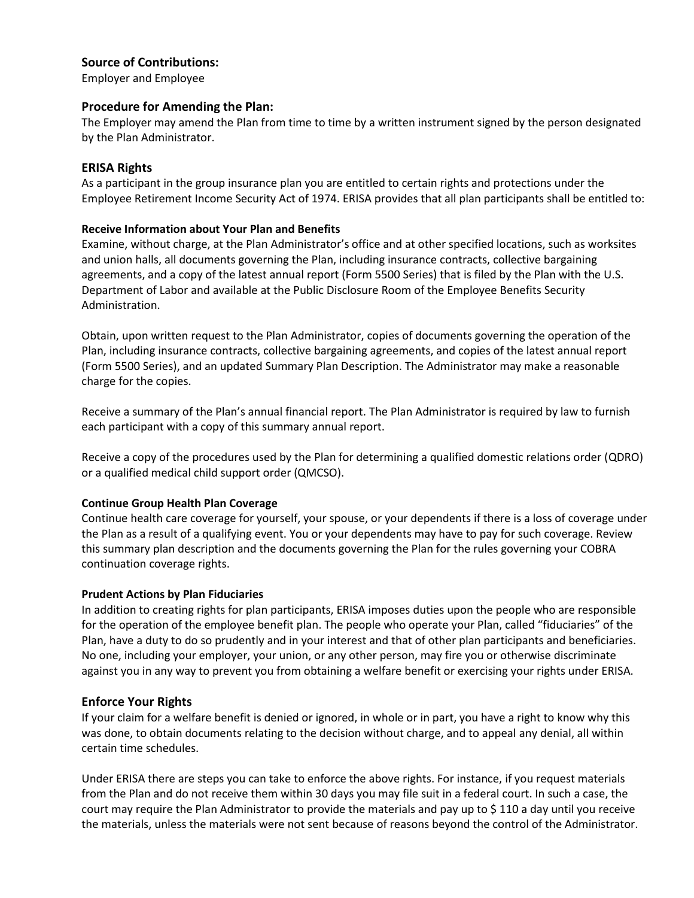### Source of Contributions:

Employer and Employee

### Procedure for Amending the Plan:

The Employer may amend the Plan from time to time by a written instrument signed by the person designated by the Plan Administrator.

### ERISA Rights

As a participant in the group insurance plan you are entitled to certain rights and protections under the Employee Retirement Income Security Act of 1974. ERISA provides that all plan participants shall be entitled to:

#### Receive Information about Your Plan and Benefits

Examine, without charge, at the Plan Administrator's office and at other specified locations, such as worksites and union halls, all documents governing the Plan, including insurance contracts, collective bargaining agreements, and a copy of the latest annual report (Form 5500 Series) that is filed by the Plan with the U.S. Department of Labor and available at the Public Disclosure Room of the Employee Benefits Security Administration.

Obtain, upon written request to the Plan Administrator, copies of documents governing the operation of the Plan, including insurance contracts, collective bargaining agreements, and copies of the latest annual report (Form 5500 Series), and an updated Summary Plan Description. The Administrator may make a reasonable charge for the copies.

Receive a summary of the Plan's annual financial report. The Plan Administrator is required by law to furnish each participant with a copy of this summary annual report.

Receive a copy of the procedures used by the Plan for determining a qualified domestic relations order (QDRO) or a qualified medical child support order (QMCSO).

#### Continue Group Health Plan Coverage

Continue health care coverage for yourself, your spouse, or your dependents if there is a loss of coverage under the Plan as a result of a qualifying event. You or your dependents may have to pay for such coverage. Review this summary plan description and the documents governing the Plan for the rules governing your COBRA continuation coverage rights.

#### Prudent Actions by Plan Fiduciaries

In addition to creating rights for plan participants, ERISA imposes duties upon the people who are responsible for the operation of the employee benefit plan. The people who operate your Plan, called "fiduciaries" of the Plan, have a duty to do so prudently and in your interest and that of other plan participants and beneficiaries. No one, including your employer, your union, or any other person, may fire you or otherwise discriminate against you in any way to prevent you from obtaining a welfare benefit or exercising your rights under ERISA.

### Enforce Your Rights

If your claim for a welfare benefit is denied or ignored, in whole or in part, you have a right to know why this was done, to obtain documents relating to the decision without charge, and to appeal any denial, all within certain time schedules.

Under ERISA there are steps you can take to enforce the above rights. For instance, if you request materials from the Plan and do not receive them within 30 days you may file suit in a federal court. In such a case, the court may require the Plan Administrator to provide the materials and pay up to $ 110 a day until you receive the materials, unless the materials were not sent because of reasons beyond the control of the Administrator.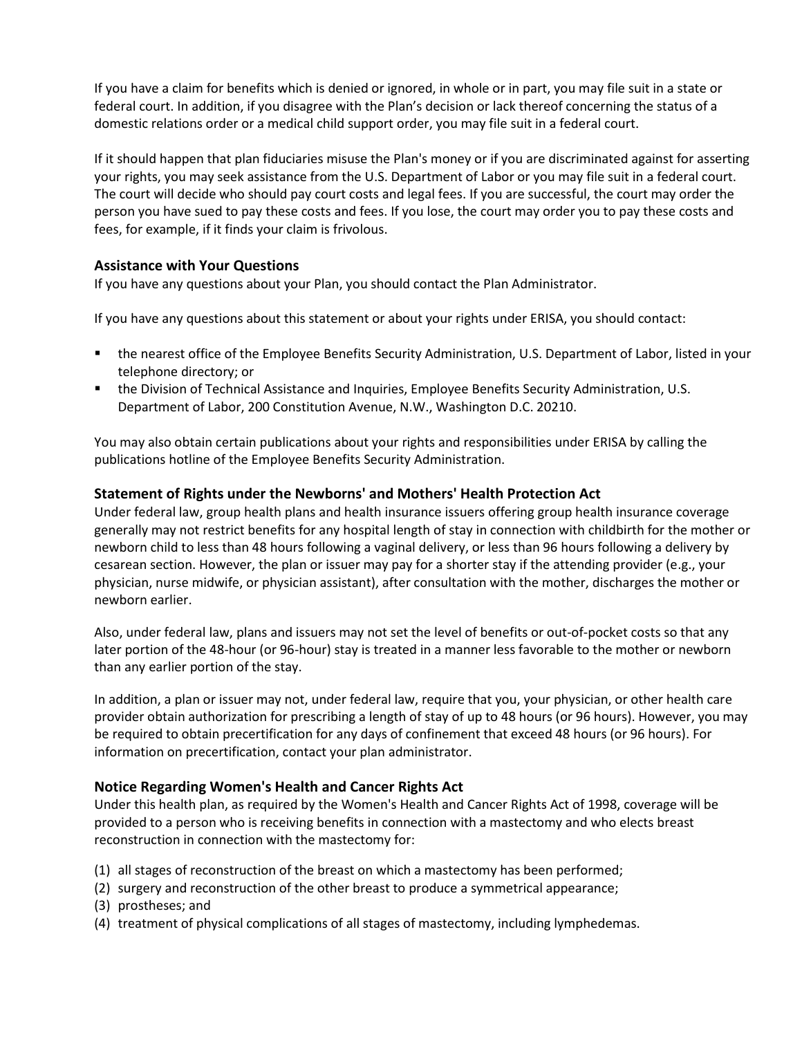If you have a claim for benefits which is denied or ignored, in whole or in part, you may file suit in a state or federal court. In addition, if you disagree with the Plan's decision or lack thereof concerning the status of a domestic relations order or a medical child support order, you may file suit in a federal court.

If it should happen that plan fiduciaries misuse the Plan's money or if you are discriminated against for asserting your rights, you may seek assistance from the U.S. Department of Labor or you may file suit in a federal court. The court will decide who should pay court costs and legal fees. If you are successful, the court may order the person you have sued to pay these costs and fees. If you lose, the court may order you to pay these costs and fees, for example, if it finds your claim is frivolous.

### Assistance with Your Questions

If you have any questions about your Plan, you should contact the Plan Administrator.

If you have any questions about this statement or about your rights under ERISA, you should contact:

- the nearest office of the Employee Benefits Security Administration, U.S. Department of Labor, listed in your telephone directory; or
- the Division of Technical Assistance and Inquiries, Employee Benefits Security Administration, U.S. Department of Labor, 200 Constitution Avenue, N.W., Washington D.C. 20210.

You may also obtain certain publications about your rights and responsibilities under ERISA by calling the publications hotline of the Employee Benefits Security Administration.

### Statement of Rights under the Newborns' and Mothers' Health Protection Act

Under federal law, group health plans and health insurance issuers offering group health insurance coverage generally may not restrict benefits for any hospital length of stay in connection with childbirth for the mother or newborn child to less than 48 hours following a vaginal delivery, or less than 96 hours following a delivery by cesarean section. However, the plan or issuer may pay for a shorter stay if the attending provider (e.g., your physician, nurse midwife, or physician assistant), after consultation with the mother, discharges the mother or newborn earlier.

Also, under federal law, plans and issuers may not set the level of benefits or out-of-pocket costs so that any later portion of the 48-hour (or 96-hour) stay is treated in a manner less favorable to the mother or newborn than any earlier portion of the stay.

In addition, a plan or issuer may not, under federal law, require that you, your physician, or other health care provider obtain authorization for prescribing a length of stay of up to 48 hours (or 96 hours). However, you may be required to obtain precertification for any days of confinement that exceed 48 hours (or 96 hours). For information on precertification, contact your plan administrator.

### Notice Regarding Women's Health and Cancer Rights Act

Under this health plan, as required by the Women's Health and Cancer Rights Act of 1998, coverage will be provided to a person who is receiving benefits in connection with a mastectomy and who elects breast reconstruction in connection with the mastectomy for:

(1) all stages of reconstruction of the breast on which a mastectomy has been performed;
(2) surgery and reconstruction of the other breast to produce a symmetrical appearance;
(3) prostheses; and
(4) treatment of physical complications of all stages of mastectomy, including lymphedemas.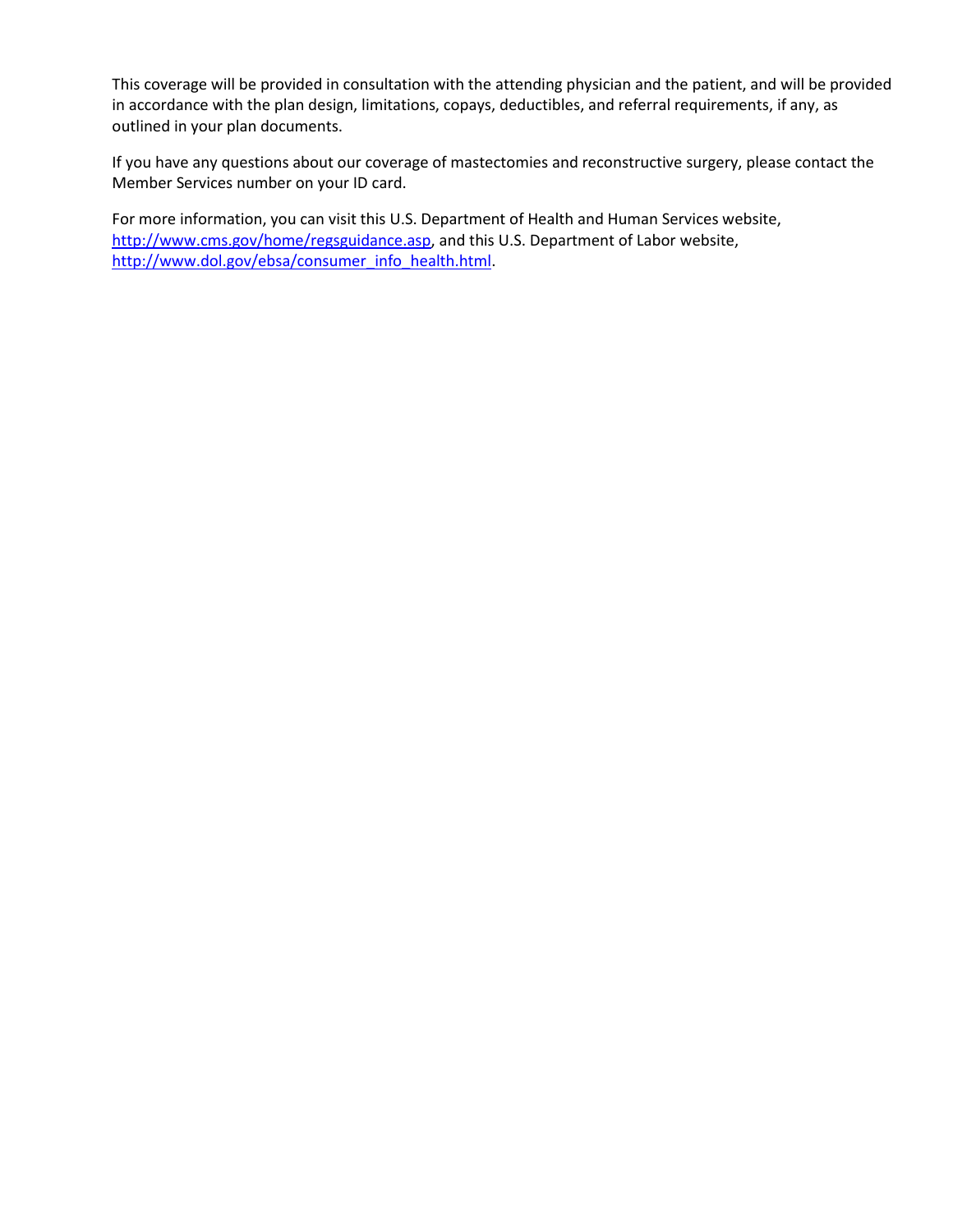This coverage will be provided in consultation with the attending physician and the patient, and will be provided in accordance with the plan design, limitations, copays, deductibles, and referral requirements, if any, as outlined in your plan documents.

If you have any questions about our coverage of mastectomies and reconstructive surgery, please contact the Member Services number on your ID card.

For more information, you can visit this U.S. Department of Health and Human Services website, [http://www.cms.gov/home/regsguidance.asp](http://www.cms.gov/home/regsguidance.asp), and this U.S. Department of Labor website, [http://www.dol.gov/ebsa/consumer_info_health.html](http://www.dol.gov/ebsa/consumer_info_health.html).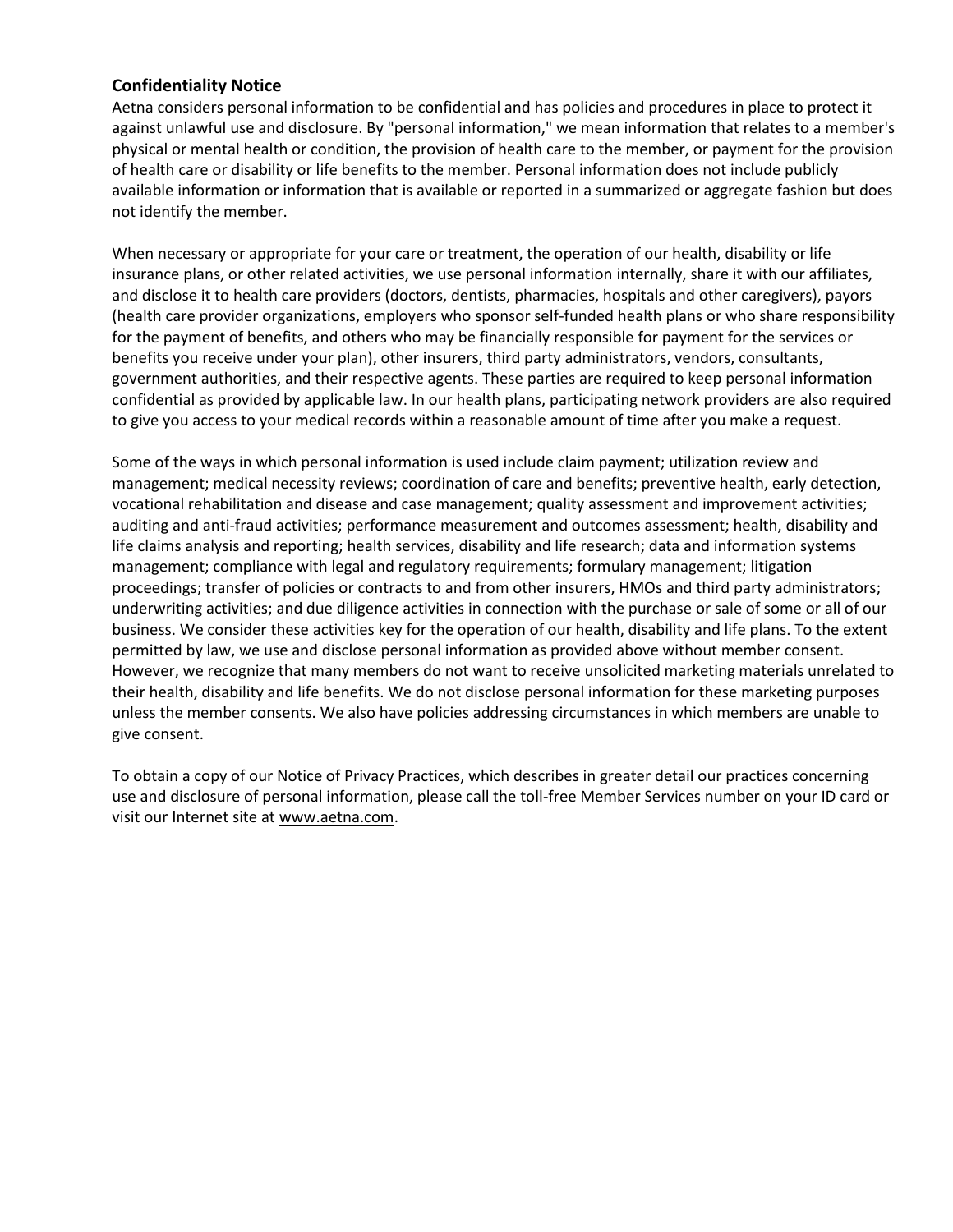## Confidentiality Notice

Aetna considers personal information to be confidential and has policies and procedures in place to protect it against unlawful use and disclosure. By "personal information," we mean information that relates to a member's physical or mental health or condition, the provision of health care to the member, or payment for the provision of health care or disability or life benefits to the member. Personal information does not include publicly available information or information that is available or reported in a summarized or aggregate fashion but does not identify the member.

When necessary or appropriate for your care or treatment, the operation of our health, disability or life insurance plans, or other related activities, we use personal information internally, share it with our affiliates, and disclose it to health care providers (doctors, dentists, pharmacies, hospitals and other caregivers), payors (health care provider organizations, employers who sponsor self-funded health plans or who share responsibility for the payment of benefits, and others who may be financially responsible for payment for the services or benefits you receive under your plan), other insurers, third party administrators, vendors, consultants, government authorities, and their respective agents. These parties are required to keep personal information confidential as provided by applicable law. In our health plans, participating network providers are also required to give you access to your medical records within a reasonable amount of time after you make a request.

Some of the ways in which personal information is used include claim payment; utilization review and management; medical necessity reviews; coordination of care and benefits; preventive health, early detection, vocational rehabilitation and disease and case management; quality assessment and improvement activities; auditing and anti-fraud activities; performance measurement and outcomes assessment; health, disability and life claims analysis and reporting; health services, disability and life research; data and information systems management; compliance with legal and regulatory requirements; formulary management; litigation proceedings; transfer of policies or contracts to and from other insurers, HMOs and third party administrators; underwriting activities; and due diligence activities in connection with the purchase or sale of some or all of our business. We consider these activities key for the operation of our health, disability and life plans. To the extent permitted by law, we use and disclose personal information as provided above without member consent. However, we recognize that many members do not want to receive unsolicited marketing materials unrelated to their health, disability and life benefits. We do not disclose personal information for these marketing purposes unless the member consents. We also have policies addressing circumstances in which members are unable to give consent.

To obtain a copy of our Notice of Privacy Practices, which describes in greater detail our practices concerning use and disclosure of personal information, please call the toll-free Member Services number on your ID card or visit our Internet site at www.aetna.com.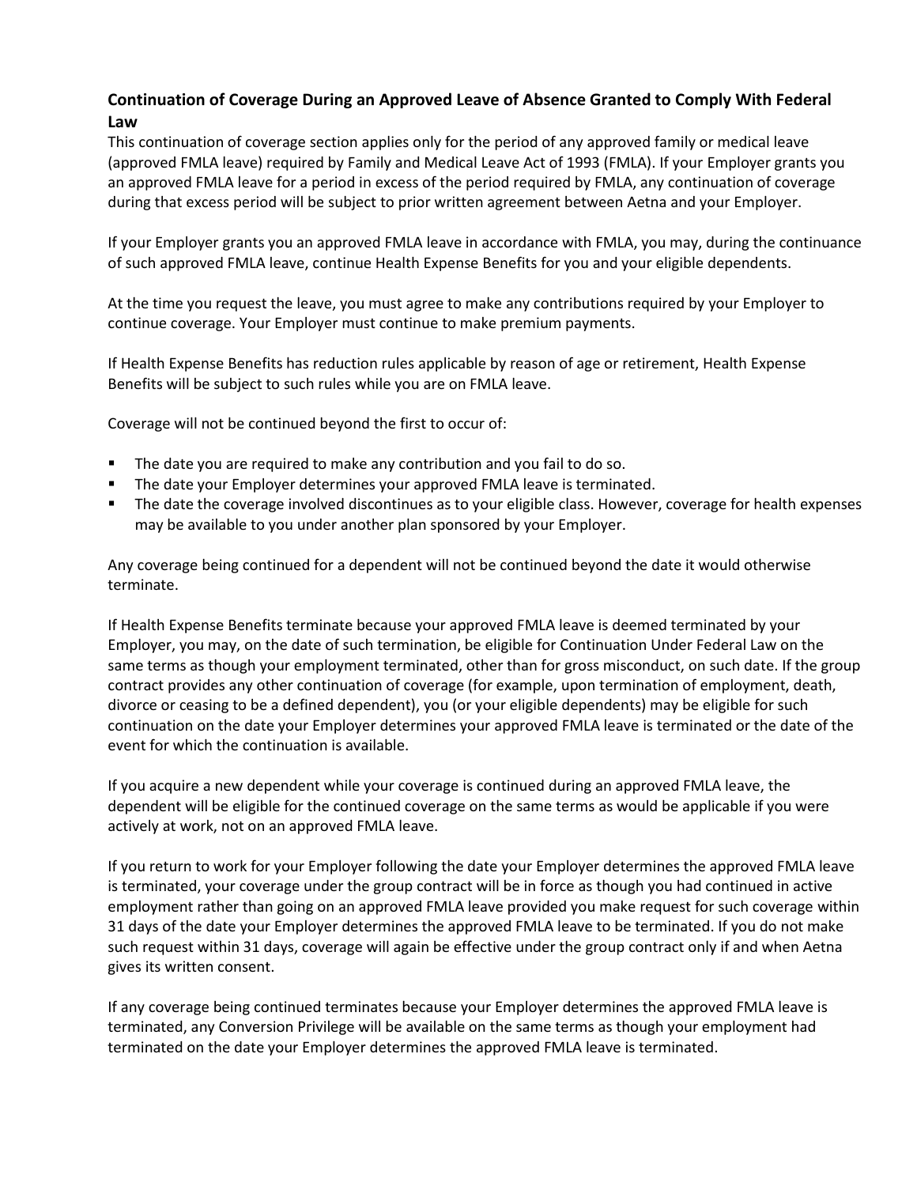### Continuation of Coverage During an Approved Leave of Absence Granted to Comply With Federal Law

This continuation of coverage section applies only for the period of any approved family or medical leave (approved FMLA leave) required by Family and Medical Leave Act of 1993 (FMLA). If your Employer grants you an approved FMLA leave for a period in excess of the period required by FMLA, any continuation of coverage during that excess period will be subject to prior written agreement between Aetna and your Employer.

If your Employer grants you an approved FMLA leave in accordance with FMLA, you may, during the continuance of such approved FMLA leave, continue Health Expense Benefits for you and your eligible dependents.

At the time you request the leave, you must agree to make any contributions required by your Employer to continue coverage. Your Employer must continue to make premium payments.

If Health Expense Benefits has reduction rules applicable by reason of age or retirement, Health Expense Benefits will be subject to such rules while you are on FMLA leave.

Coverage will not be continued beyond the first to occur of:

- The date you are required to make any contribution and you fail to do so.
- The date your Employer determines your approved FMLA leave is terminated.
- The date the coverage involved discontinues as to your eligible class. However, coverage for health expenses may be available to you under another plan sponsored by your Employer.

Any coverage being continued for a dependent will not be continued beyond the date it would otherwise terminate.

If Health Expense Benefits terminate because your approved FMLA leave is deemed terminated by your Employer, you may, on the date of such termination, be eligible for Continuation Under Federal Law on the same terms as though your employment terminated, other than for gross misconduct, on such date. If the group contract provides any other continuation of coverage (for example, upon termination of employment, death, divorce or ceasing to be a defined dependent), you (or your eligible dependents) may be eligible for such continuation on the date your Employer determines your approved FMLA leave is terminated or the date of the event for which the continuation is available.

If you acquire a new dependent while your coverage is continued during an approved FMLA leave, the dependent will be eligible for the continued coverage on the same terms as would be applicable if you were actively at work, not on an approved FMLA leave.

If you return to work for your Employer following the date your Employer determines the approved FMLA leave is terminated, your coverage under the group contract will be in force as though you had continued in active employment rather than going on an approved FMLA leave provided you make request for such coverage within 31 days of the date your Employer determines the approved FMLA leave to be terminated. If you do not make such request within 31 days, coverage will again be effective under the group contract only if and when Aetna gives its written consent.

If any coverage being continued terminates because your Employer determines the approved FMLA leave is terminated, any Conversion Privilege will be available on the same terms as though your employment had terminated on the date your Employer determines the approved FMLA leave is terminated.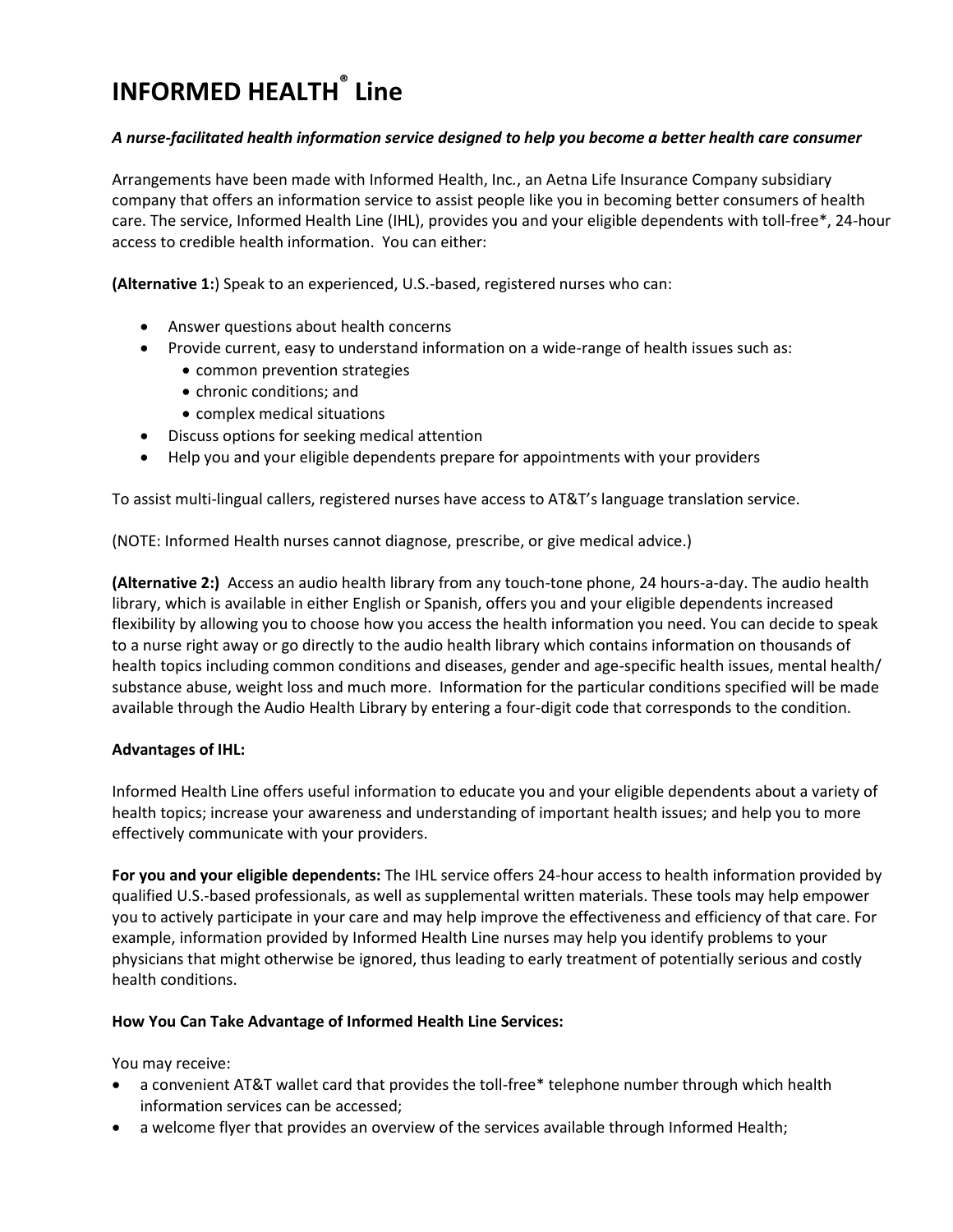# INFORMED HEALTH® Line

***A nurse-facilitated health information service designed to help you become a better health care consumer***

Arrangements have been made with Informed Health, Inc., an Aetna Life Insurance Company subsidiary company that offers an information service to assist people like you in becoming better consumers of health care. The service, Informed Health Line (IHL), provides you and your eligible dependents with toll-free*, 24-hour access to credible health information. You can either:

**(Alternative 1:**) Speak to an experienced, U.S.-based, registered nurses who can:

- Answer questions about health concerns
- Provide current, easy to understand information on a wide-range of health issues such as:
  - common prevention strategies
  - chronic conditions; and
  - complex medical situations
- Discuss options for seeking medical attention
- Help you and your eligible dependents prepare for appointments with your providers

To assist multi-lingual callers, registered nurses have access to AT&T's language translation service.

(NOTE: Informed Health nurses cannot diagnose, prescribe, or give medical advice.)

**(Alternative 2:)** Access an audio health library from any touch-tone phone, 24 hours-a-day. The audio health library, which is available in either English or Spanish, offers you and your eligible dependents increased flexibility by allowing you to choose how you access the health information you need. You can decide to speak to a nurse right away or go directly to the audio health library which contains information on thousands of health topics including common conditions and diseases, gender and age-specific health issues, mental health/ substance abuse, weight loss and much more. Information for the particular conditions specified will be made available through the Audio Health Library by entering a four-digit code that corresponds to the condition.

**Advantages of IHL:**

Informed Health Line offers useful information to educate you and your eligible dependents about a variety of health topics; increase your awareness and understanding of important health issues; and help you to more effectively communicate with your providers.

**For you and your eligible dependents:** The IHL service offers 24-hour access to health information provided by qualified U.S.-based professionals, as well as supplemental written materials. These tools may help empower you to actively participate in your care and may help improve the effectiveness and efficiency of that care. For example, information provided by Informed Health Line nurses may help you identify problems to your physicians that might otherwise be ignored, thus leading to early treatment of potentially serious and costly health conditions.

**How You Can Take Advantage of Informed Health Line Services:**

You may receive:

- a convenient AT&T wallet card that provides the toll-free* telephone number through which health information services can be accessed;
- a welcome flyer that provides an overview of the services available through Informed Health;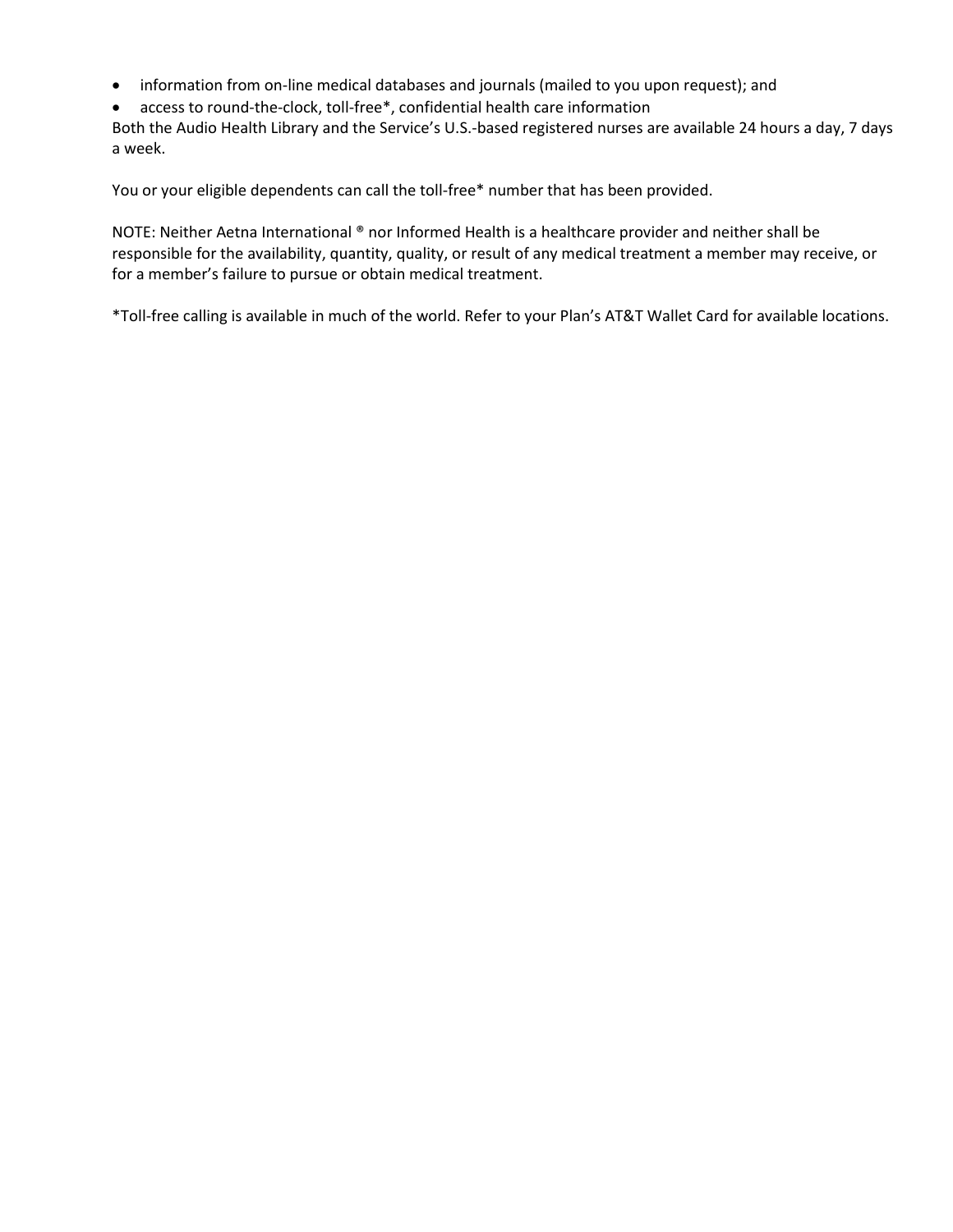- information from on-line medical databases and journals (mailed to you upon request); and
- access to round-the-clock, toll-free*, confidential health care information

Both the Audio Health Library and the Service's U.S.-based registered nurses are available 24 hours a day, 7 days a week.

You or your eligible dependents can call the toll-free* number that has been provided.

NOTE: Neither Aetna International ® nor Informed Health is a healthcare provider and neither shall be responsible for the availability, quantity, quality, or result of any medical treatment a member may receive, or for a member's failure to pursue or obtain medical treatment.

*Toll-free calling is available in much of the world. Refer to your Plan's AT&T Wallet Card for available locations.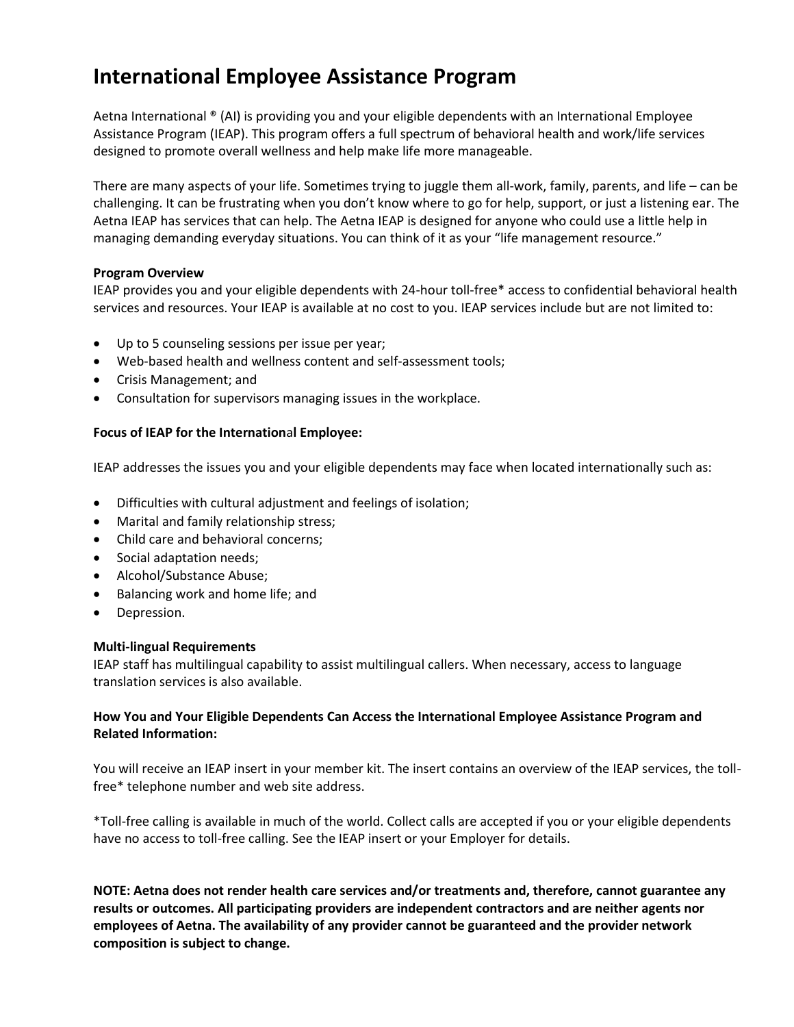# International Employee Assistance Program

Aetna International ® (AI) is providing you and your eligible dependents with an International Employee Assistance Program (IEAP). This program offers a full spectrum of behavioral health and work/life services designed to promote overall wellness and help make life more manageable.

There are many aspects of your life. Sometimes trying to juggle them all-work, family, parents, and life – can be challenging. It can be frustrating when you don't know where to go for help, support, or just a listening ear. The Aetna IEAP has services that can help. The Aetna IEAP is designed for anyone who could use a little help in managing demanding everyday situations. You can think of it as your "life management resource."

**Program Overview**

IEAP provides you and your eligible dependents with 24-hour toll-free* access to confidential behavioral health services and resources. Your IEAP is available at no cost to you. IEAP services include but are not limited to:

- Up to 5 counseling sessions per issue per year;
- Web-based health and wellness content and self-assessment tools;
- Crisis Management; and
- Consultation for supervisors managing issues in the workplace.

**Focus of IEAP for the International Employee:**

IEAP addresses the issues you and your eligible dependents may face when located internationally such as:

- Difficulties with cultural adjustment and feelings of isolation;
- Marital and family relationship stress;
- Child care and behavioral concerns;
- Social adaptation needs;
- Alcohol/Substance Abuse;
- Balancing work and home life; and
- Depression.

**Multi-lingual Requirements**

IEAP staff has multilingual capability to assist multilingual callers. When necessary, access to language translation services is also available.

**How You and Your Eligible Dependents Can Access the International Employee Assistance Program and Related Information:**

You will receive an IEAP insert in your member kit. The insert contains an overview of the IEAP services, the toll-free* telephone number and web site address.

*Toll-free calling is available in much of the world. Collect calls are accepted if you or your eligible dependents have no access to toll-free calling. See the IEAP insert or your Employer for details.

**NOTE: Aetna does not render health care services and/or treatments and, therefore, cannot guarantee any results or outcomes. All participating providers are independent contractors and are neither agents nor employees of Aetna. The availability of any provider cannot be guaranteed and the provider network composition is subject to change.**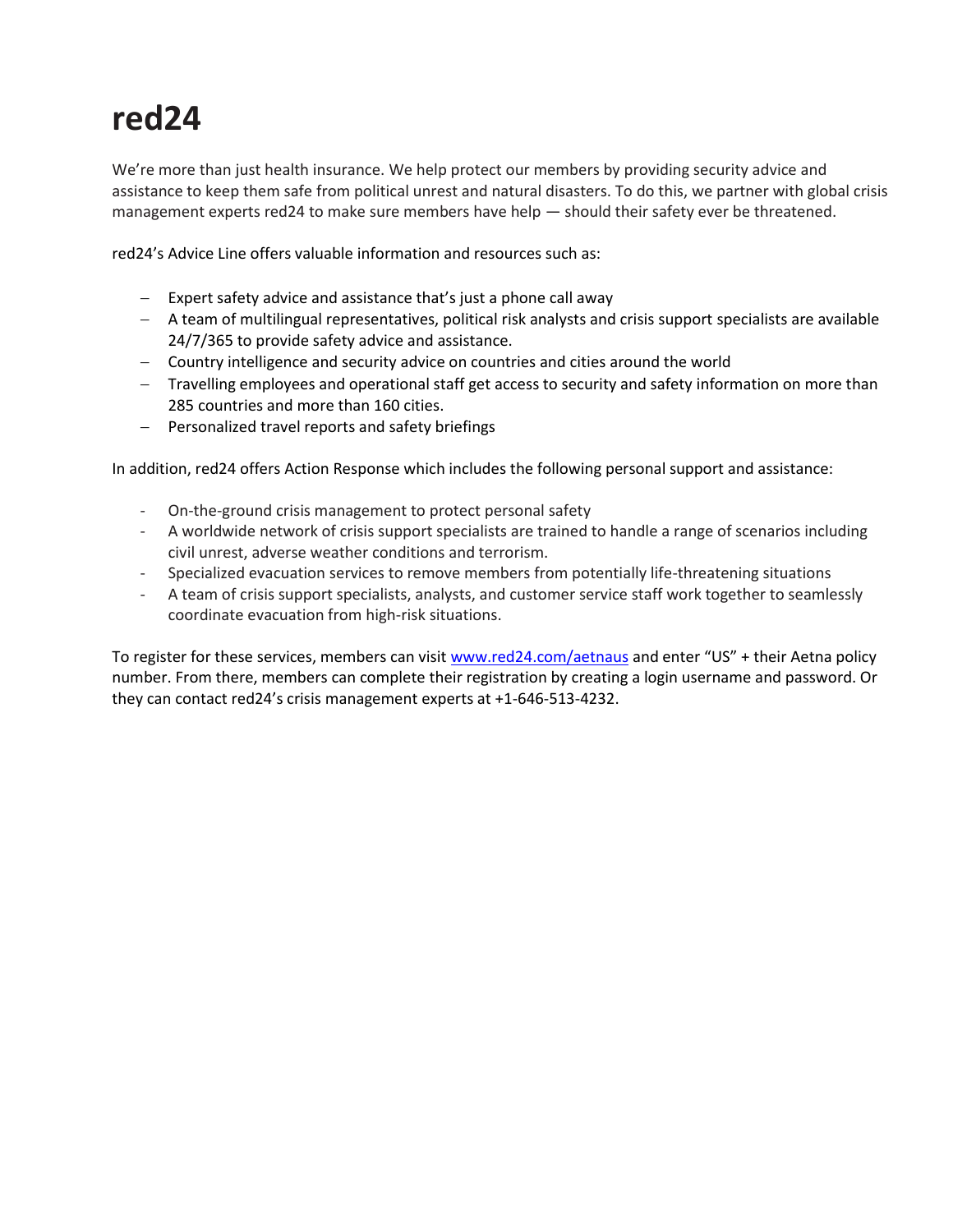# red24

We're more than just health insurance. We help protect our members by providing security advice and assistance to keep them safe from political unrest and natural disasters. To do this, we partner with global crisis management experts red24 to make sure members have help — should their safety ever be threatened.

red24's Advice Line offers valuable information and resources such as:

- Expert safety advice and assistance that's just a phone call away
- A team of multilingual representatives, political risk analysts and crisis support specialists are available 24/7/365 to provide safety advice and assistance.
- Country intelligence and security advice on countries and cities around the world
- Travelling employees and operational staff get access to security and safety information on more than 285 countries and more than 160 cities.
- Personalized travel reports and safety briefings

In addition, red24 offers Action Response which includes the following personal support and assistance:

- On-the-ground crisis management to protect personal safety
- A worldwide network of crisis support specialists are trained to handle a range of scenarios including civil unrest, adverse weather conditions and terrorism.
- Specialized evacuation services to remove members from potentially life-threatening situations
- A team of crisis support specialists, analysts, and customer service staff work together to seamlessly coordinate evacuation from high-risk situations.

To register for these services, members can visit www.red24.com/aetnaus and enter "US" + their Aetna policy number. From there, members can complete their registration by creating a login username and password. Or they can contact red24's crisis management experts at +1-646-513-4232.